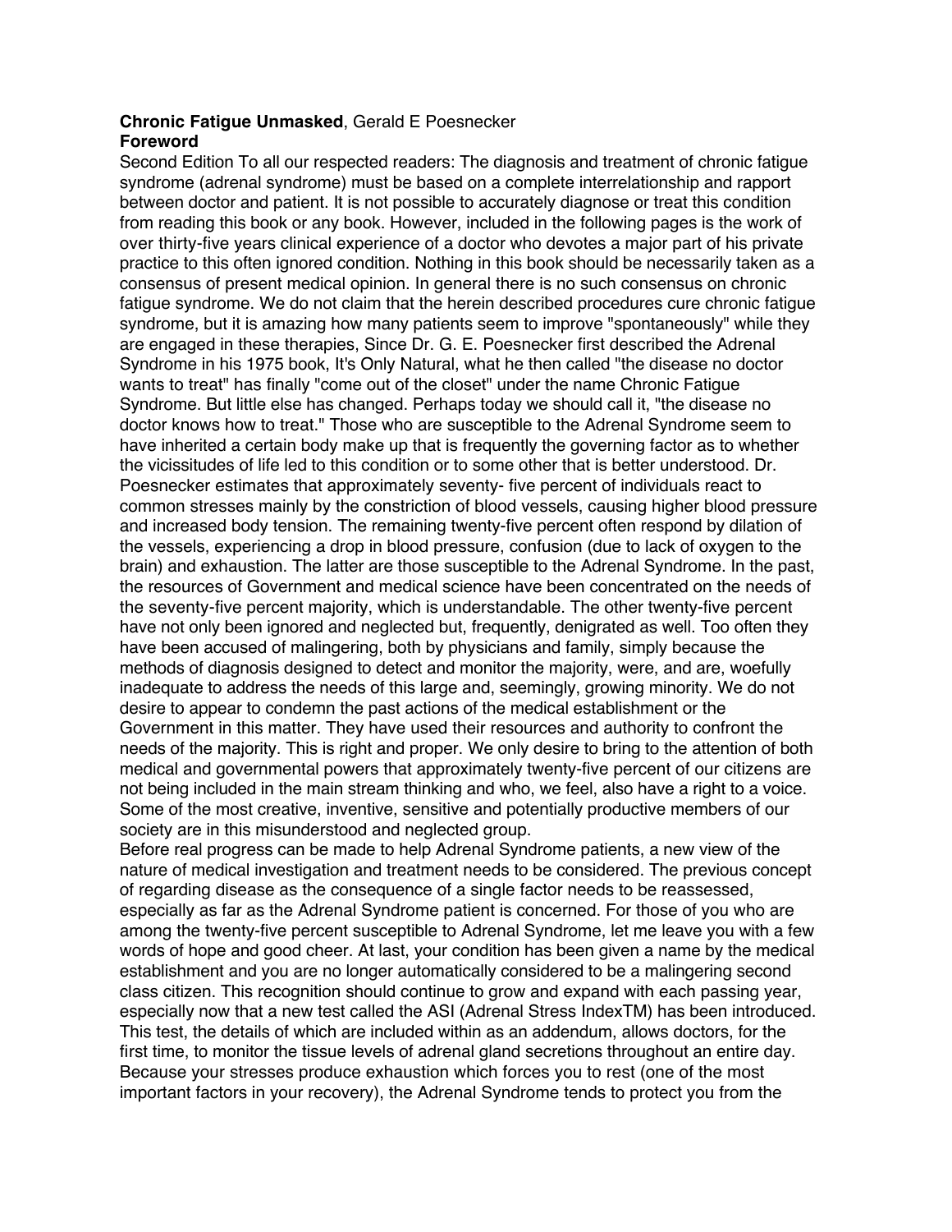**Chronic Fatigue Unmasked**, Gerald E Poesnecker

**Foreword**

Second Edition To all our respected readers: The diagnosis and treatment of chronic fatigue syndrome (adrenal syndrome) must be based on a complete interrelationship and rapport between doctor and patient. It is not possible to accurately diagnose or treat this condition from reading this book or any book. However, included in the following pages is the work of over thirty-five years clinical experience of a doctor who devotes a major part of his private practice to this often ignored condition. Nothing in this book should be necessarily taken as a consensus of present medical opinion. In general there is no such consensus on chronic fatigue syndrome. We do not claim that the herein described procedures cure chronic fatigue syndrome, but it is amazing how many patients seem to improve "spontaneously" while they are engaged in these therapies, Since Dr. G. E. Poesnecker first described the Adrenal Syndrome in his 1975 book, It's Only Natural, what he then called "the disease no doctor wants to treat" has finally "come out of the closet" under the name Chronic Fatigue Syndrome. But little else has changed. Perhaps today we should call it, "the disease no doctor knows how to treat." Those who are susceptible to the Adrenal Syndrome seem to have inherited a certain body make up that is frequently the governing factor as to whether the vicissitudes of life led to this condition or to some other that is better understood. Dr. Poesnecker estimates that approximately seventy- five percent of individuals react to common stresses mainly by the constriction of blood vessels, causing higher blood pressure and increased body tension. The remaining twenty-five percent often respond by dilation of the vessels, experiencing a drop in blood pressure, confusion (due to lack of oxygen to the brain) and exhaustion. The latter are those susceptible to the Adrenal Syndrome. In the past, the resources of Government and medical science have been concentrated on the needs of the seventy-five percent majority, which is understandable. The other twenty-five percent have not only been ignored and neglected but, frequently, denigrated as well. Too often they have been accused of malingering, both by physicians and family, simply because the methods of diagnosis designed to detect and monitor the majority, were, and are, woefully inadequate to address the needs of this large and, seemingly, growing minority. We do not desire to appear to condemn the past actions of the medical establishment or the Government in this matter. They have used their resources and authority to confront the needs of the majority. This is right and proper. We only desire to bring to the attention of both medical and governmental powers that approximately twenty-five percent of our citizens are not being included in the main stream thinking and who, we feel, also have a right to a voice. Some of the most creative, inventive, sensitive and potentially productive members of our society are in this misunderstood and neglected group.

Before real progress can be made to help Adrenal Syndrome patients, a new view of the nature of medical investigation and treatment needs to be considered. The previous concept of regarding disease as the consequence of a single factor needs to be reassessed, especially as far as the Adrenal Syndrome patient is concerned. For those of you who are among the twenty-five percent susceptible to Adrenal Syndrome, let me leave you with a few words of hope and good cheer. At last, your condition has been given a name by the medical establishment and you are no longer automatically considered to be a malingering second class citizen. This recognition should continue to grow and expand with each passing year, especially now that a new test called the ASI (Adrenal Stress IndexTM) has been introduced. This test, the details of which are included within as an addendum, allows doctors, for the first time, to monitor the tissue levels of adrenal gland secretions throughout an entire day. Because your stresses produce exhaustion which forces you to rest (one of the most important factors in your recovery), the Adrenal Syndrome tends to protect you from the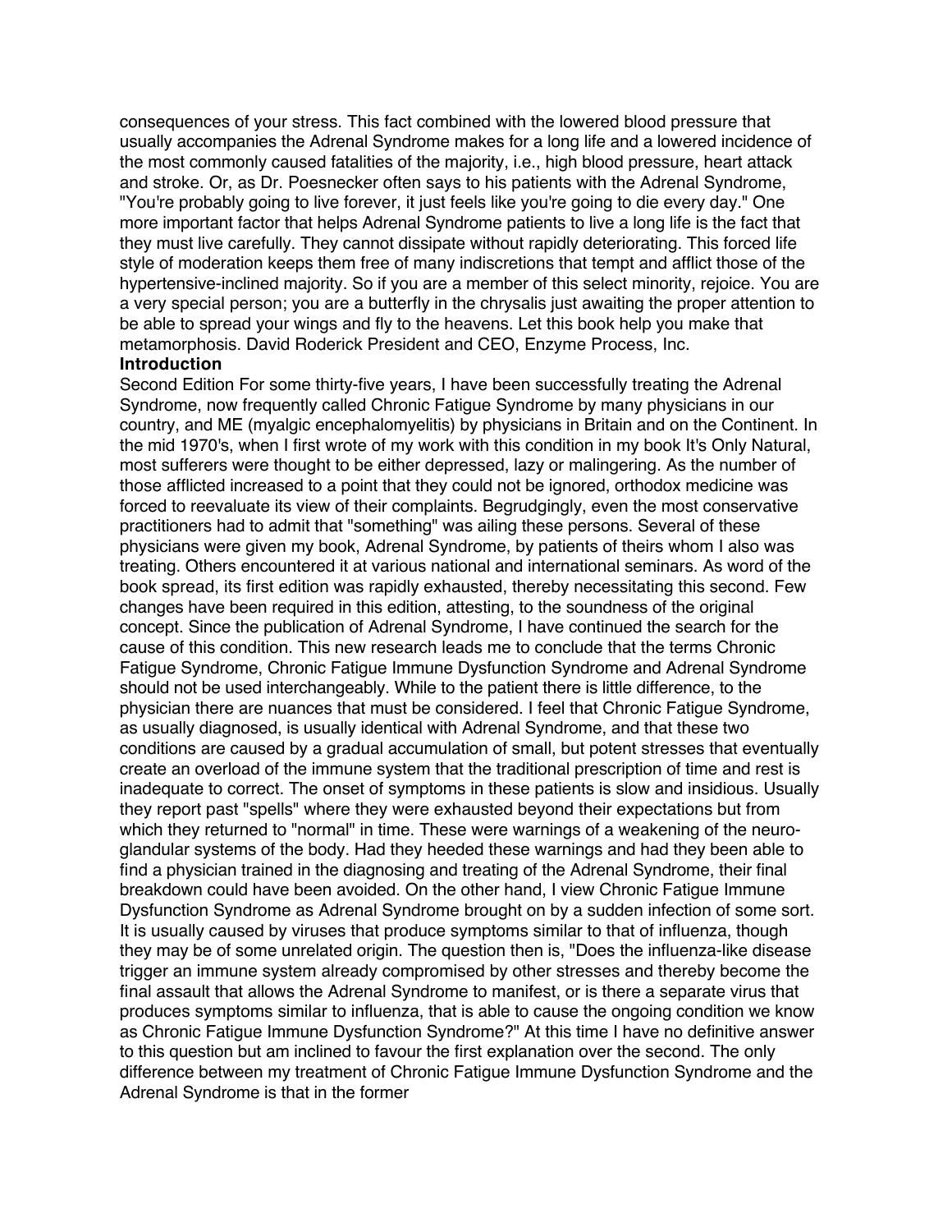consequences of your stress. This fact combined with the lowered blood pressure that usually accompanies the Adrenal Syndrome makes for a long life and a lowered incidence of the most commonly caused fatalities of the majority, i.e., high blood pressure, heart attack and stroke. Or, as Dr. Poesnecker often says to his patients with the Adrenal Syndrome, "You're probably going to live forever, it just feels like you're going to die every day." One more important factor that helps Adrenal Syndrome patients to live a long life is the fact that they must live carefully. They cannot dissipate without rapidly deteriorating. This forced life style of moderation keeps them free of many indiscretions that tempt and afflict those of the hypertensive-inclined majority. So if you are a member of this select minority, rejoice. You are a very special person; you are a butterfly in the chrysalis just awaiting the proper attention to be able to spread your wings and fly to the heavens. Let this book help you make that metamorphosis. David Roderick President and CEO, Enzyme Process, Inc.

**Introduction**

Second Edition For some thirty-five years, I have been successfully treating the Adrenal Syndrome, now frequently called Chronic Fatigue Syndrome by many physicians in our country, and ME (myalgic encephalomyelitis) by physicians in Britain and on the Continent. In the mid 1970's, when I first wrote of my work with this condition in my book It's Only Natural, most sufferers were thought to be either depressed, lazy or malingering. As the number of those afflicted increased to a point that they could not be ignored, orthodox medicine was forced to reevaluate its view of their complaints. Begrudgingly, even the most conservative practitioners had to admit that "something" was ailing these persons. Several of these physicians were given my book, Adrenal Syndrome, by patients of theirs whom I also was treating. Others encountered it at various national and international seminars. As word of the book spread, its first edition was rapidly exhausted, thereby necessitating this second. Few changes have been required in this edition, attesting, to the soundness of the original concept. Since the publication of Adrenal Syndrome, I have continued the search for the cause of this condition. This new research leads me to conclude that the terms Chronic Fatigue Syndrome, Chronic Fatigue Immune Dysfunction Syndrome and Adrenal Syndrome should not be used interchangeably. While to the patient there is little difference, to the physician there are nuances that must be considered. I feel that Chronic Fatigue Syndrome, as usually diagnosed, is usually identical with Adrenal Syndrome, and that these two conditions are caused by a gradual accumulation of small, but potent stresses that eventually create an overload of the immune system that the traditional prescription of time and rest is inadequate to correct. The onset of symptoms in these patients is slow and insidious. Usually they report past "spells" where they were exhausted beyond their expectations but from which they returned to "normal" in time. These were warnings of a weakening of the neuro-glandular systems of the body. Had they heeded these warnings and had they been able to find a physician trained in the diagnosing and treating of the Adrenal Syndrome, their final breakdown could have been avoided. On the other hand, I view Chronic Fatigue Immune Dysfunction Syndrome as Adrenal Syndrome brought on by a sudden infection of some sort. It is usually caused by viruses that produce symptoms similar to that of influenza, though they may be of some unrelated origin. The question then is, "Does the influenza-like disease trigger an immune system already compromised by other stresses and thereby become the final assault that allows the Adrenal Syndrome to manifest, or is there a separate virus that produces symptoms similar to influenza, that is able to cause the ongoing condition we know as Chronic Fatigue Immune Dysfunction Syndrome?" At this time I have no definitive answer to this question but am inclined to favour the first explanation over the second. The only difference between my treatment of Chronic Fatigue Immune Dysfunction Syndrome and the Adrenal Syndrome is that in the former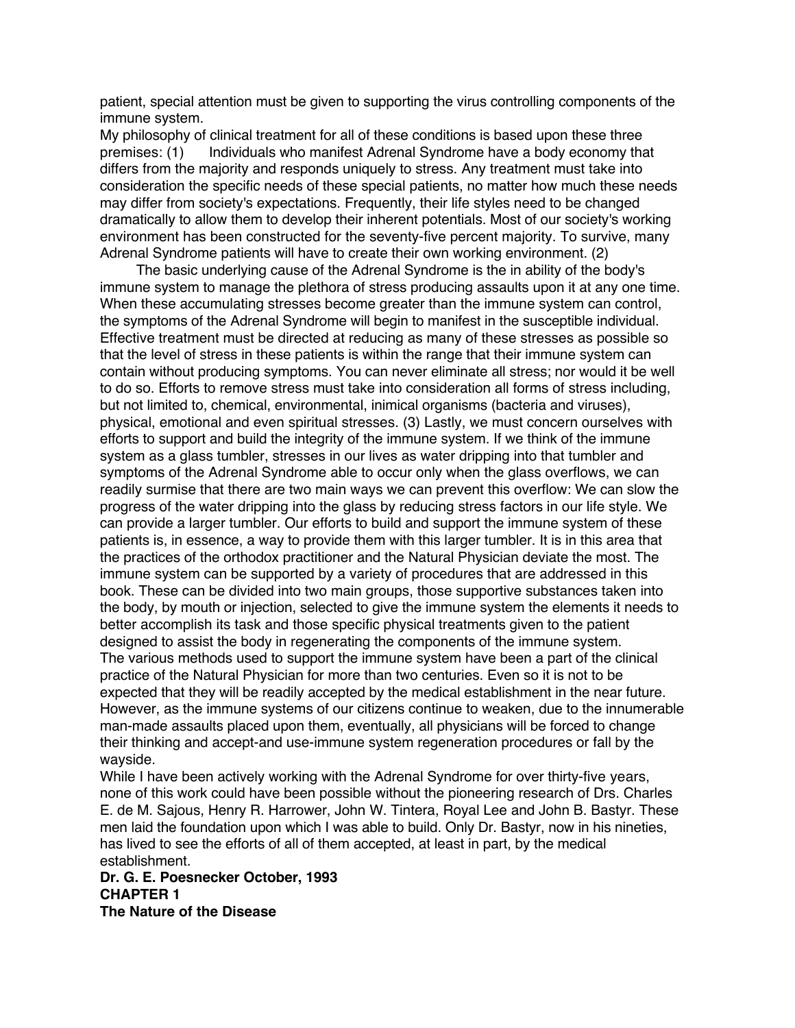patient, special attention must be given to supporting the virus controlling components of the immune system.

My philosophy of clinical treatment for all of these conditions is based upon these three premises: (1) Individuals who manifest Adrenal Syndrome have a body economy that differs from the majority and responds uniquely to stress. Any treatment must take into consideration the specific needs of these special patients, no matter how much these needs may differ from society's expectations. Frequently, their life styles need to be changed dramatically to allow them to develop their inherent potentials. Most of our society's working environment has been constructed for the seventy-five percent majority. To survive, many Adrenal Syndrome patients will have to create their own working environment. (2)

The basic underlying cause of the Adrenal Syndrome is the in ability of the body's immune system to manage the plethora of stress producing assaults upon it at any one time. When these accumulating stresses become greater than the immune system can control, the symptoms of the Adrenal Syndrome will begin to manifest in the susceptible individual. Effective treatment must be directed at reducing as many of these stresses as possible so that the level of stress in these patients is within the range that their immune system can contain without producing symptoms. You can never eliminate all stress; nor would it be well to do so. Efforts to remove stress must take into consideration all forms of stress including, but not limited to, chemical, environmental, inimical organisms (bacteria and viruses), physical, emotional and even spiritual stresses. (3) Lastly, we must concern ourselves with efforts to support and build the integrity of the immune system. If we think of the immune system as a glass tumbler, stresses in our lives as water dripping into that tumbler and symptoms of the Adrenal Syndrome able to occur only when the glass overflows, we can readily surmise that there are two main ways we can prevent this overflow: We can slow the progress of the water dripping into the glass by reducing stress factors in our life style. We can provide a larger tumbler. Our efforts to build and support the immune system of these patients is, in essence, a way to provide them with this larger tumbler. It is in this area that the practices of the orthodox practitioner and the Natural Physician deviate the most. The immune system can be supported by a variety of procedures that are addressed in this book. These can be divided into two main groups, those supportive substances taken into the body, by mouth or injection, selected to give the immune system the elements it needs to better accomplish its task and those specific physical treatments given to the patient designed to assist the body in regenerating the components of the immune system.

The various methods used to support the immune system have been a part of the clinical practice of the Natural Physician for more than two centuries. Even so it is not to be expected that they will be readily accepted by the medical establishment in the near future. However, as the immune systems of our citizens continue to weaken, due to the innumerable man-made assaults placed upon them, eventually, all physicians will be forced to change their thinking and accept-and use-immune system regeneration procedures or fall by the wayside.

While I have been actively working with the Adrenal Syndrome for over thirty-five years, none of this work could have been possible without the pioneering research of Drs. Charles E. de M. Sajous, Henry R. Harrower, John W. Tintera, Royal Lee and John B. Bastyr. These men laid the foundation upon which I was able to build. Only Dr. Bastyr, now in his nineties, has lived to see the efforts of all of them accepted, at least in part, by the medical establishment.

**Dr. G. E. Poesnecker October, 1993**

# CHAPTER 1

## The Nature of the Disease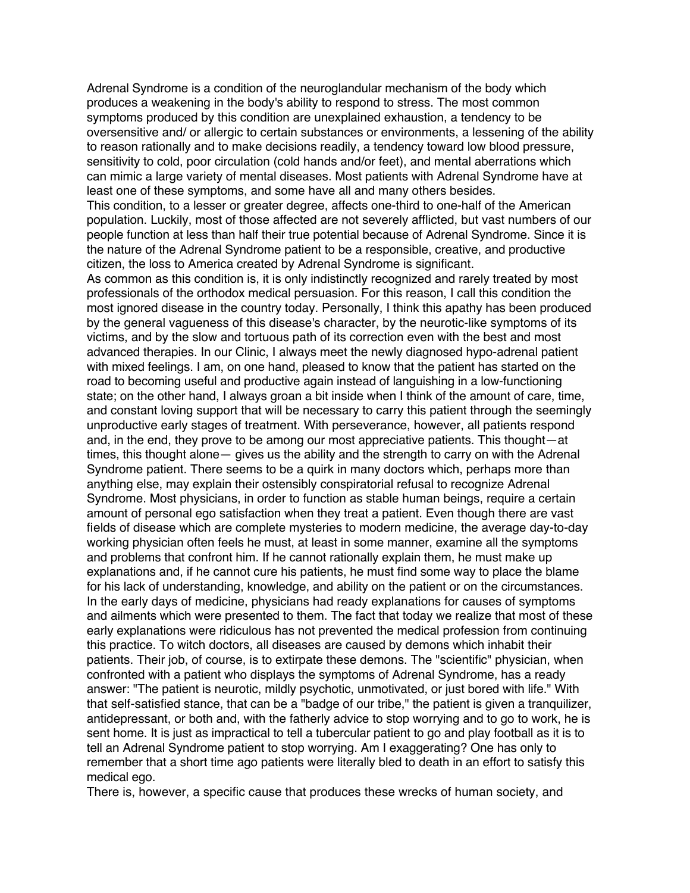Adrenal Syndrome is a condition of the neuroglandular mechanism of the body which produces a weakening in the body's ability to respond to stress. The most common symptoms produced by this condition are unexplained exhaustion, a tendency to be oversensitive and/ or allergic to certain substances or environments, a lessening of the ability to reason rationally and to make decisions readily, a tendency toward low blood pressure, sensitivity to cold, poor circulation (cold hands and/or feet), and mental aberrations which can mimic a large variety of mental diseases. Most patients with Adrenal Syndrome have at least one of these symptoms, and some have all and many others besides.

This condition, to a lesser or greater degree, affects one-third to one-half of the American population. Luckily, most of those affected are not severely afflicted, but vast numbers of our people function at less than half their true potential because of Adrenal Syndrome. Since it is the nature of the Adrenal Syndrome patient to be a responsible, creative, and productive citizen, the loss to America created by Adrenal Syndrome is significant.

As common as this condition is, it is only indistinctly recognized and rarely treated by most professionals of the orthodox medical persuasion. For this reason, I call this condition the most ignored disease in the country today. Personally, I think this apathy has been produced by the general vagueness of this disease's character, by the neurotic-like symptoms of its victims, and by the slow and tortuous path of its correction even with the best and most advanced therapies. In our Clinic, I always meet the newly diagnosed hypo-adrenal patient with mixed feelings. I am, on one hand, pleased to know that the patient has started on the road to becoming useful and productive again instead of languishing in a low-functioning state; on the other hand, I always groan a bit inside when I think of the amount of care, time, and constant loving support that will be necessary to carry this patient through the seemingly unproductive early stages of treatment. With perseverance, however, all patients respond and, in the end, they prove to be among our most appreciative patients. This thought—at times, this thought alone— gives us the ability and the strength to carry on with the Adrenal Syndrome patient. There seems to be a quirk in many doctors which, perhaps more than anything else, may explain their ostensibly conspiratorial refusal to recognize Adrenal Syndrome. Most physicians, in order to function as stable human beings, require a certain amount of personal ego satisfaction when they treat a patient. Even though there are vast fields of disease which are complete mysteries to modern medicine, the average day-to-day working physician often feels he must, at least in some manner, examine all the symptoms and problems that confront him. If he cannot rationally explain them, he must make up explanations and, if he cannot cure his patients, he must find some way to place the blame for his lack of understanding, knowledge, and ability on the patient or on the circumstances. In the early days of medicine, physicians had ready explanations for causes of symptoms and ailments which were presented to them. The fact that today we realize that most of these early explanations were ridiculous has not prevented the medical profession from continuing this practice. To witch doctors, all diseases are caused by demons which inhabit their patients. Their job, of course, is to extirpate these demons. The "scientific" physician, when confronted with a patient who displays the symptoms of Adrenal Syndrome, has a ready answer: "The patient is neurotic, mildly psychotic, unmotivated, or just bored with life." With that self-satisfied stance, that can be a "badge of our tribe," the patient is given a tranquilizer, antidepressant, or both and, with the fatherly advice to stop worrying and to go to work, he is sent home. It is just as impractical to tell a tubercular patient to go and play football as it is to tell an Adrenal Syndrome patient to stop worrying. Am I exaggerating? One has only to remember that a short time ago patients were literally bled to death in an effort to satisfy this medical ego.

There is, however, a specific cause that produces these wrecks of human society, and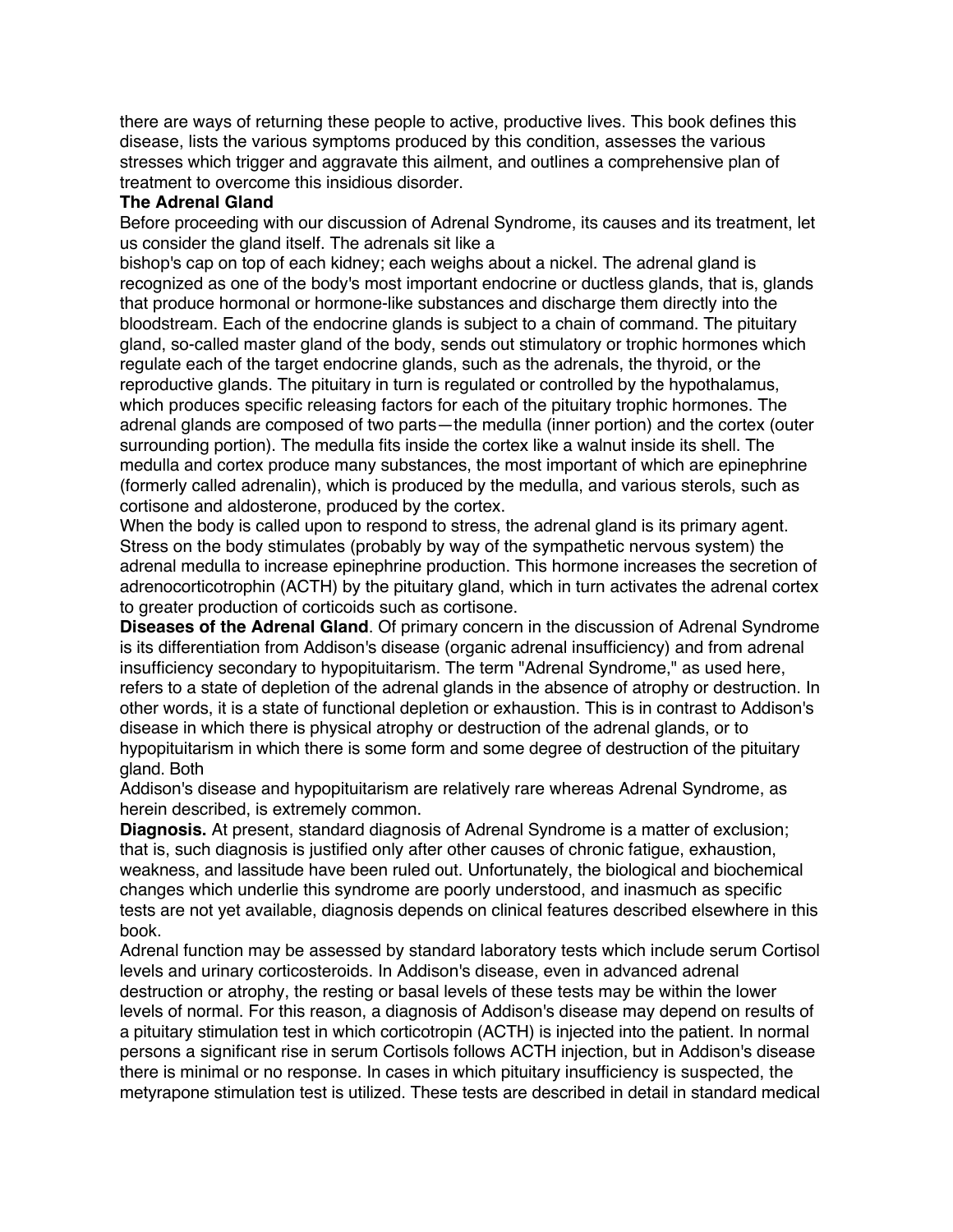there are ways of returning these people to active, productive lives. This book defines this disease, lists the various symptoms produced by this condition, assesses the various stresses which trigger and aggravate this ailment, and outlines a comprehensive plan of treatment to overcome this insidious disorder.

**The Adrenal Gland**

Before proceeding with our discussion of Adrenal Syndrome, its causes and its treatment, let us consider the gland itself. The adrenals sit like a bishop's cap on top of each kidney; each weighs about a nickel. The adrenal gland is recognized as one of the body's most important endocrine or ductless glands, that is, glands that produce hormonal or hormone-like substances and discharge them directly into the bloodstream. Each of the endocrine glands is subject to a chain of command. The pituitary gland, so-called master gland of the body, sends out stimulatory or trophic hormones which regulate each of the target endocrine glands, such as the adrenals, the thyroid, or the reproductive glands. The pituitary in turn is regulated or controlled by the hypothalamus, which produces specific releasing factors for each of the pituitary trophic hormones. The adrenal glands are composed of two parts—the medulla (inner portion) and the cortex (outer surrounding portion). The medulla fits inside the cortex like a walnut inside its shell. The medulla and cortex produce many substances, the most important of which are epinephrine (formerly called adrenalin), which is produced by the medulla, and various sterols, such as cortisone and aldosterone, produced by the cortex.

When the body is called upon to respond to stress, the adrenal gland is its primary agent. Stress on the body stimulates (probably by way of the sympathetic nervous system) the adrenal medulla to increase epinephrine production. This hormone increases the secretion of adrenocorticotrophin (ACTH) by the pituitary gland, which in turn activates the adrenal cortex to greater production of corticoids such as cortisone.

**Diseases of the Adrenal Gland**. Of primary concern in the discussion of Adrenal Syndrome is its differentiation from Addison's disease (organic adrenal insufficiency) and from adrenal insufficiency secondary to hypopituitarism. The term "Adrenal Syndrome," as used here, refers to a state of depletion of the adrenal glands in the absence of atrophy or destruction. In other words, it is a state of functional depletion or exhaustion. This is in contrast to Addison's disease in which there is physical atrophy or destruction of the adrenal glands, or to hypopituitarism in which there is some form and some degree of destruction of the pituitary gland. Both Addison's disease and hypopituitarism are relatively rare whereas Adrenal Syndrome, as herein described, is extremely common.

**Diagnosis.** At present, standard diagnosis of Adrenal Syndrome is a matter of exclusion; that is, such diagnosis is justified only after other causes of chronic fatigue, exhaustion, weakness, and lassitude have been ruled out. Unfortunately, the biological and biochemical changes which underlie this syndrome are poorly understood, and inasmuch as specific tests are not yet available, diagnosis depends on clinical features described elsewhere in this book.

Adrenal function may be assessed by standard laboratory tests which include serum Cortisol levels and urinary corticosteroids. In Addison's disease, even in advanced adrenal destruction or atrophy, the resting or basal levels of these tests may be within the lower levels of normal. For this reason, a diagnosis of Addison's disease may depend on results of a pituitary stimulation test in which corticotropin (ACTH) is injected into the patient. In normal persons a significant rise in serum Cortisols follows ACTH injection, but in Addison's disease there is minimal or no response. In cases in which pituitary insufficiency is suspected, the metyrapone stimulation test is utilized. These tests are described in detail in standard medical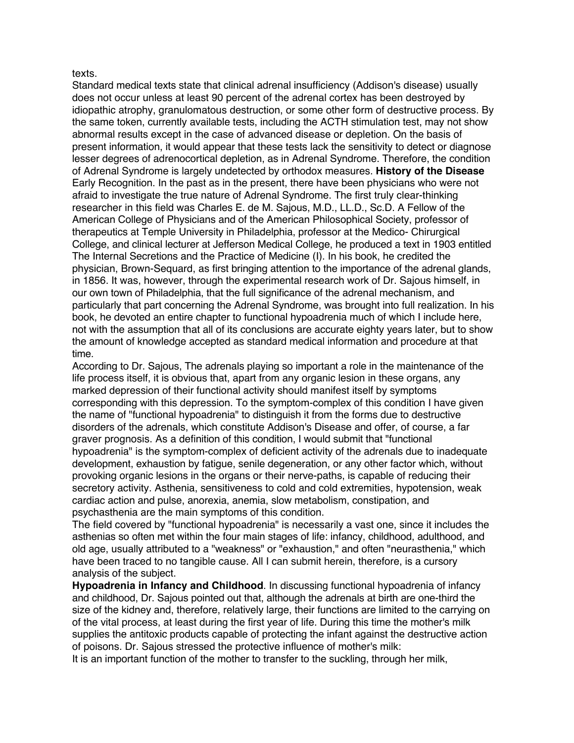texts.

Standard medical texts state that clinical adrenal insufficiency (Addison's disease) usually does not occur unless at least 90 percent of the adrenal cortex has been destroyed by idiopathic atrophy, granulomatous destruction, or some other form of destructive process. By the same token, currently available tests, including the ACTH stimulation test, may not show abnormal results except in the case of advanced disease or depletion. On the basis of present information, it would appear that these tests lack the sensitivity to detect or diagnose lesser degrees of adrenocortical depletion, as in Adrenal Syndrome. Therefore, the condition of Adrenal Syndrome is largely undetected by orthodox measures. **History of the Disease** Early Recognition. In the past as in the present, there have been physicians who were not afraid to investigate the true nature of Adrenal Syndrome. The first truly clear-thinking researcher in this field was Charles E. de M. Sajous, M.D., LL.D., Sc.D. A Fellow of the American College of Physicians and of the American Philosophical Society, professor of therapeutics at Temple University in Philadelphia, professor at the Medico- Chirurgical College, and clinical lecturer at Jefferson Medical College, he produced a text in 1903 entitled The Internal Secretions and the Practice of Medicine (I). In his book, he credited the physician, Brown-Sequard, as first bringing attention to the importance of the adrenal glands, in 1856. It was, however, through the experimental research work of Dr. Sajous himself, in our own town of Philadelphia, that the full significance of the adrenal mechanism, and particularly that part concerning the Adrenal Syndrome, was brought into full realization. In his book, he devoted an entire chapter to functional hypoadrenia much of which I include here, not with the assumption that all of its conclusions are accurate eighty years later, but to show the amount of knowledge accepted as standard medical information and procedure at that time.

According to Dr. Sajous, The adrenals playing so important a role in the maintenance of the life process itself, it is obvious that, apart from any organic lesion in these organs, any marked depression of their functional activity should manifest itself by symptoms corresponding with this depression. To the symptom-complex of this condition I have given the name of "functional hypoadrenia" to distinguish it from the forms due to destructive disorders of the adrenals, which constitute Addison's Disease and offer, of course, a far graver prognosis. As a definition of this condition, I would submit that "functional hypoadrenia" is the symptom-complex of deficient activity of the adrenals due to inadequate development, exhaustion by fatigue, senile degeneration, or any other factor which, without provoking organic lesions in the organs or their nerve-paths, is capable of reducing their secretory activity. Asthenia, sensitiveness to cold and cold extremities, hypotension, weak cardiac action and pulse, anorexia, anemia, slow metabolism, constipation, and psychasthenia are the main symptoms of this condition.

The field covered by "functional hypoadrenia" is necessarily a vast one, since it includes the asthenias so often met within the four main stages of life: infancy, childhood, adulthood, and old age, usually attributed to a "weakness" or "exhaustion," and often "neurasthenia," which have been traced to no tangible cause. All I can submit herein, therefore, is a cursory analysis of the subject.

**Hypoadrenia in Infancy and Childhood**. In discussing functional hypoadrenia of infancy and childhood, Dr. Sajous pointed out that, although the adrenals at birth are one-third the size of the kidney and, therefore, relatively large, their functions are limited to the carrying on of the vital process, at least during the first year of life. During this time the mother's milk supplies the antitoxic products capable of protecting the infant against the destructive action of poisons. Dr. Sajous stressed the protective influence of mother's milk:

It is an important function of the mother to transfer to the suckling, through her milk,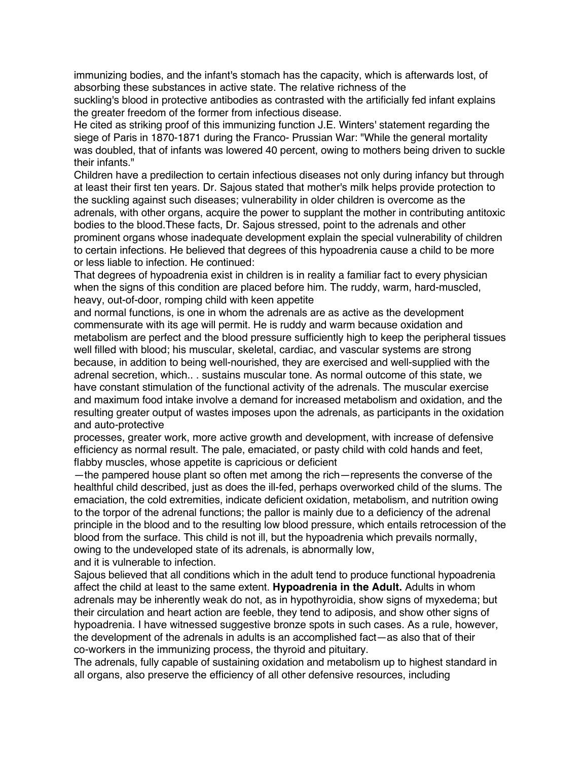immunizing bodies, and the infant's stomach has the capacity, which is afterwards lost, of absorbing these substances in active state. The relative richness of the suckling's blood in protective antibodies as contrasted with the artificially fed infant explains the greater freedom of the former from infectious disease.

He cited as striking proof of this immunizing function J.E. Winters' statement regarding the siege of Paris in 1870-1871 during the Franco- Prussian War: "While the general mortality was doubled, that of infants was lowered 40 percent, owing to mothers being driven to suckle their infants."

Children have a predilection to certain infectious diseases not only during infancy but through at least their first ten years. Dr. Sajous stated that mother's milk helps provide protection to the suckling against such diseases; vulnerability in older children is overcome as the adrenals, with other organs, acquire the power to supplant the mother in contributing antitoxic bodies to the blood.These facts, Dr. Sajous stressed, point to the adrenals and other prominent organs whose inadequate development explain the special vulnerability of children to certain infections. He believed that degrees of this hypoadrenia cause a child to be more or less liable to infection. He continued:

That degrees of hypoadrenia exist in children is in reality a familiar fact to every physician when the signs of this condition are placed before him. The ruddy, warm, hard-muscled, heavy, out-of-door, romping child with keen appetite and normal functions, is one in whom the adrenals are as active as the development commensurate with its age will permit. He is ruddy and warm because oxidation and metabolism are perfect and the blood pressure sufficiently high to keep the peripheral tissues well filled with blood; his muscular, skeletal, cardiac, and vascular systems are strong because, in addition to being well-nourished, they are exercised and well-supplied with the adrenal secretion, which.. . sustains muscular tone. As normal outcome of this state, we have constant stimulation of the functional activity of the adrenals. The muscular exercise and maximum food intake involve a demand for increased metabolism and oxidation, and the resulting greater output of wastes imposes upon the adrenals, as participants in the oxidation and auto-protective processes, greater work, more active growth and development, with increase of defensive efficiency as normal result. The pale, emaciated, or pasty child with cold hands and feet, flabby muscles, whose appetite is capricious or deficient—the pampered house plant so often met among the rich—represents the converse of the healthful child described, just as does the ill-fed, perhaps overworked child of the slums. The emaciation, the cold extremities, indicate deficient oxidation, metabolism, and nutrition owing to the torpor of the adrenal functions; the pallor is mainly due to a deficiency of the adrenal principle in the blood and to the resulting low blood pressure, which entails retrocession of the blood from the surface. This child is not ill, but the hypoadrenia which prevails normally, owing to the undeveloped state of its adrenals, is abnormally low, and it is vulnerable to infection.

Sajous believed that all conditions which in the adult tend to produce functional hypoadrenia affect the child at least to the same extent. **Hypoadrenia in the Adult.** Adults in whom adrenals may be inherently weak do not, as in hypothyroidia, show signs of myxedema; but their circulation and heart action are feeble, they tend to adiposis, and show other signs of hypoadrenia. I have witnessed suggestive bronze spots in such cases. As a rule, however, the development of the adrenals in adults is an accomplished fact—as also that of their co-workers in the immunizing process, the thyroid and pituitary.

The adrenals, fully capable of sustaining oxidation and metabolism up to highest standard in all organs, also preserve the efficiency of all other defensive resources, including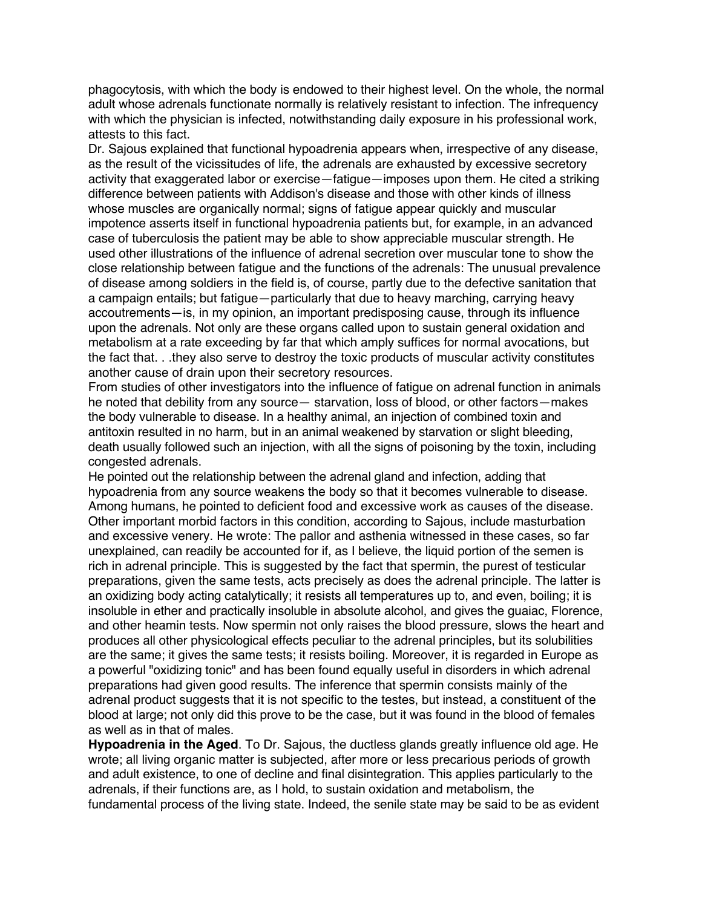phagocytosis, with which the body is endowed to their highest level. On the whole, the normal adult whose adrenals functionate normally is relatively resistant to infection. The infrequency with which the physician is infected, notwithstanding daily exposure in his professional work, attests to this fact.

Dr. Sajous explained that functional hypoadrenia appears when, irrespective of any disease, as the result of the vicissitudes of life, the adrenals are exhausted by excessive secretory activity that exaggerated labor or exercise—fatigue—imposes upon them. He cited a striking difference between patients with Addison's disease and those with other kinds of illness whose muscles are organically normal; signs of fatigue appear quickly and muscular impotence asserts itself in functional hypoadrenia patients but, for example, in an advanced case of tuberculosis the patient may be able to show appreciable muscular strength. He used other illustrations of the influence of adrenal secretion over muscular tone to show the close relationship between fatigue and the functions of the adrenals: The unusual prevalence of disease among soldiers in the field is, of course, partly due to the defective sanitation that a campaign entails; but fatigue—particularly that due to heavy marching, carrying heavy accoutrements—is, in my opinion, an important predisposing cause, through its influence upon the adrenals. Not only are these organs called upon to sustain general oxidation and metabolism at a rate exceeding by far that which amply suffices for normal avocations, but the fact that. . .they also serve to destroy the toxic products of muscular activity constitutes another cause of drain upon their secretory resources.

From studies of other investigators into the influence of fatigue on adrenal function in animals he noted that debility from any source— starvation, loss of blood, or other factors—makes the body vulnerable to disease. In a healthy animal, an injection of combined toxin and antitoxin resulted in no harm, but in an animal weakened by starvation or slight bleeding, death usually followed such an injection, with all the signs of poisoning by the toxin, including congested adrenals.

He pointed out the relationship between the adrenal gland and infection, adding that hypoadrenia from any source weakens the body so that it becomes vulnerable to disease. Among humans, he pointed to deficient food and excessive work as causes of the disease. Other important morbid factors in this condition, according to Sajous, include masturbation and excessive venery. He wrote: The pallor and asthenia witnessed in these cases, so far unexplained, can readily be accounted for if, as I believe, the liquid portion of the semen is rich in adrenal principle. This is suggested by the fact that spermin, the purest of testicular preparations, given the same tests, acts precisely as does the adrenal principle. The latter is an oxidizing body acting catalytically; it resists all temperatures up to, and even, boiling; it is insoluble in ether and practically insoluble in absolute alcohol, and gives the guaiac, Florence, and other heamin tests. Now spermin not only raises the blood pressure, slows the heart and produces all other physicological effects peculiar to the adrenal principles, but its solubilities are the same; it gives the same tests; it resists boiling. Moreover, it is regarded in Europe as a powerful "oxidizing tonic" and has been found equally useful in disorders in which adrenal preparations had given good results. The inference that spermin consists mainly of the adrenal product suggests that it is not specific to the testes, but instead, a constituent of the blood at large; not only did this prove to be the case, but it was found in the blood of females as well as in that of males.

**Hypoadrenia in the Aged**. To Dr. Sajous, the ductless glands greatly influence old age. He wrote; all living organic matter is subjected, after more or less precarious periods of growth and adult existence, to one of decline and final disintegration. This applies particularly to the adrenals, if their functions are, as I hold, to sustain oxidation and metabolism, the fundamental process of the living state. Indeed, the senile state may be said to be as evident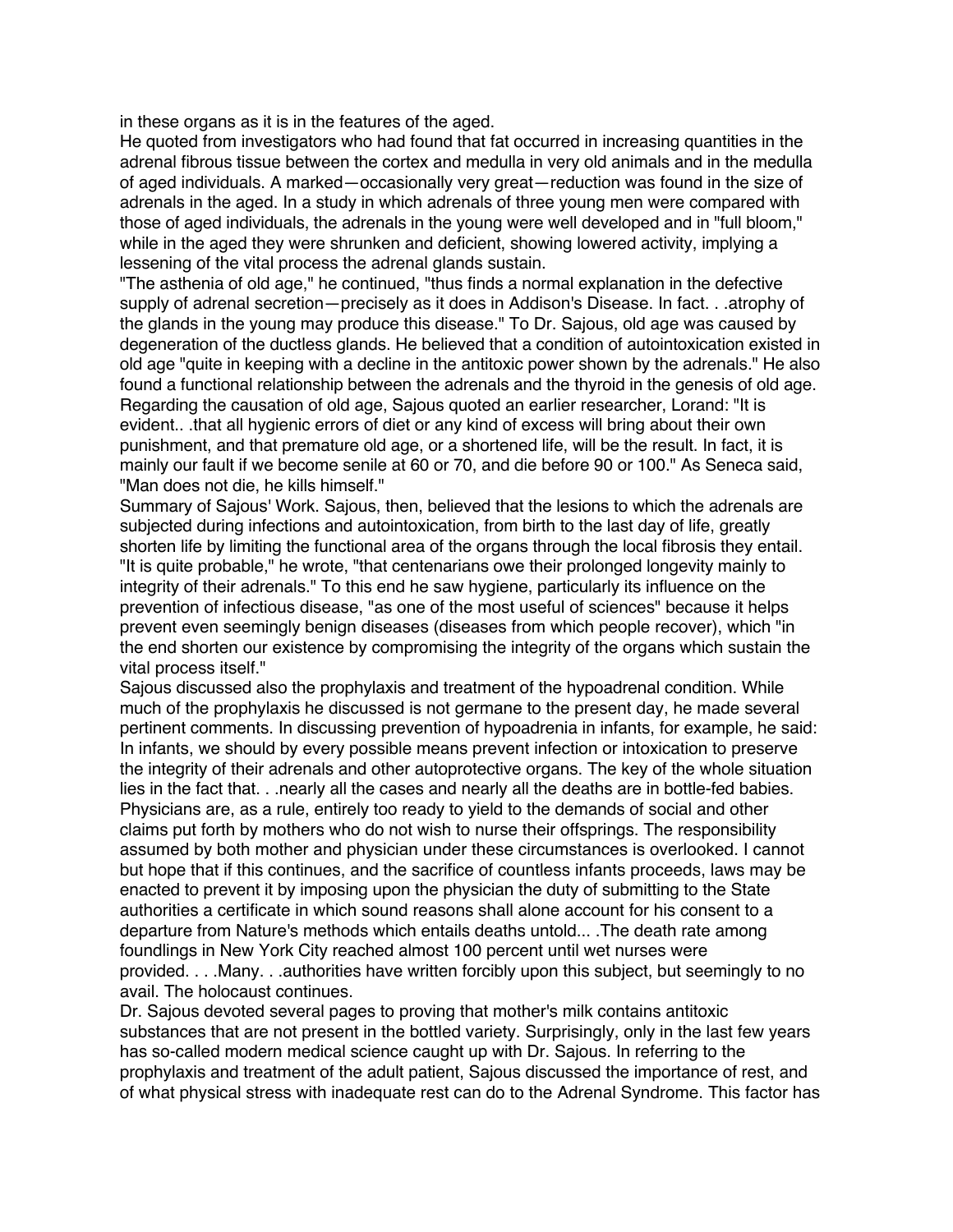in these organs as it is in the features of the aged.

He quoted from investigators who had found that fat occurred in increasing quantities in the adrenal fibrous tissue between the cortex and medulla in very old animals and in the medulla of aged individuals. A marked—occasionally very great—reduction was found in the size of adrenals in the aged. In a study in which adrenals of three young men were compared with those of aged individuals, the adrenals in the young were well developed and in "full bloom," while in the aged they were shrunken and deficient, showing lowered activity, implying a lessening of the vital process the adrenal glands sustain.

"The asthenia of old age," he continued, "thus finds a normal explanation in the defective supply of adrenal secretion—precisely as it does in Addison's Disease. In fact. . .atrophy of the glands in the young may produce this disease." To Dr. Sajous, old age was caused by degeneration of the ductless glands. He believed that a condition of autointoxication existed in old age "quite in keeping with a decline in the antitoxic power shown by the adrenals." He also found a functional relationship between the adrenals and the thyroid in the genesis of old age. Regarding the causation of old age, Sajous quoted an earlier researcher, Lorand: "It is evident.. .that all hygienic errors of diet or any kind of excess will bring about their own punishment, and that premature old age, or a shortened life, will be the result. In fact, it is mainly our fault if we become senile at 60 or 70, and die before 90 or 100." As Seneca said, "Man does not die, he kills himself."

Summary of Sajous' Work. Sajous, then, believed that the lesions to which the adrenals are subjected during infections and autointoxication, from birth to the last day of life, greatly shorten life by limiting the functional area of the organs through the local fibrosis they entail. "It is quite probable," he wrote, "that centenarians owe their prolonged longevity mainly to integrity of their adrenals." To this end he saw hygiene, particularly its influence on the prevention of infectious disease, "as one of the most useful of sciences" because it helps prevent even seemingly benign diseases (diseases from which people recover), which "in the end shorten our existence by compromising the integrity of the organs which sustain the vital process itself."

Sajous discussed also the prophylaxis and treatment of the hypoadrenal condition. While much of the prophylaxis he discussed is not germane to the present day, he made several pertinent comments. In discussing prevention of hypoadrenia in infants, for example, he said: In infants, we should by every possible means prevent infection or intoxication to preserve the integrity of their adrenals and other autoprotective organs. The key of the whole situation lies in the fact that. . .nearly all the cases and nearly all the deaths are in bottle-fed babies. Physicians are, as a rule, entirely too ready to yield to the demands of social and other claims put forth by mothers who do not wish to nurse their offsprings. The responsibility assumed by both mother and physician under these circumstances is overlooked. I cannot but hope that if this continues, and the sacrifice of countless infants proceeds, laws may be enacted to prevent it by imposing upon the physician the duty of submitting to the State authorities a certificate in which sound reasons shall alone account for his consent to a departure from Nature's methods which entails deaths untold... .The death rate among foundlings in New York City reached almost 100 percent until wet nurses were provided. . . .Many. . .authorities have written forcibly upon this subject, but seemingly to no avail. The holocaust continues.

Dr. Sajous devoted several pages to proving that mother's milk contains antitoxic substances that are not present in the bottled variety. Surprisingly, only in the last few years has so-called modern medical science caught up with Dr. Sajous. In referring to the prophylaxis and treatment of the adult patient, Sajous discussed the importance of rest, and of what physical stress with inadequate rest can do to the Adrenal Syndrome. This factor has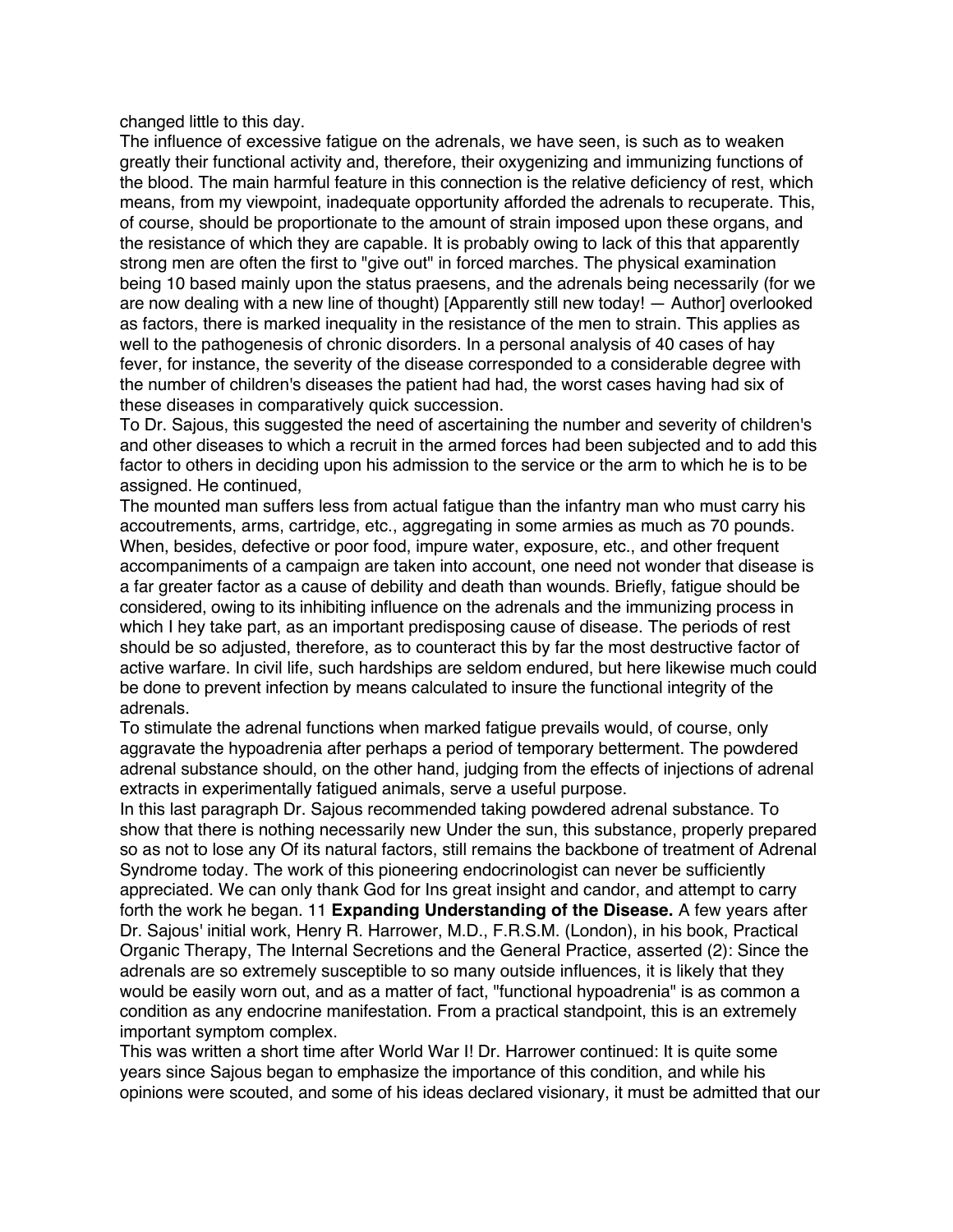changed little to this day.

The influence of excessive fatigue on the adrenals, we have seen, is such as to weaken greatly their functional activity and, therefore, their oxygenizing and immunizing functions of the blood. The main harmful feature in this connection is the relative deficiency of rest, which means, from my viewpoint, inadequate opportunity afforded the adrenals to recuperate. This, of course, should be proportionate to the amount of strain imposed upon these organs, and the resistance of which they are capable. It is probably owing to lack of this that apparently strong men are often the first to "give out" in forced marches. The physical examination being based mainly upon the status praesens, and the adrenals being necessarily (for we are now dealing with a new line of thought) [Apparently still new today! — Author] overlooked as factors, there is marked inequality in the resistance of the men to strain. This applies as well to the pathogenesis of chronic disorders. In a personal analysis of 40 cases of hay fever, for instance, the severity of the disease corresponded to a considerable degree with the number of children's diseases the patient had had, the worst cases having had six of these diseases in comparatively quick succession.

To Dr. Sajous, this suggested the need of ascertaining the number and severity of children's and other diseases to which a recruit in the armed forces had been subjected and to add this factor to others in deciding upon his admission to the service or the arm to which he is to be assigned. He continued,

The mounted man suffers less from actual fatigue than the infantry man who must carry his accoutrements, arms, cartridge, etc., aggregating in some armies as much as 70 pounds. When, besides, defective or poor food, impure water, exposure, etc., and other frequent accompaniments of a campaign are taken into account, one need not wonder that disease is a far greater factor as a cause of debility and death than wounds. Briefly, fatigue should be considered, owing to its inhibiting influence on the adrenals and the immunizing process in which I hey take part, as an important predisposing cause of disease. The periods of rest should be so adjusted, therefore, as to counteract this by far the most destructive factor of active warfare. In civil life, such hardships are seldom endured, but here likewise much could be done to prevent infection by means calculated to insure the functional integrity of the adrenals.

To stimulate the adrenal functions when marked fatigue prevails would, of course, only aggravate the hypoadrenia after perhaps a period of temporary betterment. The powdered adrenal substance should, on the other hand, judging from the effects of injections of adrenal extracts in experimentally fatigued animals, serve a useful purpose.

In this last paragraph Dr. Sajous recommended taking powdered adrenal substance. To show that there is nothing necessarily new Under the sun, this substance, properly prepared so as not to lose any Of its natural factors, still remains the backbone of treatment of Adrenal Syndrome today. The work of this pioneering endocrinologist can never be sufficiently appreciated. We can only thank God for Ins great insight and candor, and attempt to carry forth the work he began.

**Expanding Understanding of the Disease.** A few years after Dr. Sajous' initial work, Henry R. Harrower, M.D., F.R.S.M. (London), in his book, Practical Organic Therapy, The Internal Secretions and the General Practice, asserted (2): Since the adrenals are so extremely susceptible to so many outside influences, it is likely that they would be easily worn out, and as a matter of fact, "functional hypoadrenia" is as common a condition as any endocrine manifestation. From a practical standpoint, this is an extremely important symptom complex.

This was written a short time after World War I! Dr. Harrower continued: It is quite some years since Sajous began to emphasize the importance of this condition, and while his opinions were scouted, and some of his ideas declared visionary, it must be admitted that our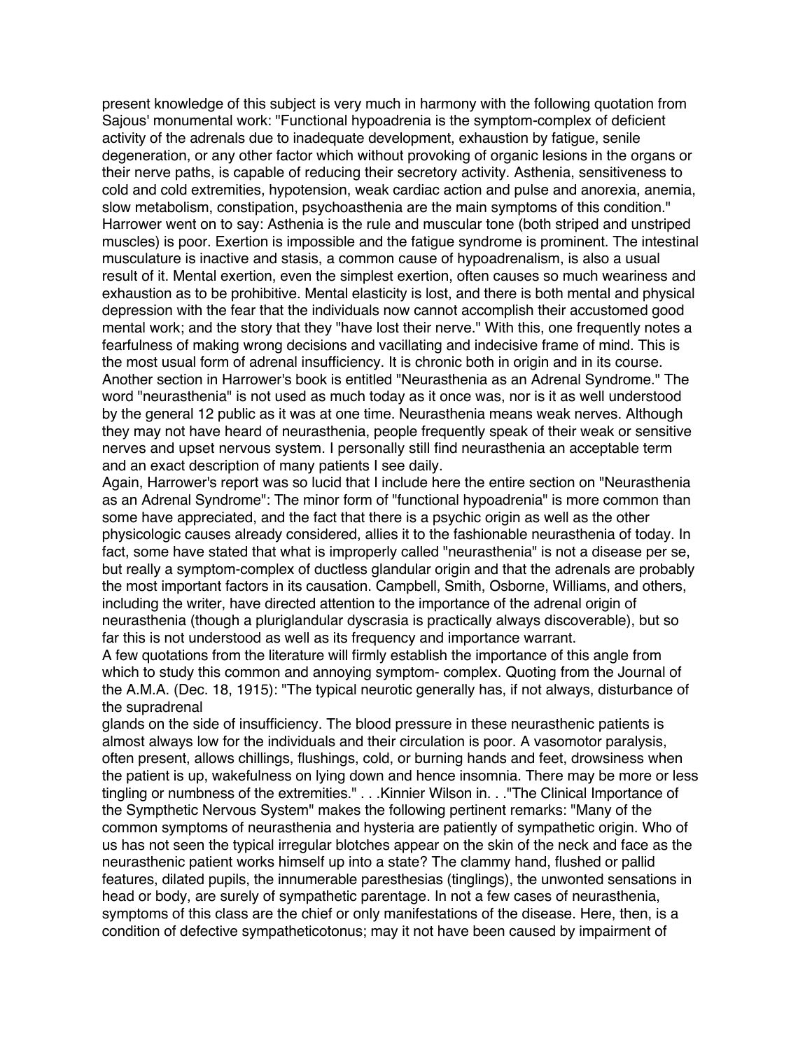present knowledge of this subject is very much in harmony with the following quotation from Sajous' monumental work: "Functional hypoadrenia is the symptom-complex of deficient activity of the adrenals due to inadequate development, exhaustion by fatigue, senile degeneration, or any other factor which without provoking of organic lesions in the organs or their nerve paths, is capable of reducing their secretory activity. Asthenia, sensitiveness to cold and cold extremities, hypotension, weak cardiac action and pulse and anorexia, anemia, slow metabolism, constipation, psychoasthenia are the main symptoms of this condition." Harrower went on to say: Asthenia is the rule and muscular tone (both striped and unstriped muscles) is poor. Exertion is impossible and the fatigue syndrome is prominent. The intestinal musculature is inactive and stasis, a common cause of hypoadrenalism, is also a usual result of it. Mental exertion, even the simplest exertion, often causes so much weariness and exhaustion as to be prohibitive. Mental elasticity is lost, and there is both mental and physical depression with the fear that the individuals now cannot accomplish their accustomed good mental work; and the story that they "have lost their nerve." With this, one frequently notes a fearfulness of making wrong decisions and vacillating and indecisive frame of mind. This is the most usual form of adrenal insufficiency. It is chronic both in origin and in its course. Another section in Harrower's book is entitled "Neurasthenia as an Adrenal Syndrome." The word "neurasthenia" is not used as much today as it once was, nor is it as well understood by the general 12 public as it was at one time. Neurasthenia means weak nerves. Although they may not have heard of neurasthenia, people frequently speak of their weak or sensitive nerves and upset nervous system. I personally still find neurasthenia an acceptable term and an exact description of many patients I see daily.

Again, Harrower's report was so lucid that I include here the entire section on "Neurasthenia as an Adrenal Syndrome": The minor form of "functional hypoadrenia" is more common than some have appreciated, and the fact that there is a psychic origin as well as the other physicologic causes already considered, allies it to the fashionable neurasthenia of today. In fact, some have stated that what is improperly called "neurasthenia" is not a disease per se, but really a symptom-complex of ductless glandular origin and that the adrenals are probably the most important factors in its causation. Campbell, Smith, Osborne, Williams, and others, including the writer, have directed attention to the importance of the adrenal origin of neurasthenia (though a pluriglandular dyscrasia is practically always discoverable), but so far this is not understood as well as its frequency and importance warrant.

A few quotations from the literature will firmly establish the importance of this angle from which to study this common and annoying symptom- complex. Quoting from the Journal of the A.M.A. (Dec. 18, 1915): "The typical neurotic generally has, if not always, disturbance of the supradrenal glands on the side of insufficiency. The blood pressure in these neurasthenic patients is almost always low for the individuals and their circulation is poor. A vasomotor paralysis, often present, allows chillings, flushings, cold, or burning hands and feet, drowsiness when the patient is up, wakefulness on lying down and hence insomnia. There may be more or less tingling or numbness of the extremities." . . .Kinnier Wilson in. . ."The Clinical Importance of the Sympthetic Nervous System" makes the following pertinent remarks: "Many of the common symptoms of neurasthenia and hysteria are patiently of sympathetic origin. Who of us has not seen the typical irregular blotches appear on the skin of the neck and face as the neurasthenic patient works himself up into a state? The clammy hand, flushed or pallid features, dilated pupils, the innumerable paresthesias (tinglings), the unwonted sensations in head or body, are surely of sympathetic parentage. In not a few cases of neurasthenia, symptoms of this class are the chief or only manifestations of the disease. Here, then, is a condition of defective sympatheticotonus; may it not have been caused by impairment of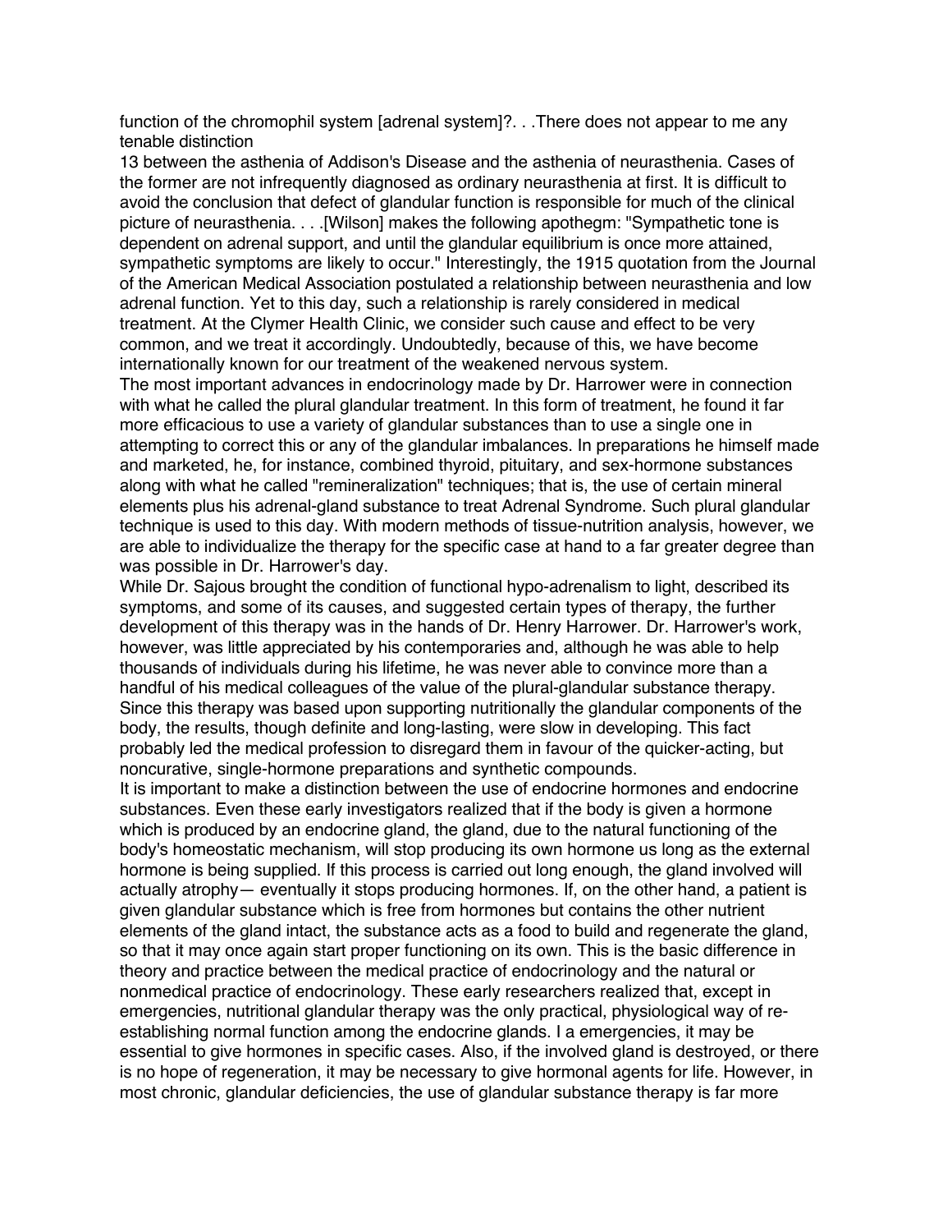function of the chromophil system [adrenal system]?. . .There does not appear to me any tenable distinction

13 between the asthenia of Addison's Disease and the asthenia of neurasthenia. Cases of the former are not infrequently diagnosed as ordinary neurasthenia at first. It is difficult to avoid the conclusion that defect of glandular function is responsible for much of the clinical picture of neurasthenia. . . .[Wilson] makes the following apothegm: "Sympathetic tone is dependent on adrenal support, and until the glandular equilibrium is once more attained, sympathetic symptoms are likely to occur." Interestingly, the 1915 quotation from the Journal of the American Medical Association postulated a relationship between neurasthenia and low adrenal function. Yet to this day, such a relationship is rarely considered in medical treatment. At the Clymer Health Clinic, we consider such cause and effect to be very common, and we treat it accordingly. Undoubtedly, because of this, we have become internationally known for our treatment of the weakened nervous system.

The most important advances in endocrinology made by Dr. Harrower were in connection with what he called the plural glandular treatment. In this form of treatment, he found it far more efficacious to use a variety of glandular substances than to use a single one in attempting to correct this or any of the glandular imbalances. In preparations he himself made and marketed, he, for instance, combined thyroid, pituitary, and sex-hormone substances along with what he called "remineralization" techniques; that is, the use of certain mineral elements plus his adrenal-gland substance to treat Adrenal Syndrome. Such plural glandular technique is used to this day. With modern methods of tissue-nutrition analysis, however, we are able to individualize the therapy for the specific case at hand to a far greater degree than was possible in Dr. Harrower's day.

While Dr. Sajous brought the condition of functional hypo-adrenalism to light, described its symptoms, and some of its causes, and suggested certain types of therapy, the further development of this therapy was in the hands of Dr. Henry Harrower. Dr. Harrower's work, however, was little appreciated by his contemporaries and, although he was able to help thousands of individuals during his lifetime, he was never able to convince more than a handful of his medical colleagues of the value of the plural-glandular substance therapy. Since this therapy was based upon supporting nutritionally the glandular components of the body, the results, though definite and long-lasting, were slow in developing. This fact probably led the medical profession to disregard them in favour of the quicker-acting, but noncurative, single-hormone preparations and synthetic compounds.

It is important to make a distinction between the use of endocrine hormones and endocrine substances. Even these early investigators realized that if the body is given a hormone which is produced by an endocrine gland, the gland, due to the natural functioning of the body's homeostatic mechanism, will stop producing its own hormone us long as the external hormone is being supplied. If this process is carried out long enough, the gland involved will actually atrophy— eventually it stops producing hormones. If, on the other hand, a patient is given glandular substance which is free from hormones but contains the other nutrient elements of the gland intact, the substance acts as a food to build and regenerate the gland, so that it may once again start proper functioning on its own. This is the basic difference in theory and practice between the medical practice of endocrinology and the natural or nonmedical practice of endocrinology. These early researchers realized that, except in emergencies, nutritional glandular therapy was the only practical, physiological way of re-establishing normal function among the endocrine glands. I a emergencies, it may be essential to give hormones in specific cases. Also, if the involved gland is destroyed, or there is no hope of regeneration, it may be necessary to give hormonal agents for life. However, in most chronic, glandular deficiencies, the use of glandular substance therapy is far more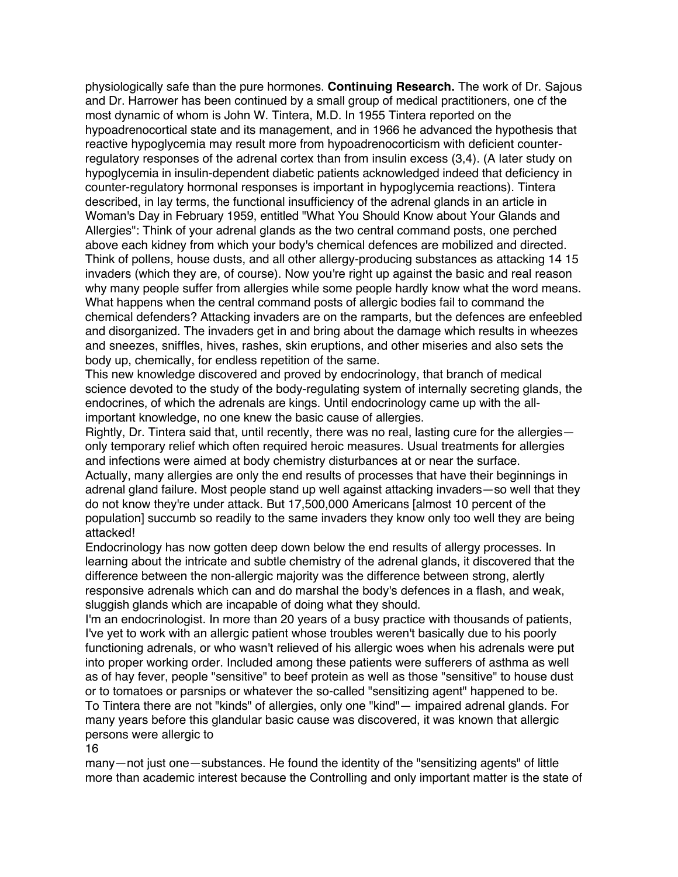physiologically safe than the pure hormones. **Continuing Research.** The work of Dr. Sajous and Dr. Harrower has been continued by a small group of medical practitioners, one cf the most dynamic of whom is John W. Tintera, M.D. In 1955 Tintera reported on the hypoadrenocortical state and its management, and in 1966 he advanced the hypothesis that reactive hypoglycemia may result more from hypoadrenocorticism with deficient counter-regulatory responses of the adrenal cortex than from insulin excess (3,4). (A later study on hypoglycemia in insulin-dependent diabetic patients acknowledged indeed that deficiency in counter-regulatory hormonal responses is important in hypoglycemia reactions). Tintera described, in lay terms, the functional insufficiency of the adrenal glands in an article in Woman's Day in February 1959, entitled "What You Should Know about Your Glands and Allergies": Think of your adrenal glands as the two central command posts, one perched above each kidney from which your body's chemical defences are mobilized and directed. Think of pollens, house dusts, and all other allergy-producing substances as attacking 14 15 invaders (which they are, of course). Now you're right up against the basic and real reason why many people suffer from allergies while some people hardly know what the word means. What happens when the central command posts of allergic bodies fail to command the chemical defenders? Attacking invaders are on the ramparts, but the defences are enfeebled and disorganized. The invaders get in and bring about the damage which results in wheezes and sneezes, sniffles, hives, rashes, skin eruptions, and other miseries and also sets the body up, chemically, for endless repetition of the same.

This new knowledge discovered and proved by endocrinology, that branch of medical science devoted to the study of the body-regulating system of internally secreting glands, the endocrines, of which the adrenals are kings. Until endocrinology came up with the all-important knowledge, no one knew the basic cause of allergies.

Rightly, Dr. Tintera said that, until recently, there was no real, lasting cure for the allergies—only temporary relief which often required heroic measures. Usual treatments for allergies and infections were aimed at body chemistry disturbances at or near the surface.

Actually, many allergies are only the end results of processes that have their beginnings in adrenal gland failure. Most people stand up well against attacking invaders—so well that they do not know they're under attack. But 17,500,000 Americans [almost 10 percent of the population] succumb so readily to the same invaders they know only too well they are being attacked!

Endocrinology has now gotten deep down below the end results of allergy processes. In learning about the intricate and subtle chemistry of the adrenal glands, it discovered that the difference between the non-allergic majority was the difference between strong, alertly responsive adrenals which can and do marshal the body's defences in a flash, and weak, sluggish glands which are incapable of doing what they should.

I'm an endocrinologist. In more than 20 years of a busy practice with thousands of patients, I've yet to work with an allergic patient whose troubles weren't basically due to his poorly functioning adrenals, or who wasn't relieved of his allergic woes when his adrenals were put into proper working order. Included among these patients were sufferers of asthma as well as of hay fever, people "sensitive" to beef protein as well as those "sensitive" to house dust or to tomatoes or parsnips or whatever the so-called "sensitizing agent" happened to be.

To Tintera there are not "kinds" of allergies, only one "kind"— impaired adrenal glands. For many years before this glandular basic cause was discovered, it was known that allergic persons were allergic to many—not just one—substances. He found the identity of the "sensitizing agents" of little more than academic interest because the Controlling and only important matter is the state of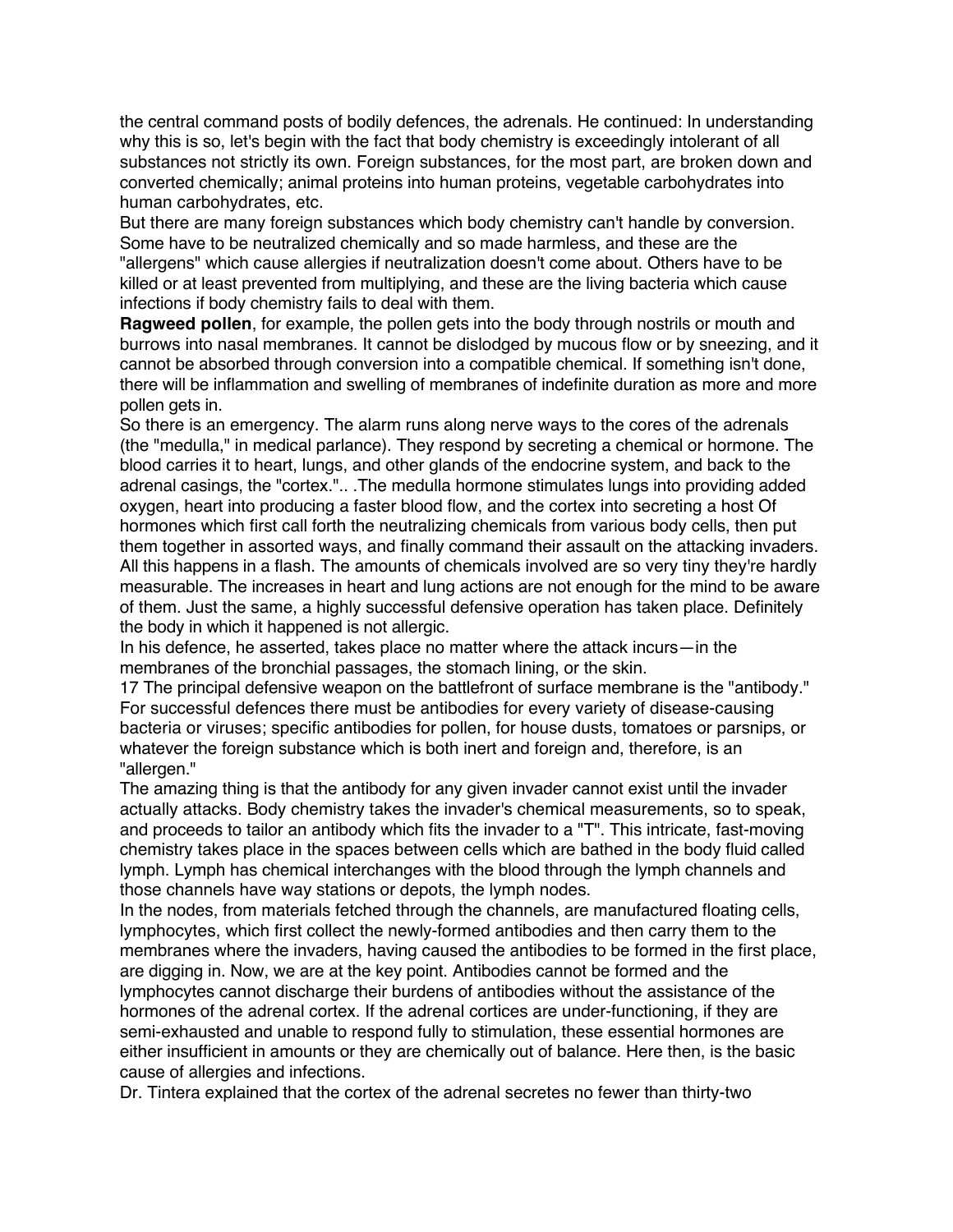the central command posts of bodily defences, the adrenals. He continued: In understanding why this is so, let's begin with the fact that body chemistry is exceedingly intolerant of all substances not strictly its own. Foreign substances, for the most part, are broken down and converted chemically; animal proteins into human proteins, vegetable carbohydrates into human carbohydrates, etc.

But there are many foreign substances which body chemistry can't handle by conversion. Some have to be neutralized chemically and so made harmless, and these are the "allergens" which cause allergies if neutralization doesn't come about. Others have to be killed or at least prevented from multiplying, and these are the living bacteria which cause infections if body chemistry fails to deal with them.

**Ragweed pollen**, for example, the pollen gets into the body through nostrils or mouth and burrows into nasal membranes. It cannot be dislodged by mucous flow or by sneezing, and it cannot be absorbed through conversion into a compatible chemical. If something isn't done, there will be inflammation and swelling of membranes of indefinite duration as more and more pollen gets in.

So there is an emergency. The alarm runs along nerve ways to the cores of the adrenals (the "medulla," in medical parlance). They respond by secreting a chemical or hormone. The blood carries it to heart, lungs, and other glands of the endocrine system, and back to the adrenal casings, the "cortex.".. .The medulla hormone stimulates lungs into providing added oxygen, heart into producing a faster blood flow, and the cortex into secreting a host Of hormones which first call forth the neutralizing chemicals from various body cells, then put them together in assorted ways, and finally command their assault on the attacking invaders. All this happens in a flash. The amounts of chemicals involved are so very tiny they're hardly measurable. The increases in heart and lung actions are not enough for the mind to be aware of them. Just the same, a highly successful defensive operation has taken place. Definitely the body in which it happened is not allergic.

In his defence, he asserted, takes place no matter where the attack incurs—in the membranes of the bronchial passages, the stomach lining, or the skin.

17 The principal defensive weapon on the battlefront of surface membrane is the "antibody." For successful defences there must be antibodies for every variety of disease-causing bacteria or viruses; specific antibodies for pollen, for house dusts, tomatoes or parsnips, or whatever the foreign substance which is both inert and foreign and, therefore, is an "allergen."

The amazing thing is that the antibody for any given invader cannot exist until the invader actually attacks. Body chemistry takes the invader's chemical measurements, so to speak, and proceeds to tailor an antibody which fits the invader to a "T". This intricate, fast-moving chemistry takes place in the spaces between cells which are bathed in the body fluid called lymph. Lymph has chemical interchanges with the blood through the lymph channels and those channels have way stations or depots, the lymph nodes.

In the nodes, from materials fetched through the channels, are manufactured floating cells, lymphocytes, which first collect the newly-formed antibodies and then carry them to the membranes where the invaders, having caused the antibodies to be formed in the first place, are digging in. Now, we are at the key point. Antibodies cannot be formed and the lymphocytes cannot discharge their burdens of antibodies without the assistance of the hormones of the adrenal cortex. If the adrenal cortices are under-functioning, if they are semi-exhausted and unable to respond fully to stimulation, these essential hormones are either insufficient in amounts or they are chemically out of balance. Here then, is the basic cause of allergies and infections.

Dr. Tintera explained that the cortex of the adrenal secretes no fewer than thirty-two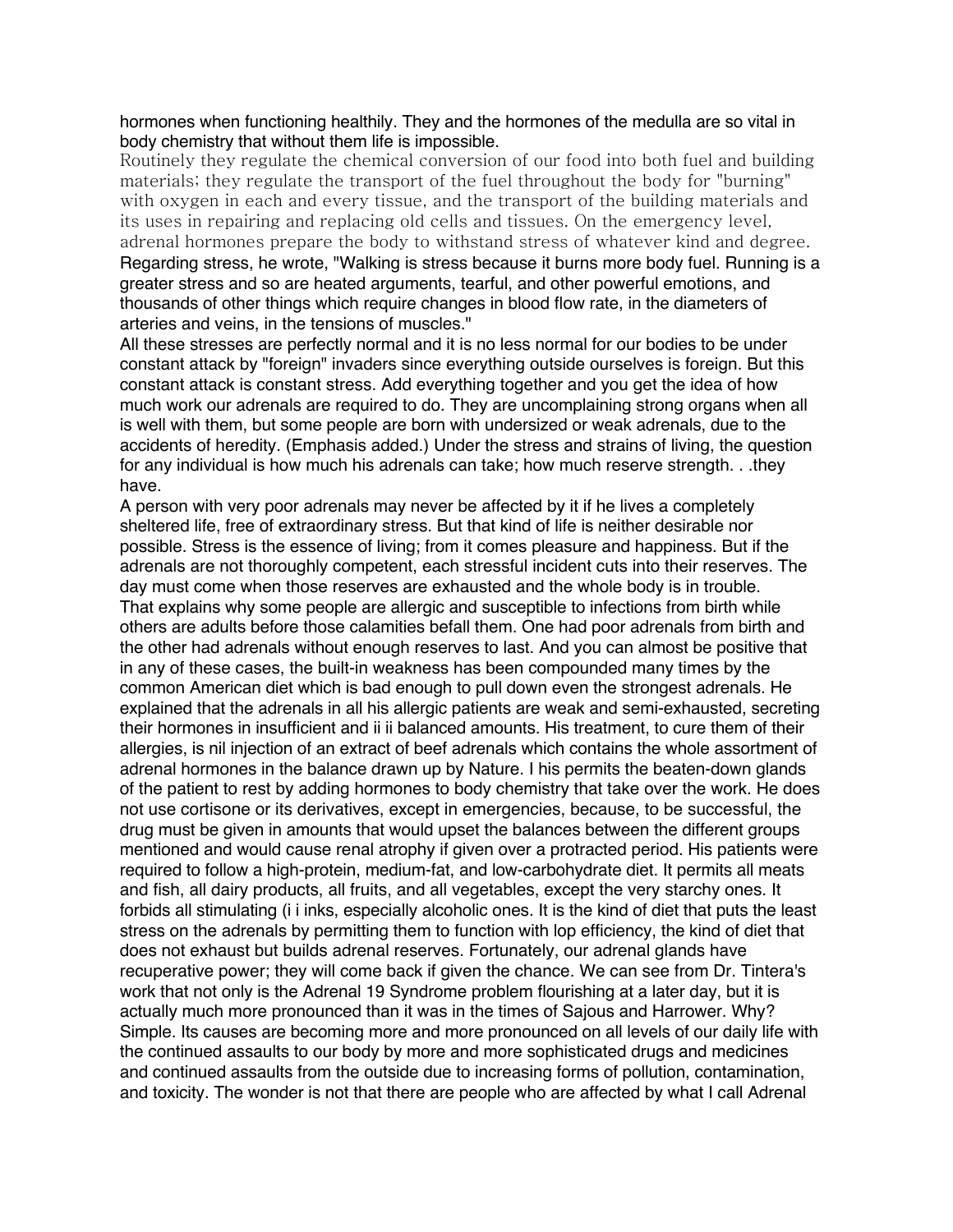hormones when functioning healthily. They and the hormones of the medulla are so vital in body chemistry that without them life is impossible.

Routinely they regulate the chemical conversion of our food into both fuel and building materials; they regulate the transport of the fuel throughout the body for "burning" with oxygen in each and every tissue, and the transport of the building materials and its uses in repairing and replacing old cells and tissues. On the emergency level, adrenal hormones prepare the body to withstand stress of whatever kind and degree.

Regarding stress, he wrote, "Walking is stress because it burns more body fuel. Running is a greater stress and so are heated arguments, tearful, and other powerful emotions, and thousands of other things which require changes in blood flow rate, in the diameters of arteries and veins, in the tensions of muscles."

All these stresses are perfectly normal and it is no less normal for our bodies to be under constant attack by "foreign" invaders since everything outside ourselves is foreign. But this constant attack is constant stress. Add everything together and you get the idea of how much work our adrenals are required to do. They are uncomplaining strong organs when all is well with them, but some people are born with undersized or weak adrenals, due to the accidents of heredity. (Emphasis added.) Under the stress and strains of living, the question for any individual is how much his adrenals can take; how much reserve strength. . .they have.

A person with very poor adrenals may never be affected by it if he lives a completely sheltered life, free of extraordinary stress. But that kind of life is neither desirable nor possible. Stress is the essence of living; from it comes pleasure and happiness. But if the adrenals are not thoroughly competent, each stressful incident cuts into their reserves. The day must come when those reserves are exhausted and the whole body is in trouble.

That explains why some people are allergic and susceptible to infections from birth while others are adults before those calamities befall them. One had poor adrenals from birth and the other had adrenals without enough reserves to last. And you can almost be positive that in any of these cases, the built-in weakness has been compounded many times by the common American diet which is bad enough to pull down even the strongest adrenals. He explained that the adrenals in all his allergic patients are weak and semi-exhausted, secreting their hormones in insufficient and ii ii balanced amounts. His treatment, to cure them of their allergies, is nil injection of an extract of beef adrenals which contains the whole assortment of adrenal hormones in the balance drawn up by Nature. I his permits the beaten-down glands of the patient to rest by adding hormones to body chemistry that take over the work. He does not use cortisone or its derivatives, except in emergencies, because, to be successful, the drug must be given in amounts that would upset the balances between the different groups mentioned and would cause renal atrophy if given over a protracted period. His patients were required to follow a high-protein, medium-fat, and low-carbohydrate diet. It permits all meats and fish, all dairy products, all fruits, and all vegetables, except the very starchy ones. It forbids all stimulating (i i inks, especially alcoholic ones. It is the kind of diet that puts the least stress on the adrenals by permitting them to function with lop efficiency, the kind of diet that does not exhaust but builds adrenal reserves. Fortunately, our adrenal glands have recuperative power; they will come back if given the chance. We can see from Dr. Tintera's work that not only is the Adrenal 19 Syndrome problem flourishing at a later day, but it is actually much more pronounced than it was in the times of Sajous and Harrower. Why? Simple. Its causes are becoming more and more pronounced on all levels of our daily life with the continued assaults to our body by more and more sophisticated drugs and medicines and continued assaults from the outside due to increasing forms of pollution, contamination, and toxicity. The wonder is not that there are people who are affected by what I call Adrenal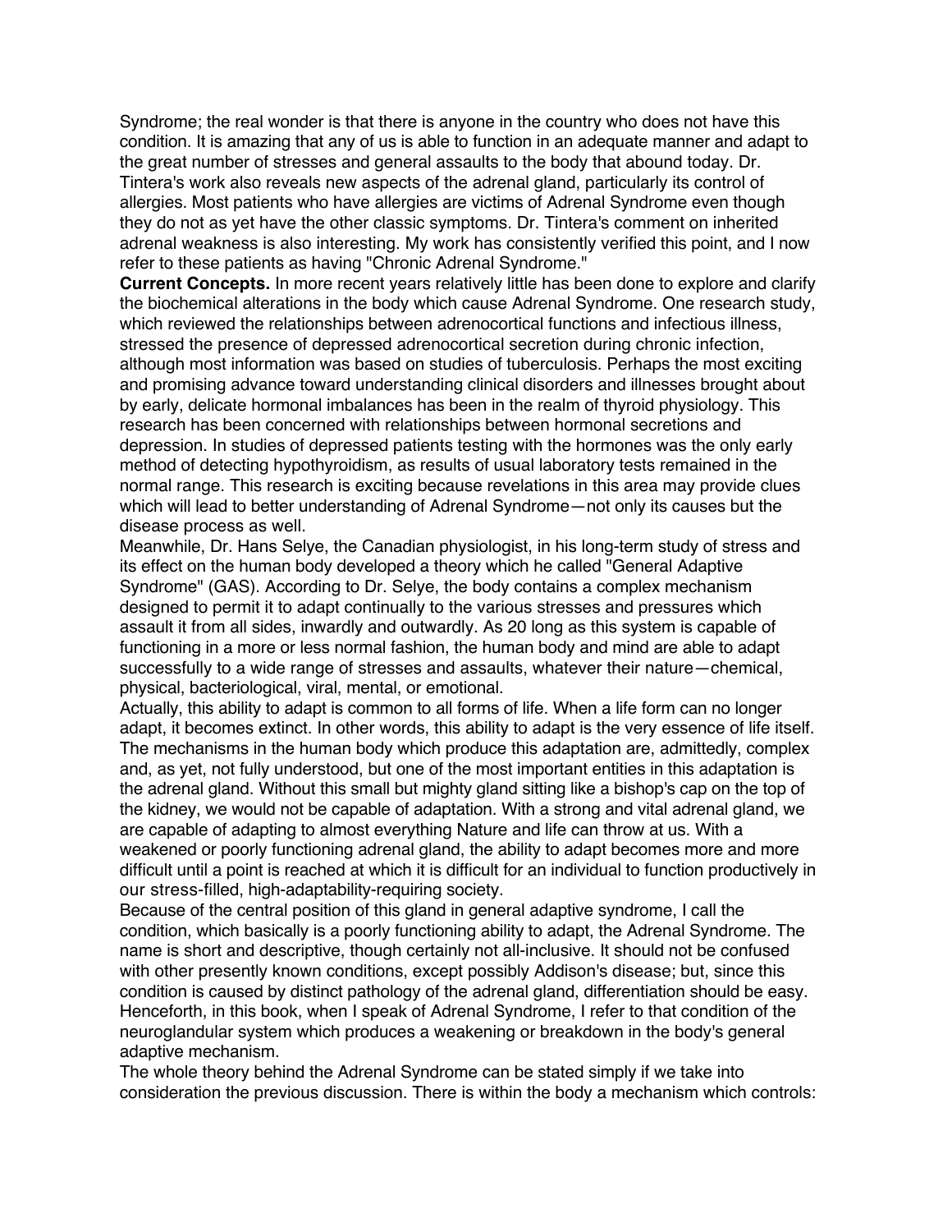Syndrome; the real wonder is that there is anyone in the country who does not have this condition. It is amazing that any of us is able to function in an adequate manner and adapt to the great number of stresses and general assaults to the body that abound today. Dr. Tintera's work also reveals new aspects of the adrenal gland, particularly its control of allergies. Most patients who have allergies are victims of Adrenal Syndrome even though they do not as yet have the other classic symptoms. Dr. Tintera's comment on inherited adrenal weakness is also interesting. My work has consistently verified this point, and I now refer to these patients as having "Chronic Adrenal Syndrome."

**Current Concepts.** In more recent years relatively little has been done to explore and clarify the biochemical alterations in the body which cause Adrenal Syndrome. One research study, which reviewed the relationships between adrenocortical functions and infectious illness, stressed the presence of depressed adrenocortical secretion during chronic infection, although most information was based on studies of tuberculosis. Perhaps the most exciting and promising advance toward understanding clinical disorders and illnesses brought about by early, delicate hormonal imbalances has been in the realm of thyroid physiology. This research has been concerned with relationships between hormonal secretions and depression. In studies of depressed patients testing with the hormones was the only early method of detecting hypothyroidism, as results of usual laboratory tests remained in the normal range. This research is exciting because revelations in this area may provide clues which will lead to better understanding of Adrenal Syndrome—not only its causes but the disease process as well.

Meanwhile, Dr. Hans Selye, the Canadian physiologist, in his long-term study of stress and its effect on the human body developed a theory which he called "General Adaptive Syndrome" (GAS). According to Dr. Selye, the body contains a complex mechanism designed to permit it to adapt continually to the various stresses and pressures which assault it from all sides, inwardly and outwardly. As 20 long as this system is capable of functioning in a more or less normal fashion, the human body and mind are able to adapt successfully to a wide range of stresses and assaults, whatever their nature—chemical, physical, bacteriological, viral, mental, or emotional.

Actually, this ability to adapt is common to all forms of life. When a life form can no longer adapt, it becomes extinct. In other words, this ability to adapt is the very essence of life itself. The mechanisms in the human body which produce this adaptation are, admittedly, complex and, as yet, not fully understood, but one of the most important entities in this adaptation is the adrenal gland. Without this small but mighty gland sitting like a bishop's cap on the top of the kidney, we would not be capable of adaptation. With a strong and vital adrenal gland, we are capable of adapting to almost everything Nature and life can throw at us. With a weakened or poorly functioning adrenal gland, the ability to adapt becomes more and more difficult until a point is reached at which it is difficult for an individual to function productively in our stress-filled, high-adaptability-requiring society.

Because of the central position of this gland in general adaptive syndrome, I call the condition, which basically is a poorly functioning ability to adapt, the Adrenal Syndrome. The name is short and descriptive, though certainly not all-inclusive. It should not be confused with other presently known conditions, except possibly Addison's disease; but, since this condition is caused by distinct pathology of the adrenal gland, differentiation should be easy. Henceforth, in this book, when I speak of Adrenal Syndrome, I refer to that condition of the neuroglandular system which produces a weakening or breakdown in the body's general adaptive mechanism.

The whole theory behind the Adrenal Syndrome can be stated simply if we take into consideration the previous discussion. There is within the body a mechanism which controls: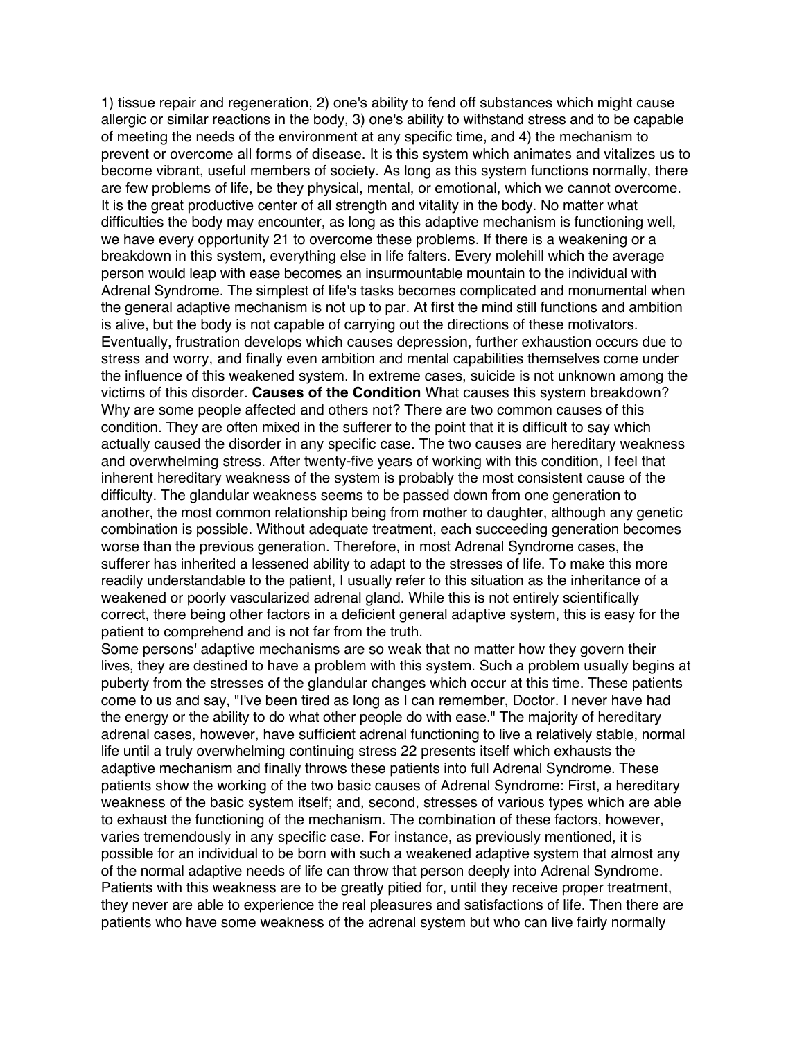1) tissue repair and regeneration, 2) one's ability to fend off substances which might cause allergic or similar reactions in the body, 3) one's ability to withstand stress and to be capable of meeting the needs of the environment at any specific time, and 4) the mechanism to prevent or overcome all forms of disease. It is this system which animates and vitalizes us to become vibrant, useful members of society. As long as this system functions normally, there are few problems of life, be they physical, mental, or emotional, which we cannot overcome. It is the great productive center of all strength and vitality in the body. No matter what difficulties the body may encounter, as long as this adaptive mechanism is functioning well, we have every opportunity 21 to overcome these problems. If there is a weakening or a breakdown in this system, everything else in life falters. Every molehill which the average person would leap with ease becomes an insurmountable mountain to the individual with Adrenal Syndrome. The simplest of life's tasks becomes complicated and monumental when the general adaptive mechanism is not up to par. At first the mind still functions and ambition is alive, but the body is not capable of carrying out the directions of these motivators. Eventually, frustration develops which causes depression, further exhaustion occurs due to stress and worry, and finally even ambition and mental capabilities themselves come under the influence of this weakened system. In extreme cases, suicide is not unknown among the victims of this disorder. **Causes of the Condition** What causes this system breakdown? Why are some people affected and others not? There are two common causes of this condition. They are often mixed in the sufferer to the point that it is difficult to say which actually caused the disorder in any specific case. The two causes are hereditary weakness and overwhelming stress. After twenty-five years of working with this condition, I feel that inherent hereditary weakness of the system is probably the most consistent cause of the difficulty. The glandular weakness seems to be passed down from one generation to another, the most common relationship being from mother to daughter, although any genetic combination is possible. Without adequate treatment, each succeeding generation becomes worse than the previous generation. Therefore, in most Adrenal Syndrome cases, the sufferer has inherited a lessened ability to adapt to the stresses of life. To make this more readily understandable to the patient, I usually refer to this situation as the inheritance of a weakened or poorly vascularized adrenal gland. While this is not entirely scientifically correct, there being other factors in a deficient general adaptive system, this is easy for the patient to comprehend and is not far from the truth.

Some persons' adaptive mechanisms are so weak that no matter how they govern their lives, they are destined to have a problem with this system. Such a problem usually begins at puberty from the stresses of the glandular changes which occur at this time. These patients come to us and say, "I've been tired as long as I can remember, Doctor. I never have had the energy or the ability to do what other people do with ease." The majority of hereditary adrenal cases, however, have sufficient adrenal functioning to live a relatively stable, normal life until a truly overwhelming continuing stress 22 presents itself which exhausts the adaptive mechanism and finally throws these patients into full Adrenal Syndrome. These patients show the working of the two basic causes of Adrenal Syndrome: First, a hereditary weakness of the basic system itself; and, second, stresses of various types which are able to exhaust the functioning of the mechanism. The combination of these factors, however, varies tremendously in any specific case. For instance, as previously mentioned, it is possible for an individual to be born with such a weakened adaptive system that almost any of the normal adaptive needs of life can throw that person deeply into Adrenal Syndrome. Patients with this weakness are to be greatly pitied for, until they receive proper treatment, they never are able to experience the real pleasures and satisfactions of life. Then there are patients who have some weakness of the adrenal system but who can live fairly normally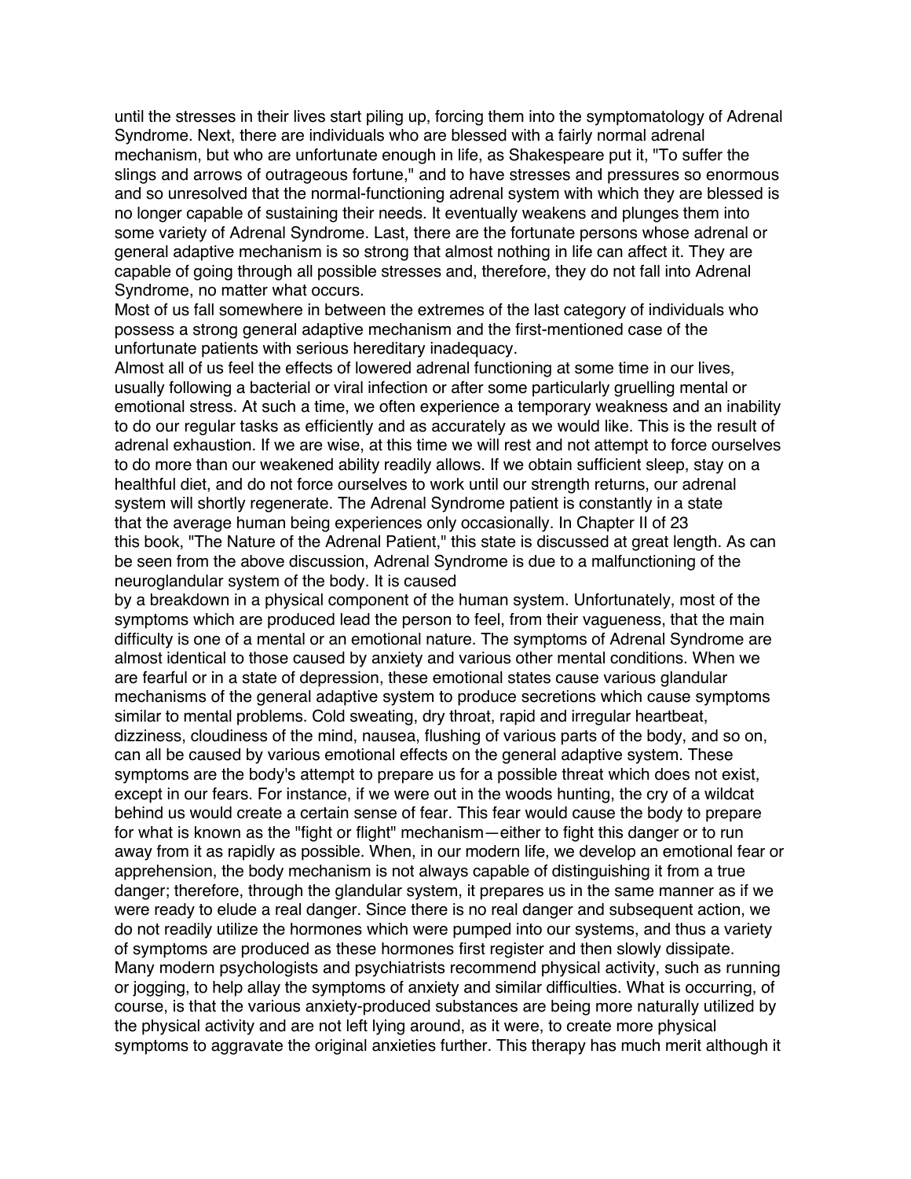until the stresses in their lives start piling up, forcing them into the symptomatology of Adrenal Syndrome. Next, there are individuals who are blessed with a fairly normal adrenal mechanism, but who are unfortunate enough in life, as Shakespeare put it, "To suffer the slings and arrows of outrageous fortune," and to have stresses and pressures so enormous and so unresolved that the normal-functioning adrenal system with which they are blessed is no longer capable of sustaining their needs. It eventually weakens and plunges them into some variety of Adrenal Syndrome. Last, there are the fortunate persons whose adrenal or general adaptive mechanism is so strong that almost nothing in life can affect it. They are capable of going through all possible stresses and, therefore, they do not fall into Adrenal Syndrome, no matter what occurs.

Most of us fall somewhere in between the extremes of the last category of individuals who possess a strong general adaptive mechanism and the first-mentioned case of the unfortunate patients with serious hereditary inadequacy.

Almost all of us feel the effects of lowered adrenal functioning at some time in our lives, usually following a bacterial or viral infection or after some particularly gruelling mental or emotional stress. At such a time, we often experience a temporary weakness and an inability to do our regular tasks as efficiently and as accurately as we would like. This is the result of adrenal exhaustion. If we are wise, at this time we will rest and not attempt to force ourselves to do more than our weakened ability readily allows. If we obtain sufficient sleep, stay on a healthful diet, and do not force ourselves to work until our strength returns, our adrenal system will shortly regenerate. The Adrenal Syndrome patient is constantly in a state that the average human being experiences only occasionally. In Chapter II of this book, "The Nature of the Adrenal Patient," this state is discussed at great length. As can be seen from the above discussion, Adrenal Syndrome is due to a malfunctioning of the neuroglandular system of the body. It is caused by a breakdown in a physical component of the human system. Unfortunately, most of the symptoms which are produced lead the person to feel, from their vagueness, that the main difficulty is one of a mental or an emotional nature. The symptoms of Adrenal Syndrome are almost identical to those caused by anxiety and various other mental conditions. When we are fearful or in a state of depression, these emotional states cause various glandular mechanisms of the general adaptive system to produce secretions which cause symptoms similar to mental problems. Cold sweating, dry throat, rapid and irregular heartbeat, dizziness, cloudiness of the mind, nausea, flushing of various parts of the body, and so on, can all be caused by various emotional effects on the general adaptive system. These symptoms are the body's attempt to prepare us for a possible threat which does not exist, except in our fears. For instance, if we were out in the woods hunting, the cry of a wildcat behind us would create a certain sense of fear. This fear would cause the body to prepare for what is known as the "fight or flight" mechanism—either to fight this danger or to run away from it as rapidly as possible. When, in our modern life, we develop an emotional fear or apprehension, the body mechanism is not always capable of distinguishing it from a true danger; therefore, through the glandular system, it prepares us in the same manner as if we were ready to elude a real danger. Since there is no real danger and subsequent action, we do not readily utilize the hormones which were pumped into our systems, and thus a variety of symptoms are produced as these hormones first register and then slowly dissipate.

Many modern psychologists and psychiatrists recommend physical activity, such as running or jogging, to help allay the symptoms of anxiety and similar difficulties. What is occurring, of course, is that the various anxiety-produced substances are being more naturally utilized by the physical activity and are not left lying around, as it were, to create more physical symptoms to aggravate the original anxieties further. This therapy has much merit although it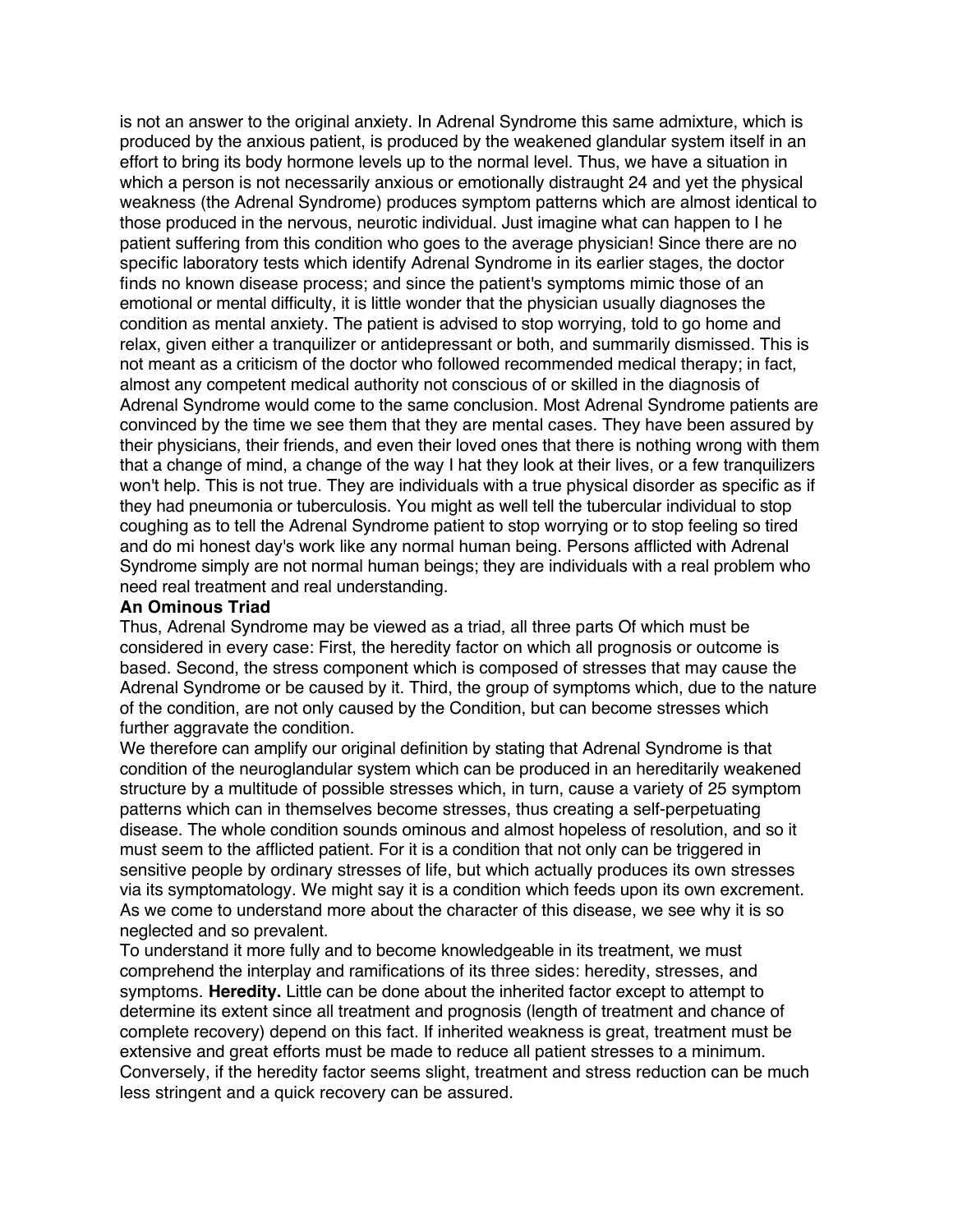is not an answer to the original anxiety. In Adrenal Syndrome this same admixture, which is produced by the anxious patient, is produced by the weakened glandular system itself in an effort to bring its body hormone levels up to the normal level. Thus, we have a situation in which a person is not necessarily anxious or emotionally distraught 24 and yet the physical weakness (the Adrenal Syndrome) produces symptom patterns which are almost identical to those produced in the nervous, neurotic individual. Just imagine what can happen to I he patient suffering from this condition who goes to the average physician! Since there are no specific laboratory tests which identify Adrenal Syndrome in its earlier stages, the doctor finds no known disease process; and since the patient's symptoms mimic those of an emotional or mental difficulty, it is little wonder that the physician usually diagnoses the condition as mental anxiety. The patient is advised to stop worrying, told to go home and relax, given either a tranquilizer or antidepressant or both, and summarily dismissed. This is not meant as a criticism of the doctor who followed recommended medical therapy; in fact, almost any competent medical authority not conscious of or skilled in the diagnosis of Adrenal Syndrome would come to the same conclusion. Most Adrenal Syndrome patients are convinced by the time we see them that they are mental cases. They have been assured by their physicians, their friends, and even their loved ones that there is nothing wrong with them that a change of mind, a change of the way I hat they look at their lives, or a few tranquilizers won't help. This is not true. They are individuals with a true physical disorder as specific as if they had pneumonia or tuberculosis. You might as well tell the tubercular individual to stop coughing as to tell the Adrenal Syndrome patient to stop worrying or to stop feeling so tired and do mi honest day's work like any normal human being. Persons afflicted with Adrenal Syndrome simply are not normal human beings; they are individuals with a real problem who need real treatment and real understanding.

**An Ominous Triad**

Thus, Adrenal Syndrome may be viewed as a triad, all three parts Of which must be considered in every case: First, the heredity factor on which all prognosis or outcome is based. Second, the stress component which is composed of stresses that may cause the Adrenal Syndrome or be caused by it. Third, the group of symptoms which, due to the nature of the condition, are not only caused by the Condition, but can become stresses which further aggravate the condition.

We therefore can amplify our original definition by stating that Adrenal Syndrome is that condition of the neuroglandular system which can be produced in an hereditarily weakened structure by a multitude of possible stresses which, in turn, cause a variety of 25 symptom patterns which can in themselves become stresses, thus creating a self-perpetuating disease. The whole condition sounds ominous and almost hopeless of resolution, and so it must seem to the afflicted patient. For it is a condition that not only can be triggered in sensitive people by ordinary stresses of life, but which actually produces its own stresses via its symptomatology. We might say it is a condition which feeds upon its own excrement. As we come to understand more about the character of this disease, we see why it is so neglected and so prevalent.

To understand it more fully and to become knowledgeable in its treatment, we must comprehend the interplay and ramifications of its three sides: heredity, stresses, and symptoms. **Heredity.** Little can be done about the inherited factor except to attempt to determine its extent since all treatment and prognosis (length of treatment and chance of complete recovery) depend on this fact. If inherited weakness is great, treatment must be extensive and great efforts must be made to reduce all patient stresses to a minimum. Conversely, if the heredity factor seems slight, treatment and stress reduction can be much less stringent and a quick recovery can be assured.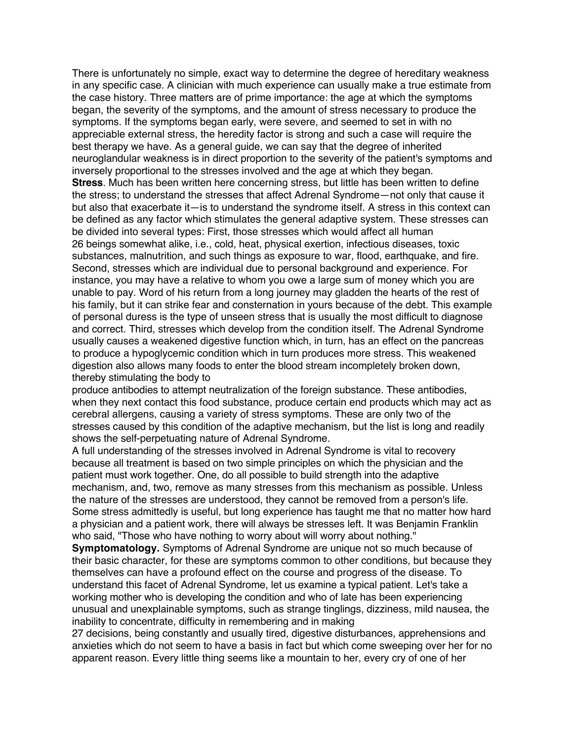There is unfortunately no simple, exact way to determine the degree of hereditary weakness in any specific case. A clinician with much experience can usually make a true estimate from the case history. Three matters are of prime importance: the age at which the symptoms began, the severity of the symptoms, and the amount of stress necessary to produce the symptoms. If the symptoms began early, were severe, and seemed to set in with no appreciable external stress, the heredity factor is strong and such a case will require the best therapy we have. As a general guide, we can say that the degree of inherited neuroglandular weakness is in direct proportion to the severity of the patient's symptoms and inversely proportional to the stresses involved and the age at which they began.

**Stress**. Much has been written here concerning stress, but little has been written to define the stress; to understand the stresses that affect Adrenal Syndrome—not only that cause it but also that exacerbate it—is to understand the syndrome itself. A stress in this context can be defined as any factor which stimulates the general adaptive system. These stresses can be divided into several types: First, those stresses which would affect all human beings somewhat alike, i.e., cold, heat, physical exertion, infectious diseases, toxic substances, malnutrition, and such things as exposure to war, flood, earthquake, and fire. Second, stresses which are individual due to personal background and experience. For instance, you may have a relative to whom you owe a large sum of money which you are unable to pay. Word of his return from a long journey may gladden the hearts of the rest of his family, but it can strike fear and consternation in yours because of the debt. This example of personal duress is the type of unseen stress that is usually the most difficult to diagnose and correct. Third, stresses which develop from the condition itself. The Adrenal Syndrome usually causes a weakened digestive function which, in turn, has an effect on the pancreas to produce a hypoglycemic condition which in turn produces more stress. This weakened digestion also allows many foods to enter the blood stream incompletely broken down, thereby stimulating the body to produce antibodies to attempt neutralization of the foreign substance. These antibodies, when they next contact this food substance, produce certain end products which may act as cerebral allergens, causing a variety of stress symptoms. These are only two of the stresses caused by this condition of the adaptive mechanism, but the list is long and readily shows the self-perpetuating nature of Adrenal Syndrome.

A full understanding of the stresses involved in Adrenal Syndrome is vital to recovery because all treatment is based on two simple principles on which the physician and the patient must work together. One, do all possible to build strength into the adaptive mechanism, and, two, remove as many stresses from this mechanism as possible. Unless the nature of the stresses are understood, they cannot be removed from a person's life. Some stress admittedly is useful, but long experience has taught me that no matter how hard a physician and a patient work, there will always be stresses left. It was Benjamin Franklin who said, "Those who have nothing to worry about will worry about nothing."

**Symptomatology.** Symptoms of Adrenal Syndrome are unique not so much because of their basic character, for these are symptoms common to other conditions, but because they themselves can have a profound effect on the course and progress of the disease. To understand this facet of Adrenal Syndrome, let us examine a typical patient. Let's take a working mother who is developing the condition and who of late has been experiencing unusual and unexplainable symptoms, such as strange tinglings, dizziness, mild nausea, the inability to concentrate, difficulty in remembering and in making decisions, being constantly and usually tired, digestive disturbances, apprehensions and anxieties which do not seem to have a basis in fact but which come sweeping over her for no apparent reason. Every little thing seems like a mountain to her, every cry of one of her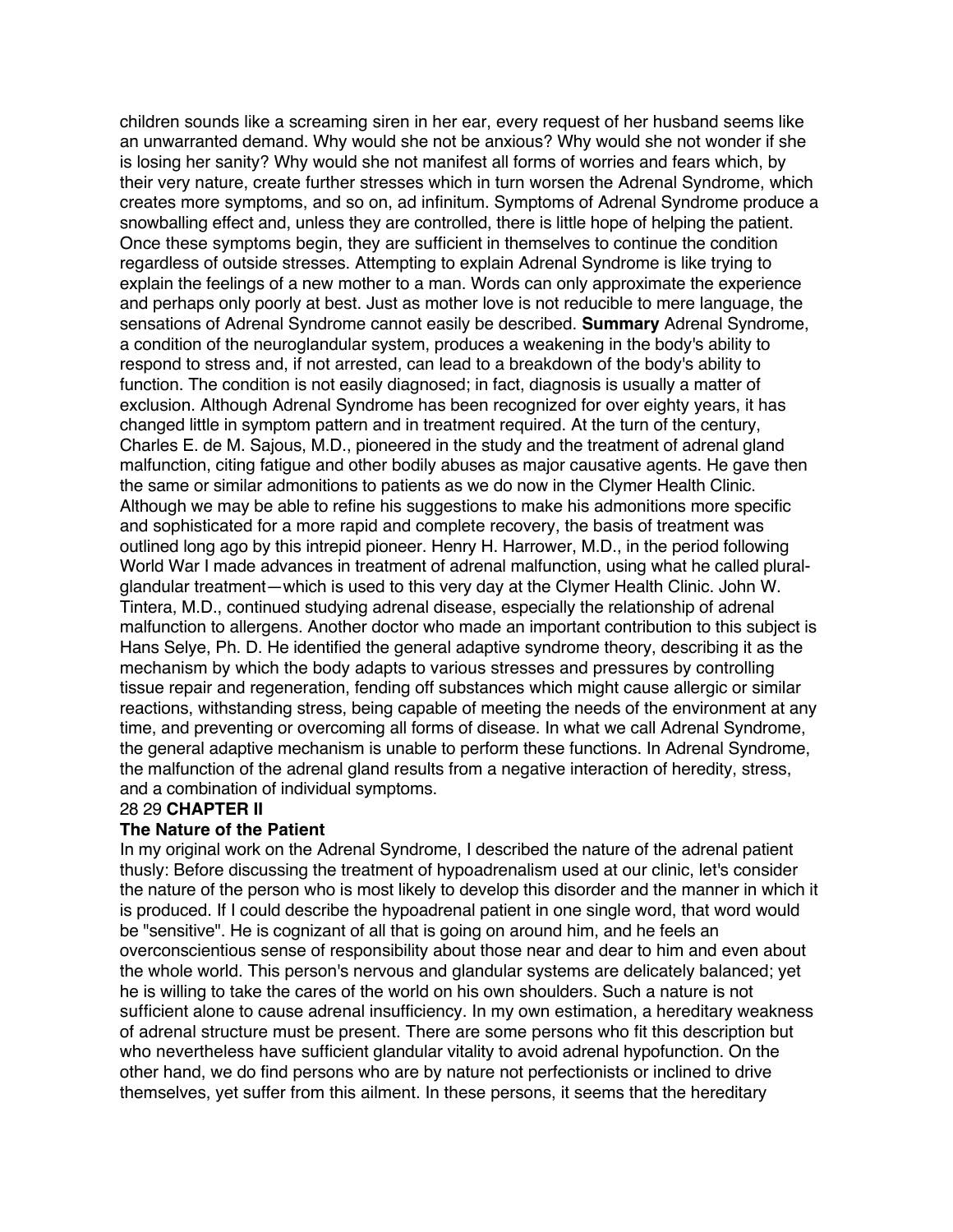children sounds like a screaming siren in her ear, every request of her husband seems like an unwarranted demand. Why would she not be anxious? Why would she not wonder if she is losing her sanity? Why would she not manifest all forms of worries and fears which, by their very nature, create further stresses which in turn worsen the Adrenal Syndrome, which creates more symptoms, and so on, ad infinitum. Symptoms of Adrenal Syndrome produce a snowballing effect and, unless they are controlled, there is little hope of helping the patient. Once these symptoms begin, they are sufficient in themselves to continue the condition regardless of outside stresses. Attempting to explain Adrenal Syndrome is like trying to explain the feelings of a new mother to a man. Words can only approximate the experience and perhaps only poorly at best. Just as mother love is not reducible to mere language, the sensations of Adrenal Syndrome cannot easily be described. **Summary** Adrenal Syndrome, a condition of the neuroglandular system, produces a weakening in the body's ability to respond to stress and, if not arrested, can lead to a breakdown of the body's ability to function. The condition is not easily diagnosed; in fact, diagnosis is usually a matter of exclusion. Although Adrenal Syndrome has been recognized for over eighty years, it has changed little in symptom pattern and in treatment required. At the turn of the century, Charles E. de M. Sajous, M.D., pioneered in the study and the treatment of adrenal gland malfunction, citing fatigue and other bodily abuses as major causative agents. He gave then the same or similar admonitions to patients as we do now in the Clymer Health Clinic. Although we may be able to refine his suggestions to make his admonitions more specific and sophisticated for a more rapid and complete recovery, the basis of treatment was outlined long ago by this intrepid pioneer. Henry H. Harrower, M.D., in the period following World War I made advances in treatment of adrenal malfunction, using what he called plural-glandular treatment—which is used to this very day at the Clymer Health Clinic. John W. Tintera, M.D., continued studying adrenal disease, especially the relationship of adrenal malfunction to allergens. Another doctor who made an important contribution to this subject is Hans Selye, Ph. D. He identified the general adaptive syndrome theory, describing it as the mechanism by which the body adapts to various stresses and pressures by controlling tissue repair and regeneration, fending off substances which might cause allergic or similar reactions, withstanding stress, being capable of meeting the needs of the environment at any time, and preventing or overcoming all forms of disease. In what we call Adrenal Syndrome, the general adaptive mechanism is unable to perform these functions. In Adrenal Syndrome, the malfunction of the adrenal gland results from a negative interaction of heredity, stress, and a combination of individual symptoms.

## CHAPTER II

### The Nature of the Patient

In my original work on the Adrenal Syndrome, I described the nature of the adrenal patient thusly: Before discussing the treatment of hypoadrenalism used at our clinic, let's consider the nature of the person who is most likely to develop this disorder and the manner in which it is produced. If I could describe the hypoadrenal patient in one single word, that word would be "sensitive". He is cognizant of all that is going on around him, and he feels an overconscientious sense of responsibility about those near and dear to him and even about the whole world. This person's nervous and glandular systems are delicately balanced; yet he is willing to take the cares of the world on his own shoulders. Such a nature is not sufficient alone to cause adrenal insufficiency. In my own estimation, a hereditary weakness of adrenal structure must be present. There are some persons who fit this description but who nevertheless have sufficient glandular vitality to avoid adrenal hypofunction. On the other hand, we do find persons who are by nature not perfectionists or inclined to drive themselves, yet suffer from this ailment. In these persons, it seems that the hereditary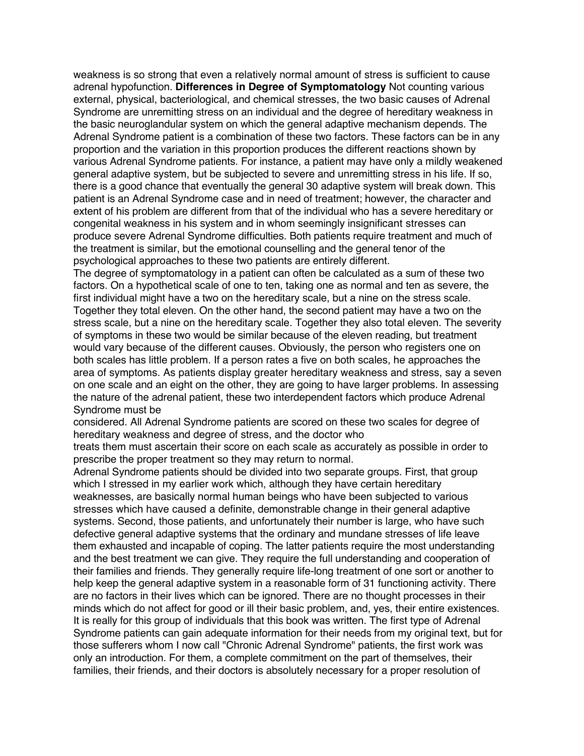weakness is so strong that even a relatively normal amount of stress is sufficient to cause adrenal hypofunction. **Differences in Degree of Symptomatology** Not counting various external, physical, bacteriological, and chemical stresses, the two basic causes of Adrenal Syndrome are unremitting stress on an individual and the degree of hereditary weakness in the basic neuroglandular system on which the general adaptive mechanism depends. The Adrenal Syndrome patient is a combination of these two factors. These factors can be in any proportion and the variation in this proportion produces the different reactions shown by various Adrenal Syndrome patients. For instance, a patient may have only a mildly weakened general adaptive system, but be subjected to severe and unremitting stress in his life. If so, there is a good chance that eventually the general 30 adaptive system will break down. This patient is an Adrenal Syndrome case and in need of treatment; however, the character and extent of his problem are different from that of the individual who has a severe hereditary or congenital weakness in his system and in whom seemingly insignificant stresses can produce severe Adrenal Syndrome difficulties. Both patients require treatment and much of the treatment is similar, but the emotional counselling and the general tenor of the psychological approaches to these two patients are entirely different.

The degree of symptomatology in a patient can often be calculated as a sum of these two factors. On a hypothetical scale of one to ten, taking one as normal and ten as severe, the first individual might have a two on the hereditary scale, but a nine on the stress scale. Together they total eleven. On the other hand, the second patient may have a two on the stress scale, but a nine on the hereditary scale. Together they also total eleven. The severity of symptoms in these two would be similar because of the eleven reading, but treatment would vary because of the different causes. Obviously, the person who registers one on both scales has little problem. If a person rates a five on both scales, he approaches the area of symptoms. As patients display greater hereditary weakness and stress, say a seven on one scale and an eight on the other, they are going to have larger problems. In assessing the nature of the adrenal patient, these two interdependent factors which produce Adrenal Syndrome must be considered. All Adrenal Syndrome patients are scored on these two scales for degree of hereditary weakness and degree of stress, and the doctor who treats them must ascertain their score on each scale as accurately as possible in order to prescribe the proper treatment so they may return to normal.

Adrenal Syndrome patients should be divided into two separate groups. First, that group which I stressed in my earlier work which, although they have certain hereditary weaknesses, are basically normal human beings who have been subjected to various stresses which have caused a definite, demonstrable change in their general adaptive systems. Second, those patients, and unfortunately their number is large, who have such defective general adaptive systems that the ordinary and mundane stresses of life leave them exhausted and incapable of coping. The latter patients require the most understanding and the best treatment we can give. They require the full understanding and cooperation of their families and friends. They generally require life-long treatment of one sort or another to help keep the general adaptive system in a reasonable form of 31 functioning activity. There are no factors in their lives which can be ignored. There are no thought processes in their minds which do not affect for good or ill their basic problem, and, yes, their entire existences. It is really for this group of individuals that this book was written. The first type of Adrenal Syndrome patients can gain adequate information for their needs from my original text, but for those sufferers whom I now call "Chronic Adrenal Syndrome" patients, the first work was only an introduction. For them, a complete commitment on the part of themselves, their families, their friends, and their doctors is absolutely necessary for a proper resolution of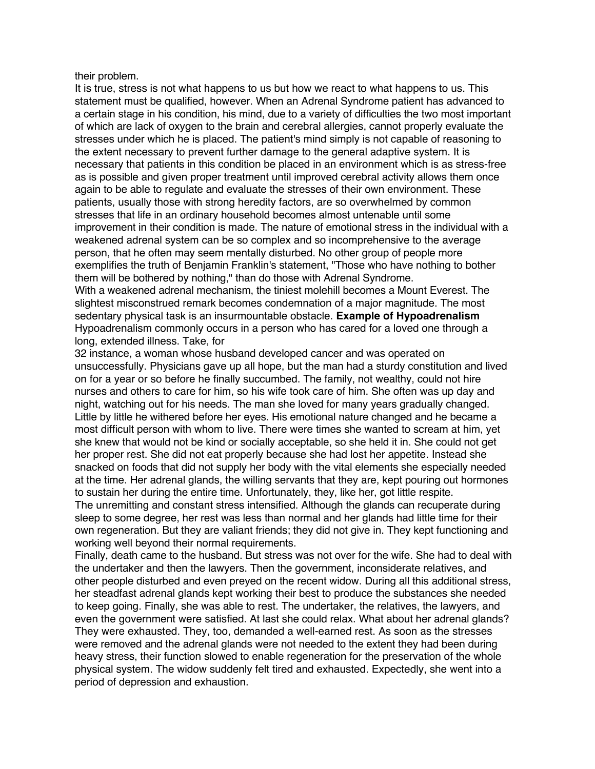their problem.

It is true, stress is not what happens to us but how we react to what happens to us. This statement must be qualified, however. When an Adrenal Syndrome patient has advanced to a certain stage in his condition, his mind, due to a variety of difficulties the two most important of which are lack of oxygen to the brain and cerebral allergies, cannot properly evaluate the stresses under which he is placed. The patient's mind simply is not capable of reasoning to the extent necessary to prevent further damage to the general adaptive system. It is necessary that patients in this condition be placed in an environment which is as stress-free as is possible and given proper treatment until improved cerebral activity allows them once again to be able to regulate and evaluate the stresses of their own environment. These patients, usually those with strong heredity factors, are so overwhelmed by common stresses that life in an ordinary household becomes almost untenable until some improvement in their condition is made. The nature of emotional stress in the individual with a weakened adrenal system can be so complex and so incomprehensive to the average person, that he often may seem mentally disturbed. No other group of people more exemplifies the truth of Benjamin Franklin's statement, "Those who have nothing to bother them will be bothered by nothing," than do those with Adrenal Syndrome.

With a weakened adrenal mechanism, the tiniest molehill becomes a Mount Everest. The slightest misconstrued remark becomes condemnation of a major magnitude. The most sedentary physical task is an insurmountable obstacle. **Example of Hypoadrenalism**

Hypoadrenalism commonly occurs in a person who has cared for a loved one through a long, extended illness. Take, for instance, a woman whose husband developed cancer and was operated on unsuccessfully. Physicians gave up all hope, but the man had a sturdy constitution and lived on for a year or so before he finally succumbed. The family, not wealthy, could not hire nurses and others to care for him, so his wife took care of him. She often was up day and night, watching out for his needs. The man she loved for many years gradually changed. Little by little he withered before her eyes. His emotional nature changed and he became a most difficult person with whom to live. There were times she wanted to scream at him, yet she knew that would not be kind or socially acceptable, so she held it in. She could not get her proper rest. She did not eat properly because she had lost her appetite. Instead she snacked on foods that did not supply her body with the vital elements she especially needed at the time. Her adrenal glands, the willing servants that they are, kept pouring out hormones to sustain her during the entire time. Unfortunately, they, like her, got little respite.

The unremitting and constant stress intensified. Although the glands can recuperate during sleep to some degree, her rest was less than normal and her glands had little time for their own regeneration. But they are valiant friends; they did not give in. They kept functioning and working well beyond their normal requirements.

Finally, death came to the husband. But stress was not over for the wife. She had to deal with the undertaker and then the lawyers. Then the government, inconsiderate relatives, and other people disturbed and even preyed on the recent widow. During all this additional stress, her steadfast adrenal glands kept working their best to produce the substances she needed to keep going. Finally, she was able to rest. The undertaker, the relatives, the lawyers, and even the government were satisfied. At last she could relax. What about her adrenal glands? They were exhausted. They, too, demanded a well-earned rest. As soon as the stresses were removed and the adrenal glands were not needed to the extent they had been during heavy stress, their function slowed to enable regeneration for the preservation of the whole physical system. The widow suddenly felt tired and exhausted. Expectedly, she went into a period of depression and exhaustion.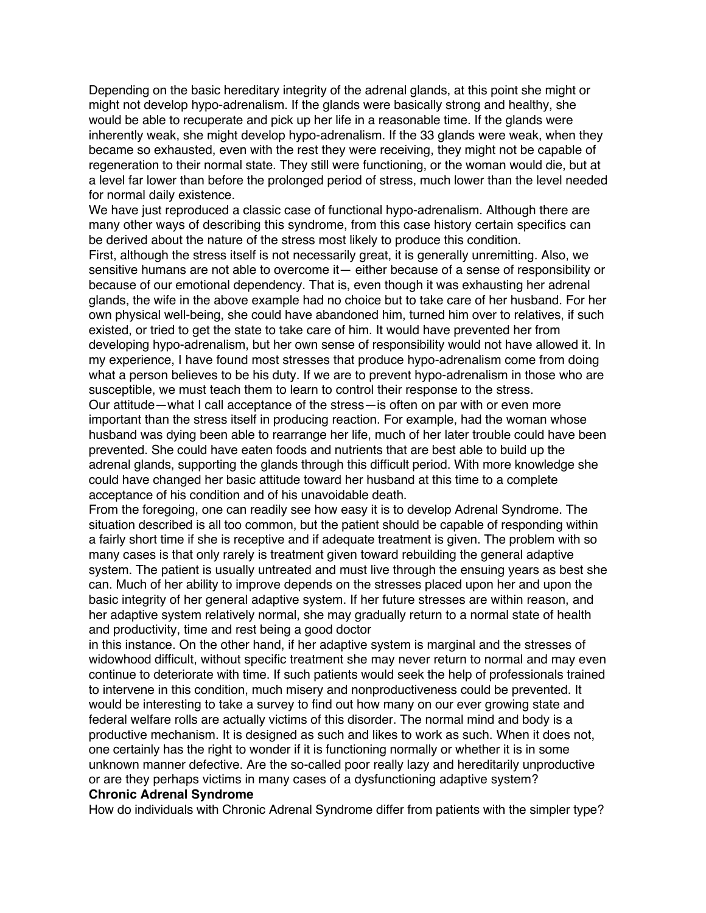Depending on the basic hereditary integrity of the adrenal glands, at this point she might or might not develop hypo-adrenalism. If the glands were basically strong and healthy, she would be able to recuperate and pick up her life in a reasonable time. If the glands were inherently weak, she might develop hypo-adrenalism. If the 33 glands were weak, when they became so exhausted, even with the rest they were receiving, they might not be capable of regeneration to their normal state. They still were functioning, or the woman would die, but at a level far lower than before the prolonged period of stress, much lower than the level needed for normal daily existence.

We have just reproduced a classic case of functional hypo-adrenalism. Although there are many other ways of describing this syndrome, from this case history certain specifics can be derived about the nature of the stress most likely to produce this condition.

First, although the stress itself is not necessarily great, it is generally unremitting. Also, we sensitive humans are not able to overcome it— either because of a sense of responsibility or because of our emotional dependency. That is, even though it was exhausting her adrenal glands, the wife in the above example had no choice but to take care of her husband. For her own physical well-being, she could have abandoned him, turned him over to relatives, if such existed, or tried to get the state to take care of him. It would have prevented her from developing hypo-adrenalism, but her own sense of responsibility would not have allowed it. In my experience, I have found most stresses that produce hypo-adrenalism come from doing what a person believes to be his duty. If we are to prevent hypo-adrenalism in those who are susceptible, we must teach them to learn to control their response to the stress.

Our attitude—what I call acceptance of the stress—is often on par with or even more important than the stress itself in producing reaction. For example, had the woman whose husband was dying been able to rearrange her life, much of her later trouble could have been prevented. She could have eaten foods and nutrients that are best able to build up the adrenal glands, supporting the glands through this difficult period. With more knowledge she could have changed her basic attitude toward her husband at this time to a complete acceptance of his condition and of his unavoidable death.

From the foregoing, one can readily see how easy it is to develop Adrenal Syndrome. The situation described is all too common, but the patient should be capable of responding within a fairly short time if she is receptive and if adequate treatment is given. The problem with so many cases is that only rarely is treatment given toward rebuilding the general adaptive system. The patient is usually untreated and must live through the ensuing years as best she can. Much of her ability to improve depends on the stresses placed upon her and upon the basic integrity of her general adaptive system. If her future stresses are within reason, and her adaptive system relatively normal, she may gradually return to a normal state of health and productivity, time and rest being a good doctor in this instance. On the other hand, if her adaptive system is marginal and the stresses of widowhood difficult, without specific treatment she may never return to normal and may even continue to deteriorate with time. If such patients would seek the help of professionals trained to intervene in this condition, much misery and nonproductiveness could be prevented. It would be interesting to take a survey to find out how many on our ever growing state and federal welfare rolls are actually victims of this disorder. The normal mind and body is a productive mechanism. It is designed as such and likes to work as such. When it does not, one certainly has the right to wonder if it is functioning normally or whether it is in some unknown manner defective. Are the so-called poor really lazy and hereditarily unproductive or are they perhaps victims in many cases of a dysfunctioning adaptive system?

**Chronic Adrenal Syndrome**

How do individuals with Chronic Adrenal Syndrome differ from patients with the simpler type?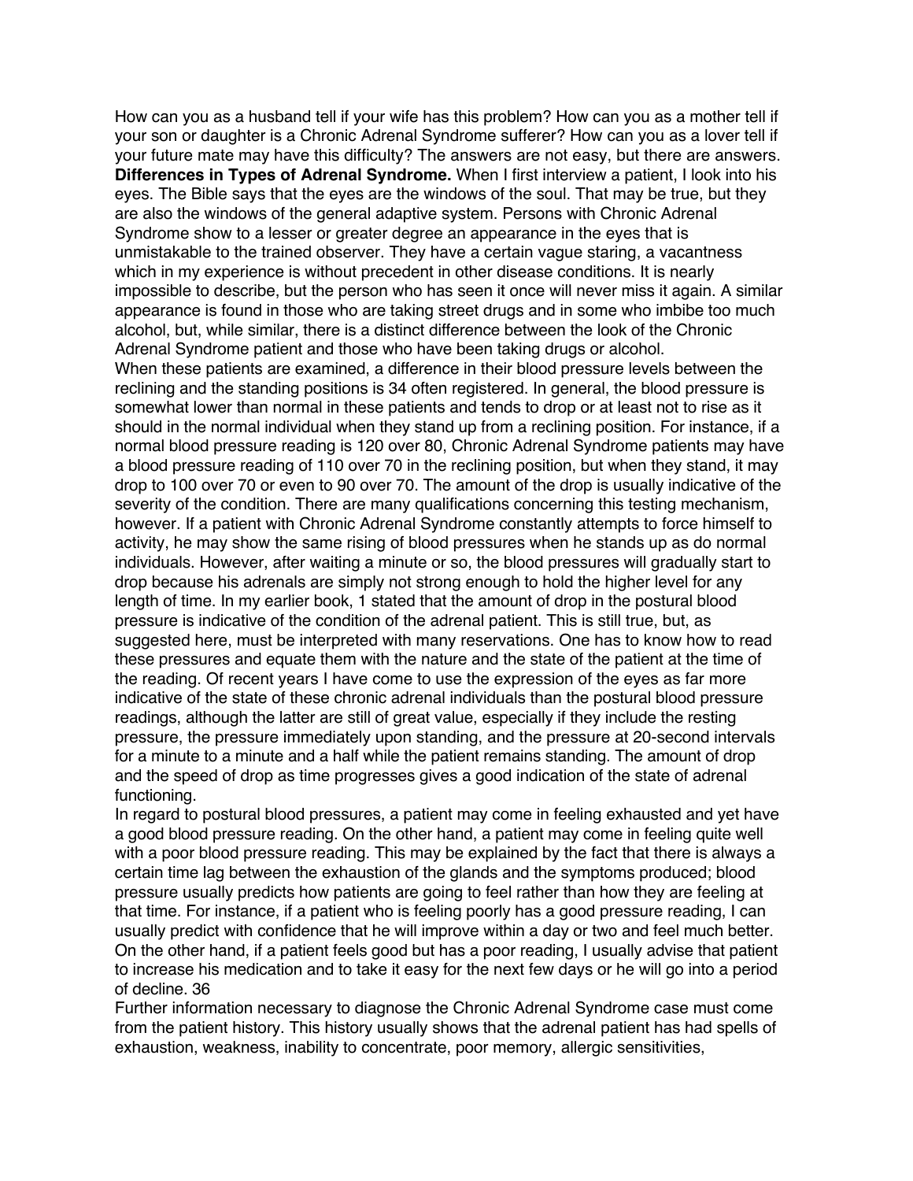How can you as a husband tell if your wife has this problem? How can you as a mother tell if your son or daughter is a Chronic Adrenal Syndrome sufferer? How can you as a lover tell if your future mate may have this difficulty? The answers are not easy, but there are answers.

**Differences in Types of Adrenal Syndrome.** When I first interview a patient, I look into his eyes. The Bible says that the eyes are the windows of the soul. That may be true, but they are also the windows of the general adaptive system. Persons with Chronic Adrenal Syndrome show to a lesser or greater degree an appearance in the eyes that is unmistakable to the trained observer. They have a certain vague staring, a vacantness which in my experience is without precedent in other disease conditions. It is nearly impossible to describe, but the person who has seen it once will never miss it again. A similar appearance is found in those who are taking street drugs and in some who imbibe too much alcohol, but, while similar, there is a distinct difference between the look of the Chronic Adrenal Syndrome patient and those who have been taking drugs or alcohol.

When these patients are examined, a difference in their blood pressure levels between the reclining and the standing positions is 34 often registered. In general, the blood pressure is somewhat lower than normal in these patients and tends to drop or at least not to rise as it should in the normal individual when they stand up from a reclining position. For instance, if a normal blood pressure reading is 120 over 80, Chronic Adrenal Syndrome patients may have a blood pressure reading of 110 over 70 in the reclining position, but when they stand, it may drop to 100 over 70 or even to 90 over 70. The amount of the drop is usually indicative of the severity of the condition. There are many qualifications concerning this testing mechanism, however. If a patient with Chronic Adrenal Syndrome constantly attempts to force himself to activity, he may show the same rising of blood pressures when he stands up as do normal individuals. However, after waiting a minute or so, the blood pressures will gradually start to drop because his adrenals are simply not strong enough to hold the higher level for any length of time. In my earlier book, 1 stated that the amount of drop in the postural blood pressure is indicative of the condition of the adrenal patient. This is still true, but, as suggested here, must be interpreted with many reservations. One has to know how to read these pressures and equate them with the nature and the state of the patient at the time of the reading. Of recent years I have come to use the expression of the eyes as far more indicative of the state of these chronic adrenal individuals than the postural blood pressure readings, although the latter are still of great value, especially if they include the resting pressure, the pressure immediately upon standing, and the pressure at 20-second intervals for a minute to a minute and a half while the patient remains standing. The amount of drop and the speed of drop as time progresses gives a good indication of the state of adrenal functioning.

In regard to postural blood pressures, a patient may come in feeling exhausted and yet have a good blood pressure reading. On the other hand, a patient may come in feeling quite well with a poor blood pressure reading. This may be explained by the fact that there is always a certain time lag between the exhaustion of the glands and the symptoms produced; blood pressure usually predicts how patients are going to feel rather than how they are feeling at that time. For instance, if a patient who is feeling poorly has a good pressure reading, I can usually predict with confidence that he will improve within a day or two and feel much better. On the other hand, if a patient feels good but has a poor reading, I usually advise that patient to increase his medication and to take it easy for the next few days or he will go into a period of decline. 36

Further information necessary to diagnose the Chronic Adrenal Syndrome case must come from the patient history. This history usually shows that the adrenal patient has had spells of exhaustion, weakness, inability to concentrate, poor memory, allergic sensitivities,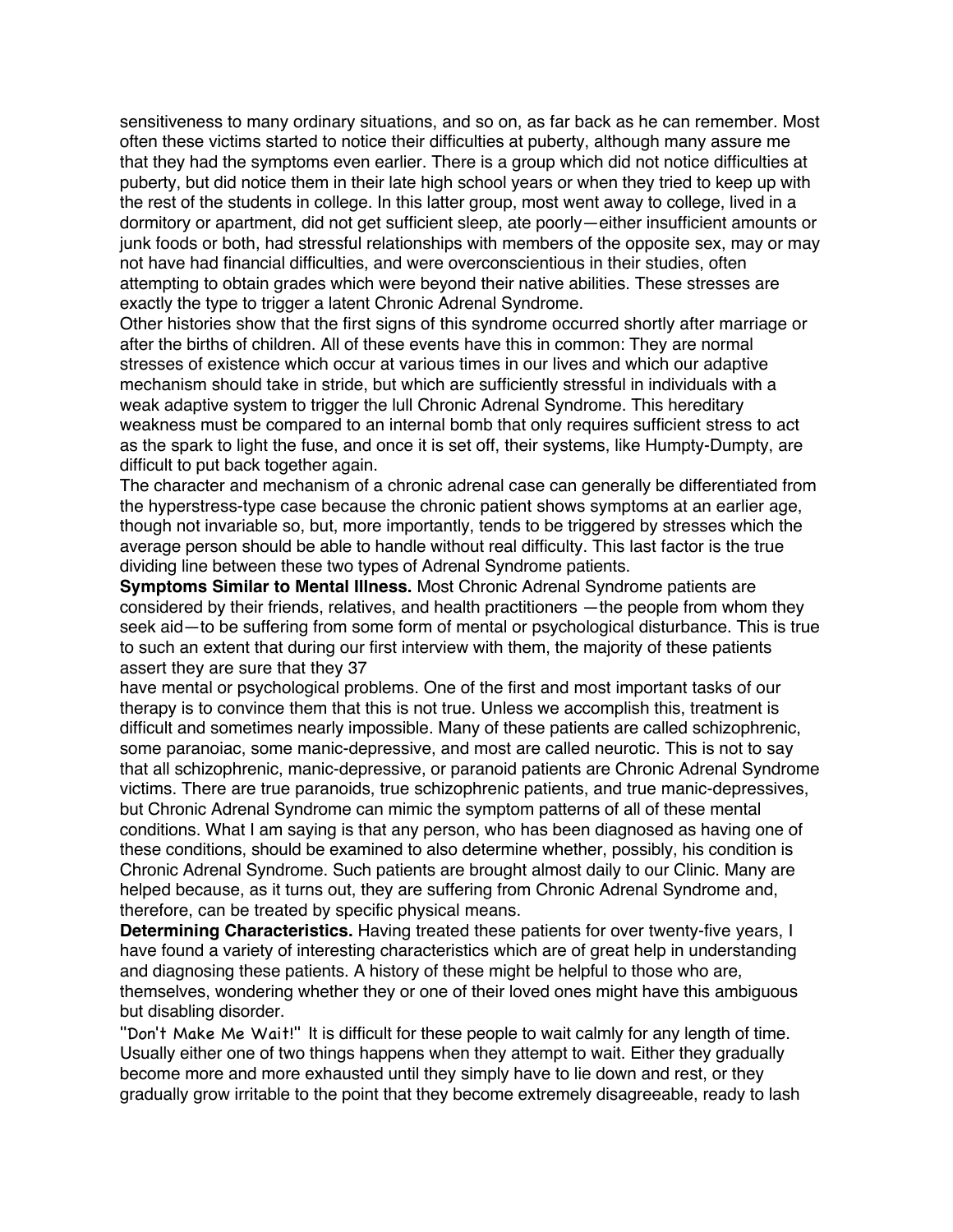sensitiveness to many ordinary situations, and so on, as far back as he can remember. Most often these victims started to notice their difficulties at puberty, although many assure me that they had the symptoms even earlier. There is a group which did not notice difficulties at puberty, but did notice them in their late high school years or when they tried to keep up with the rest of the students in college. In this latter group, most went away to college, lived in a dormitory or apartment, did not get sufficient sleep, ate poorly—either insufficient amounts or junk foods or both, had stressful relationships with members of the opposite sex, may or may not have had financial difficulties, and were overconscientious in their studies, often attempting to obtain grades which were beyond their native abilities. These stresses are exactly the type to trigger a latent Chronic Adrenal Syndrome.

Other histories show that the first signs of this syndrome occurred shortly after marriage or after the births of children. All of these events have this in common: They are normal stresses of existence which occur at various times in our lives and which our adaptive mechanism should take in stride, but which are sufficiently stressful in individuals with a weak adaptive system to trigger the lull Chronic Adrenal Syndrome. This hereditary weakness must be compared to an internal bomb that only requires sufficient stress to act as the spark to light the fuse, and once it is set off, their systems, like Humpty-Dumpty, are difficult to put back together again.

The character and mechanism of a chronic adrenal case can generally be differentiated from the hyperstress-type case because the chronic patient shows symptoms at an earlier age, though not invariable so, but, more importantly, tends to be triggered by stresses which the average person should be able to handle without real difficulty. This last factor is the true dividing line between these two types of Adrenal Syndrome patients.

**Symptoms Similar to Mental Illness.** Most Chronic Adrenal Syndrome patients are considered by their friends, relatives, and health practitioners —the people from whom they seek aid—to be suffering from some form of mental or psychological disturbance. This is true to such an extent that during our first interview with them, the majority of these patients assert they are sure that they 37

have mental or psychological problems. One of the first and most important tasks of our therapy is to convince them that this is not true. Unless we accomplish this, treatment is difficult and sometimes nearly impossible. Many of these patients are called schizophrenic, some paranoiac, some manic-depressive, and most are called neurotic. This is not to say that all schizophrenic, manic-depressive, or paranoid patients are Chronic Adrenal Syndrome victims. There are true paranoids, true schizophrenic patients, and true manic-depressives, but Chronic Adrenal Syndrome can mimic the symptom patterns of all of these mental conditions. What I am saying is that any person, who has been diagnosed as having one of these conditions, should be examined to also determine whether, possibly, his condition is Chronic Adrenal Syndrome. Such patients are brought almost daily to our Clinic. Many are helped because, as it turns out, they are suffering from Chronic Adrenal Syndrome and, therefore, can be treated by specific physical means.

**Determining Characteristics.** Having treated these patients for over twenty-five years, I have found a variety of interesting characteristics which are of great help in understanding and diagnosing these patients. A history of these might be helpful to those who are, themselves, wondering whether they or one of their loved ones might have this ambiguous but disabling disorder.

"Don't Make Me Wait!" It is difficult for these people to wait calmly for any length of time. Usually either one of two things happens when they attempt to wait. Either they gradually become more and more exhausted until they simply have to lie down and rest, or they gradually grow irritable to the point that they become extremely disagreeable, ready to lash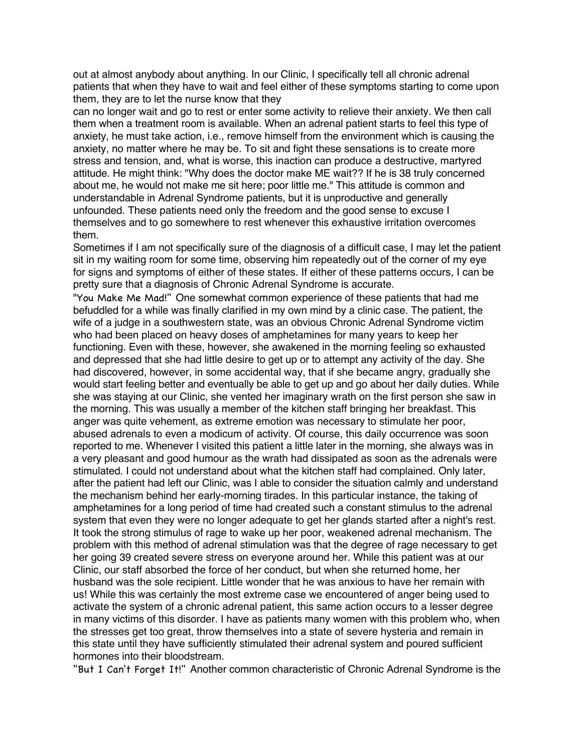out at almost anybody about anything. In our Clinic, I specifically tell all chronic adrenal patients that when they have to wait and feel either of these symptoms starting to come upon them, they are to let the nurse know that they
can no longer wait and go to rest or enter some activity to relieve their anxiety. We then call them when a treatment room is available. When an adrenal patient starts to feel this type of anxiety, he must take action, i.e., remove himself from the environment which is causing the anxiety, no matter where he may be. To sit and fight these sensations is to create more stress and tension, and, what is worse, this inaction can produce a destructive, martyred attitude. He might think: "Why does the doctor make ME wait?? If he is 38 truly concerned about me, he would not make me sit here; poor little me." This attitude is common and understandable in Adrenal Syndrome patients, but it is unproductive and generally unfounded. These patients need only the freedom and the good sense to excuse I themselves and to go somewhere to rest whenever this exhaustive irritation overcomes them.
Sometimes if I am not specifically sure of the diagnosis of a difficult case, I may let the patient sit in my waiting room for some time, observing him repeatedly out of the corner of my eye for signs and symptoms of either of these states. If either of these patterns occurs, I can be pretty sure that a diagnosis of Chronic Adrenal Syndrome is accurate.
"You Make Me Mad!" One somewhat common experience of these patients that had me befuddled for a while was finally clarified in my own mind by a clinic case. The patient, the wife of a judge in a southwestern state, was an obvious Chronic Adrenal Syndrome victim who had been placed on heavy doses of amphetamines for many years to keep her functioning. Even with these, however, she awakened in the morning feeling so exhausted and depressed that she had little desire to get up or to attempt any activity of the day. She had discovered, however, in some accidental way, that if she became angry, gradually she would start feeling better and eventually be able to get up and go about her daily duties. While she was staying at our Clinic, she vented her imaginary wrath on the first person she saw in the morning. This was usually a member of the kitchen staff bringing her breakfast. This anger was quite vehement, as extreme emotion was necessary to stimulate her poor, abused adrenals to even a modicum of activity. Of course, this daily occurrence was soon reported to me. Whenever I visited this patient a little later in the morning, she always was in a very pleasant and good humour as the wrath had dissipated as soon as the adrenals were stimulated. I could not understand about what the kitchen staff had complained. Only later, after the patient had left our Clinic, was I able to consider the situation calmly and understand the mechanism behind her early-morning tirades. In this particular instance, the taking of amphetamines for a long period of time had created such a constant stimulus to the adrenal system that even they were no longer adequate to get her glands started after a night's rest. It took the strong stimulus of rage to wake up her poor, weakened adrenal mechanism. The problem with this method of adrenal stimulation was that the degree of rage necessary to get her going 39 created severe stress on everyone around her. While this patient was at our Clinic, our staff absorbed the force of her conduct, but when she returned home, her husband was the sole recipient. Little wonder that he was anxious to have her remain with us! While this was certainly the most extreme case we encountered of anger being used to activate the system of a chronic adrenal patient, this same action occurs to a lesser degree in many victims of this disorder. I have as patients many women with this problem who, when the stresses get too great, throw themselves into a state of severe hysteria and remain in this state until they have sufficiently stimulated their adrenal system and poured sufficient hormones into their bloodstream.
"But I Can't Forget It!" Another common characteristic of Chronic Adrenal Syndrome is the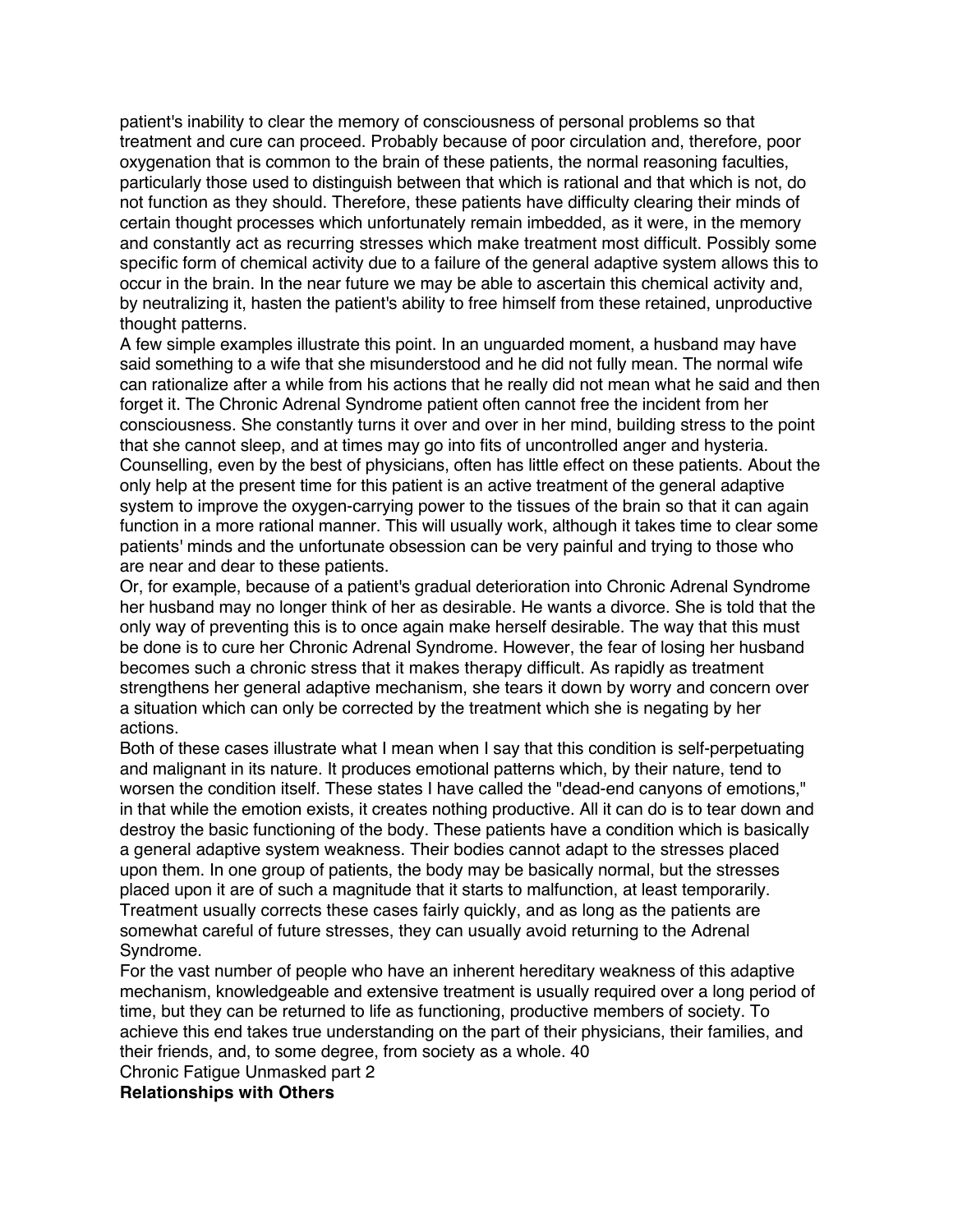patient's inability to clear the memory of consciousness of personal problems so that treatment and cure can proceed. Probably because of poor circulation and, therefore, poor oxygenation that is common to the brain of these patients, the normal reasoning faculties, particularly those used to distinguish between that which is rational and that which is not, do not function as they should. Therefore, these patients have difficulty clearing their minds of certain thought processes which unfortunately remain imbedded, as it were, in the memory and constantly act as recurring stresses which make treatment most difficult. Possibly some specific form of chemical activity due to a failure of the general adaptive system allows this to occur in the brain. In the near future we may be able to ascertain this chemical activity and, by neutralizing it, hasten the patient's ability to free himself from these retained, unproductive thought patterns.

A few simple examples illustrate this point. In an unguarded moment, a husband may have said something to a wife that she misunderstood and he did not fully mean. The normal wife can rationalize after a while from his actions that he really did not mean what he said and then forget it. The Chronic Adrenal Syndrome patient often cannot free the incident from her consciousness. She constantly turns it over and over in her mind, building stress to the point that she cannot sleep, and at times may go into fits of uncontrolled anger and hysteria. Counselling, even by the best of physicians, often has little effect on these patients. About the only help at the present time for this patient is an active treatment of the general adaptive system to improve the oxygen-carrying power to the tissues of the brain so that it can again function in a more rational manner. This will usually work, although it takes time to clear some patients' minds and the unfortunate obsession can be very painful and trying to those who are near and dear to these patients.

Or, for example, because of a patient's gradual deterioration into Chronic Adrenal Syndrome her husband may no longer think of her as desirable. He wants a divorce. She is told that the only way of preventing this is to once again make herself desirable. The way that this must be done is to cure her Chronic Adrenal Syndrome. However, the fear of losing her husband becomes such a chronic stress that it makes therapy difficult. As rapidly as treatment strengthens her general adaptive mechanism, she tears it down by worry and concern over a situation which can only be corrected by the treatment which she is negating by her actions.

Both of these cases illustrate what I mean when I say that this condition is self-perpetuating and malignant in its nature. It produces emotional patterns which, by their nature, tend to worsen the condition itself. These states I have called the "dead-end canyons of emotions," in that while the emotion exists, it creates nothing productive. All it can do is to tear down and destroy the basic functioning of the body. These patients have a condition which is basically a general adaptive system weakness. Their bodies cannot adapt to the stresses placed upon them. In one group of patients, the body may be basically normal, but the stresses placed upon it are of such a magnitude that it starts to malfunction, at least temporarily. Treatment usually corrects these cases fairly quickly, and as long as the patients are somewhat careful of future stresses, they can usually avoid returning to the Adrenal Syndrome.

For the vast number of people who have an inherent hereditary weakness of this adaptive mechanism, knowledgeable and extensive treatment is usually required over a long period of time, but they can be returned to life as functioning, productive members of society. To achieve this end takes true understanding on the part of their physicians, their families, and their friends, and, to some degree, from society as a whole.

**Relationships with Others**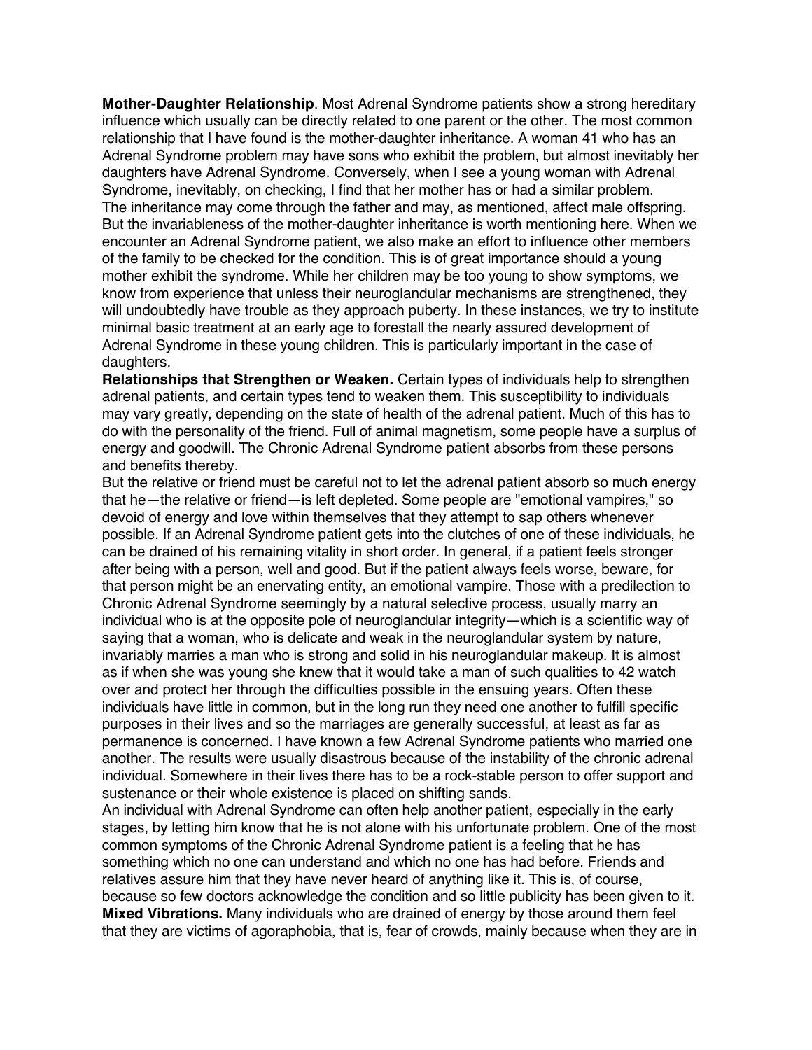**Mother-Daughter Relationship**. Most Adrenal Syndrome patients show a strong hereditary influence which usually can be directly related to one parent or the other. The most common relationship that I have found is the mother-daughter inheritance. A woman 41 who has an Adrenal Syndrome problem may have sons who exhibit the problem, but almost inevitably her daughters have Adrenal Syndrome. Conversely, when I see a young woman with Adrenal Syndrome, inevitably, on checking, I find that her mother has or had a similar problem.
The inheritance may come through the father and may, as mentioned, affect male offspring. But the invariableness of the mother-daughter inheritance is worth mentioning here. When we encounter an Adrenal Syndrome patient, we also make an effort to influence other members of the family to be checked for the condition. This is of great importance should a young mother exhibit the syndrome. While her children may be too young to show symptoms, we know from experience that unless their neuroglandular mechanisms are strengthened, they will undoubtedly have trouble as they approach puberty. In these instances, we try to institute minimal basic treatment at an early age to forestall the nearly assured development of Adrenal Syndrome in these young children. This is particularly important in the case of daughters.
**Relationships that Strengthen or Weaken.** Certain types of individuals help to strengthen adrenal patients, and certain types tend to weaken them. This susceptibility to individuals may vary greatly, depending on the state of health of the adrenal patient. Much of this has to do with the personality of the friend. Full of animal magnetism, some people have a surplus of energy and goodwill. The Chronic Adrenal Syndrome patient absorbs from these persons and benefits thereby.
But the relative or friend must be careful not to let the adrenal patient absorb so much energy that he—the relative or friend—is left depleted. Some people are "emotional vampires," so devoid of energy and love within themselves that they attempt to sap others whenever possible. If an Adrenal Syndrome patient gets into the clutches of one of these individuals, he can be drained of his remaining vitality in short order. In general, if a patient feels stronger after being with a person, well and good. But if the patient always feels worse, beware, for that person might be an enervating entity, an emotional vampire. Those with a predilection to Chronic Adrenal Syndrome seemingly by a natural selective process, usually marry an individual who is at the opposite pole of neuroglandular integrity—which is a scientific way of saying that a woman, who is delicate and weak in the neuroglandular system by nature, invariably marries a man who is strong and solid in his neuroglandular makeup. It is almost as if when she was young she knew that it would take a man of such qualities to 42 watch over and protect her through the difficulties possible in the ensuing years. Often these individuals have little in common, but in the long run they need one another to fulfill specific purposes in their lives and so the marriages are generally successful, at least as far as permanence is concerned. I have known a few Adrenal Syndrome patients who married one another. The results were usually disastrous because of the instability of the chronic adrenal individual. Somewhere in their lives there has to be a rock-stable person to offer support and sustenance or their whole existence is placed on shifting sands.
An individual with Adrenal Syndrome can often help another patient, especially in the early stages, by letting him know that he is not alone with his unfortunate problem. One of the most common symptoms of the Chronic Adrenal Syndrome patient is a feeling that he has something which no one can understand and which no one has had before. Friends and relatives assure him that they have never heard of anything like it. This is, of course, because so few doctors acknowledge the condition and so little publicity has been given to it.
**Mixed Vibrations.** Many individuals who are drained of energy by those around them feel that they are victims of agoraphobia, that is, fear of crowds, mainly because when they are in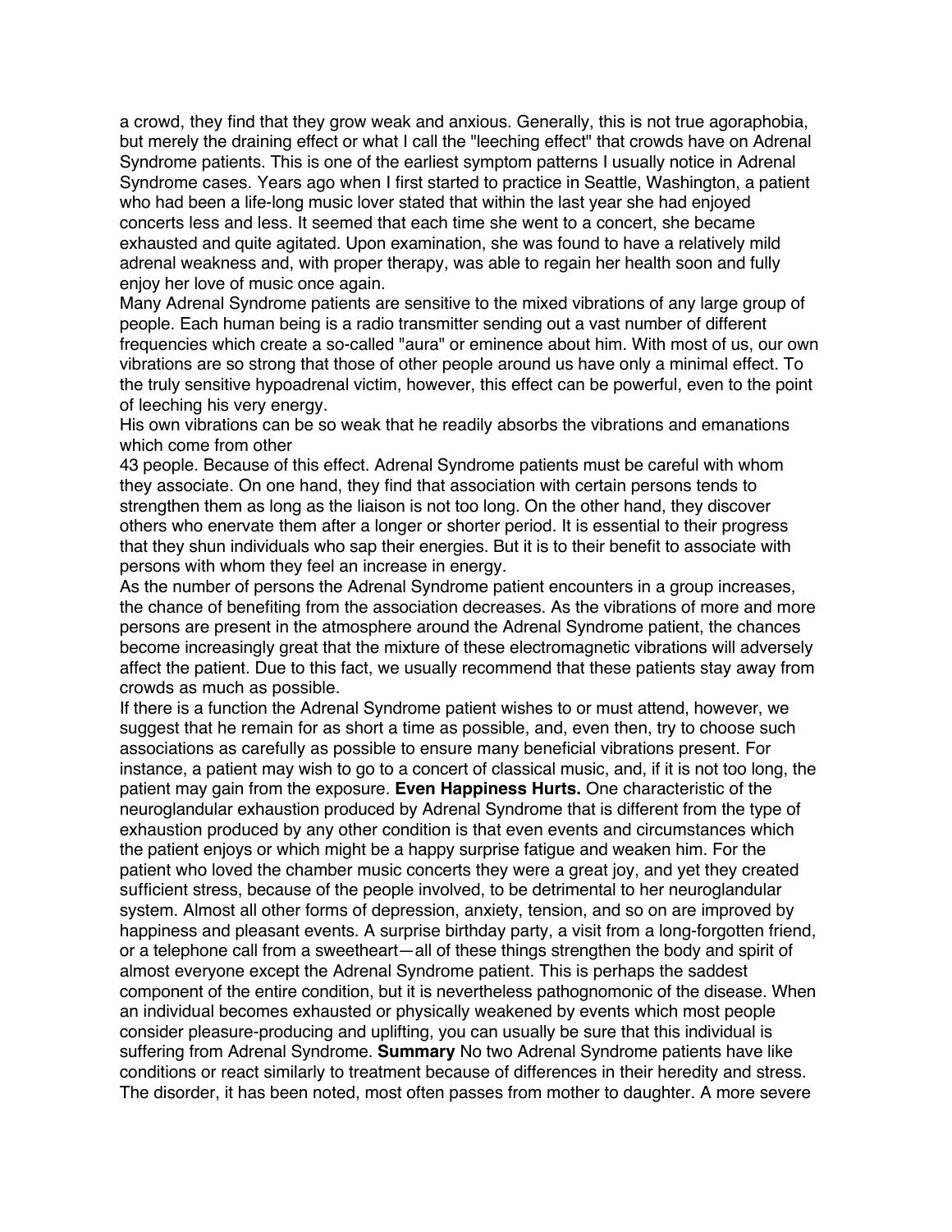a crowd, they find that they grow weak and anxious. Generally, this is not true agoraphobia, but merely the draining effect or what I call the "leeching effect" that crowds have on Adrenal Syndrome patients. This is one of the earliest symptom patterns I usually notice in Adrenal Syndrome cases. Years ago when I first started to practice in Seattle, Washington, a patient who had been a life-long music lover stated that within the last year she had enjoyed concerts less and less. It seemed that each time she went to a concert, she became exhausted and quite agitated. Upon examination, she was found to have a relatively mild adrenal weakness and, with proper therapy, was able to regain her health soon and fully enjoy her love of music once again.

Many Adrenal Syndrome patients are sensitive to the mixed vibrations of any large group of people. Each human being is a radio transmitter sending out a vast number of different frequencies which create a so-called "aura" or eminence about him. With most of us, our own vibrations are so strong that those of other people around us have only a minimal effect. To the truly sensitive hypoadrenal victim, however, this effect can be powerful, even to the point of leeching his very energy.

His own vibrations can be so weak that he readily absorbs the vibrations and emanations which come from other people. Because of this effect. Adrenal Syndrome patients must be careful with whom they associate. On one hand, they find that association with certain persons tends to strengthen them as long as the liaison is not too long. On the other hand, they discover others who enervate them after a longer or shorter period. It is essential to their progress that they shun individuals who sap their energies. But it is to their benefit to associate with persons with whom they feel an increase in energy.

As the number of persons the Adrenal Syndrome patient encounters in a group increases, the chance of benefiting from the association decreases. As the vibrations of more and more persons are present in the atmosphere around the Adrenal Syndrome patient, the chances become increasingly great that the mixture of these electromagnetic vibrations will adversely affect the patient. Due to this fact, we usually recommend that these patients stay away from crowds as much as possible.

If there is a function the Adrenal Syndrome patient wishes to or must attend, however, we suggest that he remain for as short a time as possible, and, even then, try to choose such associations as carefully as possible to ensure many beneficial vibrations present. For instance, a patient may wish to go to a concert of classical music, and, if it is not too long, the patient may gain from the exposure. **Even Happiness Hurts.** One characteristic of the neuroglandular exhaustion produced by Adrenal Syndrome that is different from the type of exhaustion produced by any other condition is that even events and circumstances which the patient enjoys or which might be a happy surprise fatigue and weaken him. For the patient who loved the chamber music concerts they were a great joy, and yet they created sufficient stress, because of the people involved, to be detrimental to her neuroglandular system. Almost all other forms of depression, anxiety, tension, and so on are improved by happiness and pleasant events. A surprise birthday party, a visit from a long-forgotten friend, or a telephone call from a sweetheart—all of these things strengthen the body and spirit of almost everyone except the Adrenal Syndrome patient. This is perhaps the saddest component of the entire condition, but it is nevertheless pathognomonic of the disease. When an individual becomes exhausted or physically weakened by events which most people consider pleasure-producing and uplifting, you can usually be sure that this individual is suffering from Adrenal Syndrome. **Summary** No two Adrenal Syndrome patients have like conditions or react similarly to treatment because of differences in their heredity and stress. The disorder, it has been noted, most often passes from mother to daughter. A more severe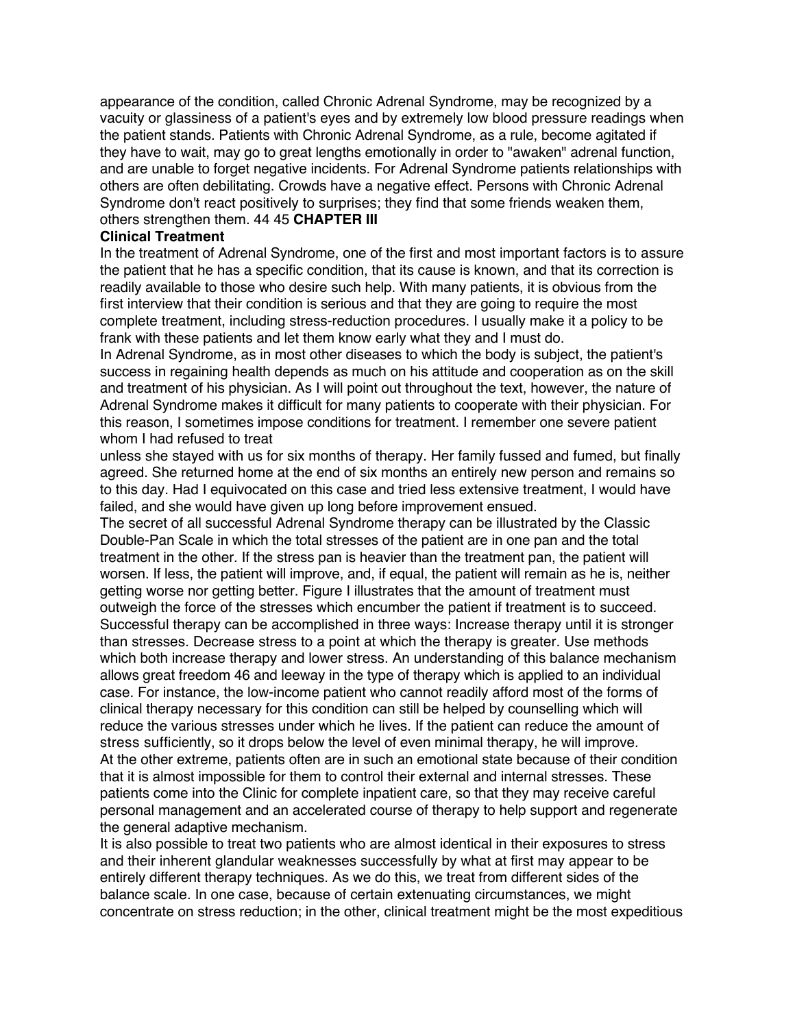appearance of the condition, called Chronic Adrenal Syndrome, may be recognized by a vacuity or glassiness of a patient's eyes and by extremely low blood pressure readings when the patient stands. Patients with Chronic Adrenal Syndrome, as a rule, become agitated if they have to wait, may go to great lengths emotionally in order to "awaken" adrenal function, and are unable to forget negative incidents. For Adrenal Syndrome patients relationships with others are often debilitating. Crowds have a negative effect. Persons with Chronic Adrenal Syndrome don't react positively to surprises; they find that some friends weaken them, others strengthen them. 44 45 **CHAPTER III**

**Clinical Treatment**

In the treatment of Adrenal Syndrome, one of the first and most important factors is to assure the patient that he has a specific condition, that its cause is known, and that its correction is readily available to those who desire such help. With many patients, it is obvious from the first interview that their condition is serious and that they are going to require the most complete treatment, including stress-reduction procedures. I usually make it a policy to be frank with these patients and let them know early what they and I must do.

In Adrenal Syndrome, as in most other diseases to which the body is subject, the patient's success in regaining health depends as much on his attitude and cooperation as on the skill and treatment of his physician. As I will point out throughout the text, however, the nature of Adrenal Syndrome makes it difficult for many patients to cooperate with their physician. For this reason, I sometimes impose conditions for treatment. I remember one severe patient whom I had refused to treat

unless she stayed with us for six months of therapy. Her family fussed and fumed, but finally agreed. She returned home at the end of six months an entirely new person and remains so to this day. Had I equivocated on this case and tried less extensive treatment, I would have failed, and she would have given up long before improvement ensued.

The secret of all successful Adrenal Syndrome therapy can be illustrated by the Classic Double-Pan Scale in which the total stresses of the patient are in one pan and the total treatment in the other. If the stress pan is heavier than the treatment pan, the patient will worsen. If less, the patient will improve, and, if equal, the patient will remain as he is, neither getting worse nor getting better. Figure I illustrates that the amount of treatment must outweigh the force of the stresses which encumber the patient if treatment is to succeed. Successful therapy can be accomplished in three ways: Increase therapy until it is stronger than stresses. Decrease stress to a point at which the therapy is greater. Use methods which both increase therapy and lower stress. An understanding of this balance mechanism allows great freedom 46 and leeway in the type of therapy which is applied to an individual case. For instance, the low-income patient who cannot readily afford most of the forms of clinical therapy necessary for this condition can still be helped by counselling which will reduce the various stresses under which he lives. If the patient can reduce the amount of stress sufficiently, so it drops below the level of even minimal therapy, he will improve.

At the other extreme, patients often are in such an emotional state because of their condition that it is almost impossible for them to control their external and internal stresses. These patients come into the Clinic for complete inpatient care, so that they may receive careful personal management and an accelerated course of therapy to help support and regenerate the general adaptive mechanism.

It is also possible to treat two patients who are almost identical in their exposures to stress and their inherent glandular weaknesses successfully by what at first may appear to be entirely different therapy techniques. As we do this, we treat from different sides of the balance scale. In one case, because of certain extenuating circumstances, we might concentrate on stress reduction; in the other, clinical treatment might be the most expeditious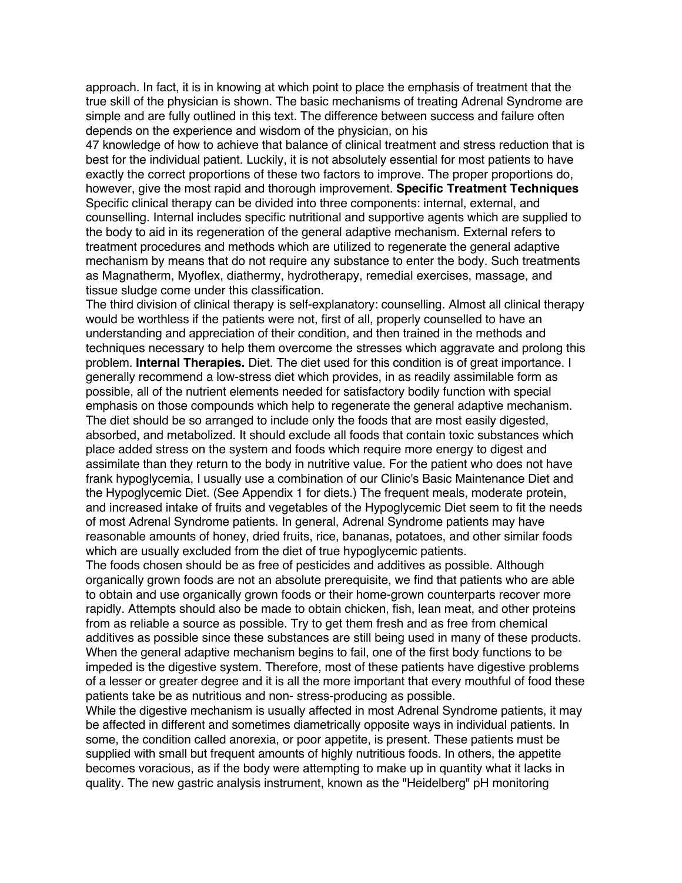approach. In fact, it is in knowing at which point to place the emphasis of treatment that the true skill of the physician is shown. The basic mechanisms of treating Adrenal Syndrome are simple and are fully outlined in this text. The difference between success and failure often depends on the experience and wisdom of the physician, on his
47 knowledge of how to achieve that balance of clinical treatment and stress reduction that is best for the individual patient. Luckily, it is not absolutely essential for most patients to have exactly the correct proportions of these two factors to improve. The proper proportions do, however, give the most rapid and thorough improvement. **Specific Treatment Techniques** Specific clinical therapy can be divided into three components: internal, external, and counselling. Internal includes specific nutritional and supportive agents which are supplied to the body to aid in its regeneration of the general adaptive mechanism. External refers to treatment procedures and methods which are utilized to regenerate the general adaptive mechanism by means that do not require any substance to enter the body. Such treatments as Magnatherm, Myoflex, diathermy, hydrotherapy, remedial exercises, massage, and tissue sludge come under this classification.

The third division of clinical therapy is self-explanatory: counselling. Almost all clinical therapy would be worthless if the patients were not, first of all, properly counselled to have an understanding and appreciation of their condition, and then trained in the methods and techniques necessary to help them overcome the stresses which aggravate and prolong this problem. **Internal Therapies.** Diet. The diet used for this condition is of great importance. I generally recommend a low-stress diet which provides, in as readily assimilable form as possible, all of the nutrient elements needed for satisfactory bodily function with special emphasis on those compounds which help to regenerate the general adaptive mechanism. The diet should be so arranged to include only the foods that are most easily digested, absorbed, and metabolized. It should exclude all foods that contain toxic substances which place added stress on the system and foods which require more energy to digest and assimilate than they return to the body in nutritive value. For the patient who does not have frank hypoglycemia, I usually use a combination of our Clinic's Basic Maintenance Diet and the Hypoglycemic Diet. (See Appendix 1 for diets.) The frequent meals, moderate protein, and increased intake of fruits and vegetables of the Hypoglycemic Diet seem to fit the needs of most Adrenal Syndrome patients. In general, Adrenal Syndrome patients may have reasonable amounts of honey, dried fruits, rice, bananas, potatoes, and other similar foods which are usually excluded from the diet of true hypoglycemic patients.

The foods chosen should be as free of pesticides and additives as possible. Although organically grown foods are not an absolute prerequisite, we find that patients who are able to obtain and use organically grown foods or their home-grown counterparts recover more rapidly. Attempts should also be made to obtain chicken, fish, lean meat, and other proteins from as reliable a source as possible. Try to get them fresh and as free from chemical additives as possible since these substances are still being used in many of these products. When the general adaptive mechanism begins to fail, one of the first body functions to be impeded is the digestive system. Therefore, most of these patients have digestive problems of a lesser or greater degree and it is all the more important that every mouthful of food these patients take be as nutritious and non- stress-producing as possible.

While the digestive mechanism is usually affected in most Adrenal Syndrome patients, it may be affected in different and sometimes diametrically opposite ways in individual patients. In some, the condition called anorexia, or poor appetite, is present. These patients must be supplied with small but frequent amounts of highly nutritious foods. In others, the appetite becomes voracious, as if the body were attempting to make up in quantity what it lacks in quality. The new gastric analysis instrument, known as the "Heidelberg" pH monitoring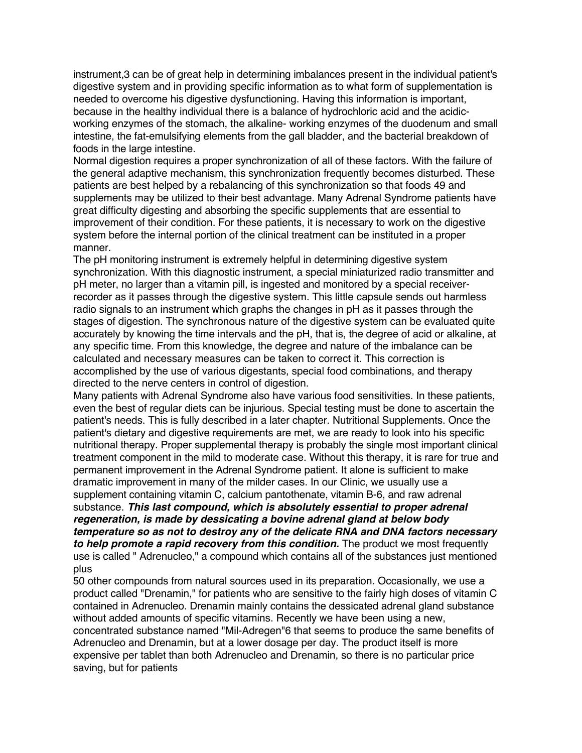instrument,3 can be of great help in determining imbalances present in the individual patient's digestive system and in providing specific information as to what form of supplementation is needed to overcome his digestive dysfunctioning. Having this information is important, because in the healthy individual there is a balance of hydrochloric acid and the acidic-working enzymes of the stomach, the alkaline- working enzymes of the duodenum and small intestine, the fat-emulsifying elements from the gall bladder, and the bacterial breakdown of foods in the large intestine.

Normal digestion requires a proper synchronization of all of these factors. With the failure of the general adaptive mechanism, this synchronization frequently becomes disturbed. These patients are best helped by a rebalancing of this synchronization so that foods 49 and supplements may be utilized to their best advantage. Many Adrenal Syndrome patients have great difficulty digesting and absorbing the specific supplements that are essential to improvement of their condition. For these patients, it is necessary to work on the digestive system before the internal portion of the clinical treatment can be instituted in a proper manner.

The pH monitoring instrument is extremely helpful in determining digestive system synchronization. With this diagnostic instrument, a special miniaturized radio transmitter and pH meter, no larger than a vitamin pill, is ingested and monitored by a special receiver-recorder as it passes through the digestive system. This little capsule sends out harmless radio signals to an instrument which graphs the changes in pH as it passes through the stages of digestion. The synchronous nature of the digestive system can be evaluated quite accurately by knowing the time intervals and the pH, that is, the degree of acid or alkaline, at any specific time. From this knowledge, the degree and nature of the imbalance can be calculated and necessary measures can be taken to correct it. This correction is accomplished by the use of various digestants, special food combinations, and therapy directed to the nerve centers in control of digestion.

Many patients with Adrenal Syndrome also have various food sensitivities. In these patients, even the best of regular diets can be injurious. Special testing must be done to ascertain the patient's needs. This is fully described in a later chapter. Nutritional Supplements. Once the patient's dietary and digestive requirements are met, we are ready to look into his specific nutritional therapy. Proper supplemental therapy is probably the single most important clinical treatment component in the mild to moderate case. Without this therapy, it is rare for true and permanent improvement in the Adrenal Syndrome patient. It alone is sufficient to make dramatic improvement in many of the milder cases. In our Clinic, we usually use a supplement containing vitamin C, calcium pantothenate, vitamin B-6, and raw adrenal substance. ***This last compound, which is absolutely essential to proper adrenal regeneration, is made by dessicating a bovine adrenal gland at below body temperature so as not to destroy any of the delicate RNA and DNA factors necessary to help promote a rapid recovery from this condition.*** The product we most frequently use is called " Adrenucleo," a compound which contains all of the substances just mentioned plus

50 other compounds from natural sources used in its preparation. Occasionally, we use a product called "Drenamin," for patients who are sensitive to the fairly high doses of vitamin C contained in Adrenucleo. Drenamin mainly contains the dessicated adrenal gland substance without added amounts of specific vitamins. Recently we have been using a new, concentrated substance named "Mil-Adregen"6 that seems to produce the same benefits of Adrenucleo and Drenamin, but at a lower dosage per day. The product itself is more expensive per tablet than both Adrenucleo and Drenamin, so there is no particular price saving, but for patients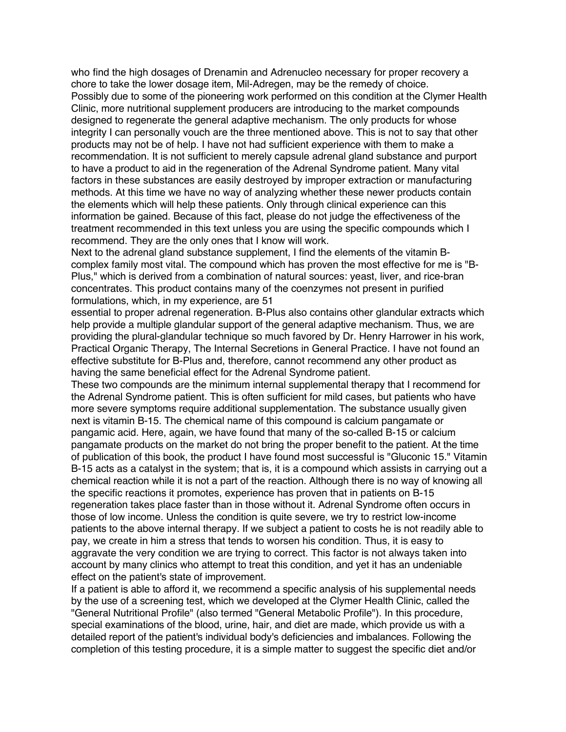who find the high dosages of Drenamin and Adrenucleo necessary for proper recovery a chore to take the lower dosage item, Mil-Adregen, may be the remedy of choice.

Possibly due to some of the pioneering work performed on this condition at the Clymer Health Clinic, more nutritional supplement producers are introducing to the market compounds designed to regenerate the general adaptive mechanism. The only products for whose integrity I can personally vouch are the three mentioned above. This is not to say that other products may not be of help. I have not had sufficient experience with them to make a recommendation. It is not sufficient to merely capsule adrenal gland substance and purport to have a product to aid in the regeneration of the Adrenal Syndrome patient. Many vital factors in these substances are easily destroyed by improper extraction or manufacturing methods. At this time we have no way of analyzing whether these newer products contain the elements which will help these patients. Only through clinical experience can this information be gained. Because of this fact, please do not judge the effectiveness of the treatment recommended in this text unless you are using the specific compounds which I recommend. They are the only ones that I know will work.

Next to the adrenal gland substance supplement, I find the elements of the vitamin B-complex family most vital. The compound which has proven the most effective for me is "B-Plus," which is derived from a combination of natural sources: yeast, liver, and rice-bran concentrates. This product contains many of the coenzymes not present in purified formulations, which, in my experience, are essential to proper adrenal regeneration. B-Plus also contains other glandular extracts which help provide a multiple glandular support of the general adaptive mechanism. Thus, we are providing the plural-glandular technique so much favored by Dr. Henry Harrower in his work, Practical Organic Therapy, The Internal Secretions in General Practice. I have not found an effective substitute for B-Plus and, therefore, cannot recommend any other product as having the same beneficial effect for the Adrenal Syndrome patient.

These two compounds are the minimum internal supplemental therapy that I recommend for the Adrenal Syndrome patient. This is often sufficient for mild cases, but patients who have more severe symptoms require additional supplementation. The substance usually given next is vitamin B-15. The chemical name of this compound is calcium pangamate or pangamic acid. Here, again, we have found that many of the so-called B-15 or calcium pangamate products on the market do not bring the proper benefit to the patient. At the time of publication of this book, the product I have found most successful is "Gluconic 15." Vitamin B-15 acts as a catalyst in the system; that is, it is a compound which assists in carrying out a chemical reaction while it is not a part of the reaction. Although there is no way of knowing all the specific reactions it promotes, experience has proven that in patients on B-15 regeneration takes place faster than in those without it. Adrenal Syndrome often occurs in those of low income. Unless the condition is quite severe, we try to restrict low-income patients to the above internal therapy. If we subject a patient to costs he is not readily able to pay, we create in him a stress that tends to worsen his condition. Thus, it is easy to aggravate the very condition we are trying to correct. This factor is not always taken into account by many clinics who attempt to treat this condition, and yet it has an undeniable effect on the patient's state of improvement.

If a patient is able to afford it, we recommend a specific analysis of his supplemental needs by the use of a screening test, which we developed at the Clymer Health Clinic, called the "General Nutritional Profile" (also termed "General Metabolic Profile"). In this procedure, special examinations of the blood, urine, hair, and diet are made, which provide us with a detailed report of the patient's individual body's deficiencies and imbalances. Following the completion of this testing procedure, it is a simple matter to suggest the specific diet and/or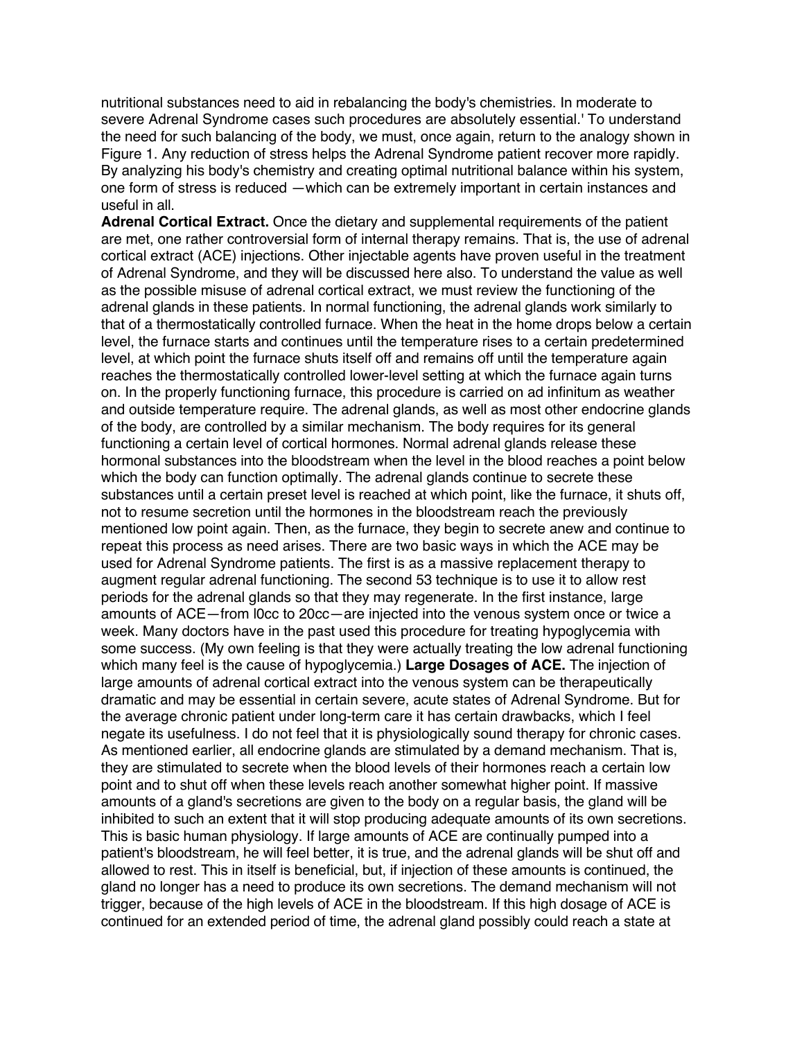nutritional substances need to aid in rebalancing the body's chemistries. In moderate to severe Adrenal Syndrome cases such procedures are absolutely essential.[1] To understand the need for such balancing of the body, we must, once again, return to the analogy shown in Figure 1. Any reduction of stress helps the Adrenal Syndrome patient recover more rapidly. By analyzing his body's chemistry and creating optimal nutritional balance within his system, one form of stress is reduced —which can be extremely important in certain instances and useful in all.

**Adrenal Cortical Extract.** Once the dietary and supplemental requirements of the patient are met, one rather controversial form of internal therapy remains. That is, the use of adrenal cortical extract (ACE) injections. Other injectable agents have proven useful in the treatment of Adrenal Syndrome, and they will be discussed here also. To understand the value as well as the possible misuse of adrenal cortical extract, we must review the functioning of the adrenal glands in these patients. In normal functioning, the adrenal glands work similarly to that of a thermostatically controlled furnace. When the heat in the home drops below a certain level, the furnace starts and continues until the temperature rises to a certain predetermined level, at which point the furnace shuts itself off and remains off until the temperature again reaches the thermostatically controlled lower-level setting at which the furnace again turns on. In the properly functioning furnace, this procedure is carried on ad infinitum as weather and outside temperature require. The adrenal glands, as well as most other endocrine glands of the body, are controlled by a similar mechanism. The body requires for its general functioning a certain level of cortical hormones. Normal adrenal glands release these hormonal substances into the bloodstream when the level in the blood reaches a point below which the body can function optimally. The adrenal glands continue to secrete these substances until a certain preset level is reached at which point, like the furnace, it shuts off, not to resume secretion until the hormones in the bloodstream reach the previously mentioned low point again. Then, as the furnace, they begin to secrete anew and continue to repeat this process as need arises. There are two basic ways in which the ACE may be used for Adrenal Syndrome patients. The first is as a massive replacement therapy to augment regular adrenal functioning. The second 53 technique is to use it to allow rest periods for the adrenal glands so that they may regenerate. In the first instance, large amounts of ACE—from l0cc to 20cc—are injected into the venous system once or twice a week. Many doctors have in the past used this procedure for treating hypoglycemia with some success. (My own feeling is that they were actually treating the low adrenal functioning which many feel is the cause of hypoglycemia.) **Large Dosages of ACE.** The injection of large amounts of adrenal cortical extract into the venous system can be therapeutically dramatic and may be essential in certain severe, acute states of Adrenal Syndrome. But for the average chronic patient under long-term care it has certain drawbacks, which I feel negate its usefulness. I do not feel that it is physiologically sound therapy for chronic cases. As mentioned earlier, all endocrine glands are stimulated by a demand mechanism. That is, they are stimulated to secrete when the blood levels of their hormones reach a certain low point and to shut off when these levels reach another somewhat higher point. If massive amounts of a gland's secretions are given to the body on a regular basis, the gland will be inhibited to such an extent that it will stop producing adequate amounts of its own secretions. This is basic human physiology. If large amounts of ACE are continually pumped into a patient's bloodstream, he will feel better, it is true, and the adrenal glands will be shut off and allowed to rest. This in itself is beneficial, but, if injection of these amounts is continued, the gland no longer has a need to produce its own secretions. The demand mechanism will not trigger, because of the high levels of ACE in the bloodstream. If this high dosage of ACE is continued for an extended period of time, the adrenal gland possibly could reach a state at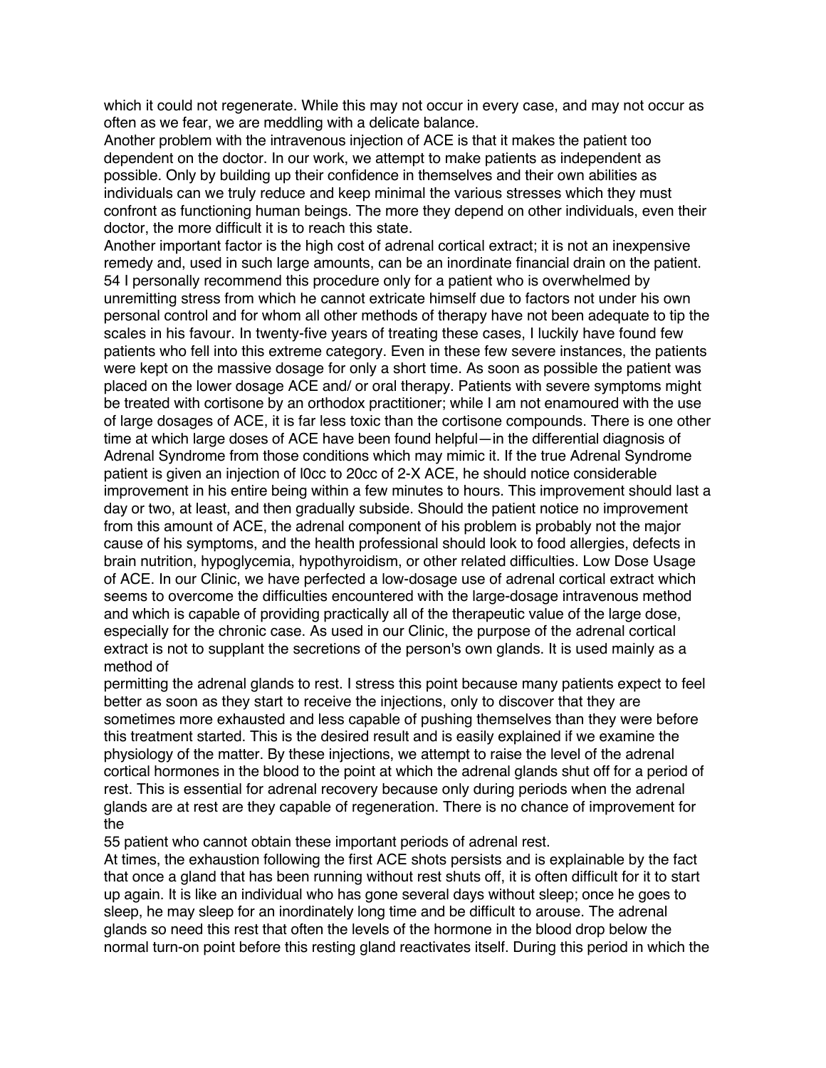which it could not regenerate. While this may not occur in every case, and may not occur as often as we fear, we are meddling with a delicate balance.

Another problem with the intravenous injection of ACE is that it makes the patient too dependent on the doctor. In our work, we attempt to make patients as independent as possible. Only by building up their confidence in themselves and their own abilities as individuals can we truly reduce and keep minimal the various stresses which they must confront as functioning human beings. The more they depend on other individuals, even their doctor, the more difficult it is to reach this state.

Another important factor is the high cost of adrenal cortical extract; it is not an inexpensive remedy and, used in such large amounts, can be an inordinate financial drain on the patient. 54 I personally recommend this procedure only for a patient who is overwhelmed by unremitting stress from which he cannot extricate himself due to factors not under his own personal control and for whom all other methods of therapy have not been adequate to tip the scales in his favour. In twenty-five years of treating these cases, I luckily have found few patients who fell into this extreme category. Even in these few severe instances, the patients were kept on the massive dosage for only a short time. As soon as possible the patient was placed on the lower dosage ACE and/ or oral therapy. Patients with severe symptoms might be treated with cortisone by an orthodox practitioner; while I am not enamoured with the use of large dosages of ACE, it is far less toxic than the cortisone compounds. There is one other time at which large doses of ACE have been found helpful—in the differential diagnosis of Adrenal Syndrome from those conditions which may mimic it. If the true Adrenal Syndrome patient is given an injection of l0cc to 20cc of 2-X ACE, he should notice considerable improvement in his entire being within a few minutes to hours. This improvement should last a day or two, at least, and then gradually subside. Should the patient notice no improvement from this amount of ACE, the adrenal component of his problem is probably not the major cause of his symptoms, and the health professional should look to food allergies, defects in brain nutrition, hypoglycemia, hypothyroidism, or other related difficulties. Low Dose Usage of ACE. In our Clinic, we have perfected a low-dosage use of adrenal cortical extract which seems to overcome the difficulties encountered with the large-dosage intravenous method and which is capable of providing practically all of the therapeutic value of the large dose, especially for the chronic case. As used in our Clinic, the purpose of the adrenal cortical extract is not to supplant the secretions of the person's own glands. It is used mainly as a method of

permitting the adrenal glands to rest. I stress this point because many patients expect to feel better as soon as they start to receive the injections, only to discover that they are sometimes more exhausted and less capable of pushing themselves than they were before this treatment started. This is the desired result and is easily explained if we examine the physiology of the matter. By these injections, we attempt to raise the level of the adrenal cortical hormones in the blood to the point at which the adrenal glands shut off for a period of rest. This is essential for adrenal recovery because only during periods when the adrenal glands are at rest are they capable of regeneration. There is no chance of improvement for the

55 patient who cannot obtain these important periods of adrenal rest.

At times, the exhaustion following the first ACE shots persists and is explainable by the fact that once a gland that has been running without rest shuts off, it is often difficult for it to start up again. It is like an individual who has gone several days without sleep; once he goes to sleep, he may sleep for an inordinately long time and be difficult to arouse. The adrenal glands so need this rest that often the levels of the hormone in the blood drop below the normal turn-on point before this resting gland reactivates itself. During this period in which the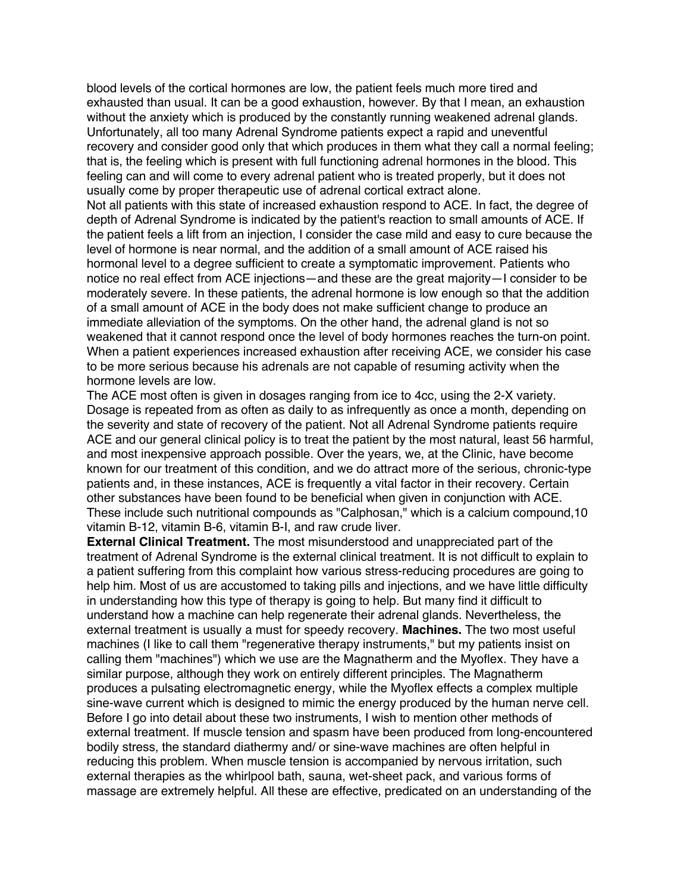blood levels of the cortical hormones are low, the patient feels much more tired and exhausted than usual. It can be a good exhaustion, however. By that I mean, an exhaustion without the anxiety which is produced by the constantly running weakened adrenal glands. Unfortunately, all too many Adrenal Syndrome patients expect a rapid and uneventful recovery and consider good only that which produces in them what they call a normal feeling; that is, the feeling which is present with full functioning adrenal hormones in the blood. This feeling can and will come to every adrenal patient who is treated properly, but it does not usually come by proper therapeutic use of adrenal cortical extract alone.

Not all patients with this state of increased exhaustion respond to ACE. In fact, the degree of depth of Adrenal Syndrome is indicated by the patient's reaction to small amounts of ACE. If the patient feels a lift from an injection, I consider the case mild and easy to cure because the level of hormone is near normal, and the addition of a small amount of ACE raised his hormonal level to a degree sufficient to create a symptomatic improvement. Patients who notice no real effect from ACE injections—and these are the great majority—I consider to be moderately severe. In these patients, the adrenal hormone is low enough so that the addition of a small amount of ACE in the body does not make sufficient change to produce an immediate alleviation of the symptoms. On the other hand, the adrenal gland is not so weakened that it cannot respond once the level of body hormones reaches the turn-on point. When a patient experiences increased exhaustion after receiving ACE, we consider his case to be more serious because his adrenals are not capable of resuming activity when the hormone levels are low.

The ACE most often is given in dosages ranging from ice to 4cc, using the 2-X variety. Dosage is repeated from as often as daily to as infrequently as once a month, depending on the severity and state of recovery of the patient. Not all Adrenal Syndrome patients require ACE and our general clinical policy is to treat the patient by the most natural, least 56 harmful, and most inexpensive approach possible. Over the years, we, at the Clinic, have become known for our treatment of this condition, and we do attract more of the serious, chronic-type patients and, in these instances, ACE is frequently a vital factor in their recovery. Certain other substances have been found to be beneficial when given in conjunction with ACE. These include such nutritional compounds as "Calphosan," which is a calcium compound,10 vitamin B-12, vitamin B-6, vitamin B-I, and raw crude liver.

**External Clinical Treatment.** The most misunderstood and unappreciated part of the treatment of Adrenal Syndrome is the external clinical treatment. It is not difficult to explain to a patient suffering from this complaint how various stress-reducing procedures are going to help him. Most of us are accustomed to taking pills and injections, and we have little difficulty in understanding how this type of therapy is going to help. But many find it difficult to understand how a machine can help regenerate their adrenal glands. Nevertheless, the external treatment is usually a must for speedy recovery. **Machines.** The two most useful machines (I like to call them "regenerative therapy instruments," but my patients insist on calling them "machines") which we use are the Magnatherm and the Myoflex. They have a similar purpose, although they work on entirely different principles. The Magnatherm produces a pulsating electromagnetic energy, while the Myoflex effects a complex multiple sine-wave current which is designed to mimic the energy produced by the human nerve cell. Before I go into detail about these two instruments, I wish to mention other methods of external treatment. If muscle tension and spasm have been produced from long-encountered bodily stress, the standard diathermy and/ or sine-wave machines are often helpful in reducing this problem. When muscle tension is accompanied by nervous irritation, such external therapies as the whirlpool bath, sauna, wet-sheet pack, and various forms of massage are extremely helpful. All these are effective, predicated on an understanding of the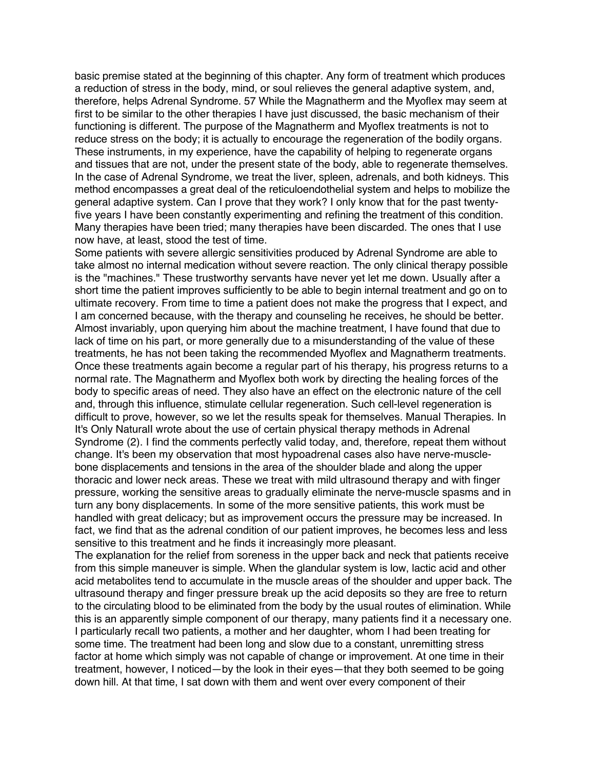basic premise stated at the beginning of this chapter. Any form of treatment which produces a reduction of stress in the body, mind, or soul relieves the general adaptive system, and, therefore, helps Adrenal Syndrome. 57 While the Magnatherm and the Myoflex may seem at first to be similar to the other therapies I have just discussed, the basic mechanism of their functioning is different. The purpose of the Magnatherm and Myoflex treatments is not to reduce stress on the body; it is actually to encourage the regeneration of the bodily organs. These instruments, in my experience, have the capability of helping to regenerate organs and tissues that are not, under the present state of the body, able to regenerate themselves. In the case of Adrenal Syndrome, we treat the liver, spleen, adrenals, and both kidneys. This method encompasses a great deal of the reticuloendothelial system and helps to mobilize the general adaptive system. Can I prove that they work? I only know that for the past twenty-five years I have been constantly experimenting and refining the treatment of this condition. Many therapies have been tried; many therapies have been discarded. The ones that I use now have, at least, stood the test of time.

Some patients with severe allergic sensitivities produced by Adrenal Syndrome are able to take almost no internal medication without severe reaction. The only clinical therapy possible is the "machines." These trustworthy servants have never yet let me down. Usually after a short time the patient improves sufficiently to be able to begin internal treatment and go on to ultimate recovery. From time to time a patient does not make the progress that I expect, and I am concerned because, with the therapy and counseling he receives, he should be better. Almost invariably, upon querying him about the machine treatment, I have found that due to lack of time on his part, or more generally due to a misunderstanding of the value of these treatments, he has not been taking the recommended Myoflex and Magnatherm treatments. Once these treatments again become a regular part of his therapy, his progress returns to a normal rate. The Magnatherm and Myoflex both work by directing the healing forces of the body to specific areas of need. They also have an effect on the electronic nature of the cell and, through this influence, stimulate cellular regeneration. Such cell-level regeneration is difficult to prove, however, so we let the results speak for themselves. Manual Therapies. In It's Only NaturalI wrote about the use of certain physical therapy methods in Adrenal Syndrome (2). I find the comments perfectly valid today, and, therefore, repeat them without change. It's been my observation that most hypoadrenal cases also have nerve-muscle-bone displacements and tensions in the area of the shoulder blade and along the upper thoracic and lower neck areas. These we treat with mild ultrasound therapy and with finger pressure, working the sensitive areas to gradually eliminate the nerve-muscle spasms and in turn any bony displacements. In some of the more sensitive patients, this work must be handled with great delicacy; but as improvement occurs the pressure may be increased. In fact, we find that as the adrenal condition of our patient improves, he becomes less and less sensitive to this treatment and he finds it increasingly more pleasant.

The explanation for the relief from soreness in the upper back and neck that patients receive from this simple maneuver is simple. When the glandular system is low, lactic acid and other acid metabolites tend to accumulate in the muscle areas of the shoulder and upper back. The ultrasound therapy and finger pressure break up the acid deposits so they are free to return to the circulating blood to be eliminated from the body by the usual routes of elimination. While this is an apparently simple component of our therapy, many patients find it a necessary one. I particularly recall two patients, a mother and her daughter, whom I had been treating for some time. The treatment had been long and slow due to a constant, unremitting stress factor at home which simply was not capable of change or improvement. At one time in their treatment, however, I noticed—by the look in their eyes—that they both seemed to be going down hill. At that time, I sat down with them and went over every component of their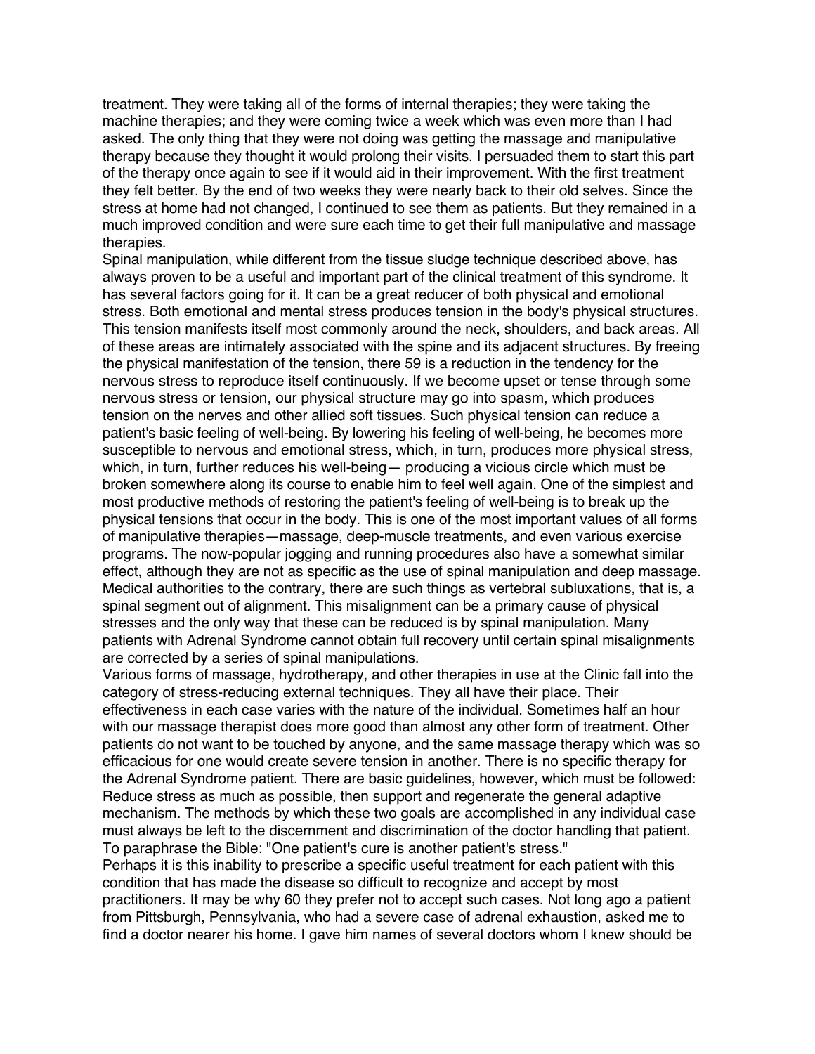treatment. They were taking all of the forms of internal therapies; they were taking the machine therapies; and they were coming twice a week which was even more than I had asked. The only thing that they were not doing was getting the massage and manipulative therapy because they thought it would prolong their visits. I persuaded them to start this part of the therapy once again to see if it would aid in their improvement. With the first treatment they felt better. By the end of two weeks they were nearly back to their old selves. Since the stress at home had not changed, I continued to see them as patients. But they remained in a much improved condition and were sure each time to get their full manipulative and massage therapies.

Spinal manipulation, while different from the tissue sludge technique described above, has always proven to be a useful and important part of the clinical treatment of this syndrome. It has several factors going for it. It can be a great reducer of both physical and emotional stress. Both emotional and mental stress produces tension in the body's physical structures. This tension manifests itself most commonly around the neck, shoulders, and back areas. All of these areas are intimately associated with the spine and its adjacent structures. By freeing the physical manifestation of the tension, there 59 is a reduction in the tendency for the nervous stress to reproduce itself continuously. If we become upset or tense through some nervous stress or tension, our physical structure may go into spasm, which produces tension on the nerves and other allied soft tissues. Such physical tension can reduce a patient's basic feeling of well-being. By lowering his feeling of well-being, he becomes more susceptible to nervous and emotional stress, which, in turn, produces more physical stress, which, in turn, further reduces his well-being— producing a vicious circle which must be broken somewhere along its course to enable him to feel well again. One of the simplest and most productive methods of restoring the patient's feeling of well-being is to break up the physical tensions that occur in the body. This is one of the most important values of all forms of manipulative therapies—massage, deep-muscle treatments, and even various exercise programs. The now-popular jogging and running procedures also have a somewhat similar effect, although they are not as specific as the use of spinal manipulation and deep massage. Medical authorities to the contrary, there are such things as vertebral subluxations, that is, a spinal segment out of alignment. This misalignment can be a primary cause of physical stresses and the only way that these can be reduced is by spinal manipulation. Many patients with Adrenal Syndrome cannot obtain full recovery until certain spinal misalignments are corrected by a series of spinal manipulations.

Various forms of massage, hydrotherapy, and other therapies in use at the Clinic fall into the category of stress-reducing external techniques. They all have their place. Their effectiveness in each case varies with the nature of the individual. Sometimes half an hour with our massage therapist does more good than almost any other form of treatment. Other patients do not want to be touched by anyone, and the same massage therapy which was so efficacious for one would create severe tension in another. There is no specific therapy for the Adrenal Syndrome patient. There are basic guidelines, however, which must be followed: Reduce stress as much as possible, then support and regenerate the general adaptive mechanism. The methods by which these two goals are accomplished in any individual case must always be left to the discernment and discrimination of the doctor handling that patient. To paraphrase the Bible: "One patient's cure is another patient's stress."

Perhaps it is this inability to prescribe a specific useful treatment for each patient with this condition that has made the disease so difficult to recognize and accept by most practitioners. It may be why 60 they prefer not to accept such cases. Not long ago a patient from Pittsburgh, Pennsylvania, who had a severe case of adrenal exhaustion, asked me to find a doctor nearer his home. I gave him names of several doctors whom I knew should be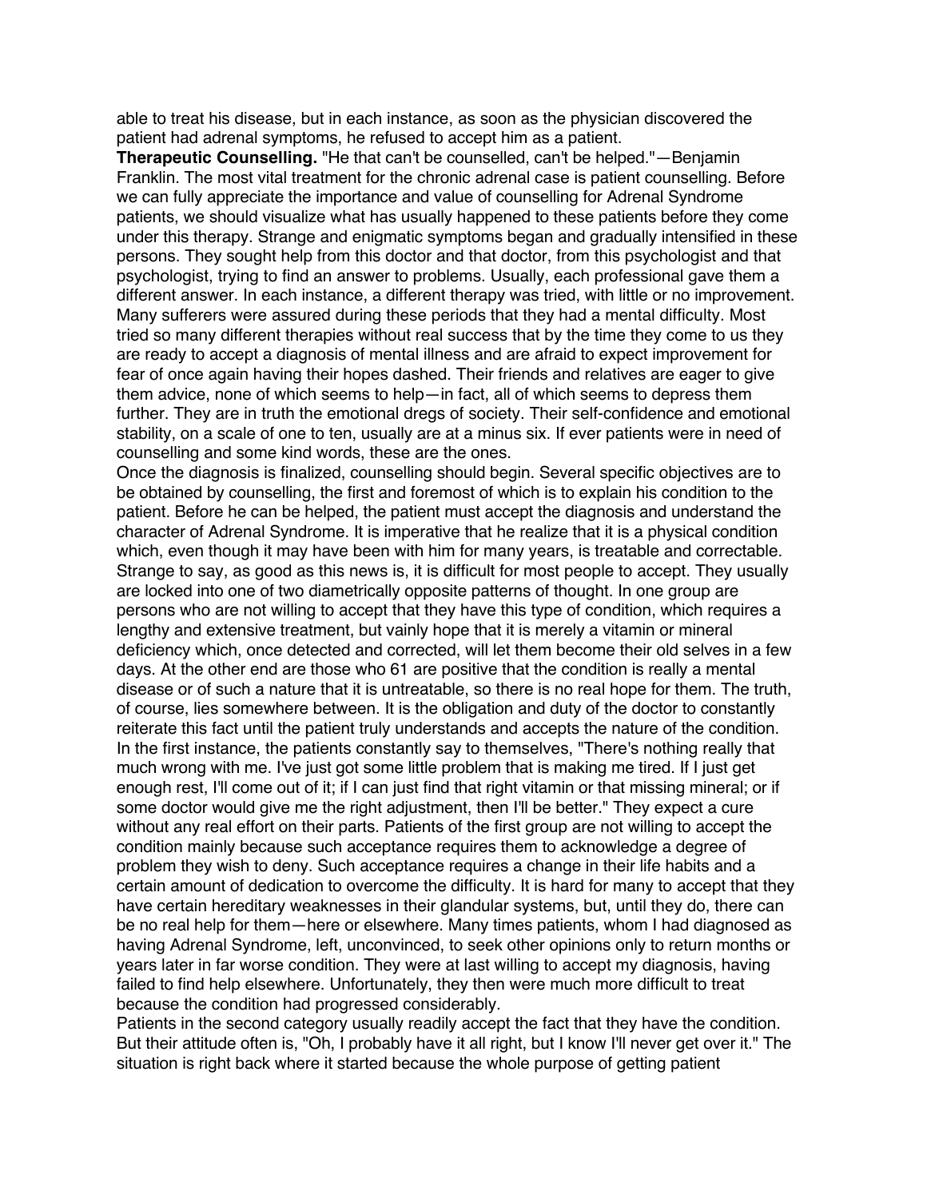able to treat his disease, but in each instance, as soon as the physician discovered the patient had adrenal symptoms, he refused to accept him as a patient.

**Therapeutic Counselling.** "He that can't be counselled, can't be helped."—Benjamin Franklin. The most vital treatment for the chronic adrenal case is patient counselling. Before we can fully appreciate the importance and value of counselling for Adrenal Syndrome patients, we should visualize what has usually happened to these patients before they come under this therapy. Strange and enigmatic symptoms began and gradually intensified in these persons. They sought help from this doctor and that doctor, from this psychologist and that psychologist, trying to find an answer to problems. Usually, each professional gave them a different answer. In each instance, a different therapy was tried, with little or no improvement. Many sufferers were assured during these periods that they had a mental difficulty. Most tried so many different therapies without real success that by the time they come to us they are ready to accept a diagnosis of mental illness and are afraid to expect improvement for fear of once again having their hopes dashed. Their friends and relatives are eager to give them advice, none of which seems to help—in fact, all of which seems to depress them further. They are in truth the emotional dregs of society. Their self-confidence and emotional stability, on a scale of one to ten, usually are at a minus six. If ever patients were in need of counselling and some kind words, these are the ones.

Once the diagnosis is finalized, counselling should begin. Several specific objectives are to be obtained by counselling, the first and foremost of which is to explain his condition to the patient. Before he can be helped, the patient must accept the diagnosis and understand the character of Adrenal Syndrome. It is imperative that he realize that it is a physical condition which, even though it may have been with him for many years, is treatable and correctable. Strange to say, as good as this news is, it is difficult for most people to accept. They usually are locked into one of two diametrically opposite patterns of thought. In one group are persons who are not willing to accept that they have this type of condition, which requires a lengthy and extensive treatment, but vainly hope that it is merely a vitamin or mineral deficiency which, once detected and corrected, will let them become their old selves in a few days. At the other end are those who 61 are positive that the condition is really a mental disease or of such a nature that it is untreatable, so there is no real hope for them. The truth, of course, lies somewhere between. It is the obligation and duty of the doctor to constantly reiterate this fact until the patient truly understands and accepts the nature of the condition.

In the first instance, the patients constantly say to themselves, "There's nothing really that much wrong with me. I've just got some little problem that is making me tired. If I just get enough rest, I'll come out of it; if I can just find that right vitamin or that missing mineral; or if some doctor would give me the right adjustment, then I'll be better." They expect a cure without any real effort on their parts. Patients of the first group are not willing to accept the condition mainly because such acceptance requires them to acknowledge a degree of problem they wish to deny. Such acceptance requires a change in their life habits and a certain amount of dedication to overcome the difficulty. It is hard for many to accept that they have certain hereditary weaknesses in their glandular systems, but, until they do, there can be no real help for them—here or elsewhere. Many times patients, whom I had diagnosed as having Adrenal Syndrome, left, unconvinced, to seek other opinions only to return months or years later in far worse condition. They were at last willing to accept my diagnosis, having failed to find help elsewhere. Unfortunately, they then were much more difficult to treat because the condition had progressed considerably.

Patients in the second category usually readily accept the fact that they have the condition. But their attitude often is, "Oh, I probably have it all right, but I know I'll never get over it." The situation is right back where it started because the whole purpose of getting patient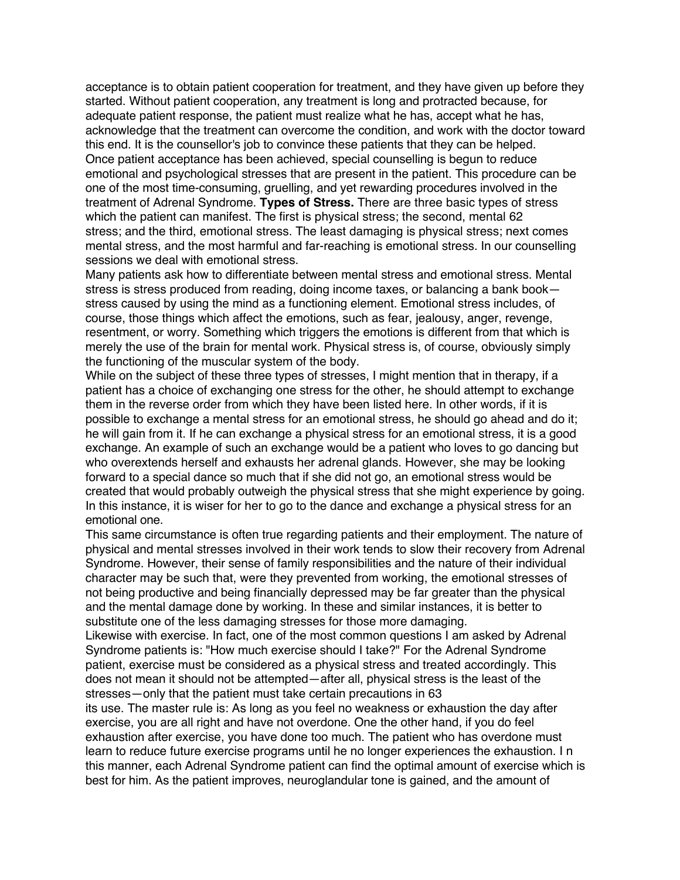acceptance is to obtain patient cooperation for treatment, and they have given up before they started. Without patient cooperation, any treatment is long and protracted because, for adequate patient response, the patient must realize what he has, accept what he has, acknowledge that the treatment can overcome the condition, and work with the doctor toward this end. It is the counsellor's job to convince these patients that they can be helped.

Once patient acceptance has been achieved, special counselling is begun to reduce emotional and psychological stresses that are present in the patient. This procedure can be one of the most time-consuming, gruelling, and yet rewarding procedures involved in the treatment of Adrenal Syndrome. **Types of Stress.** There are three basic types of stress which the patient can manifest. The first is physical stress; the second, mental stress; and the third, emotional stress. The least damaging is physical stress; next comes mental stress, and the most harmful and far-reaching is emotional stress. In our counselling sessions we deal with emotional stress.

Many patients ask how to differentiate between mental stress and emotional stress. Mental stress is stress produced from reading, doing income taxes, or balancing a bank book—stress caused by using the mind as a functioning element. Emotional stress includes, of course, those things which affect the emotions, such as fear, jealousy, anger, revenge, resentment, or worry. Something which triggers the emotions is different from that which is merely the use of the brain for mental work. Physical stress is, of course, obviously simply the functioning of the muscular system of the body.

While on the subject of these three types of stresses, I might mention that in therapy, if a patient has a choice of exchanging one stress for the other, he should attempt to exchange them in the reverse order from which they have been listed here. In other words, if it is possible to exchange a mental stress for an emotional stress, he should go ahead and do it; he will gain from it. If he can exchange a physical stress for an emotional stress, it is a good exchange. An example of such an exchange would be a patient who loves to go dancing but who overextends herself and exhausts her adrenal glands. However, she may be looking forward to a special dance so much that if she did not go, an emotional stress would be created that would probably outweigh the physical stress that she might experience by going. In this instance, it is wiser for her to go to the dance and exchange a physical stress for an emotional one.

This same circumstance is often true regarding patients and their employment. The nature of physical and mental stresses involved in their work tends to slow their recovery from Adrenal Syndrome. However, their sense of family responsibilities and the nature of their individual character may be such that, were they prevented from working, the emotional stresses of not being productive and being financially depressed may be far greater than the physical and the mental damage done by working. In these and similar instances, it is better to substitute one of the less damaging stresses for those more damaging.

Likewise with exercise. In fact, one of the most common questions I am asked by Adrenal Syndrome patients is: "How much exercise should I take?" For the Adrenal Syndrome patient, exercise must be considered as a physical stress and treated accordingly. This does not mean it should not be attempted—after all, physical stress is the least of the stresses—only that the patient must take certain precautions in its use. The master rule is: As long as you feel no weakness or exhaustion the day after exercise, you are all right and have not overdone. One the other hand, if you do feel exhaustion after exercise, you have done too much. The patient who has overdone must learn to reduce future exercise programs until he no longer experiences the exhaustion. I n this manner, each Adrenal Syndrome patient can find the optimal amount of exercise which is best for him. As the patient improves, neuroglandular tone is gained, and the amount of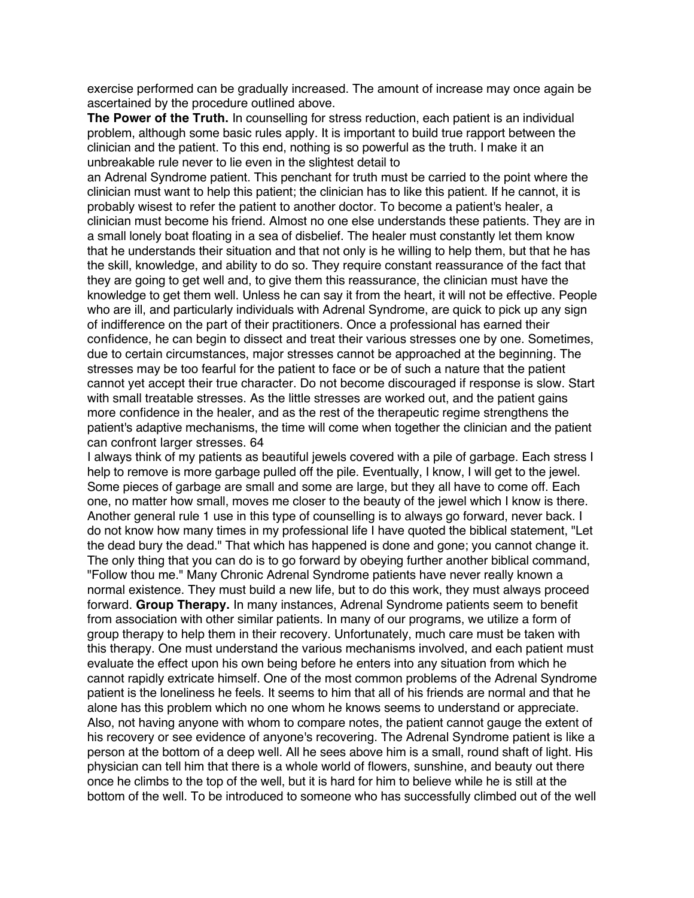exercise performed can be gradually increased. The amount of increase may once again be ascertained by the procedure outlined above.

**The Power of the Truth.** In counselling for stress reduction, each patient is an individual problem, although some basic rules apply. It is important to build true rapport between the clinician and the patient. To this end, nothing is so powerful as the truth. I make it an unbreakable rule never to lie even in the slightest detail to an Adrenal Syndrome patient. This penchant for truth must be carried to the point where the clinician must want to help this patient; the clinician has to like this patient. If he cannot, it is probably wisest to refer the patient to another doctor. To become a patient's healer, a clinician must become his friend. Almost no one else understands these patients. They are in a small lonely boat floating in a sea of disbelief. The healer must constantly let them know that he understands their situation and that not only is he willing to help them, but that he has the skill, knowledge, and ability to do so. They require constant reassurance of the fact that they are going to get well and, to give them this reassurance, the clinician must have the knowledge to get them well. Unless he can say it from the heart, it will not be effective. People who are ill, and particularly individuals with Adrenal Syndrome, are quick to pick up any sign of indifference on the part of their practitioners. Once a professional has earned their confidence, he can begin to dissect and treat their various stresses one by one. Sometimes, due to certain circumstances, major stresses cannot be approached at the beginning. The stresses may be too fearful for the patient to face or be of such a nature that the patient cannot yet accept their true character. Do not become discouraged if response is slow. Start with small treatable stresses. As the little stresses are worked out, and the patient gains more confidence in the healer, and as the rest of the therapeutic regime strengthens the patient's adaptive mechanisms, the time will come when together the clinician and the patient can confront larger stresses. 64

I always think of my patients as beautiful jewels covered with a pile of garbage. Each stress I help to remove is more garbage pulled off the pile. Eventually, I know, I will get to the jewel. Some pieces of garbage are small and some are large, but they all have to come off. Each one, no matter how small, moves me closer to the beauty of the jewel which I know is there. Another general rule 1 use in this type of counselling is to always go forward, never back. I do not know how many times in my professional life I have quoted the biblical statement, "Let the dead bury the dead." That which has happened is done and gone; you cannot change it. The only thing that you can do is to go forward by obeying further another biblical command, "Follow thou me." Many Chronic Adrenal Syndrome patients have never really known a normal existence. They must build a new life, but to do this work, they must always proceed forward. **Group Therapy.** In many instances, Adrenal Syndrome patients seem to benefit from association with other similar patients. In many of our programs, we utilize a form of group therapy to help them in their recovery. Unfortunately, much care must be taken with this therapy. One must understand the various mechanisms involved, and each patient must evaluate the effect upon his own being before he enters into any situation from which he cannot rapidly extricate himself. One of the most common problems of the Adrenal Syndrome patient is the loneliness he feels. It seems to him that all of his friends are normal and that he alone has this problem which no one whom he knows seems to understand or appreciate. Also, not having anyone with whom to compare notes, the patient cannot gauge the extent of his recovery or see evidence of anyone's recovering. The Adrenal Syndrome patient is like a person at the bottom of a deep well. All he sees above him is a small, round shaft of light. His physician can tell him that there is a whole world of flowers, sunshine, and beauty out there once he climbs to the top of the well, but it is hard for him to believe while he is still at the bottom of the well. To be introduced to someone who has successfully climbed out of the well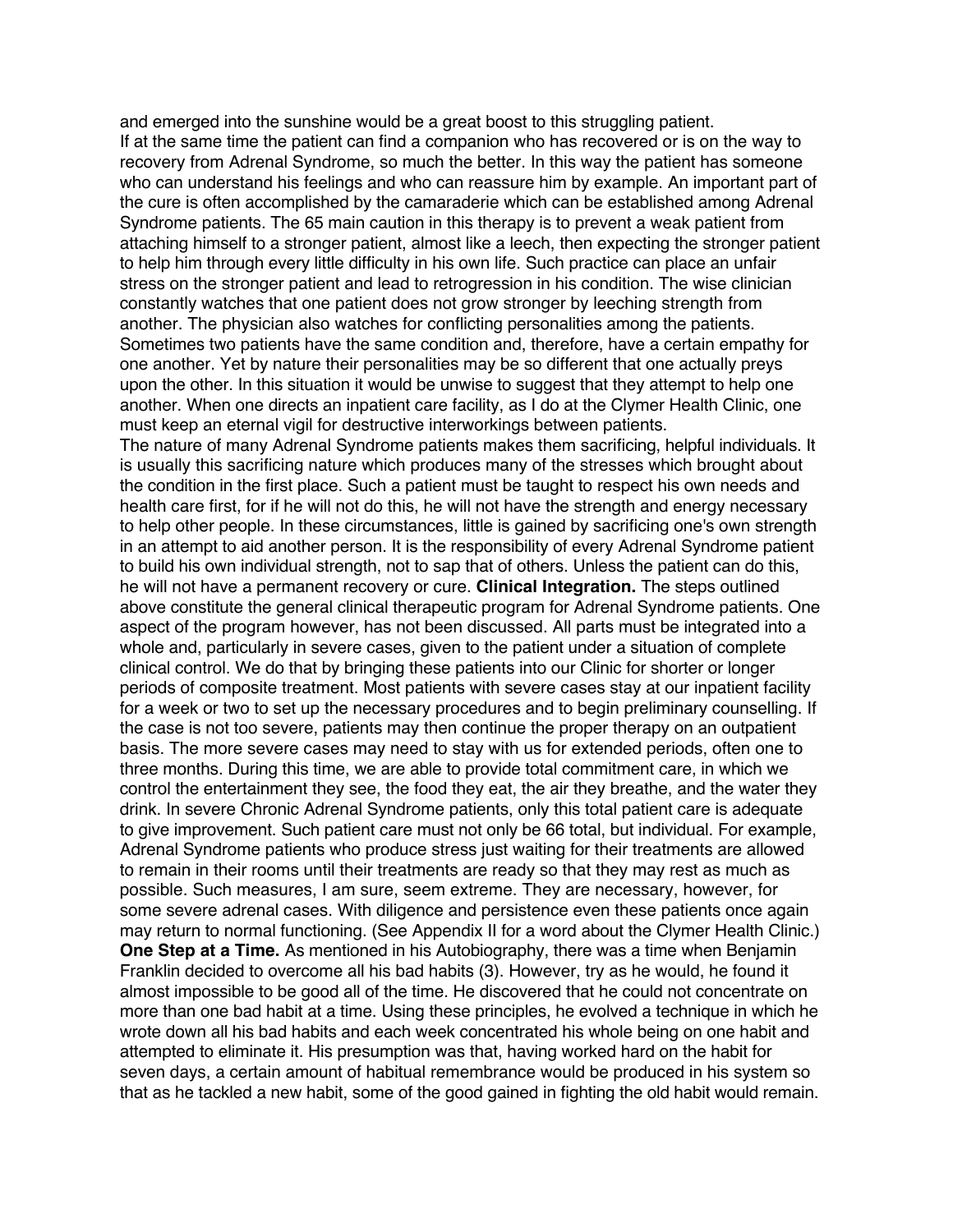and emerged into the sunshine would be a great boost to this struggling patient.

If at the same time the patient can find a companion who has recovered or is on the way to recovery from Adrenal Syndrome, so much the better. In this way the patient has someone who can understand his feelings and who can reassure him by example. An important part of the cure is often accomplished by the camaraderie which can be established among Adrenal Syndrome patients. The main caution in this therapy is to prevent a weak patient from attaching himself to a stronger patient, almost like a leech, then expecting the stronger patient to help him through every little difficulty in his own life. Such practice can place an unfair stress on the stronger patient and lead to retrogression in his condition. The wise clinician constantly watches that one patient does not grow stronger by leeching strength from another. The physician also watches for conflicting personalities among the patients. Sometimes two patients have the same condition and, therefore, have a certain empathy for one another. Yet by nature their personalities may be so different that one actually preys upon the other. In this situation it would be unwise to suggest that they attempt to help one another. When one directs an inpatient care facility, as I do at the Clymer Health Clinic, one must keep an eternal vigil for destructive interworkings between patients.

The nature of many Adrenal Syndrome patients makes them sacrificing, helpful individuals. It is usually this sacrificing nature which produces many of the stresses which brought about the condition in the first place. Such a patient must be taught to respect his own needs and health care first, for if he will not do this, he will not have the strength and energy necessary to help other people. In these circumstances, little is gained by sacrificing one's own strength in an attempt to aid another person. It is the responsibility of every Adrenal Syndrome patient to build his own individual strength, not to sap that of others. Unless the patient can do this, he will not have a permanent recovery or cure. **Clinical Integration.** The steps outlined above constitute the general clinical therapeutic program for Adrenal Syndrome patients. One aspect of the program however, has not been discussed. All parts must be integrated into a whole and, particularly in severe cases, given to the patient under a situation of complete clinical control. We do that by bringing these patients into our Clinic for shorter or longer periods of composite treatment. Most patients with severe cases stay at our inpatient facility for a week or two to set up the necessary procedures and to begin preliminary counselling. If the case is not too severe, patients may then continue the proper therapy on an outpatient basis. The more severe cases may need to stay with us for extended periods, often one to three months. During this time, we are able to provide total commitment care, in which we control the entertainment they see, the food they eat, the air they breathe, and the water they drink. In severe Chronic Adrenal Syndrome patients, only this total patient care is adequate to give improvement. Such patient care must not only be total, but individual. For example, Adrenal Syndrome patients who produce stress just waiting for their treatments are allowed to remain in their rooms until their treatments are ready so that they may rest as much as possible. Such measures, I am sure, seem extreme. They are necessary, however, for some severe adrenal cases. With diligence and persistence even these patients once again may return to normal functioning. (See Appendix II for a word about the Clymer Health Clinic.) **One Step at a Time.** As mentioned in his Autobiography, there was a time when Benjamin Franklin decided to overcome all his bad habits (3). However, try as he would, he found it almost impossible to be good all of the time. He discovered that he could not concentrate on more than one bad habit at a time. Using these principles, he evolved a technique in which he wrote down all his bad habits and each week concentrated his whole being on one habit and attempted to eliminate it. His presumption was that, having worked hard on the habit for seven days, a certain amount of habitual remembrance would be produced in his system so that as he tackled a new habit, some of the good gained in fighting the old habit would remain.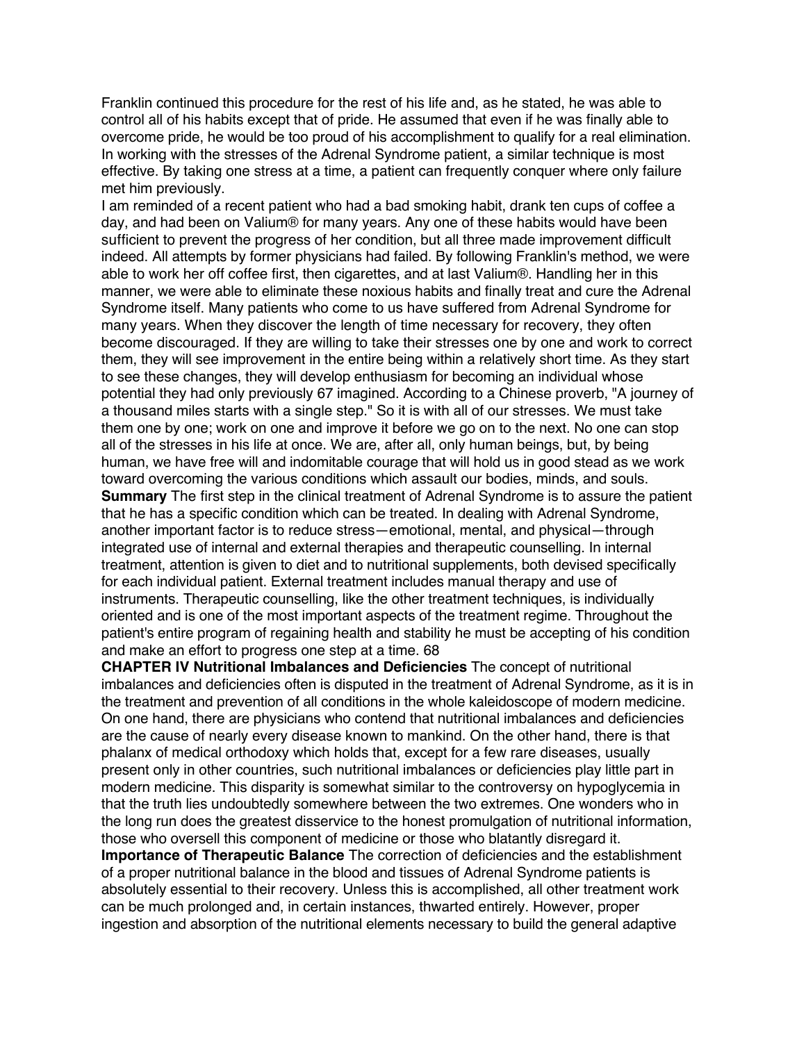Franklin continued this procedure for the rest of his life and, as he stated, he was able to control all of his habits except that of pride. He assumed that even if he was finally able to overcome pride, he would be too proud of his accomplishment to qualify for a real elimination. In working with the stresses of the Adrenal Syndrome patient, a similar technique is most effective. By taking one stress at a time, a patient can frequently conquer where only failure met him previously.

I am reminded of a recent patient who had a bad smoking habit, drank ten cups of coffee a day, and had been on Valium® for many years. Any one of these habits would have been sufficient to prevent the progress of her condition, but all three made improvement difficult indeed. All attempts by former physicians had failed. By following Franklin's method, we were able to work her off coffee first, then cigarettes, and at last Valium®. Handling her in this manner, we were able to eliminate these noxious habits and finally treat and cure the Adrenal Syndrome itself. Many patients who come to us have suffered from Adrenal Syndrome for many years. When they discover the length of time necessary for recovery, they often become discouraged. If they are willing to take their stresses one by one and work to correct them, they will see improvement in the entire being within a relatively short time. As they start to see these changes, they will develop enthusiasm for becoming an individual whose potential they had only previously 67 imagined. According to a Chinese proverb, "A journey of a thousand miles starts with a single step." So it is with all of our stresses. We must take them one by one; work on one and improve it before we go on to the next. No one can stop all of the stresses in his life at once. We are, after all, only human beings, but, by being human, we have free will and indomitable courage that will hold us in good stead as we work toward overcoming the various conditions which assault our bodies, minds, and souls.

**Summary** The first step in the clinical treatment of Adrenal Syndrome is to assure the patient that he has a specific condition which can be treated. In dealing with Adrenal Syndrome, another important factor is to reduce stress—emotional, mental, and physical—through integrated use of internal and external therapies and therapeutic counselling. In internal treatment, attention is given to diet and to nutritional supplements, both devised specifically for each individual patient. External treatment includes manual therapy and use of instruments. Therapeutic counselling, like the other treatment techniques, is individually oriented and is one of the most important aspects of the treatment regime. Throughout the patient's entire program of regaining health and stability he must be accepting of his condition and make an effort to progress one step at a time. 68

**CHAPTER IV Nutritional Imbalances and Deficiencies** The concept of nutritional imbalances and deficiencies often is disputed in the treatment of Adrenal Syndrome, as it is in the treatment and prevention of all conditions in the whole kaleidoscope of modern medicine. On one hand, there are physicians who contend that nutritional imbalances and deficiencies are the cause of nearly every disease known to mankind. On the other hand, there is that phalanx of medical orthodoxy which holds that, except for a few rare diseases, usually present only in other countries, such nutritional imbalances or deficiencies play little part in modern medicine. This disparity is somewhat similar to the controversy on hypoglycemia in that the truth lies undoubtedly somewhere between the two extremes. One wonders who in the long run does the greatest disservice to the honest promulgation of nutritional information, those who oversell this component of medicine or those who blatantly disregard it.

**Importance of Therapeutic Balance** The correction of deficiencies and the establishment of a proper nutritional balance in the blood and tissues of Adrenal Syndrome patients is absolutely essential to their recovery. Unless this is accomplished, all other treatment work can be much prolonged and, in certain instances, thwarted entirely. However, proper ingestion and absorption of the nutritional elements necessary to build the general adaptive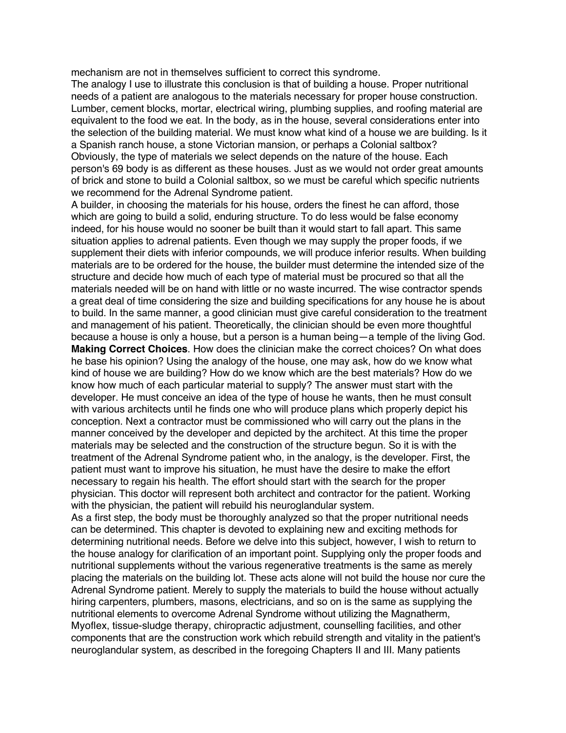mechanism are not in themselves sufficient to correct this syndrome.

The analogy I use to illustrate this conclusion is that of building a house. Proper nutritional needs of a patient are analogous to the materials necessary for proper house construction. Lumber, cement blocks, mortar, electrical wiring, plumbing supplies, and roofing material are equivalent to the food we eat. In the body, as in the house, several considerations enter into the selection of the building material. We must know what kind of a house we are building. Is it a Spanish ranch house, a stone Victorian mansion, or perhaps a Colonial saltbox? Obviously, the type of materials we select depends on the nature of the house. Each person's 69 body is as different as these houses. Just as we would not order great amounts of brick and stone to build a Colonial saltbox, so we must be careful which specific nutrients we recommend for the Adrenal Syndrome patient.

A builder, in choosing the materials for his house, orders the finest he can afford, those which are going to build a solid, enduring structure. To do less would be false economy indeed, for his house would no sooner be built than it would start to fall apart. This same situation applies to adrenal patients. Even though we may supply the proper foods, if we supplement their diets with inferior compounds, we will produce inferior results. When building materials are to be ordered for the house, the builder must determine the intended size of the structure and decide how much of each type of material must be procured so that all the materials needed will be on hand with little or no waste incurred. The wise contractor spends a great deal of time considering the size and building specifications for any house he is about to build. In the same manner, a good clinician must give careful consideration to the treatment and management of his patient. Theoretically, the clinician should be even more thoughtful because a house is only a house, but a person is a human being—a temple of the living God.

**Making Correct Choices**. How does the clinician make the correct choices? On what does he base his opinion? Using the analogy of the house, one may ask, how do we know what kind of house we are building? How do we know which are the best materials? How do we know how much of each particular material to supply? The answer must start with the developer. He must conceive an idea of the type of house he wants, then he must consult with various architects until he finds one who will produce plans which properly depict his conception. Next a contractor must be commissioned who will carry out the plans in the manner conceived by the developer and depicted by the architect. At this time the proper materials may be selected and the construction of the structure begun. So it is with the treatment of the Adrenal Syndrome patient who, in the analogy, is the developer. First, the patient must want to improve his situation, he must have the desire to make the effort necessary to regain his health. The effort should start with the search for the proper physician. This doctor will represent both architect and contractor for the patient. Working with the physician, the patient will rebuild his neuroglandular system.

As a first step, the body must be thoroughly analyzed so that the proper nutritional needs can be determined. This chapter is devoted to explaining new and exciting methods for determining nutritional needs. Before we delve into this subject, however, I wish to return to the house analogy for clarification of an important point. Supplying only the proper foods and nutritional supplements without the various regenerative treatments is the same as merely placing the materials on the building lot. These acts alone will not build the house nor cure the Adrenal Syndrome patient. Merely to supply the materials to build the house without actually hiring carpenters, plumbers, masons, electricians, and so on is the same as supplying the nutritional elements to overcome Adrenal Syndrome without utilizing the Magnatherm, Myoflex, tissue-sludge therapy, chiropractic adjustment, counselling facilities, and other components that are the construction work which rebuild strength and vitality in the patient's neuroglandular system, as described in the foregoing Chapters II and III. Many patients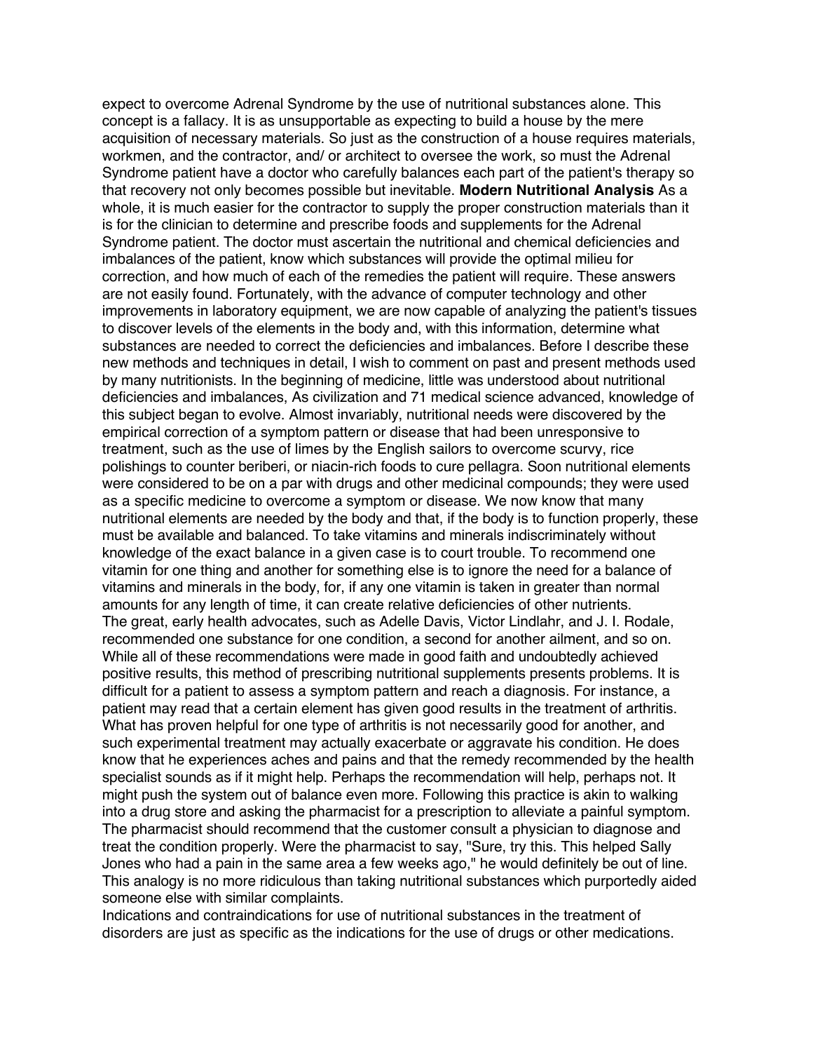expect to overcome Adrenal Syndrome by the use of nutritional substances alone. This concept is a fallacy. It is as unsupportable as expecting to build a house by the mere acquisition of necessary materials. So just as the construction of a house requires materials, workmen, and the contractor, and/ or architect to oversee the work, so must the Adrenal Syndrome patient have a doctor who carefully balances each part of the patient's therapy so that recovery not only becomes possible but inevitable. **Modern Nutritional Analysis** As a whole, it is much easier for the contractor to supply the proper construction materials than it is for the clinician to determine and prescribe foods and supplements for the Adrenal Syndrome patient. The doctor must ascertain the nutritional and chemical deficiencies and imbalances of the patient, know which substances will provide the optimal milieu for correction, and how much of each of the remedies the patient will require. These answers are not easily found. Fortunately, with the advance of computer technology and other improvements in laboratory equipment, we are now capable of analyzing the patient's tissues to discover levels of the elements in the body and, with this information, determine what substances are needed to correct the deficiencies and imbalances. Before I describe these new methods and techniques in detail, I wish to comment on past and present methods used by many nutritionists. In the beginning of medicine, little was understood about nutritional deficiencies and imbalances, As civilization and 71 medical science advanced, knowledge of this subject began to evolve. Almost invariably, nutritional needs were discovered by the empirical correction of a symptom pattern or disease that had been unresponsive to treatment, such as the use of limes by the English sailors to overcome scurvy, rice polishings to counter beriberi, or niacin-rich foods to cure pellagra. Soon nutritional elements were considered to be on a par with drugs and other medicinal compounds; they were used as a specific medicine to overcome a symptom or disease. We now know that many nutritional elements are needed by the body and that, if the body is to function properly, these must be available and balanced. To take vitamins and minerals indiscriminately without knowledge of the exact balance in a given case is to court trouble. To recommend one vitamin for one thing and another for something else is to ignore the need for a balance of vitamins and minerals in the body, for, if any one vitamin is taken in greater than normal amounts for any length of time, it can create relative deficiencies of other nutrients.

The great, early health advocates, such as Adelle Davis, Victor Lindlahr, and J. I. Rodale, recommended one substance for one condition, a second for another ailment, and so on. While all of these recommendations were made in good faith and undoubtedly achieved positive results, this method of prescribing nutritional supplements presents problems. It is difficult for a patient to assess a symptom pattern and reach a diagnosis. For instance, a patient may read that a certain element has given good results in the treatment of arthritis. What has proven helpful for one type of arthritis is not necessarily good for another, and such experimental treatment may actually exacerbate or aggravate his condition. He does know that he experiences aches and pains and that the remedy recommended by the health specialist sounds as if it might help. Perhaps the recommendation will help, perhaps not. It might push the system out of balance even more. Following this practice is akin to walking into a drug store and asking the pharmacist for a prescription to alleviate a painful symptom. The pharmacist should recommend that the customer consult a physician to diagnose and treat the condition properly. Were the pharmacist to say, "Sure, try this. This helped Sally Jones who had a pain in the same area a few weeks ago," he would definitely be out of line. This analogy is no more ridiculous than taking nutritional substances which purportedly aided someone else with similar complaints.

Indications and contraindications for use of nutritional substances in the treatment of disorders are just as specific as the indications for the use of drugs or other medications.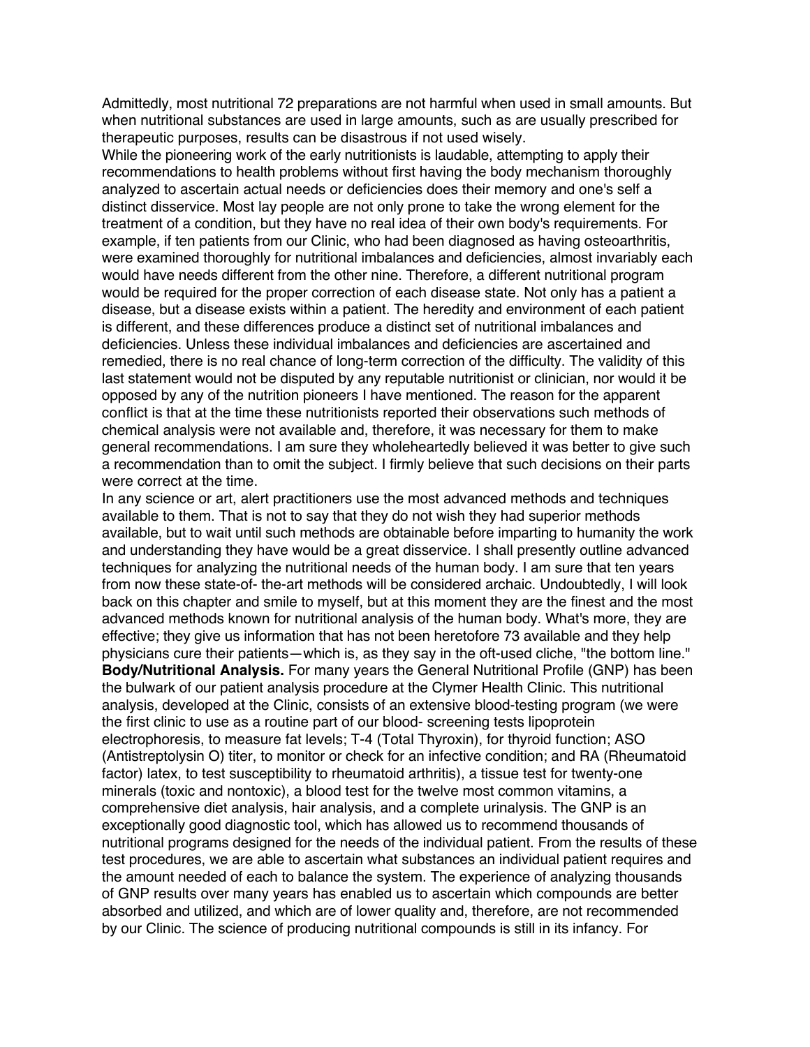Admittedly, most nutritional 72 preparations are not harmful when used in small amounts. But when nutritional substances are used in large amounts, such as are usually prescribed for therapeutic purposes, results can be disastrous if not used wisely.

While the pioneering work of the early nutritionists is laudable, attempting to apply their recommendations to health problems without first having the body mechanism thoroughly analyzed to ascertain actual needs or deficiencies does their memory and one's self a distinct disservice. Most lay people are not only prone to take the wrong element for the treatment of a condition, but they have no real idea of their own body's requirements. For example, if ten patients from our Clinic, who had been diagnosed as having osteoarthritis, were examined thoroughly for nutritional imbalances and deficiencies, almost invariably each would have needs different from the other nine. Therefore, a different nutritional program would be required for the proper correction of each disease state. Not only has a patient a disease, but a disease exists within a patient. The heredity and environment of each patient is different, and these differences produce a distinct set of nutritional imbalances and deficiencies. Unless these individual imbalances and deficiencies are ascertained and remedied, there is no real chance of long-term correction of the difficulty. The validity of this last statement would not be disputed by any reputable nutritionist or clinician, nor would it be opposed by any of the nutrition pioneers I have mentioned. The reason for the apparent conflict is that at the time these nutritionists reported their observations such methods of chemical analysis were not available and, therefore, it was necessary for them to make general recommendations. I am sure they wholeheartedly believed it was better to give such a recommendation than to omit the subject. I firmly believe that such decisions on their parts were correct at the time.

In any science or art, alert practitioners use the most advanced methods and techniques available to them. That is not to say that they do not wish they had superior methods available, but to wait until such methods are obtainable before imparting to humanity the work and understanding they have would be a great disservice. I shall presently outline advanced techniques for analyzing the nutritional needs of the human body. I am sure that ten years from now these state-of- the-art methods will be considered archaic. Undoubtedly, I will look back on this chapter and smile to myself, but at this moment they are the finest and the most advanced methods known for nutritional analysis of the human body. What's more, they are effective; they give us information that has not been heretofore 73 available and they help physicians cure their patients—which is, as they say in the oft-used cliche, "the bottom line."

**Body/Nutritional Analysis.** For many years the General Nutritional Profile (GNP) has been the bulwark of our patient analysis procedure at the Clymer Health Clinic. This nutritional analysis, developed at the Clinic, consists of an extensive blood-testing program (we were the first clinic to use as a routine part of our blood- screening tests lipoprotein electrophoresis, to measure fat levels; T-4 (Total Thyroxin), for thyroid function; ASO (Antistreptolysin O) titer, to monitor or check for an infective condition; and RA (Rheumatoid factor) latex, to test susceptibility to rheumatoid arthritis), a tissue test for twenty-one minerals (toxic and nontoxic), a blood test for the twelve most common vitamins, a comprehensive diet analysis, hair analysis, and a complete urinalysis. The GNP is an exceptionally good diagnostic tool, which has allowed us to recommend thousands of nutritional programs designed for the needs of the individual patient. From the results of these test procedures, we are able to ascertain what substances an individual patient requires and the amount needed of each to balance the system. The experience of analyzing thousands of GNP results over many years has enabled us to ascertain which compounds are better absorbed and utilized, and which are of lower quality and, therefore, are not recommended by our Clinic. The science of producing nutritional compounds is still in its infancy. For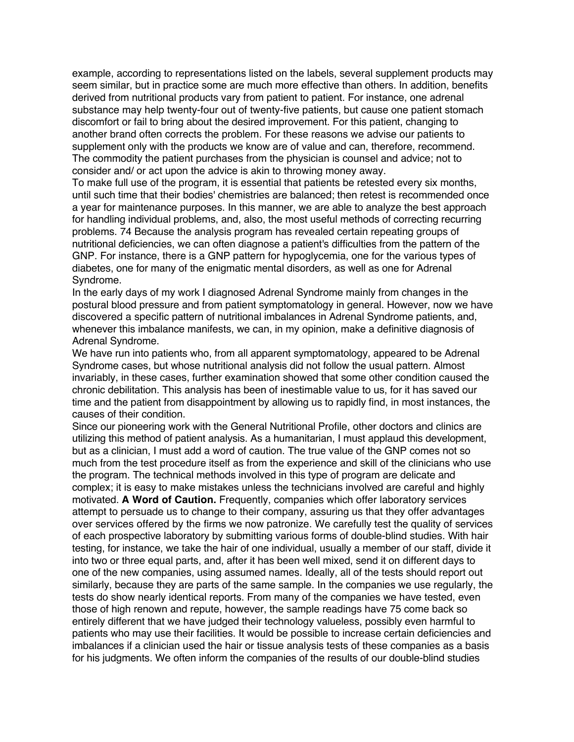example, according to representations listed on the labels, several supplement products may seem similar, but in practice some are much more effective than others. In addition, benefits derived from nutritional products vary from patient to patient. For instance, one adrenal substance may help twenty-four out of twenty-five patients, but cause one patient stomach discomfort or fail to bring about the desired improvement. For this patient, changing to another brand often corrects the problem. For these reasons we advise our patients to supplement only with the products we know are of value and can, therefore, recommend. The commodity the patient purchases from the physician is counsel and advice; not to consider and/ or act upon the advice is akin to throwing money away.

To make full use of the program, it is essential that patients be retested every six months, until such time that their bodies' chemistries are balanced; then retest is recommended once a year for maintenance purposes. In this manner, we are able to analyze the best approach for handling individual problems, and, also, the most useful methods of correcting recurring problems. 74 Because the analysis program has revealed certain repeating groups of nutritional deficiencies, we can often diagnose a patient's difficulties from the pattern of the GNP. For instance, there is a GNP pattern for hypoglycemia, one for the various types of diabetes, one for many of the enigmatic mental disorders, as well as one for Adrenal Syndrome.

In the early days of my work I diagnosed Adrenal Syndrome mainly from changes in the postural blood pressure and from patient symptomatology in general. However, now we have discovered a specific pattern of nutritional imbalances in Adrenal Syndrome patients, and, whenever this imbalance manifests, we can, in my opinion, make a definitive diagnosis of Adrenal Syndrome.

We have run into patients who, from all apparent symptomatology, appeared to be Adrenal Syndrome cases, but whose nutritional analysis did not follow the usual pattern. Almost invariably, in these cases, further examination showed that some other condition caused the chronic debilitation. This analysis has been of inestimable value to us, for it has saved our time and the patient from disappointment by allowing us to rapidly find, in most instances, the causes of their condition.

Since our pioneering work with the General Nutritional Profile, other doctors and clinics are utilizing this method of patient analysis. As a humanitarian, I must applaud this development, but as a clinician, I must add a word of caution. The true value of the GNP comes not so much from the test procedure itself as from the experience and skill of the clinicians who use the program. The technical methods involved in this type of program are delicate and complex; it is easy to make mistakes unless the technicians involved are careful and highly motivated. **A Word of Caution.** Frequently, companies which offer laboratory services attempt to persuade us to change to their company, assuring us that they offer advantages over services offered by the firms we now patronize. We carefully test the quality of services of each prospective laboratory by submitting various forms of double-blind studies. With hair testing, for instance, we take the hair of one individual, usually a member of our staff, divide it into two or three equal parts, and, after it has been well mixed, send it on different days to one of the new companies, using assumed names. Ideally, all of the tests should report out similarly, because they are parts of the same sample. In the companies we use regularly, the tests do show nearly identical reports. From many of the companies we have tested, even those of high renown and repute, however, the sample readings have 75 come back so entirely different that we have judged their technology valueless, possibly even harmful to patients who may use their facilities. It would be possible to increase certain deficiencies and imbalances if a clinician used the hair or tissue analysis tests of these companies as a basis for his judgments. We often inform the companies of the results of our double-blind studies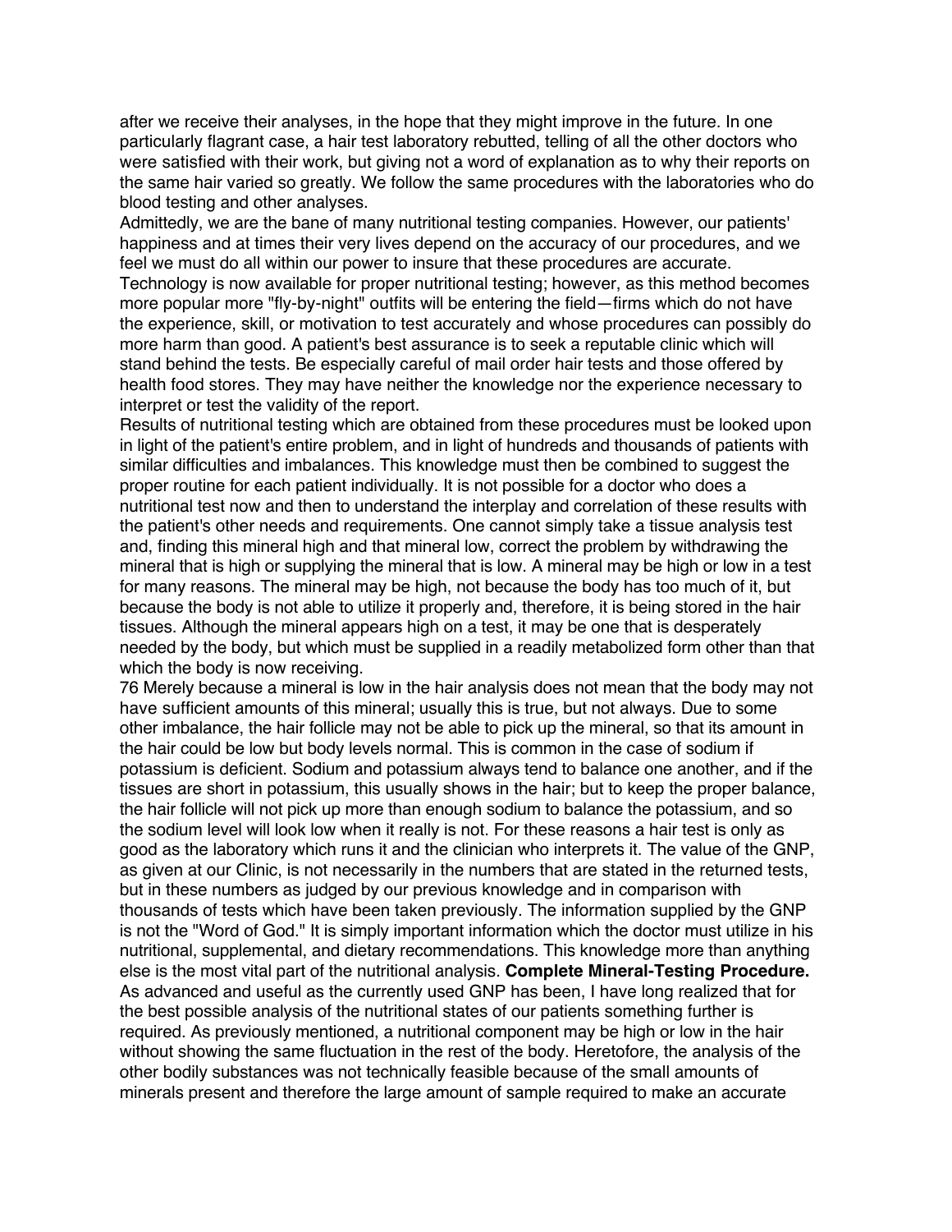after we receive their analyses, in the hope that they might improve in the future. In one particularly flagrant case, a hair test laboratory rebutted, telling of all the other doctors who were satisfied with their work, but giving not a word of explanation as to why their reports on the same hair varied so greatly. We follow the same procedures with the laboratories who do blood testing and other analyses.

Admittedly, we are the bane of many nutritional testing companies. However, our patients' happiness and at times their very lives depend on the accuracy of our procedures, and we feel we must do all within our power to insure that these procedures are accurate.

Technology is now available for proper nutritional testing; however, as this method becomes more popular more "fly-by-night" outfits will be entering the field—firms which do not have the experience, skill, or motivation to test accurately and whose procedures can possibly do more harm than good. A patient's best assurance is to seek a reputable clinic which will stand behind the tests. Be especially careful of mail order hair tests and those offered by health food stores. They may have neither the knowledge nor the experience necessary to interpret or test the validity of the report.

Results of nutritional testing which are obtained from these procedures must be looked upon in light of the patient's entire problem, and in light of hundreds and thousands of patients with similar difficulties and imbalances. This knowledge must then be combined to suggest the proper routine for each patient individually. It is not possible for a doctor who does a nutritional test now and then to understand the interplay and correlation of these results with the patient's other needs and requirements. One cannot simply take a tissue analysis test and, finding this mineral high and that mineral low, correct the problem by withdrawing the mineral that is high or supplying the mineral that is low. A mineral may be high or low in a test for many reasons. The mineral may be high, not because the body has too much of it, but because the body is not able to utilize it properly and, therefore, it is being stored in the hair tissues. Although the mineral appears high on a test, it may be one that is desperately needed by the body, but which must be supplied in a readily metabolized form other than that which the body is now receiving.

76 Merely because a mineral is low in the hair analysis does not mean that the body may not have sufficient amounts of this mineral; usually this is true, but not always. Due to some other imbalance, the hair follicle may not be able to pick up the mineral, so that its amount in the hair could be low but body levels normal. This is common in the case of sodium if potassium is deficient. Sodium and potassium always tend to balance one another, and if the tissues are short in potassium, this usually shows in the hair; but to keep the proper balance, the hair follicle will not pick up more than enough sodium to balance the potassium, and so the sodium level will look low when it really is not. For these reasons a hair test is only as good as the laboratory which runs it and the clinician who interprets it. The value of the GNP, as given at our Clinic, is not necessarily in the numbers that are stated in the returned tests, but in these numbers as judged by our previous knowledge and in comparison with thousands of tests which have been taken previously. The information supplied by the GNP is not the "Word of God." It is simply important information which the doctor must utilize in his nutritional, supplemental, and dietary recommendations. This knowledge more than anything else is the most vital part of the nutritional analysis. **Complete Mineral-Testing Procedure.** As advanced and useful as the currently used GNP has been, I have long realized that for the best possible analysis of the nutritional states of our patients something further is required. As previously mentioned, a nutritional component may be high or low in the hair without showing the same fluctuation in the rest of the body. Heretofore, the analysis of the other bodily substances was not technically feasible because of the small amounts of minerals present and therefore the large amount of sample required to make an accurate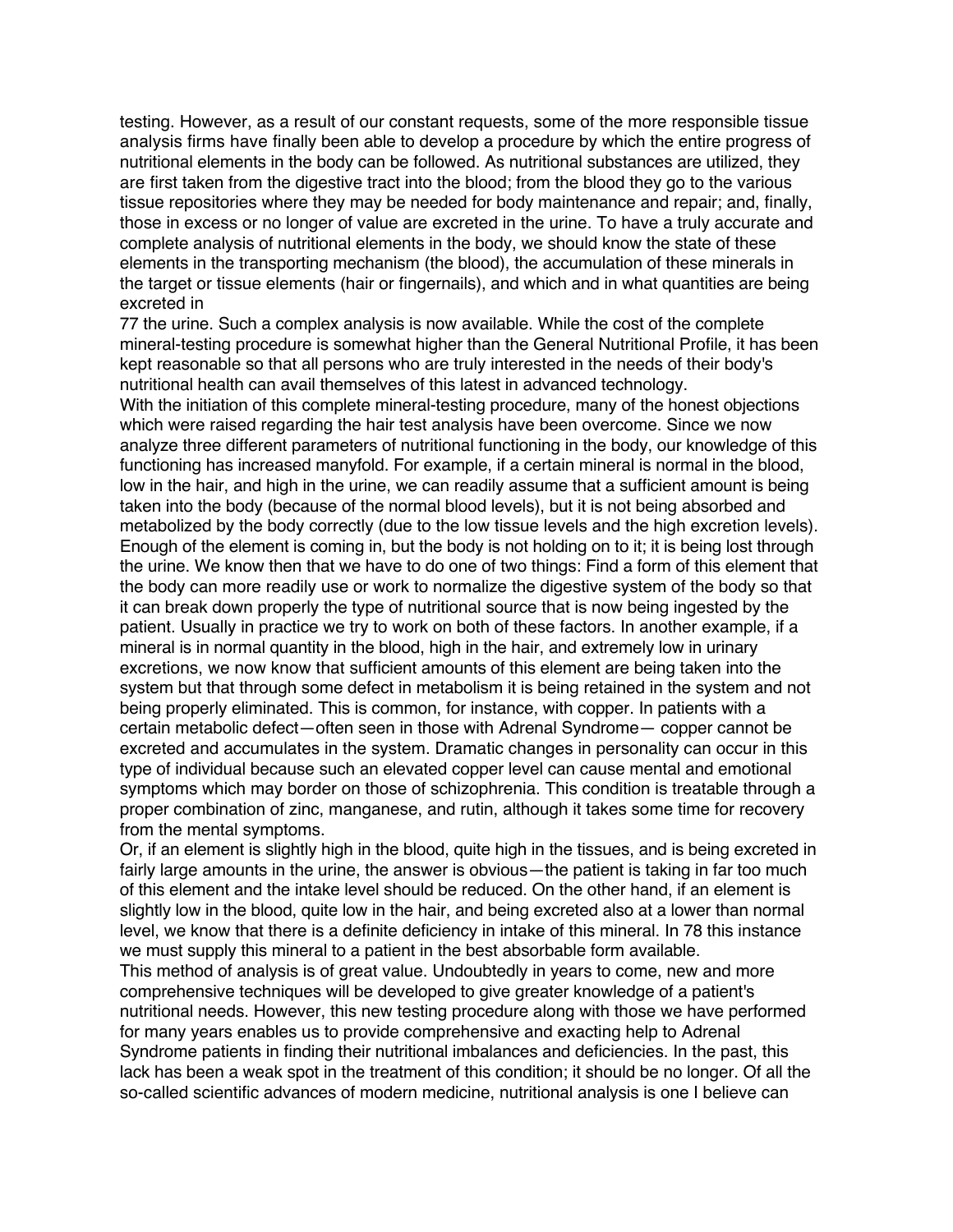testing. However, as a result of our constant requests, some of the more responsible tissue analysis firms have finally been able to develop a procedure by which the entire progress of nutritional elements in the body can be followed. As nutritional substances are utilized, they are first taken from the digestive tract into the blood; from the blood they go to the various tissue repositories where they may be needed for body maintenance and repair; and, finally, those in excess or no longer of value are excreted in the urine. To have a truly accurate and complete analysis of nutritional elements in the body, we should know the state of these elements in the transporting mechanism (the blood), the accumulation of these minerals in the target or tissue elements (hair or fingernails), and which and in what quantities are being excreted in
77 the urine. Such a complex analysis is now available. While the cost of the complete mineral-testing procedure is somewhat higher than the General Nutritional Profile, it has been kept reasonable so that all persons who are truly interested in the needs of their body's nutritional health can avail themselves of this latest in advanced technology.

With the initiation of this complete mineral-testing procedure, many of the honest objections which were raised regarding the hair test analysis have been overcome. Since we now analyze three different parameters of nutritional functioning in the body, our knowledge of this functioning has increased manyfold. For example, if a certain mineral is normal in the blood, low in the hair, and high in the urine, we can readily assume that a sufficient amount is being taken into the body (because of the normal blood levels), but it is not being absorbed and metabolized by the body correctly (due to the low tissue levels and the high excretion levels). Enough of the element is coming in, but the body is not holding on to it; it is being lost through the urine. We know then that we have to do one of two things: Find a form of this element that the body can more readily use or work to normalize the digestive system of the body so that it can break down properly the type of nutritional source that is now being ingested by the patient. Usually in practice we try to work on both of these factors. In another example, if a mineral is in normal quantity in the blood, high in the hair, and extremely low in urinary excretions, we now know that sufficient amounts of this element are being taken into the system but that through some defect in metabolism it is being retained in the system and not being properly eliminated. This is common, for instance, with copper. In patients with a certain metabolic defect—often seen in those with Adrenal Syndrome— copper cannot be excreted and accumulates in the system. Dramatic changes in personality can occur in this type of individual because such an elevated copper level can cause mental and emotional symptoms which may border on those of schizophrenia. This condition is treatable through a proper combination of zinc, manganese, and rutin, although it takes some time for recovery from the mental symptoms.

Or, if an element is slightly high in the blood, quite high in the tissues, and is being excreted in fairly large amounts in the urine, the answer is obvious—the patient is taking in far too much of this element and the intake level should be reduced. On the other hand, if an element is slightly low in the blood, quite low in the hair, and being excreted also at a lower than normal level, we know that there is a definite deficiency in intake of this mineral. In 78 this instance we must supply this mineral to a patient in the best absorbable form available.

This method of analysis is of great value. Undoubtedly in years to come, new and more comprehensive techniques will be developed to give greater knowledge of a patient's nutritional needs. However, this new testing procedure along with those we have performed for many years enables us to provide comprehensive and exacting help to Adrenal Syndrome patients in finding their nutritional imbalances and deficiencies. In the past, this lack has been a weak spot in the treatment of this condition; it should be no longer. Of all the so-called scientific advances of modern medicine, nutritional analysis is one I believe can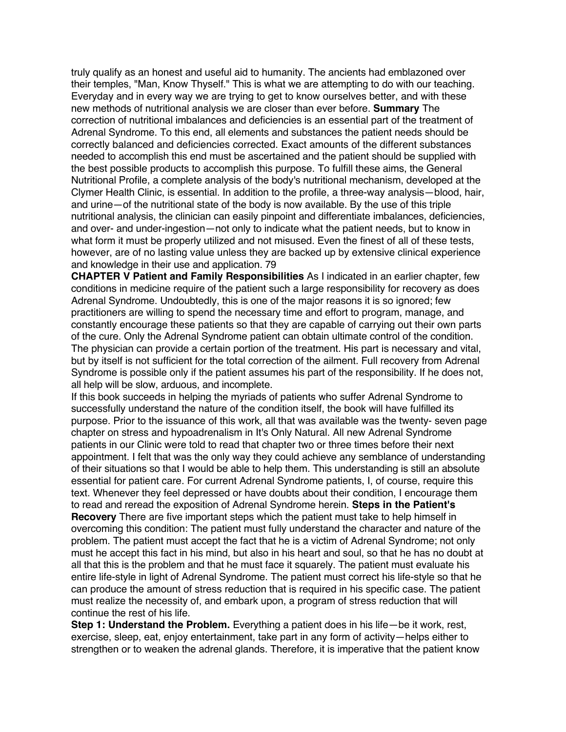truly qualify as an honest and useful aid to humanity. The ancients had emblazoned over their temples, "Man, Know Thyself." This is what we are attempting to do with our teaching. Everyday and in every way we are trying to get to know ourselves better, and with these new methods of nutritional analysis we are closer than ever before.

**Summary** The correction of nutritional imbalances and deficiencies is an essential part of the treatment of Adrenal Syndrome. To this end, all elements and substances the patient needs should be correctly balanced and deficiencies corrected. Exact amounts of the different substances needed to accomplish this end must be ascertained and the patient should be supplied with the best possible products to accomplish this purpose. To fulfill these aims, the General Nutritional Profile, a complete analysis of the body's nutritional mechanism, developed at the Clymer Health Clinic, is essential. In addition to the profile, a three-way analysis—blood, hair, and urine—of the nutritional state of the body is now available. By the use of this triple nutritional analysis, the clinician can easily pinpoint and differentiate imbalances, deficiencies, and over- and under-ingestion—not only to indicate what the patient needs, but to know in what form it must be properly utilized and not misused. Even the finest of all of these tests, however, are of no lasting value unless they are backed up by extensive clinical experience and knowledge in their use and application. 79

## CHAPTER V Patient and Family Responsibilities

As I indicated in an earlier chapter, few conditions in medicine require of the patient such a large responsibility for recovery as does Adrenal Syndrome. Undoubtedly, this is one of the major reasons it is so ignored; few practitioners are willing to spend the necessary time and effort to program, manage, and constantly encourage these patients so that they are capable of carrying out their own parts of the cure. Only the Adrenal Syndrome patient can obtain ultimate control of the condition. The physician can provide a certain portion of the treatment. His part is necessary and vital, but by itself is not sufficient for the total correction of the ailment. Full recovery from Adrenal Syndrome is possible only if the patient assumes his part of the responsibility. If he does not, all help will be slow, arduous, and incomplete.

If this book succeeds in helping the myriads of patients who suffer Adrenal Syndrome to successfully understand the nature of the condition itself, the book will have fulfilled its purpose. Prior to the issuance of this work, all that was available was the twenty- seven page chapter on stress and hypoadrenalism in It's Only Natural. All new Adrenal Syndrome patients in our Clinic were told to read that chapter two or three times before their next appointment. I felt that was the only way they could achieve any semblance of understanding of their situations so that I would be able to help them. This understanding is still an absolute essential for patient care. For current Adrenal Syndrome patients, I, of course, require this text. Whenever they feel depressed or have doubts about their condition, I encourage them to read and reread the exposition of Adrenal Syndrome herein.

**Steps in the Patient's Recovery** There are five important steps which the patient must take to help himself in overcoming this condition: The patient must fully understand the character and nature of the problem. The patient must accept the fact that he is a victim of Adrenal Syndrome; not only must he accept this fact in his mind, but also in his heart and soul, so that he has no doubt at all that this is the problem and that he must face it squarely. The patient must evaluate his entire life-style in light of Adrenal Syndrome. The patient must correct his life-style so that he can produce the amount of stress reduction that is required in his specific case. The patient must realize the necessity of, and embark upon, a program of stress reduction that will continue the rest of his life.

**Step 1: Understand the Problem.** Everything a patient does in his life—be it work, rest, exercise, sleep, eat, enjoy entertainment, take part in any form of activity—helps either to strengthen or to weaken the adrenal glands. Therefore, it is imperative that the patient know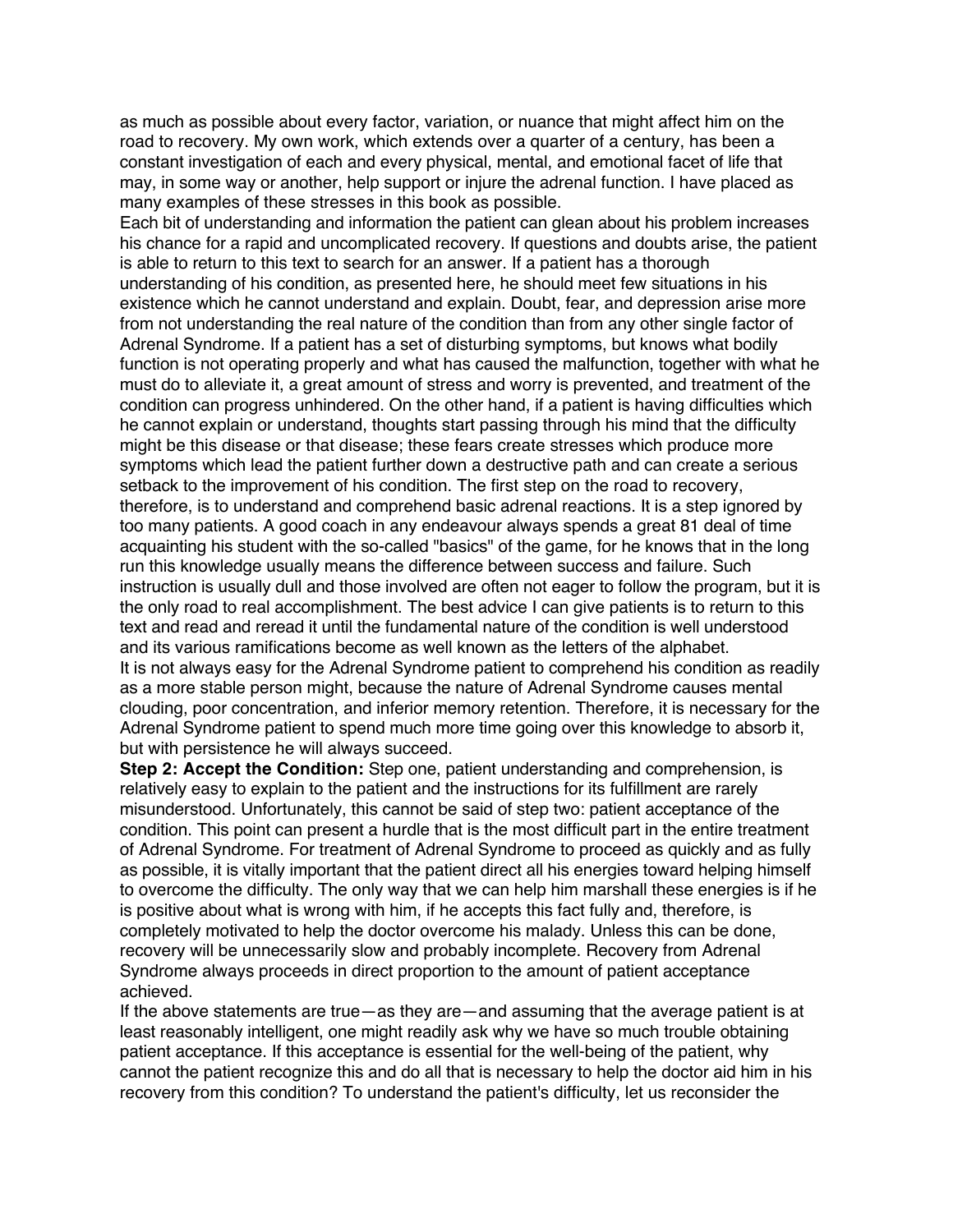as much as possible about every factor, variation, or nuance that might affect him on the road to recovery. My own work, which extends over a quarter of a century, has been a constant investigation of each and every physical, mental, and emotional facet of life that may, in some way or another, help support or injure the adrenal function. I have placed as many examples of these stresses in this book as possible.

Each bit of understanding and information the patient can glean about his problem increases his chance for a rapid and uncomplicated recovery. If questions and doubts arise, the patient is able to return to this text to search for an answer. If a patient has a thorough understanding of his condition, as presented here, he should meet few situations in his existence which he cannot understand and explain. Doubt, fear, and depression arise more from not understanding the real nature of the condition than from any other single factor of Adrenal Syndrome. If a patient has a set of disturbing symptoms, but knows what bodily function is not operating properly and what has caused the malfunction, together with what he must do to alleviate it, a great amount of stress and worry is prevented, and treatment of the condition can progress unhindered. On the other hand, if a patient is having difficulties which he cannot explain or understand, thoughts start passing through his mind that the difficulty might be this disease or that disease; these fears create stresses which produce more symptoms which lead the patient further down a destructive path and can create a serious setback to the improvement of his condition. The first step on the road to recovery, therefore, is to understand and comprehend basic adrenal reactions. It is a step ignored by too many patients. A good coach in any endeavour always spends a great 81 deal of time acquainting his student with the so-called "basics" of the game, for he knows that in the long run this knowledge usually means the difference between success and failure. Such instruction is usually dull and those involved are often not eager to follow the program, but it is the only road to real accomplishment. The best advice I can give patients is to return to this text and read and reread it until the fundamental nature of the condition is well understood and its various ramifications become as well known as the letters of the alphabet.

It is not always easy for the Adrenal Syndrome patient to comprehend his condition as readily as a more stable person might, because the nature of Adrenal Syndrome causes mental clouding, poor concentration, and inferior memory retention. Therefore, it is necessary for the Adrenal Syndrome patient to spend much more time going over this knowledge to absorb it, but with persistence he will always succeed.

**Step 2: Accept the Condition:** Step one, patient understanding and comprehension, is relatively easy to explain to the patient and the instructions for its fulfillment are rarely misunderstood. Unfortunately, this cannot be said of step two: patient acceptance of the condition. This point can present a hurdle that is the most difficult part in the entire treatment of Adrenal Syndrome. For treatment of Adrenal Syndrome to proceed as quickly and as fully as possible, it is vitally important that the patient direct all his energies toward helping himself to overcome the difficulty. The only way that we can help him marshall these energies is if he is positive about what is wrong with him, if he accepts this fact fully and, therefore, is completely motivated to help the doctor overcome his malady. Unless this can be done, recovery will be unnecessarily slow and probably incomplete. Recovery from Adrenal Syndrome always proceeds in direct proportion to the amount of patient acceptance achieved.

If the above statements are true—as they are—and assuming that the average patient is at least reasonably intelligent, one might readily ask why we have so much trouble obtaining patient acceptance. If this acceptance is essential for the well-being of the patient, why cannot the patient recognize this and do all that is necessary to help the doctor aid him in his recovery from this condition? To understand the patient's difficulty, let us reconsider the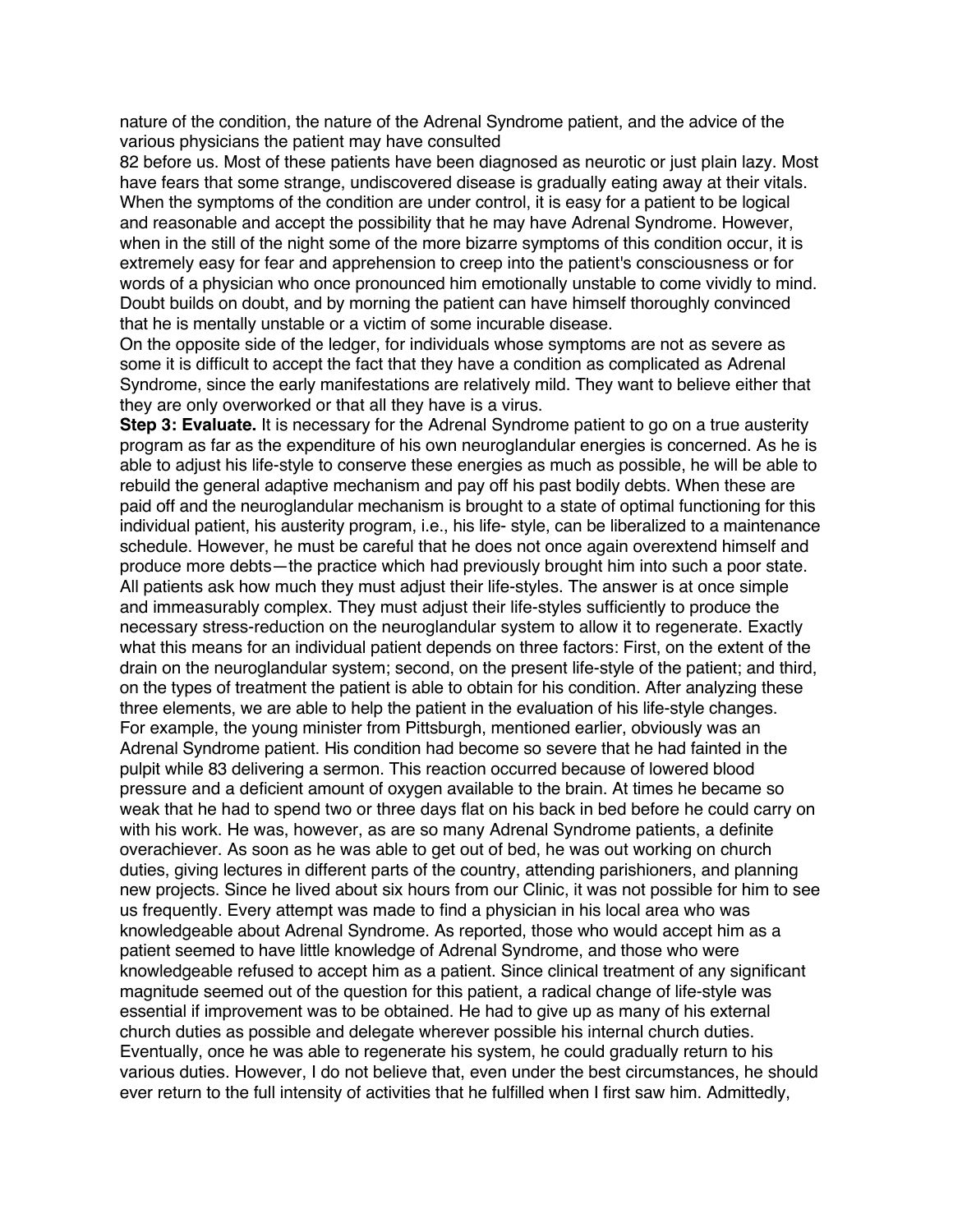nature of the condition, the nature of the Adrenal Syndrome patient, and the advice of the various physicians the patient may have consulted
82 before us. Most of these patients have been diagnosed as neurotic or just plain lazy. Most have fears that some strange, undiscovered disease is gradually eating away at their vitals. When the symptoms of the condition are under control, it is easy for a patient to be logical and reasonable and accept the possibility that he may have Adrenal Syndrome. However, when in the still of the night some of the more bizarre symptoms of this condition occur, it is extremely easy for fear and apprehension to creep into the patient's consciousness or for words of a physician who once pronounced him emotionally unstable to come vividly to mind. Doubt builds on doubt, and by morning the patient can have himself thoroughly convinced that he is mentally unstable or a victim of some incurable disease.
On the opposite side of the ledger, for individuals whose symptoms are not as severe as some it is difficult to accept the fact that they have a condition as complicated as Adrenal Syndrome, since the early manifestations are relatively mild. They want to believe either that they are only overworked or that all they have is a virus.
**Step 3: Evaluate.** It is necessary for the Adrenal Syndrome patient to go on a true austerity program as far as the expenditure of his own neuroglandular energies is concerned. As he is able to adjust his life-style to conserve these energies as much as possible, he will be able to rebuild the general adaptive mechanism and pay off his past bodily debts. When these are paid off and the neuroglandular mechanism is brought to a state of optimal functioning for this individual patient, his austerity program, i.e., his life- style, can be liberalized to a maintenance schedule. However, he must be careful that he does not once again overextend himself and produce more debts—the practice which had previously brought him into such a poor state.
All patients ask how much they must adjust their life-styles. The answer is at once simple and immeasurably complex. They must adjust their life-styles sufficiently to produce the necessary stress-reduction on the neuroglandular system to allow it to regenerate. Exactly what this means for an individual patient depends on three factors: First, on the extent of the drain on the neuroglandular system; second, on the present life-style of the patient; and third, on the types of treatment the patient is able to obtain for his condition. After analyzing these three elements, we are able to help the patient in the evaluation of his life-style changes.
For example, the young minister from Pittsburgh, mentioned earlier, obviously was an Adrenal Syndrome patient. His condition had become so severe that he had fainted in the pulpit while 83 delivering a sermon. This reaction occurred because of lowered blood pressure and a deficient amount of oxygen available to the brain. At times he became so weak that he had to spend two or three days flat on his back in bed before he could carry on with his work. He was, however, as are so many Adrenal Syndrome patients, a definite overachiever. As soon as he was able to get out of bed, he was out working on church duties, giving lectures in different parts of the country, attending parishioners, and planning new projects. Since he lived about six hours from our Clinic, it was not possible for him to see us frequently. Every attempt was made to find a physician in his local area who was knowledgeable about Adrenal Syndrome. As reported, those who would accept him as a patient seemed to have little knowledge of Adrenal Syndrome, and those who were knowledgeable refused to accept him as a patient. Since clinical treatment of any significant magnitude seemed out of the question for this patient, a radical change of life-style was essential if improvement was to be obtained. He had to give up as many of his external church duties as possible and delegate wherever possible his internal church duties. Eventually, once he was able to regenerate his system, he could gradually return to his various duties. However, I do not believe that, even under the best circumstances, he should ever return to the full intensity of activities that he fulfilled when I first saw him. Admittedly,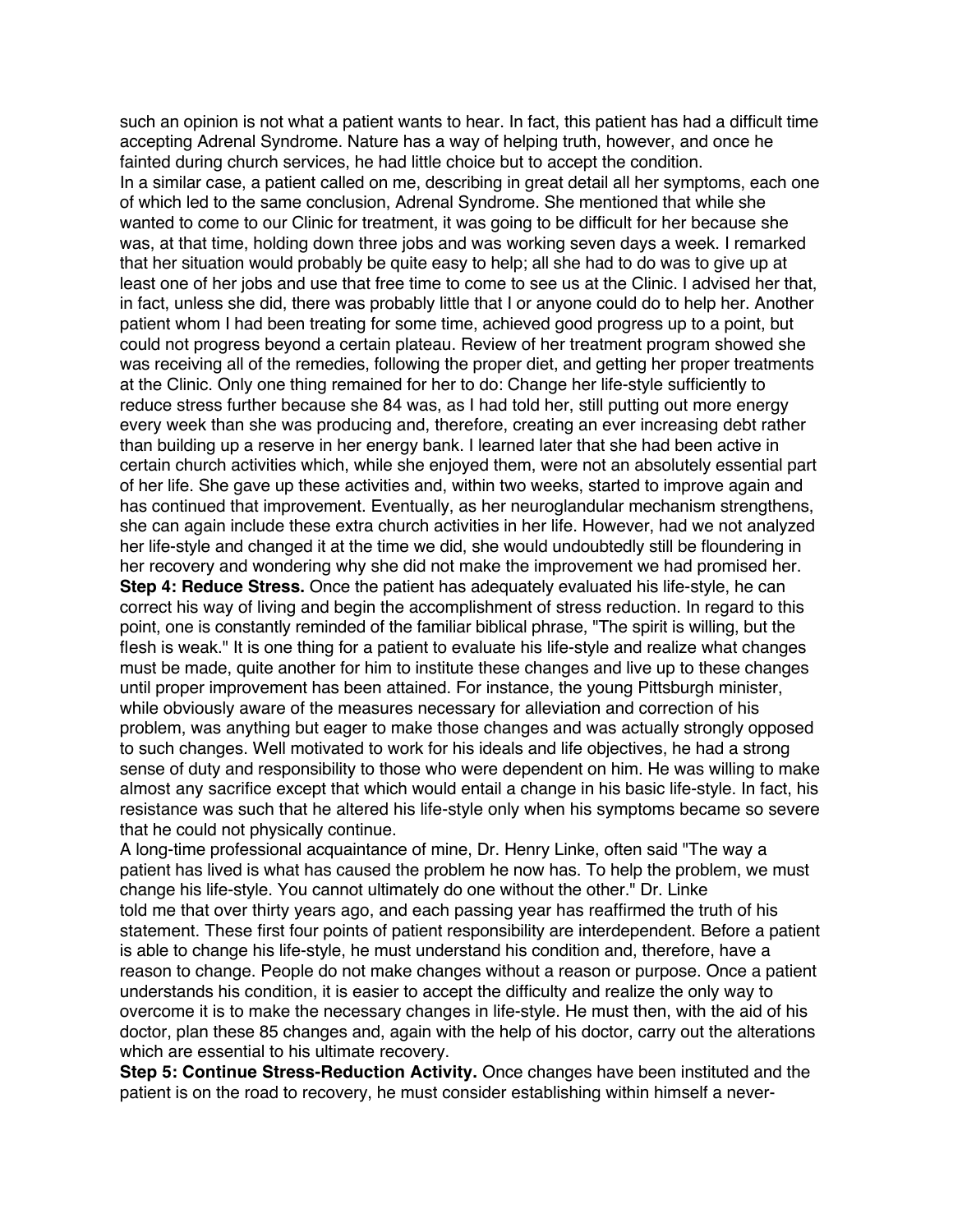such an opinion is not what a patient wants to hear. In fact, this patient has had a difficult time accepting Adrenal Syndrome. Nature has a way of helping truth, however, and once he fainted during church services, he had little choice but to accept the condition.

In a similar case, a patient called on me, describing in great detail all her symptoms, each one of which led to the same conclusion, Adrenal Syndrome. She mentioned that while she wanted to come to our Clinic for treatment, it was going to be difficult for her because she was, at that time, holding down three jobs and was working seven days a week. I remarked that her situation would probably be quite easy to help; all she had to do was to give up at least one of her jobs and use that free time to come to see us at the Clinic. I advised her that, in fact, unless she did, there was probably little that I or anyone could do to help her. Another patient whom I had been treating for some time, achieved good progress up to a point, but could not progress beyond a certain plateau. Review of her treatment program showed she was receiving all of the remedies, following the proper diet, and getting her proper treatments at the Clinic. Only one thing remained for her to do: Change her life-style sufficiently to reduce stress further because she was, as I had told her, still putting out more energy every week than she was producing and, therefore, creating an ever increasing debt rather than building up a reserve in her energy bank. I learned later that she had been active in certain church activities which, while she enjoyed them, were not an absolutely essential part of her life. She gave up these activities and, within two weeks, started to improve again and has continued that improvement. Eventually, as her neuroglandular mechanism strengthens, she can again include these extra church activities in her life. However, had we not analyzed her life-style and changed it at the time we did, she would undoubtedly still be floundering in her recovery and wondering why she did not make the improvement we had promised her.

**Step 4: Reduce Stress.** Once the patient has adequately evaluated his life-style, he can correct his way of living and begin the accomplishment of stress reduction. In regard to this point, one is constantly reminded of the familiar biblical phrase, "The spirit is willing, but the flesh is weak." It is one thing for a patient to evaluate his life-style and realize what changes must be made, quite another for him to institute these changes and live up to these changes until proper improvement has been attained. For instance, the young Pittsburgh minister, while obviously aware of the measures necessary for alleviation and correction of his problem, was anything but eager to make those changes and was actually strongly opposed to such changes. Well motivated to work for his ideals and life objectives, he had a strong sense of duty and responsibility to those who were dependent on him. He was willing to make almost any sacrifice except that which would entail a change in his basic life-style. In fact, his resistance was such that he altered his life-style only when his symptoms became so severe that he could not physically continue.

A long-time professional acquaintance of mine, Dr. Henry Linke, often said "The way a patient has lived is what has caused the problem he now has. To help the problem, we must change his life-style. You cannot ultimately do one without the other." Dr. Linke told me that over thirty years ago, and each passing year has reaffirmed the truth of his statement. These first four points of patient responsibility are interdependent. Before a patient is able to change his life-style, he must understand his condition and, therefore, have a reason to change. People do not make changes without a reason or purpose. Once a patient understands his condition, it is easier to accept the difficulty and realize the only way to overcome it is to make the necessary changes in life-style. He must then, with the aid of his doctor, plan these changes and, again with the help of his doctor, carry out the alterations which are essential to his ultimate recovery.

**Step 5: Continue Stress-Reduction Activity.** Once changes have been instituted and the patient is on the road to recovery, he must consider establishing within himself a never-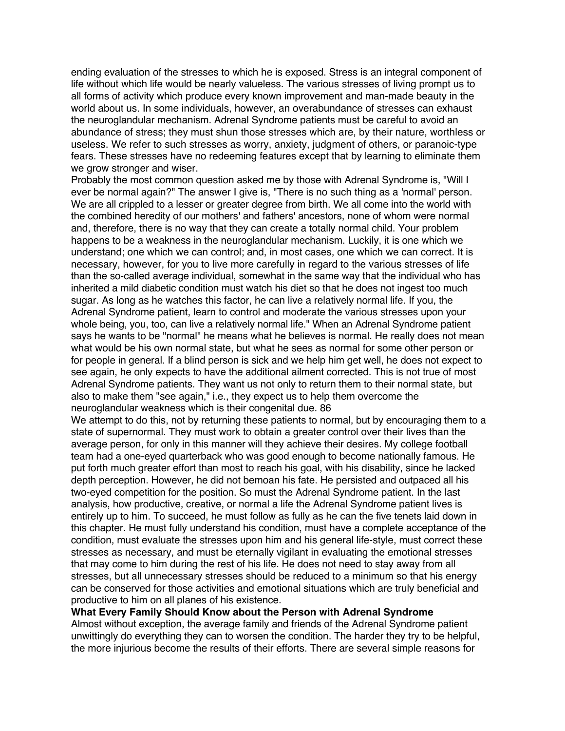ending evaluation of the stresses to which he is exposed. Stress is an integral component of life without which life would be nearly valueless. The various stresses of living prompt us to all forms of activity which produce every known improvement and man-made beauty in the world about us. In some individuals, however, an overabundance of stresses can exhaust the neuroglandular mechanism. Adrenal Syndrome patients must be careful to avoid an abundance of stress; they must shun those stresses which are, by their nature, worthless or useless. We refer to such stresses as worry, anxiety, judgment of others, or paranoic-type fears. These stresses have no redeeming features except that by learning to eliminate them we grow stronger and wiser.

Probably the most common question asked me by those with Adrenal Syndrome is, "Will I ever be normal again?" The answer I give is, "There is no such thing as a 'normal' person. We are all crippled to a lesser or greater degree from birth. We all come into the world with the combined heredity of our mothers' and fathers' ancestors, none of whom were normal and, therefore, there is no way that they can create a totally normal child. Your problem happens to be a weakness in the neuroglandular mechanism. Luckily, it is one which we understand; one which we can control; and, in most cases, one which we can correct. It is necessary, however, for you to live more carefully in regard to the various stresses of life than the so-called average individual, somewhat in the same way that the individual who has inherited a mild diabetic condition must watch his diet so that he does not ingest too much sugar. As long as he watches this factor, he can live a relatively normal life. If you, the Adrenal Syndrome patient, learn to control and moderate the various stresses upon your whole being, you, too, can live a relatively normal life." When an Adrenal Syndrome patient says he wants to be "normal" he means what he believes is normal. He really does not mean what would be his own normal state, but what he sees as normal for some other person or for people in general. If a blind person is sick and we help him get well, he does not expect to see again, he only expects to have the additional ailment corrected. This is not true of most Adrenal Syndrome patients. They want us not only to return them to their normal state, but also to make them "see again," i.e., they expect us to help them overcome the neuroglandular weakness which is their congenital due. 86

We attempt to do this, not by returning these patients to normal, but by encouraging them to a state of supernormal. They must work to obtain a greater control over their lives than the average person, for only in this manner will they achieve their desires. My college football team had a one-eyed quarterback who was good enough to become nationally famous. He put forth much greater effort than most to reach his goal, with his disability, since he lacked depth perception. However, he did not bemoan his fate. He persisted and outpaced all his two-eyed competition for the position. So must the Adrenal Syndrome patient. In the last analysis, how productive, creative, or normal a life the Adrenal Syndrome patient lives is entirely up to him. To succeed, he must follow as fully as he can the five tenets laid down in this chapter. He must fully understand his condition, must have a complete acceptance of the condition, must evaluate the stresses upon him and his general life-style, must correct these stresses as necessary, and must be eternally vigilant in evaluating the emotional stresses that may come to him during the rest of his life. He does not need to stay away from all stresses, but all unnecessary stresses should be reduced to a minimum so that his energy can be conserved for those activities and emotional situations which are truly beneficial and productive to him on all planes of his existence.

**What Every Family Should Know about the Person with Adrenal Syndrome**

Almost without exception, the average family and friends of the Adrenal Syndrome patient unwittingly do everything they can to worsen the condition. The harder they try to be helpful, the more injurious become the results of their efforts. There are several simple reasons for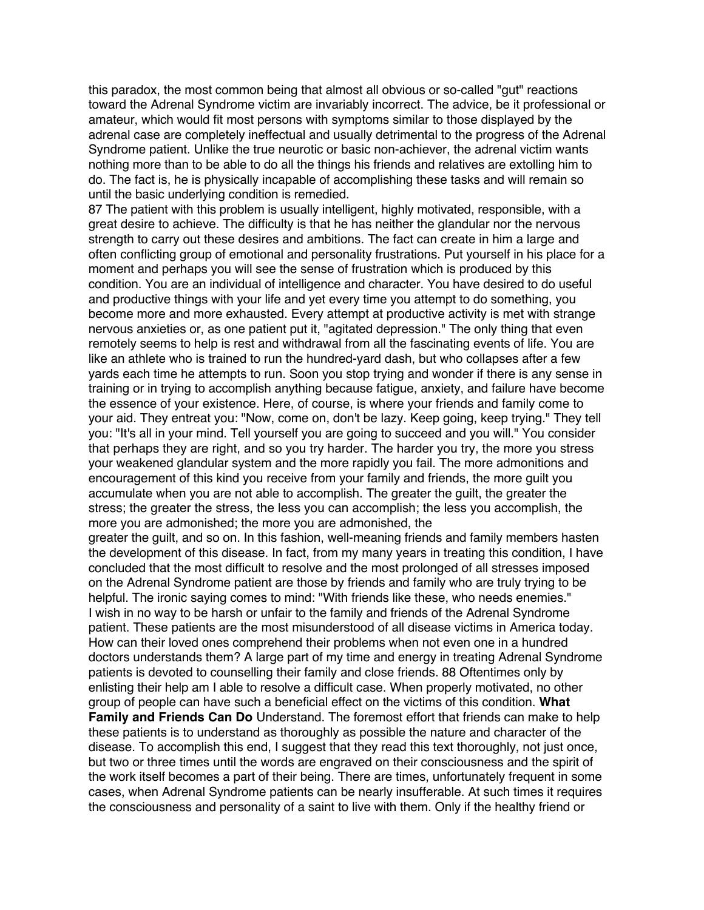this paradox, the most common being that almost all obvious or so-called "gut" reactions toward the Adrenal Syndrome victim are invariably incorrect. The advice, be it professional or amateur, which would fit most persons with symptoms similar to those displayed by the adrenal case are completely ineffectual and usually detrimental to the progress of the Adrenal Syndrome patient. Unlike the true neurotic or basic non-achiever, the adrenal victim wants nothing more than to be able to do all the things his friends and relatives are extolling him to do. The fact is, he is physically incapable of accomplishing these tasks and will remain so until the basic underlying condition is remedied.

87 The patient with this problem is usually intelligent, highly motivated, responsible, with a great desire to achieve. The difficulty is that he has neither the glandular nor the nervous strength to carry out these desires and ambitions. The fact can create in him a large and often conflicting group of emotional and personality frustrations. Put yourself in his place for a moment and perhaps you will see the sense of frustration which is produced by this condition. You are an individual of intelligence and character. You have desired to do useful and productive things with your life and yet every time you attempt to do something, you become more and more exhausted. Every attempt at productive activity is met with strange nervous anxieties or, as one patient put it, "agitated depression." The only thing that even remotely seems to help is rest and withdrawal from all the fascinating events of life. You are like an athlete who is trained to run the hundred-yard dash, but who collapses after a few yards each time he attempts to run. Soon you stop trying and wonder if there is any sense in training or in trying to accomplish anything because fatigue, anxiety, and failure have become the essence of your existence. Here, of course, is where your friends and family come to your aid. They entreat you: "Now, come on, don't be lazy. Keep going, keep trying." They tell you: "It's all in your mind. Tell yourself you are going to succeed and you will." You consider that perhaps they are right, and so you try harder. The harder you try, the more you stress your weakened glandular system and the more rapidly you fail. The more admonitions and encouragement of this kind you receive from your family and friends, the more guilt you accumulate when you are not able to accomplish. The greater the guilt, the greater the stress; the greater the stress, the less you can accomplish; the less you accomplish, the more you are admonished; the more you are admonished, the greater the guilt, and so on. In this fashion, well-meaning friends and family members hasten the development of this disease. In fact, from my many years in treating this condition, I have concluded that the most difficult to resolve and the most prolonged of all stresses imposed on the Adrenal Syndrome patient are those by friends and family who are truly trying to be helpful. The ironic saying comes to mind: "With friends like these, who needs enemies."

I wish in no way to be harsh or unfair to the family and friends of the Adrenal Syndrome patient. These patients are the most misunderstood of all disease victims in America today. How can their loved ones comprehend their problems when not even one in a hundred doctors understands them? A large part of my time and energy in treating Adrenal Syndrome patients is devoted to counselling their family and close friends. 88 Oftentimes only by enlisting their help am I able to resolve a difficult case. When properly motivated, no other group of people can have such a beneficial effect on the victims of this condition. **What Family and Friends Can Do** Understand. The foremost effort that friends can make to help these patients is to understand as thoroughly as possible the nature and character of the disease. To accomplish this end, I suggest that they read this text thoroughly, not just once, but two or three times until the words are engraved on their consciousness and the spirit of the work itself becomes a part of their being. There are times, unfortunately frequent in some cases, when Adrenal Syndrome patients can be nearly insufferable. At such times it requires the consciousness and personality of a saint to live with them. Only if the healthy friend or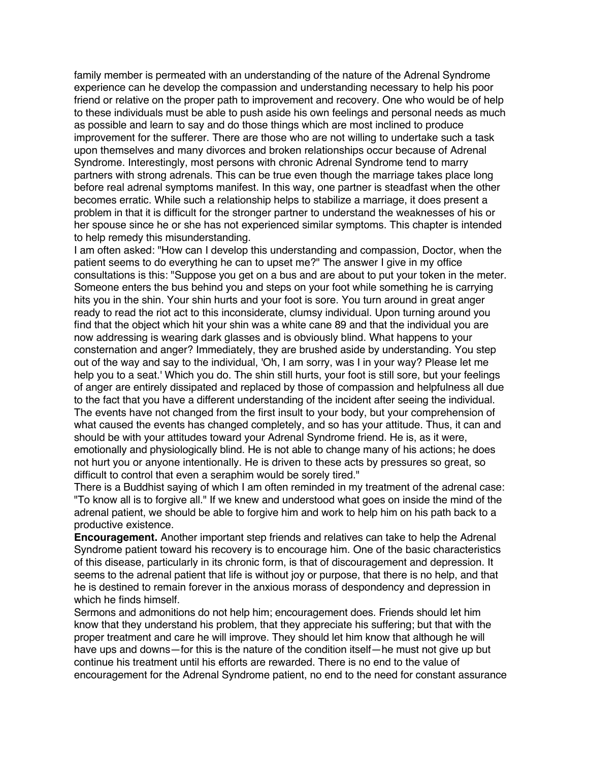family member is permeated with an understanding of the nature of the Adrenal Syndrome experience can he develop the compassion and understanding necessary to help his poor friend or relative on the proper path to improvement and recovery. One who would be of help to these individuals must be able to push aside his own feelings and personal needs as much as possible and learn to say and do those things which are most inclined to produce improvement for the sufferer. There are those who are not willing to undertake such a task upon themselves and many divorces and broken relationships occur because of Adrenal Syndrome. Interestingly, most persons with chronic Adrenal Syndrome tend to marry partners with strong adrenals. This can be true even though the marriage takes place long before real adrenal symptoms manifest. In this way, one partner is steadfast when the other becomes erratic. While such a relationship helps to stabilize a marriage, it does present a problem in that it is difficult for the stronger partner to understand the weaknesses of his or her spouse since he or she has not experienced similar symptoms. This chapter is intended to help remedy this misunderstanding.

I am often asked: "How can I develop this understanding and compassion, Doctor, when the patient seems to do everything he can to upset me?" The answer I give in my office consultations is this: "Suppose you get on a bus and are about to put your token in the meter. Someone enters the bus behind you and steps on your foot while something he is carrying hits you in the shin. Your shin hurts and your foot is sore. You turn around in great anger ready to read the riot act to this inconsiderate, clumsy individual. Upon turning around you find that the object which hit your shin was a white cane 89 and that the individual you are now addressing is wearing dark glasses and is obviously blind. What happens to your consternation and anger? Immediately, they are brushed aside by understanding. You step out of the way and say to the individual, 'Oh, I am sorry, was I in your way? Please let me help you to a seat.' Which you do. The shin still hurts, your foot is still sore, but your feelings of anger are entirely dissipated and replaced by those of compassion and helpfulness all due to the fact that you have a different understanding of the incident after seeing the individual. The events have not changed from the first insult to your body, but your comprehension of what caused the events has changed completely, and so has your attitude. Thus, it can and should be with your attitudes toward your Adrenal Syndrome friend. He is, as it were, emotionally and physiologically blind. He is not able to change many of his actions; he does not hurt you or anyone intentionally. He is driven to these acts by pressures so great, so difficult to control that even a seraphim would be sorely tired."

There is a Buddhist saying of which I am often reminded in my treatment of the adrenal case: "To know all is to forgive all." If we knew and understood what goes on inside the mind of the adrenal patient, we should be able to forgive him and work to help him on his path back to a productive existence.

**Encouragement.** Another important step friends and relatives can take to help the Adrenal Syndrome patient toward his recovery is to encourage him. One of the basic characteristics of this disease, particularly in its chronic form, is that of discouragement and depression. It seems to the adrenal patient that life is without joy or purpose, that there is no help, and that he is destined to remain forever in the anxious morass of despondency and depression in which he finds himself.

Sermons and admonitions do not help him; encouragement does. Friends should let him know that they understand his problem, that they appreciate his suffering; but that with the proper treatment and care he will improve. They should let him know that although he will have ups and downs—for this is the nature of the condition itself—he must not give up but continue his treatment until his efforts are rewarded. There is no end to the value of encouragement for the Adrenal Syndrome patient, no end to the need for constant assurance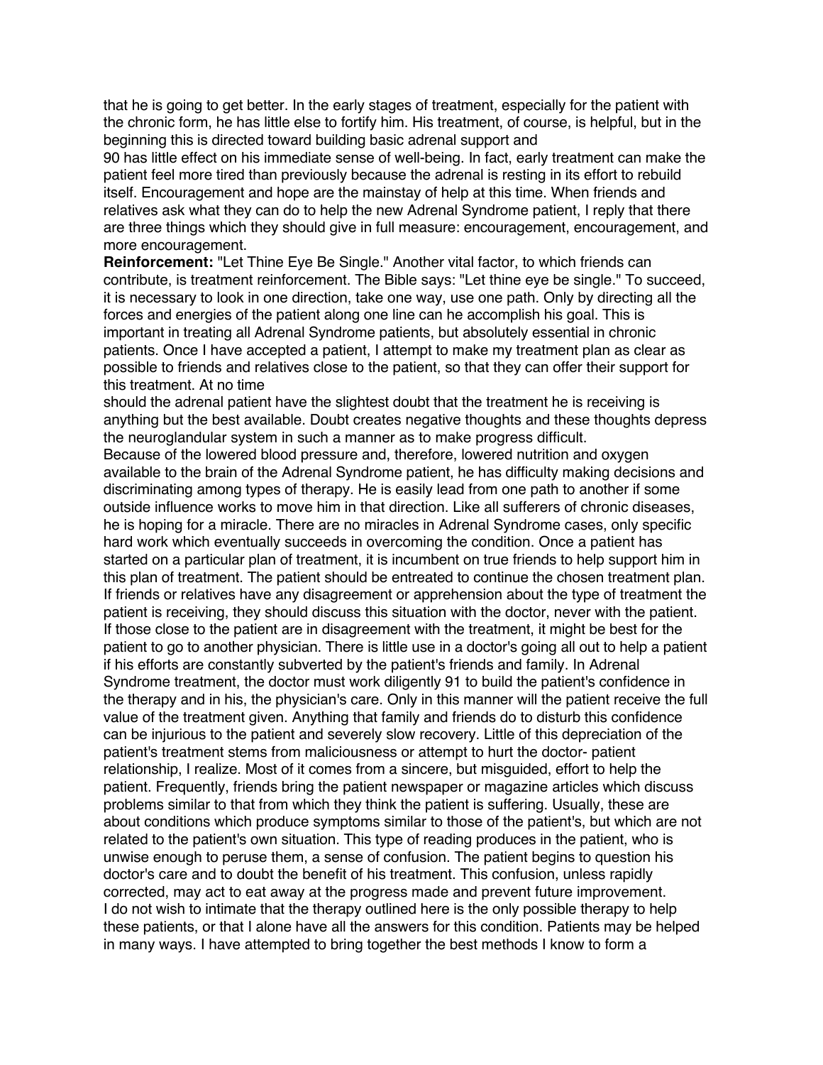that he is going to get better. In the early stages of treatment, especially for the patient with the chronic form, he has little else to fortify him. His treatment, of course, is helpful, but in the beginning this is directed toward building basic adrenal support and has little effect on his immediate sense of well-being. In fact, early treatment can make the patient feel more tired than previously because the adrenal is resting in its effort to rebuild itself. Encouragement and hope are the mainstay of help at this time. When friends and relatives ask what they can do to help the new Adrenal Syndrome patient, I reply that there are three things which they should give in full measure: encouragement, encouragement, and more encouragement.

**Reinforcement:** "Let Thine Eye Be Single." Another vital factor, to which friends can contribute, is treatment reinforcement. The Bible says: "Let thine eye be single." To succeed, it is necessary to look in one direction, take one way, use one path. Only by directing all the forces and energies of the patient along one line can he accomplish his goal. This is important in treating all Adrenal Syndrome patients, but absolutely essential in chronic patients. Once I have accepted a patient, I attempt to make my treatment plan as clear as possible to friends and relatives close to the patient, so that they can offer their support for this treatment. At no time should the adrenal patient have the slightest doubt that the treatment he is receiving is anything but the best available. Doubt creates negative thoughts and these thoughts depress the neuroglandular system in such a manner as to make progress difficult.

Because of the lowered blood pressure and, therefore, lowered nutrition and oxygen available to the brain of the Adrenal Syndrome patient, he has difficulty making decisions and discriminating among types of therapy. He is easily lead from one path to another if some outside influence works to move him in that direction. Like all sufferers of chronic diseases, he is hoping for a miracle. There are no miracles in Adrenal Syndrome cases, only specific hard work which eventually succeeds in overcoming the condition. Once a patient has started on a particular plan of treatment, it is incumbent on true friends to help support him in this plan of treatment. The patient should be entreated to continue the chosen treatment plan. If friends or relatives have any disagreement or apprehension about the type of treatment the patient is receiving, they should discuss this situation with the doctor, never with the patient. If those close to the patient are in disagreement with the treatment, it might be best for the patient to go to another physician. There is little use in a doctor's going all out to help a patient if his efforts are constantly subverted by the patient's friends and family. In Adrenal Syndrome treatment, the doctor must work diligently to build the patient's confidence in the therapy and in his, the physician's care. Only in this manner will the patient receive the full value of the treatment given. Anything that family and friends do to disturb this confidence can be injurious to the patient and severely slow recovery. Little of this depreciation of the patient's treatment stems from maliciousness or attempt to hurt the doctor- patient relationship, I realize. Most of it comes from a sincere, but misguided, effort to help the patient. Frequently, friends bring the patient newspaper or magazine articles which discuss problems similar to that from which they think the patient is suffering. Usually, these are about conditions which produce symptoms similar to those of the patient's, but which are not related to the patient's own situation. This type of reading produces in the patient, who is unwise enough to peruse them, a sense of confusion. The patient begins to question his doctor's care and to doubt the benefit of his treatment. This confusion, unless rapidly corrected, may act to eat away at the progress made and prevent future improvement.

I do not wish to intimate that the therapy outlined here is the only possible therapy to help these patients, or that I alone have all the answers for this condition. Patients may be helped in many ways. I have attempted to bring together the best methods I know to form a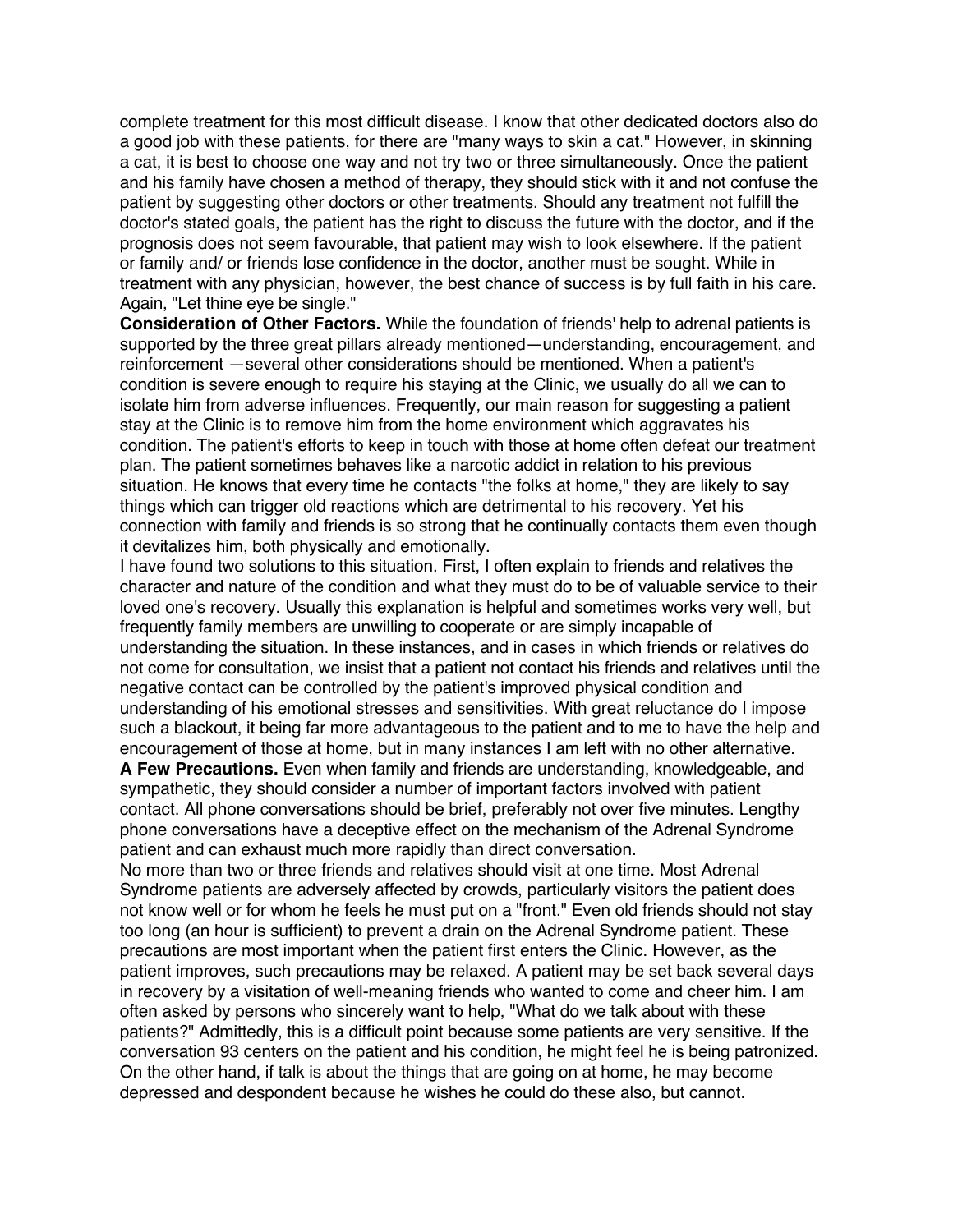complete treatment for this most difficult disease. I know that other dedicated doctors also do a good job with these patients, for there are "many ways to skin a cat." However, in skinning a cat, it is best to choose one way and not try two or three simultaneously. Once the patient and his family have chosen a method of therapy, they should stick with it and not confuse the patient by suggesting other doctors or other treatments. Should any treatment not fulfill the doctor's stated goals, the patient has the right to discuss the future with the doctor, and if the prognosis does not seem favourable, that patient may wish to look elsewhere. If the patient or family and/ or friends lose confidence in the doctor, another must be sought. While in treatment with any physician, however, the best chance of success is by full faith in his care. Again, "Let thine eye be single."

**Consideration of Other Factors.** While the foundation of friends' help to adrenal patients is supported by the three great pillars already mentioned—understanding, encouragement, and reinforcement —several other considerations should be mentioned. When a patient's condition is severe enough to require his staying at the Clinic, we usually do all we can to isolate him from adverse influences. Frequently, our main reason for suggesting a patient stay at the Clinic is to remove him from the home environment which aggravates his condition. The patient's efforts to keep in touch with those at home often defeat our treatment plan. The patient sometimes behaves like a narcotic addict in relation to his previous situation. He knows that every time he contacts "the folks at home," they are likely to say things which can trigger old reactions which are detrimental to his recovery. Yet his connection with family and friends is so strong that he continually contacts them even though it devitalizes him, both physically and emotionally.

I have found two solutions to this situation. First, I often explain to friends and relatives the character and nature of the condition and what they must do to be of valuable service to their loved one's recovery. Usually this explanation is helpful and sometimes works very well, but frequently family members are unwilling to cooperate or are simply incapable of understanding the situation. In these instances, and in cases in which friends or relatives do not come for consultation, we insist that a patient not contact his friends and relatives until the negative contact can be controlled by the patient's improved physical condition and understanding of his emotional stresses and sensitivities. With great reluctance do I impose such a blackout, it being far more advantageous to the patient and to me to have the help and encouragement of those at home, but in many instances I am left with no other alternative.

**A Few Precautions.** Even when family and friends are understanding, knowledgeable, and sympathetic, they should consider a number of important factors involved with patient contact. All phone conversations should be brief, preferably not over five minutes. Lengthy phone conversations have a deceptive effect on the mechanism of the Adrenal Syndrome patient and can exhaust much more rapidly than direct conversation.

No more than two or three friends and relatives should visit at one time. Most Adrenal Syndrome patients are adversely affected by crowds, particularly visitors the patient does not know well or for whom he feels he must put on a "front." Even old friends should not stay too long (an hour is sufficient) to prevent a drain on the Adrenal Syndrome patient. These precautions are most important when the patient first enters the Clinic. However, as the patient improves, such precautions may be relaxed. A patient may be set back several days in recovery by a visitation of well-meaning friends who wanted to come and cheer him. I am often asked by persons who sincerely want to help, "What do we talk about with these patients?" Admittedly, this is a difficult point because some patients are very sensitive. If the conversation 93 centers on the patient and his condition, he might feel he is being patronized. On the other hand, if talk is about the things that are going on at home, he may become depressed and despondent because he wishes he could do these also, but cannot.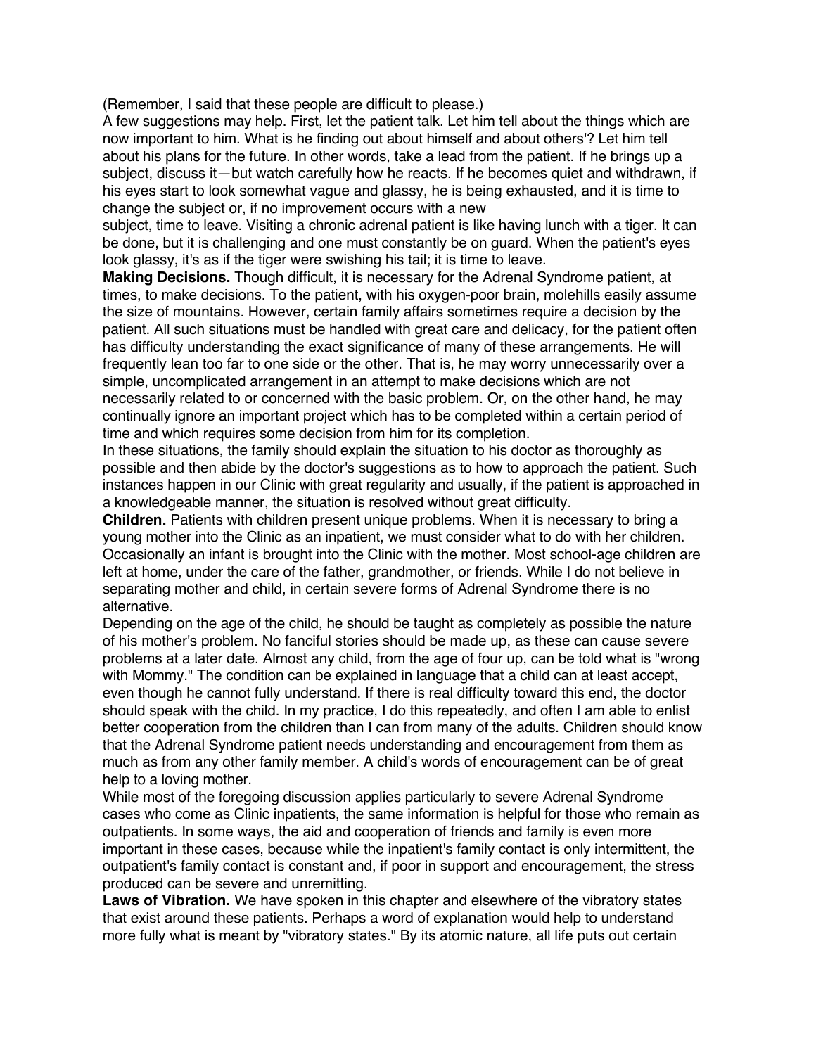(Remember, I said that these people are difficult to please.)

A few suggestions may help. First, let the patient talk. Let him tell about the things which are now important to him. What is he finding out about himself and about others'? Let him tell about his plans for the future. In other words, take a lead from the patient. If he brings up a subject, discuss it—but watch carefully how he reacts. If he becomes quiet and withdrawn, if his eyes start to look somewhat vague and glassy, he is being exhausted, and it is time to change the subject or, if no improvement occurs with a new subject, time to leave. Visiting a chronic adrenal patient is like having lunch with a tiger. It can be done, but it is challenging and one must constantly be on guard. When the patient's eyes look glassy, it's as if the tiger were swishing his tail; it is time to leave.

**Making Decisions.** Though difficult, it is necessary for the Adrenal Syndrome patient, at times, to make decisions. To the patient, with his oxygen-poor brain, molehills easily assume the size of mountains. However, certain family affairs sometimes require a decision by the patient. All such situations must be handled with great care and delicacy, for the patient often has difficulty understanding the exact significance of many of these arrangements. He will frequently lean too far to one side or the other. That is, he may worry unnecessarily over a simple, uncomplicated arrangement in an attempt to make decisions which are not necessarily related to or concerned with the basic problem. Or, on the other hand, he may continually ignore an important project which has to be completed within a certain period of time and which requires some decision from him for its completion.

In these situations, the family should explain the situation to his doctor as thoroughly as possible and then abide by the doctor's suggestions as to how to approach the patient. Such instances happen in our Clinic with great regularity and usually, if the patient is approached in a knowledgeable manner, the situation is resolved without great difficulty.

**Children.** Patients with children present unique problems. When it is necessary to bring a young mother into the Clinic as an inpatient, we must consider what to do with her children. Occasionally an infant is brought into the Clinic with the mother. Most school-age children are left at home, under the care of the father, grandmother, or friends. While I do not believe in separating mother and child, in certain severe forms of Adrenal Syndrome there is no alternative.

Depending on the age of the child, he should be taught as completely as possible the nature of his mother's problem. No fanciful stories should be made up, as these can cause severe problems at a later date. Almost any child, from the age of four up, can be told what is "wrong with Mommy." The condition can be explained in language that a child can at least accept, even though he cannot fully understand. If there is real difficulty toward this end, the doctor should speak with the child. In my practice, I do this repeatedly, and often I am able to enlist better cooperation from the children than I can from many of the adults. Children should know that the Adrenal Syndrome patient needs understanding and encouragement from them as much as from any other family member. A child's words of encouragement can be of great help to a loving mother.

While most of the foregoing discussion applies particularly to severe Adrenal Syndrome cases who come as Clinic inpatients, the same information is helpful for those who remain as outpatients. In some ways, the aid and cooperation of friends and family is even more important in these cases, because while the inpatient's family contact is only intermittent, the outpatient's family contact is constant and, if poor in support and encouragement, the stress produced can be severe and unremitting.

**Laws of Vibration.** We have spoken in this chapter and elsewhere of the vibratory states that exist around these patients. Perhaps a word of explanation would help to understand more fully what is meant by "vibratory states." By its atomic nature, all life puts out certain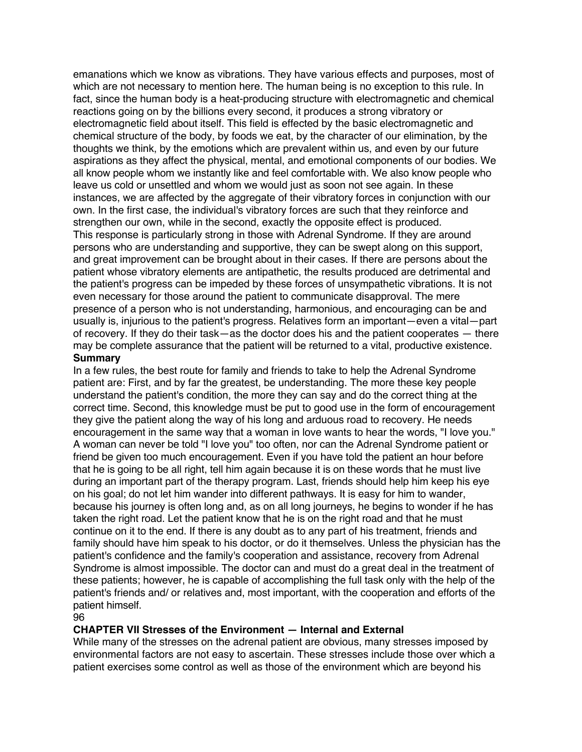emanations which we know as vibrations. They have various effects and purposes, most of which are not necessary to mention here. The human being is no exception to this rule. In fact, since the human body is a heat-producing structure with electromagnetic and chemical reactions going on by the billions every second, it produces a strong vibratory or electromagnetic field about itself. This field is effected by the basic electromagnetic and chemical structure of the body, by foods we eat, by the character of our elimination, by the thoughts we think, by the emotions which are prevalent within us, and even by our future aspirations as they affect the physical, mental, and emotional components of our bodies. We all know people whom we instantly like and feel comfortable with. We also know people who leave us cold or unsettled and whom we would just as soon not see again. In these instances, we are affected by the aggregate of their vibratory forces in conjunction with our own. In the first case, the individual's vibratory forces are such that they reinforce and strengthen our own, while in the second, exactly the opposite effect is produced.

This response is particularly strong in those with Adrenal Syndrome. If they are around persons who are understanding and supportive, they can be swept along on this support, and great improvement can be brought about in their cases. If there are persons about the patient whose vibratory elements are antipathetic, the results produced are detrimental and the patient's progress can be impeded by these forces of unsympathetic vibrations. It is not even necessary for those around the patient to communicate disapproval. The mere presence of a person who is not understanding, harmonious, and encouraging can be and usually is, injurious to the patient's progress. Relatives form an important—even a vital—part of recovery. If they do their task—as the doctor does his and the patient cooperates — there may be complete assurance that the patient will be returned to a vital, productive existence.

**Summary**

In a few rules, the best route for family and friends to take to help the Adrenal Syndrome patient are: First, and by far the greatest, be understanding. The more these key people understand the patient's condition, the more they can say and do the correct thing at the correct time. Second, this knowledge must be put to good use in the form of encouragement they give the patient along the way of his long and arduous road to recovery. He needs encouragement in the same way that a woman in love wants to hear the words, "I love you." A woman can never be told "I love you" too often, nor can the Adrenal Syndrome patient or friend be given too much encouragement. Even if you have told the patient an hour before that he is going to be all right, tell him again because it is on these words that he must live during an important part of the therapy program. Last, friends should help him keep his eye on his goal; do not let him wander into different pathways. It is easy for him to wander, because his journey is often long and, as on all long journeys, he begins to wonder if he has taken the right road. Let the patient know that he is on the right road and that he must continue on it to the end. If there is any doubt as to any part of his treatment, friends and family should have him speak to his doctor, or do it themselves. Unless the physician has the patient's confidence and the family's cooperation and assistance, recovery from Adrenal Syndrome is almost impossible. The doctor can and must do a great deal in the treatment of these patients; however, he is capable of accomplishing the full task only with the help of the patient's friends and/ or relatives and, most important, with the cooperation and efforts of the patient himself.

## CHAPTER VII Stresses of the Environment — Internal and External

While many of the stresses on the adrenal patient are obvious, many stresses imposed by environmental factors are not easy to ascertain. These stresses include those over which a patient exercises some control as well as those of the environment which are beyond his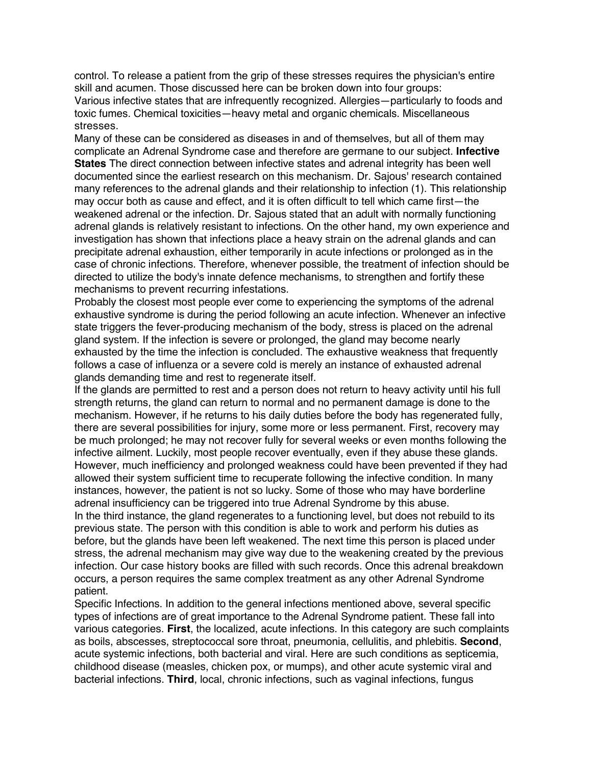control. To release a patient from the grip of these stresses requires the physician's entire skill and acumen. Those discussed here can be broken down into four groups:

Various infective states that are infrequently recognized. Allergies—particularly to foods and toxic fumes. Chemical toxicities—heavy metal and organic chemicals. Miscellaneous stresses.

Many of these can be considered as diseases in and of themselves, but all of them may complicate an Adrenal Syndrome case and therefore are germane to our subject. **Infective States** The direct connection between infective states and adrenal integrity has been well documented since the earliest research on this mechanism. Dr. Sajous' research contained many references to the adrenal glands and their relationship to infection (1). This relationship may occur both as cause and effect, and it is often difficult to tell which came first—the weakened adrenal or the infection. Dr. Sajous stated that an adult with normally functioning adrenal glands is relatively resistant to infections. On the other hand, my own experience and investigation has shown that infections place a heavy strain on the adrenal glands and can precipitate adrenal exhaustion, either temporarily in acute infections or prolonged as in the case of chronic infections. Therefore, whenever possible, the treatment of infection should be directed to utilize the body's innate defence mechanisms, to strengthen and fortify these mechanisms to prevent recurring infestations.

Probably the closest most people ever come to experiencing the symptoms of the adrenal exhaustive syndrome is during the period following an acute infection. Whenever an infective state triggers the fever-producing mechanism of the body, stress is placed on the adrenal gland system. If the infection is severe or prolonged, the gland may become nearly exhausted by the time the infection is concluded. The exhaustive weakness that frequently follows a case of influenza or a severe cold is merely an instance of exhausted adrenal glands demanding time and rest to regenerate itself.

If the glands are permitted to rest and a person does not return to heavy activity until his full strength returns, the gland can return to normal and no permanent damage is done to the mechanism. However, if he returns to his daily duties before the body has regenerated fully, there are several possibilities for injury, some more or less permanent. First, recovery may be much prolonged; he may not recover fully for several weeks or even months following the infective ailment. Luckily, most people recover eventually, even if they abuse these glands. However, much inefficiency and prolonged weakness could have been prevented if they had allowed their system sufficient time to recuperate following the infective condition. In many instances, however, the patient is not so lucky. Some of those who may have borderline adrenal insufficiency can be triggered into true Adrenal Syndrome by this abuse.

In the third instance, the gland regenerates to a functioning level, but does not rebuild to its previous state. The person with this condition is able to work and perform his duties as before, but the glands have been left weakened. The next time this person is placed under stress, the adrenal mechanism may give way due to the weakening created by the previous infection. Our case history books are filled with such records. Once this adrenal breakdown occurs, a person requires the same complex treatment as any other Adrenal Syndrome patient.

Specific Infections. In addition to the general infections mentioned above, several specific types of infections are of great importance to the Adrenal Syndrome patient. These fall into various categories. **First**, the localized, acute infections. In this category are such complaints as boils, abscesses, streptococcal sore throat, pneumonia, cellulitis, and phlebitis. **Second**, acute systemic infections, both bacterial and viral. Here are such conditions as septicemia, childhood disease (measles, chicken pox, or mumps), and other acute systemic viral and bacterial infections. **Third**, local, chronic infections, such as vaginal infections, fungus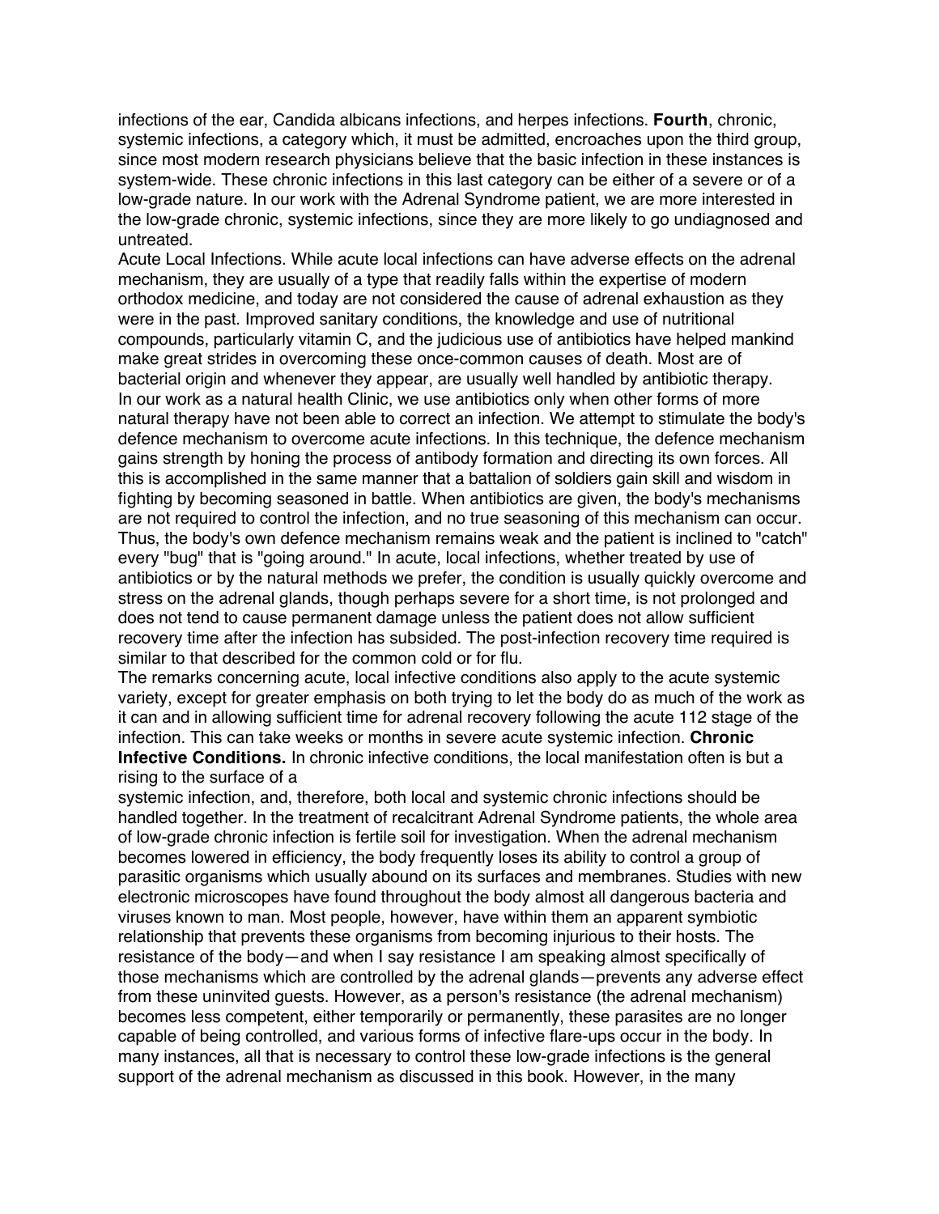infections of the ear, Candida albicans infections, and herpes infections. **Fourth**, chronic, systemic infections, a category which, it must be admitted, encroaches upon the third group, since most modern research physicians believe that the basic infection in these instances is system-wide. These chronic infections in this last category can be either of a severe or of a low-grade nature. In our work with the Adrenal Syndrome patient, we are more interested in the low-grade chronic, systemic infections, since they are more likely to go undiagnosed and untreated.

Acute Local Infections. While acute local infections can have adverse effects on the adrenal mechanism, they are usually of a type that readily falls within the expertise of modern orthodox medicine, and today are not considered the cause of adrenal exhaustion as they were in the past. Improved sanitary conditions, the knowledge and use of nutritional compounds, particularly vitamin C, and the judicious use of antibiotics have helped mankind make great strides in overcoming these once-common causes of death. Most are of bacterial origin and whenever they appear, are usually well handled by antibiotic therapy.

In our work as a natural health Clinic, we use antibiotics only when other forms of more natural therapy have not been able to correct an infection. We attempt to stimulate the body's defence mechanism to overcome acute infections. In this technique, the defence mechanism gains strength by honing the process of antibody formation and directing its own forces. All this is accomplished in the same manner that a battalion of soldiers gain skill and wisdom in fighting by becoming seasoned in battle. When antibiotics are given, the body's mechanisms are not required to control the infection, and no true seasoning of this mechanism can occur. Thus, the body's own defence mechanism remains weak and the patient is inclined to "catch" every "bug" that is "going around." In acute, local infections, whether treated by use of antibiotics or by the natural methods we prefer, the condition is usually quickly overcome and stress on the adrenal glands, though perhaps severe for a short time, is not prolonged and does not tend to cause permanent damage unless the patient does not allow sufficient recovery time after the infection has subsided. The post-infection recovery time required is similar to that described for the common cold or for flu.

The remarks concerning acute, local infective conditions also apply to the acute systemic variety, except for greater emphasis on both trying to let the body do as much of the work as it can and in allowing sufficient time for adrenal recovery following the acute 112 stage of the infection. This can take weeks or months in severe acute systemic infection. **Chronic Infective Conditions.** In chronic infective conditions, the local manifestation often is but a rising to the surface of a systemic infection, and, therefore, both local and systemic chronic infections should be handled together. In the treatment of recalcitrant Adrenal Syndrome patients, the whole area of low-grade chronic infection is fertile soil for investigation. When the adrenal mechanism becomes lowered in efficiency, the body frequently loses its ability to control a group of parasitic organisms which usually abound on its surfaces and membranes. Studies with new electronic microscopes have found throughout the body almost all dangerous bacteria and viruses known to man. Most people, however, have within them an apparent symbiotic relationship that prevents these organisms from becoming injurious to their hosts. The resistance of the body—and when I say resistance I am speaking almost specifically of those mechanisms which are controlled by the adrenal glands—prevents any adverse effect from these uninvited guests. However, as a person's resistance (the adrenal mechanism) becomes less competent, either temporarily or permanently, these parasites are no longer capable of being controlled, and various forms of infective flare-ups occur in the body. In many instances, all that is necessary to control these low-grade infections is the general support of the adrenal mechanism as discussed in this book. However, in the many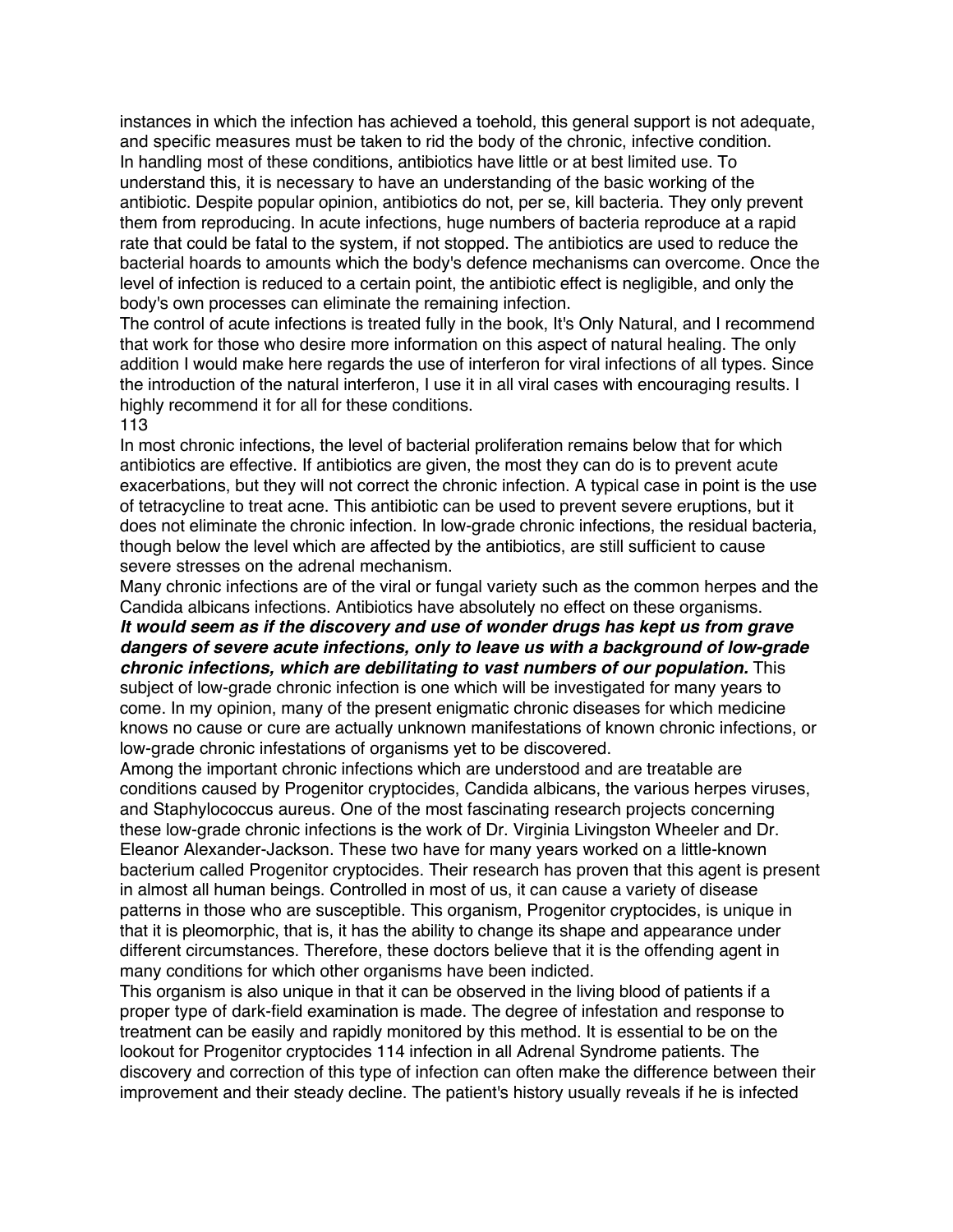instances in which the infection has achieved a toehold, this general support is not adequate, and specific measures must be taken to rid the body of the chronic, infective condition.
In handling most of these conditions, antibiotics have little or at best limited use. To understand this, it is necessary to have an understanding of the basic working of the antibiotic. Despite popular opinion, antibiotics do not, per se, kill bacteria. They only prevent them from reproducing. In acute infections, huge numbers of bacteria reproduce at a rapid rate that could be fatal to the system, if not stopped. The antibiotics are used to reduce the bacterial hoards to amounts which the body's defence mechanisms can overcome. Once the level of infection is reduced to a certain point, the antibiotic effect is negligible, and only the body's own processes can eliminate the remaining infection.
The control of acute infections is treated fully in the book, It's Only Natural, and I recommend that work for those who desire more information on this aspect of natural healing. The only addition I would make here regards the use of interferon for viral infections of all types. Since the introduction of the natural interferon, I use it in all viral cases with encouraging results. I highly recommend it for all for these conditions.
113
In most chronic infections, the level of bacterial proliferation remains below that for which antibiotics are effective. If antibiotics are given, the most they can do is to prevent acute exacerbations, but they will not correct the chronic infection. A typical case in point is the use of tetracycline to treat acne. This antibiotic can be used to prevent severe eruptions, but it does not eliminate the chronic infection. In low-grade chronic infections, the residual bacteria, though below the level which are affected by the antibiotics, are still sufficient to cause severe stresses on the adrenal mechanism.
Many chronic infections are of the viral or fungal variety such as the common herpes and the Candida albicans infections. Antibiotics have absolutely no effect on these organisms.
***It would seem as if the discovery and use of wonder drugs has kept us from grave dangers of severe acute infections, only to leave us with a background of low-grade chronic infections, which are debilitating to vast numbers of our population.*** This subject of low-grade chronic infection is one which will be investigated for many years to come. In my opinion, many of the present enigmatic chronic diseases for which medicine knows no cause or cure are actually unknown manifestations of known chronic infections, or low-grade chronic infestations of organisms yet to be discovered.
Among the important chronic infections which are understood and are treatable are conditions caused by Progenitor cryptocides, Candida albicans, the various herpes viruses, and Staphylococcus aureus. One of the most fascinating research projects concerning these low-grade chronic infections is the work of Dr. Virginia Livingston Wheeler and Dr. Eleanor Alexander-Jackson. These two have for many years worked on a little-known bacterium called Progenitor cryptocides. Their research has proven that this agent is present in almost all human beings. Controlled in most of us, it can cause a variety of disease patterns in those who are susceptible. This organism, Progenitor cryptocides, is unique in that it is pleomorphic, that is, it has the ability to change its shape and appearance under different circumstances. Therefore, these doctors believe that it is the offending agent in many conditions for which other organisms have been indicted.
This organism is also unique in that it can be observed in the living blood of patients if a proper type of dark-field examination is made. The degree of infestation and response to treatment can be easily and rapidly monitored by this method. It is essential to be on the lookout for Progenitor cryptocides 114 infection in all Adrenal Syndrome patients. The discovery and correction of this type of infection can often make the difference between their improvement and their steady decline. The patient's history usually reveals if he is infected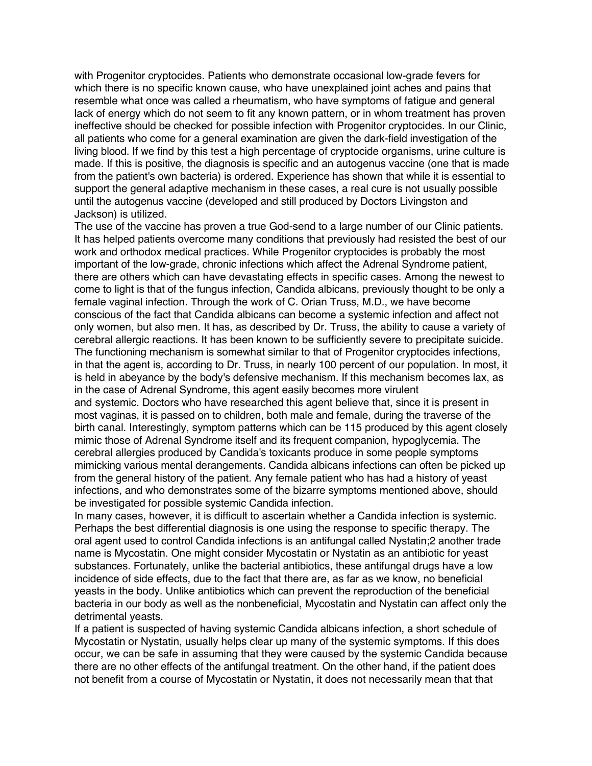with Progenitor cryptocides. Patients who demonstrate occasional low-grade fevers for which there is no specific known cause, who have unexplained joint aches and pains that resemble what once was called a rheumatism, who have symptoms of fatigue and general lack of energy which do not seem to fit any known pattern, or in whom treatment has proven ineffective should be checked for possible infection with Progenitor cryptocides. In our Clinic, all patients who come for a general examination are given the dark-field investigation of the living blood. If we find by this test a high percentage of cryptocide organisms, urine culture is made. If this is positive, the diagnosis is specific and an autogenus vaccine (one that is made from the patient's own bacteria) is ordered. Experience has shown that while it is essential to support the general adaptive mechanism in these cases, a real cure is not usually possible until the autogenus vaccine (developed and still produced by Doctors Livingston and Jackson) is utilized.

The use of the vaccine has proven a true God-send to a large number of our Clinic patients. It has helped patients overcome many conditions that previously had resisted the best of our work and orthodox medical practices. While Progenitor cryptocides is probably the most important of the low-grade, chronic infections which affect the Adrenal Syndrome patient, there are others which can have devastating effects in specific cases. Among the newest to come to light is that of the fungus infection, Candida albicans, previously thought to be only a female vaginal infection. Through the work of C. Orian Truss, M.D., we have become conscious of the fact that Candida albicans can become a systemic infection and affect not only women, but also men. It has, as described by Dr. Truss, the ability to cause a variety of cerebral allergic reactions. It has been known to be sufficiently severe to precipitate suicide. The functioning mechanism is somewhat similar to that of Progenitor cryptocides infections, in that the agent is, according to Dr. Truss, in nearly 100 percent of our population. In most, it is held in abeyance by the body's defensive mechanism. If this mechanism becomes lax, as in the case of Adrenal Syndrome, this agent easily becomes more virulent and systemic. Doctors who have researched this agent believe that, since it is present in most vaginas, it is passed on to children, both male and female, during the traverse of the birth canal. Interestingly, symptom patterns which can be 115 produced by this agent closely mimic those of Adrenal Syndrome itself and its frequent companion, hypoglycemia. The cerebral allergies produced by Candida's toxicants produce in some people symptoms mimicking various mental derangements. Candida albicans infections can often be picked up from the general history of the patient. Any female patient who has had a history of yeast infections, and who demonstrates some of the bizarre symptoms mentioned above, should be investigated for possible systemic Candida infection.

In many cases, however, it is difficult to ascertain whether a Candida infection is systemic. Perhaps the best differential diagnosis is one using the response to specific therapy. The oral agent used to control Candida infections is an antifungal called Nystatin;2 another trade name is Mycostatin. One might consider Mycostatin or Nystatin as an antibiotic for yeast substances. Fortunately, unlike the bacterial antibiotics, these antifungal drugs have a low incidence of side effects, due to the fact that there are, as far as we know, no beneficial yeasts in the body. Unlike antibiotics which can prevent the reproduction of the beneficial bacteria in our body as well as the nonbeneficial, Mycostatin and Nystatin can affect only the detrimental yeasts.

If a patient is suspected of having systemic Candida albicans infection, a short schedule of Mycostatin or Nystatin, usually helps clear up many of the systemic symptoms. If this does occur, we can be safe in assuming that they were caused by the systemic Candida because there are no other effects of the antifungal treatment. On the other hand, if the patient does not benefit from a course of Mycostatin or Nystatin, it does not necessarily mean that that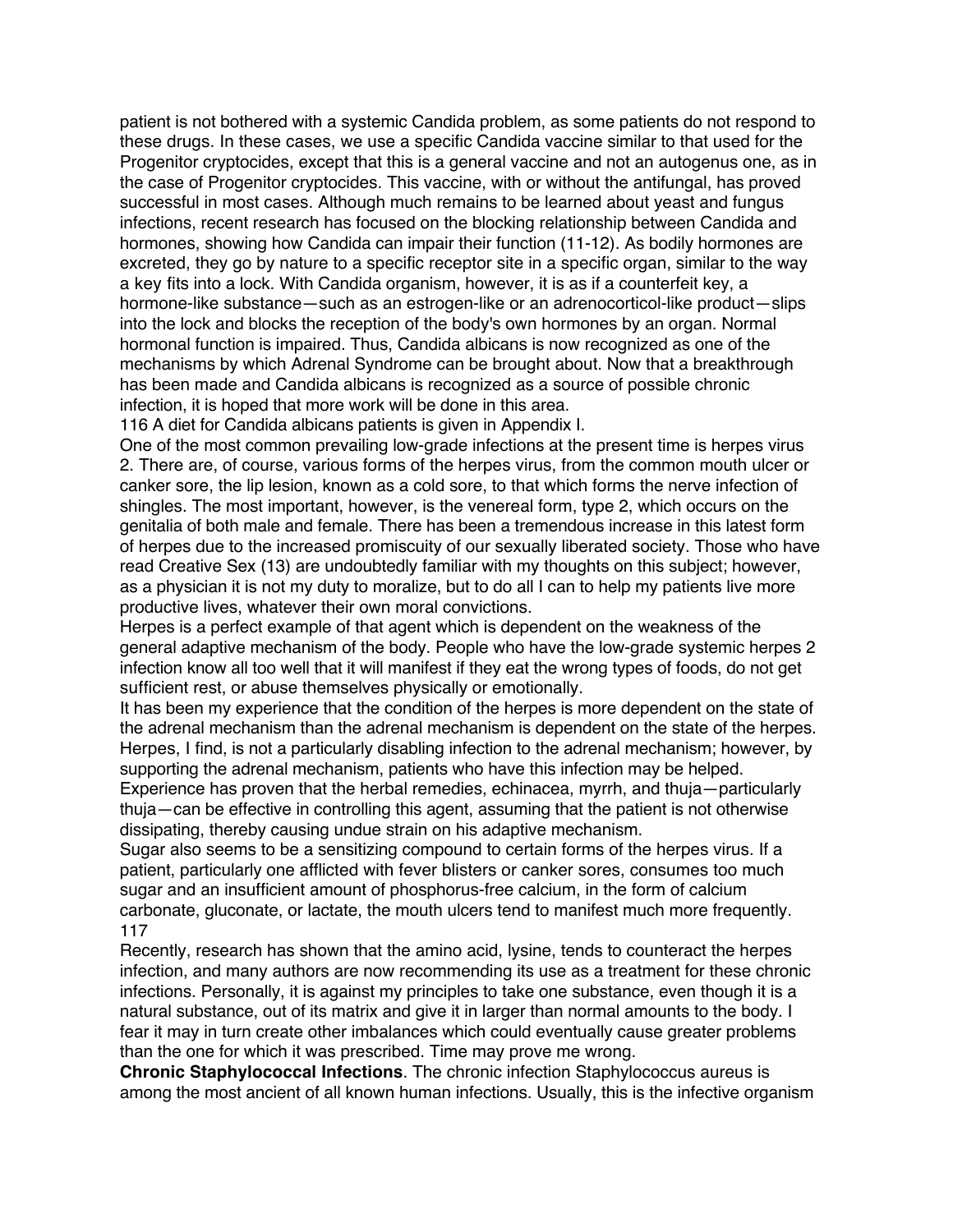patient is not bothered with a systemic Candida problem, as some patients do not respond to these drugs. In these cases, we use a specific Candida vaccine similar to that used for the Progenitor cryptocides, except that this is a general vaccine and not an autogenus one, as in the case of Progenitor cryptocides. This vaccine, with or without the antifungal, has proved successful in most cases. Although much remains to be learned about yeast and fungus infections, recent research has focused on the blocking relationship between Candida and hormones, showing how Candida can impair their function (11-12). As bodily hormones are excreted, they go by nature to a specific receptor site in a specific organ, similar to the way a key fits into a lock. With Candida organism, however, it is as if a counterfeit key, a hormone-like substance—such as an estrogen-like or an adrenocorticol-like product—slips into the lock and blocks the reception of the body's own hormones by an organ. Normal hormonal function is impaired. Thus, Candida albicans is now recognized as one of the mechanisms by which Adrenal Syndrome can be brought about. Now that a breakthrough has been made and Candida albicans is recognized as a source of possible chronic infection, it is hoped that more work will be done in this area.

A diet for Candida albicans patients is given in Appendix I.

One of the most common prevailing low-grade infections at the present time is herpes virus 2. There are, of course, various forms of the herpes virus, from the common mouth ulcer or canker sore, the lip lesion, known as a cold sore, to that which forms the nerve infection of shingles. The most important, however, is the venereal form, type 2, which occurs on the genitalia of both male and female. There has been a tremendous increase in this latest form of herpes due to the increased promiscuity of our sexually liberated society. Those who have read Creative Sex (13) are undoubtedly familiar with my thoughts on this subject; however, as a physician it is not my duty to moralize, but to do all I can to help my patients live more productive lives, whatever their own moral convictions.

Herpes is a perfect example of that agent which is dependent on the weakness of the general adaptive mechanism of the body. People who have the low-grade systemic herpes 2 infection know all too well that it will manifest if they eat the wrong types of foods, do not get sufficient rest, or abuse themselves physically or emotionally.

It has been my experience that the condition of the herpes is more dependent on the state of the adrenal mechanism than the adrenal mechanism is dependent on the state of the herpes. Herpes, I find, is not a particularly disabling infection to the adrenal mechanism; however, by supporting the adrenal mechanism, patients who have this infection may be helped. Experience has proven that the herbal remedies, echinacea, myrrh, and thuja—particularly thuja—can be effective in controlling this agent, assuming that the patient is not otherwise dissipating, thereby causing undue strain on his adaptive mechanism.

Sugar also seems to be a sensitizing compound to certain forms of the herpes virus. If a patient, particularly one afflicted with fever blisters or canker sores, consumes too much sugar and an insufficient amount of phosphorus-free calcium, in the form of calcium carbonate, gluconate, or lactate, the mouth ulcers tend to manifest much more frequently.

Recently, research has shown that the amino acid, lysine, tends to counteract the herpes infection, and many authors are now recommending its use as a treatment for these chronic infections. Personally, it is against my principles to take one substance, even though it is a natural substance, out of its matrix and give it in larger than normal amounts to the body. I fear it may in turn create other imbalances which could eventually cause greater problems than the one for which it was prescribed. Time may prove me wrong.

**Chronic Staphylococcal Infections**. The chronic infection Staphylococcus aureus is among the most ancient of all known human infections. Usually, this is the infective organism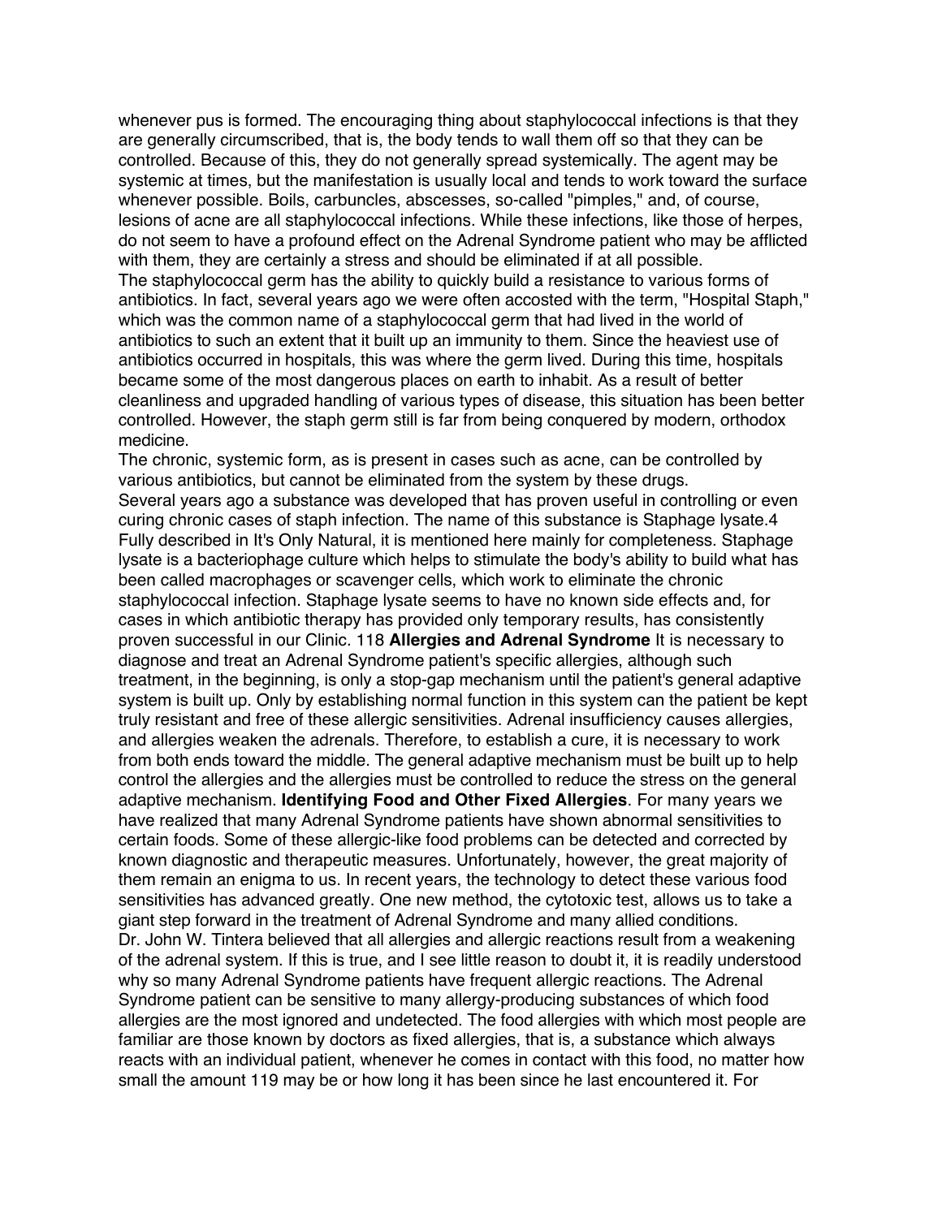whenever pus is formed. The encouraging thing about staphylococcal infections is that they are generally circumscribed, that is, the body tends to wall them off so that they can be controlled. Because of this, they do not generally spread systemically. The agent may be systemic at times, but the manifestation is usually local and tends to work toward the surface whenever possible. Boils, carbuncles, abscesses, so-called "pimples," and, of course, lesions of acne are all staphylococcal infections. While these infections, like those of herpes, do not seem to have a profound effect on the Adrenal Syndrome patient who may be afflicted with them, they are certainly a stress and should be eliminated if at all possible.

The staphylococcal germ has the ability to quickly build a resistance to various forms of antibiotics. In fact, several years ago we were often accosted with the term, "Hospital Staph," which was the common name of a staphylococcal germ that had lived in the world of antibiotics to such an extent that it built up an immunity to them. Since the heaviest use of antibiotics occurred in hospitals, this was where the germ lived. During this time, hospitals became some of the most dangerous places on earth to inhabit. As a result of better cleanliness and upgraded handling of various types of disease, this situation has been better controlled. However, the staph germ still is far from being conquered by modern, orthodox medicine.

The chronic, systemic form, as is present in cases such as acne, can be controlled by various antibiotics, but cannot be eliminated from the system by these drugs.

Several years ago a substance was developed that has proven useful in controlling or even curing chronic cases of staph infection. The name of this substance is Staphage lysate.4 Fully described in It's Only Natural, it is mentioned here mainly for completeness. Staphage lysate is a bacteriophage culture which helps to stimulate the body's ability to build what has been called macrophages or scavenger cells, which work to eliminate the chronic staphylococcal infection. Staphage lysate seems to have no known side effects and, for cases in which antibiotic therapy has provided only temporary results, has consistently proven successful in our Clinic. 118 **Allergies and Adrenal Syndrome** It is necessary to diagnose and treat an Adrenal Syndrome patient's specific allergies, although such treatment, in the beginning, is only a stop-gap mechanism until the patient's general adaptive system is built up. Only by establishing normal function in this system can the patient be kept truly resistant and free of these allergic sensitivities. Adrenal insufficiency causes allergies, and allergies weaken the adrenals. Therefore, to establish a cure, it is necessary to work from both ends toward the middle. The general adaptive mechanism must be built up to help control the allergies and the allergies must be controlled to reduce the stress on the general adaptive mechanism. **Identifying Food and Other Fixed Allergies**. For many years we have realized that many Adrenal Syndrome patients have shown abnormal sensitivities to certain foods. Some of these allergic-like food problems can be detected and corrected by known diagnostic and therapeutic measures. Unfortunately, however, the great majority of them remain an enigma to us. In recent years, the technology to detect these various food sensitivities has advanced greatly. One new method, the cytotoxic test, allows us to take a giant step forward in the treatment of Adrenal Syndrome and many allied conditions.

Dr. John W. Tintera believed that all allergies and allergic reactions result from a weakening of the adrenal system. If this is true, and I see little reason to doubt it, it is readily understood why so many Adrenal Syndrome patients have frequent allergic reactions. The Adrenal Syndrome patient can be sensitive to many allergy-producing substances of which food allergies are the most ignored and undetected. The food allergies with which most people are familiar are those known by doctors as fixed allergies, that is, a substance which always reacts with an individual patient, whenever he comes in contact with this food, no matter how small the amount 119 may be or how long it has been since he last encountered it. For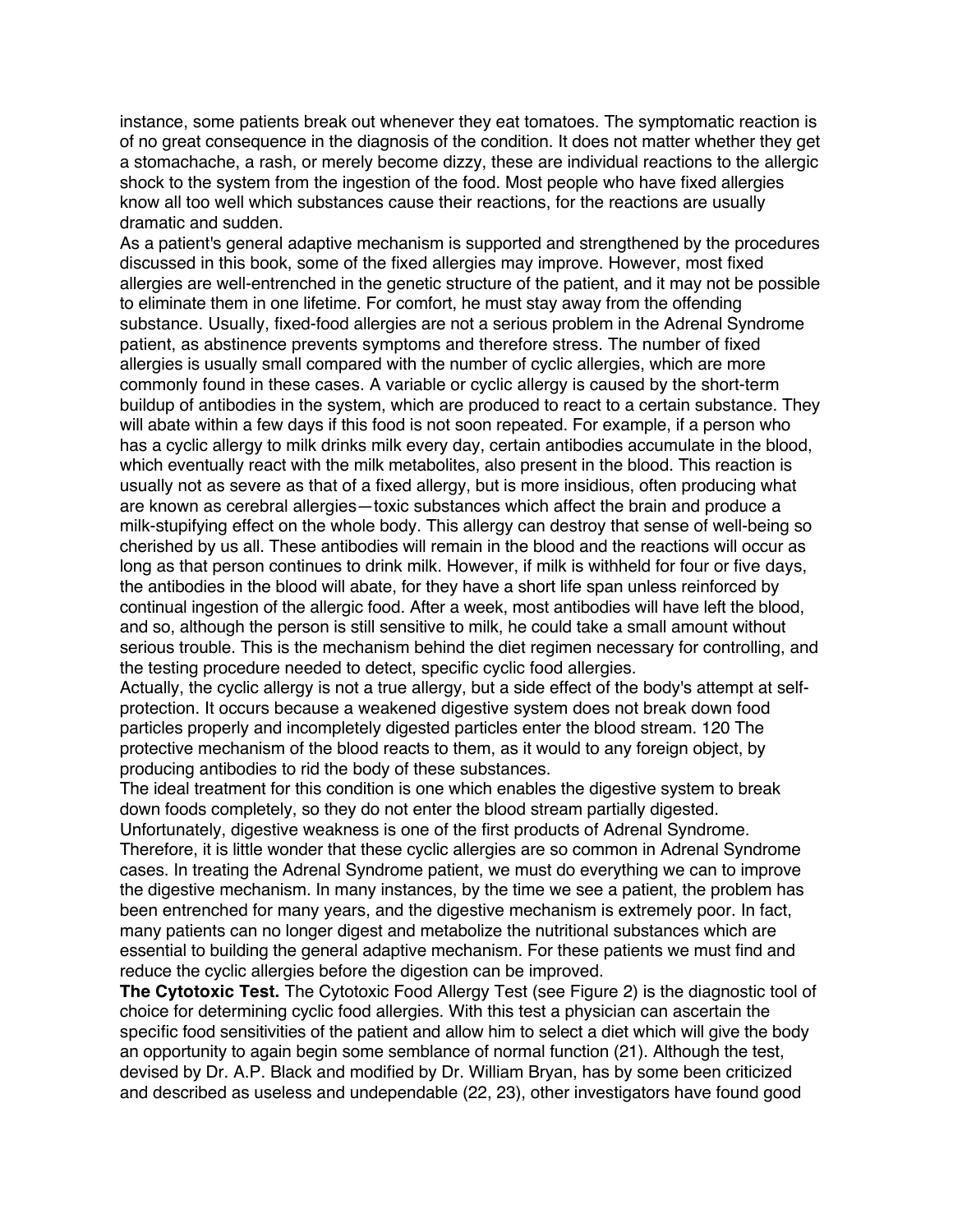instance, some patients break out whenever they eat tomatoes. The symptomatic reaction is of no great consequence in the diagnosis of the condition. It does not matter whether they get a stomachache, a rash, or merely become dizzy, these are individual reactions to the allergic shock to the system from the ingestion of the food. Most people who have fixed allergies know all too well which substances cause their reactions, for the reactions are usually dramatic and sudden.

As a patient's general adaptive mechanism is supported and strengthened by the procedures discussed in this book, some of the fixed allergies may improve. However, most fixed allergies are well-entrenched in the genetic structure of the patient, and it may not be possible to eliminate them in one lifetime. For comfort, he must stay away from the offending substance. Usually, fixed-food allergies are not a serious problem in the Adrenal Syndrome patient, as abstinence prevents symptoms and therefore stress. The number of fixed allergies is usually small compared with the number of cyclic allergies, which are more commonly found in these cases. A variable or cyclic allergy is caused by the short-term buildup of antibodies in the system, which are produced to react to a certain substance. They will abate within a few days if this food is not soon repeated. For example, if a person who has a cyclic allergy to milk drinks milk every day, certain antibodies accumulate in the blood, which eventually react with the milk metabolites, also present in the blood. This reaction is usually not as severe as that of a fixed allergy, but is more insidious, often producing what are known as cerebral allergies—toxic substances which affect the brain and produce a milk-stupifying effect on the whole body. This allergy can destroy that sense of well-being so cherished by us all. These antibodies will remain in the blood and the reactions will occur as long as that person continues to drink milk. However, if milk is withheld for four or five days, the antibodies in the blood will abate, for they have a short life span unless reinforced by continual ingestion of the allergic food. After a week, most antibodies will have left the blood, and so, although the person is still sensitive to milk, he could take a small amount without serious trouble. This is the mechanism behind the diet regimen necessary for controlling, and the testing procedure needed to detect, specific cyclic food allergies.

Actually, the cyclic allergy is not a true allergy, but a side effect of the body's attempt at self-protection. It occurs because a weakened digestive system does not break down food particles properly and incompletely digested particles enter the blood stream. 120 The protective mechanism of the blood reacts to them, as it would to any foreign object, by producing antibodies to rid the body of these substances.

The ideal treatment for this condition is one which enables the digestive system to break down foods completely, so they do not enter the blood stream partially digested. Unfortunately, digestive weakness is one of the first products of Adrenal Syndrome. Therefore, it is little wonder that these cyclic allergies are so common in Adrenal Syndrome cases. In treating the Adrenal Syndrome patient, we must do everything we can to improve the digestive mechanism. In many instances, by the time we see a patient, the problem has been entrenched for many years, and the digestive mechanism is extremely poor. In fact, many patients can no longer digest and metabolize the nutritional substances which are essential to building the general adaptive mechanism. For these patients we must find and reduce the cyclic allergies before the digestion can be improved.

**The Cytotoxic Test.** The Cytotoxic Food Allergy Test (see Figure 2) is the diagnostic tool of choice for determining cyclic food allergies. With this test a physician can ascertain the specific food sensitivities of the patient and allow him to select a diet which will give the body an opportunity to again begin some semblance of normal function (21). Although the test, devised by Dr. A.P. Black and modified by Dr. William Bryan, has by some been criticized and described as useless and undependable (22, 23), other investigators have found good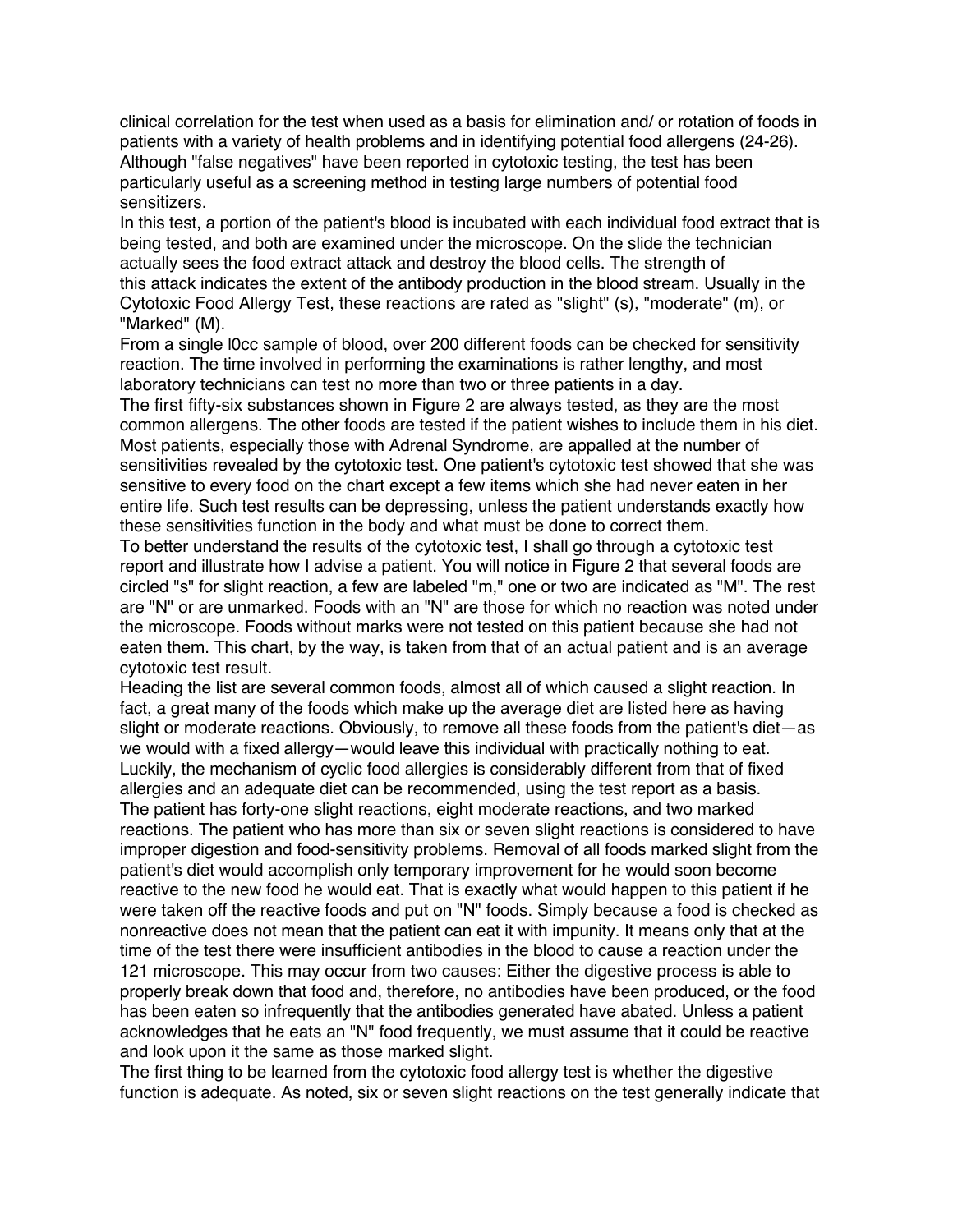clinical correlation for the test when used as a basis for elimination and/ or rotation of foods in patients with a variety of health problems and in identifying potential food allergens (24-26). Although "false negatives" have been reported in cytotoxic testing, the test has been particularly useful as a screening method in testing large numbers of potential food sensitizers.

In this test, a portion of the patient's blood is incubated with each individual food extract that is being tested, and both are examined under the microscope. On the slide the technician actually sees the food extract attack and destroy the blood cells. The strength of this attack indicates the extent of the antibody production in the blood stream. Usually in the Cytotoxic Food Allergy Test, these reactions are rated as "slight" (s), "moderate" (m), or "Marked" (M).

From a single l0cc sample of blood, over 200 different foods can be checked for sensitivity reaction. The time involved in performing the examinations is rather lengthy, and most laboratory technicians can test no more than two or three patients in a day.

The first fifty-six substances shown in Figure 2 are always tested, as they are the most common allergens. The other foods are tested if the patient wishes to include them in his diet. Most patients, especially those with Adrenal Syndrome, are appalled at the number of sensitivities revealed by the cytotoxic test. One patient's cytotoxic test showed that she was sensitive to every food on the chart except a few items which she had never eaten in her entire life. Such test results can be depressing, unless the patient understands exactly how these sensitivities function in the body and what must be done to correct them.

To better understand the results of the cytotoxic test, I shall go through a cytotoxic test report and illustrate how I advise a patient. You will notice in Figure 2 that several foods are circled "s" for slight reaction, a few are labeled "m," one or two are indicated as "M". The rest are "N" or are unmarked. Foods with an "N" are those for which no reaction was noted under the microscope. Foods without marks were not tested on this patient because she had not eaten them. This chart, by the way, is taken from that of an actual patient and is an average cytotoxic test result.

Heading the list are several common foods, almost all of which caused a slight reaction. In fact, a great many of the foods which make up the average diet are listed here as having slight or moderate reactions. Obviously, to remove all these foods from the patient's diet—as we would with a fixed allergy—would leave this individual with practically nothing to eat. Luckily, the mechanism of cyclic food allergies is considerably different from that of fixed allergies and an adequate diet can be recommended, using the test report as a basis.

The patient has forty-one slight reactions, eight moderate reactions, and two marked reactions. The patient who has more than six or seven slight reactions is considered to have improper digestion and food-sensitivity problems. Removal of all foods marked slight from the patient's diet would accomplish only temporary improvement for he would soon become reactive to the new food he would eat. That is exactly what would happen to this patient if he were taken off the reactive foods and put on "N" foods. Simply because a food is checked as nonreactive does not mean that the patient can eat it with impunity. It means only that at the time of the test there were insufficient antibodies in the blood to cause a reaction under the 121 microscope. This may occur from two causes: Either the digestive process is able to properly break down that food and, therefore, no antibodies have been produced, or the food has been eaten so infrequently that the antibodies generated have abated. Unless a patient acknowledges that he eats an "N" food frequently, we must assume that it could be reactive and look upon it the same as those marked slight.

The first thing to be learned from the cytotoxic food allergy test is whether the digestive function is adequate. As noted, six or seven slight reactions on the test generally indicate that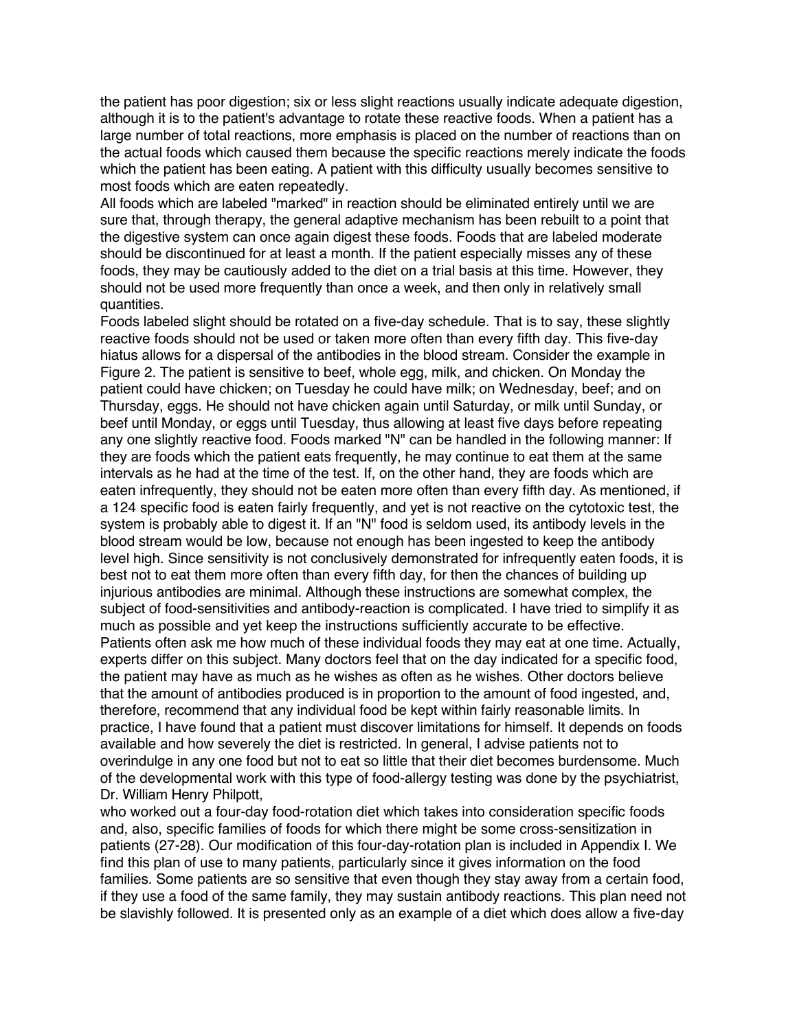the patient has poor digestion; six or less slight reactions usually indicate adequate digestion, although it is to the patient's advantage to rotate these reactive foods. When a patient has a large number of total reactions, more emphasis is placed on the number of reactions than on the actual foods which caused them because the specific reactions merely indicate the foods which the patient has been eating. A patient with this difficulty usually becomes sensitive to most foods which are eaten repeatedly.

All foods which are labeled "marked" in reaction should be eliminated entirely until we are sure that, through therapy, the general adaptive mechanism has been rebuilt to a point that the digestive system can once again digest these foods. Foods that are labeled moderate should be discontinued for at least a month. If the patient especially misses any of these foods, they may be cautiously added to the diet on a trial basis at this time. However, they should not be used more frequently than once a week, and then only in relatively small quantities.

Foods labeled slight should be rotated on a five-day schedule. That is to say, these slightly reactive foods should not be used or taken more often than every fifth day. This five-day hiatus allows for a dispersal of the antibodies in the blood stream. Consider the example in Figure 2. The patient is sensitive to beef, whole egg, milk, and chicken. On Monday the patient could have chicken; on Tuesday he could have milk; on Wednesday, beef; and on Thursday, eggs. He should not have chicken again until Saturday, or milk until Sunday, or beef until Monday, or eggs until Tuesday, thus allowing at least five days before repeating any one slightly reactive food. Foods marked "N" can be handled in the following manner: If they are foods which the patient eats frequently, he may continue to eat them at the same intervals as he had at the time of the test. If, on the other hand, they are foods which are eaten infrequently, they should not be eaten more often than every fifth day. As mentioned, if a 124 specific food is eaten fairly frequently, and yet is not reactive on the cytotoxic test, the system is probably able to digest it. If an "N" food is seldom used, its antibody levels in the blood stream would be low, because not enough has been ingested to keep the antibody level high. Since sensitivity is not conclusively demonstrated for infrequently eaten foods, it is best not to eat them more often than every fifth day, for then the chances of building up injurious antibodies are minimal. Although these instructions are somewhat complex, the subject of food-sensitivities and antibody-reaction is complicated. I have tried to simplify it as much as possible and yet keep the instructions sufficiently accurate to be effective.

Patients often ask me how much of these individual foods they may eat at one time. Actually, experts differ on this subject. Many doctors feel that on the day indicated for a specific food, the patient may have as much as he wishes as often as he wishes. Other doctors believe that the amount of antibodies produced is in proportion to the amount of food ingested, and, therefore, recommend that any individual food be kept within fairly reasonable limits. In practice, I have found that a patient must discover limitations for himself. It depends on foods available and how severely the diet is restricted. In general, I advise patients not to overindulge in any one food but not to eat so little that their diet becomes burdensome. Much of the developmental work with this type of food-allergy testing was done by the psychiatrist, Dr. William Henry Philpott,

who worked out a four-day food-rotation diet which takes into consideration specific foods and, also, specific families of foods for which there might be some cross-sensitization in patients (27-28). Our modification of this four-day-rotation plan is included in Appendix I. We find this plan of use to many patients, particularly since it gives information on the food families. Some patients are so sensitive that even though they stay away from a certain food, if they use a food of the same family, they may sustain antibody reactions. This plan need not be slavishly followed. It is presented only as an example of a diet which does allow a five-day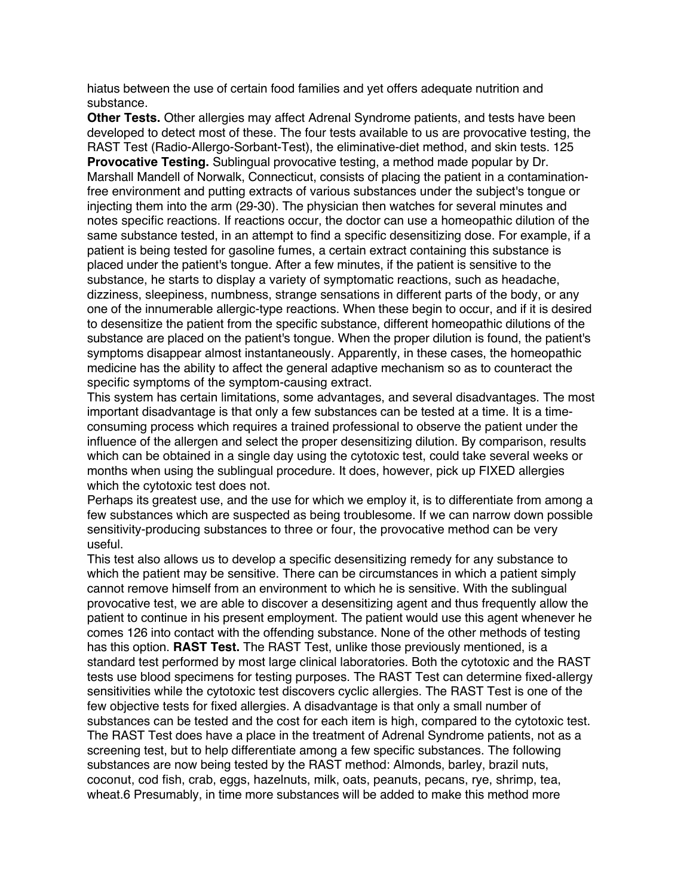hiatus between the use of certain food families and yet offers adequate nutrition and substance.

**Other Tests.** Other allergies may affect Adrenal Syndrome patients, and tests have been developed to detect most of these. The four tests available to us are provocative testing, the RAST Test (Radio-Allergo-Sorbant-Test), the eliminative-diet method, and skin tests. 125

**Provocative Testing.** Sublingual provocative testing, a method made popular by Dr. Marshall Mandell of Norwalk, Connecticut, consists of placing the patient in a contamination-free environment and putting extracts of various substances under the subject's tongue or injecting them into the arm (29-30). The physician then watches for several minutes and notes specific reactions. If reactions occur, the doctor can use a homeopathic dilution of the same substance tested, in an attempt to find a specific desensitizing dose. For example, if a patient is being tested for gasoline fumes, a certain extract containing this substance is placed under the patient's tongue. After a few minutes, if the patient is sensitive to the substance, he starts to display a variety of symptomatic reactions, such as headache, dizziness, sleepiness, numbness, strange sensations in different parts of the body, or any one of the innumerable allergic-type reactions. When these begin to occur, and if it is desired to desensitize the patient from the specific substance, different homeopathic dilutions of the substance are placed on the patient's tongue. When the proper dilution is found, the patient's symptoms disappear almost instantaneously. Apparently, in these cases, the homeopathic medicine has the ability to affect the general adaptive mechanism so as to counteract the specific symptoms of the symptom-causing extract.

This system has certain limitations, some advantages, and several disadvantages. The most important disadvantage is that only a few substances can be tested at a time. It is a time-consuming process which requires a trained professional to observe the patient under the influence of the allergen and select the proper desensitizing dilution. By comparison, results which can be obtained in a single day using the cytotoxic test, could take several weeks or months when using the sublingual procedure. It does, however, pick up FIXED allergies which the cytotoxic test does not.

Perhaps its greatest use, and the use for which we employ it, is to differentiate from among a few substances which are suspected as being troublesome. If we can narrow down possible sensitivity-producing substances to three or four, the provocative method can be very useful.

This test also allows us to develop a specific desensitizing remedy for any substance to which the patient may be sensitive. There can be circumstances in which a patient simply cannot remove himself from an environment to which he is sensitive. With the sublingual provocative test, we are able to discover a desensitizing agent and thus frequently allow the patient to continue in his present employment. The patient would use this agent whenever he comes 126 into contact with the offending substance. None of the other methods of testing has this option. **RAST Test.** The RAST Test, unlike those previously mentioned, is a standard test performed by most large clinical laboratories. Both the cytotoxic and the RAST tests use blood specimens for testing purposes. The RAST Test can determine fixed-allergy sensitivities while the cytotoxic test discovers cyclic allergies. The RAST Test is one of the few objective tests for fixed allergies. A disadvantage is that only a small number of substances can be tested and the cost for each item is high, compared to the cytotoxic test. The RAST Test does have a place in the treatment of Adrenal Syndrome patients, not as a screening test, but to help differentiate among a few specific substances. The following substances are now being tested by the RAST method: Almonds, barley, brazil nuts, coconut, cod fish, crab, eggs, hazelnuts, milk, oats, peanuts, pecans, rye, shrimp, tea, wheat.6 Presumably, in time more substances will be added to make this method more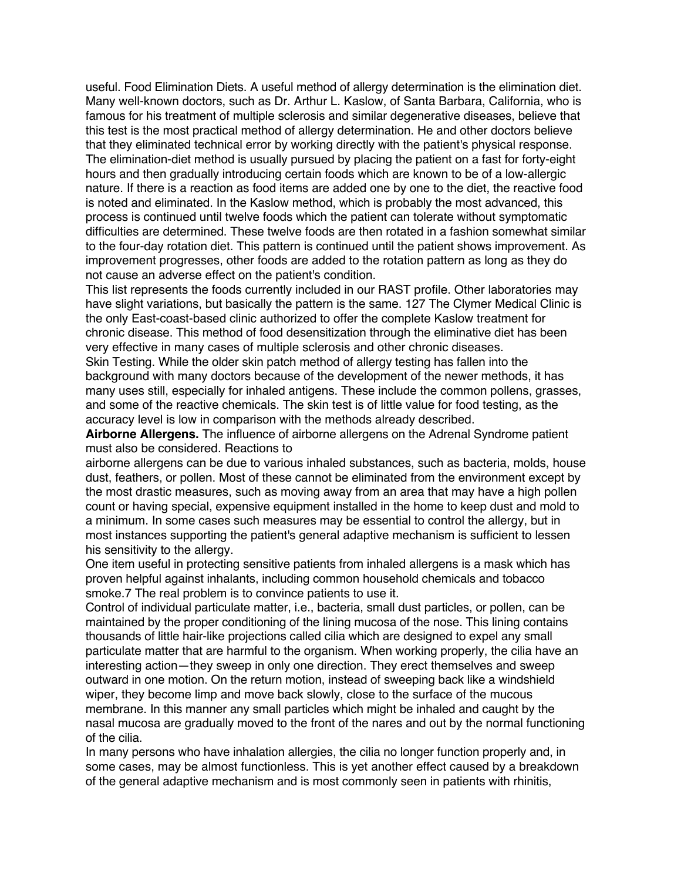useful. Food Elimination Diets. A useful method of allergy determination is the elimination diet. Many well-known doctors, such as Dr. Arthur L. Kaslow, of Santa Barbara, California, who is famous for his treatment of multiple sclerosis and similar degenerative diseases, believe that this test is the most practical method of allergy determination. He and other doctors believe that they eliminated technical error by working directly with the patient's physical response. The elimination-diet method is usually pursued by placing the patient on a fast for forty-eight hours and then gradually introducing certain foods which are known to be of a low-allergic nature. If there is a reaction as food items are added one by one to the diet, the reactive food is noted and eliminated. In the Kaslow method, which is probably the most advanced, this process is continued until twelve foods which the patient can tolerate without symptomatic difficulties are determined. These twelve foods are then rotated in a fashion somewhat similar to the four-day rotation diet. This pattern is continued until the patient shows improvement. As improvement progresses, other foods are added to the rotation pattern as long as they do not cause an adverse effect on the patient's condition.

This list represents the foods currently included in our RAST profile. Other laboratories may have slight variations, but basically the pattern is the same. 127 The Clymer Medical Clinic is the only East-coast-based clinic authorized to offer the complete Kaslow treatment for chronic disease. This method of food desensitization through the eliminative diet has been very effective in many cases of multiple sclerosis and other chronic diseases.

Skin Testing. While the older skin patch method of allergy testing has fallen into the background with many doctors because of the development of the newer methods, it has many uses still, especially for inhaled antigens. These include the common pollens, grasses, and some of the reactive chemicals. The skin test is of little value for food testing, as the accuracy level is low in comparison with the methods already described.

**Airborne Allergens.** The influence of airborne allergens on the Adrenal Syndrome patient must also be considered. Reactions to airborne allergens can be due to various inhaled substances, such as bacteria, molds, house dust, feathers, or pollen. Most of these cannot be eliminated from the environment except by the most drastic measures, such as moving away from an area that may have a high pollen count or having special, expensive equipment installed in the home to keep dust and mold to a minimum. In some cases such measures may be essential to control the allergy, but in most instances supporting the patient's general adaptive mechanism is sufficient to lessen his sensitivity to the allergy.

One item useful in protecting sensitive patients from inhaled allergens is a mask which has proven helpful against inhalants, including common household chemicals and tobacco smoke.7 The real problem is to convince patients to use it.

Control of individual particulate matter, i.e., bacteria, small dust particles, or pollen, can be maintained by the proper conditioning of the lining mucosa of the nose. This lining contains thousands of little hair-like projections called cilia which are designed to expel any small particulate matter that are harmful to the organism. When working properly, the cilia have an interesting action—they sweep in only one direction. They erect themselves and sweep outward in one motion. On the return motion, instead of sweeping back like a windshield wiper, they become limp and move back slowly, close to the surface of the mucous membrane. In this manner any small particles which might be inhaled and caught by the nasal mucosa are gradually moved to the front of the nares and out by the normal functioning of the cilia.

In many persons who have inhalation allergies, the cilia no longer function properly and, in some cases, may be almost functionless. This is yet another effect caused by a breakdown of the general adaptive mechanism and is most commonly seen in patients with rhinitis,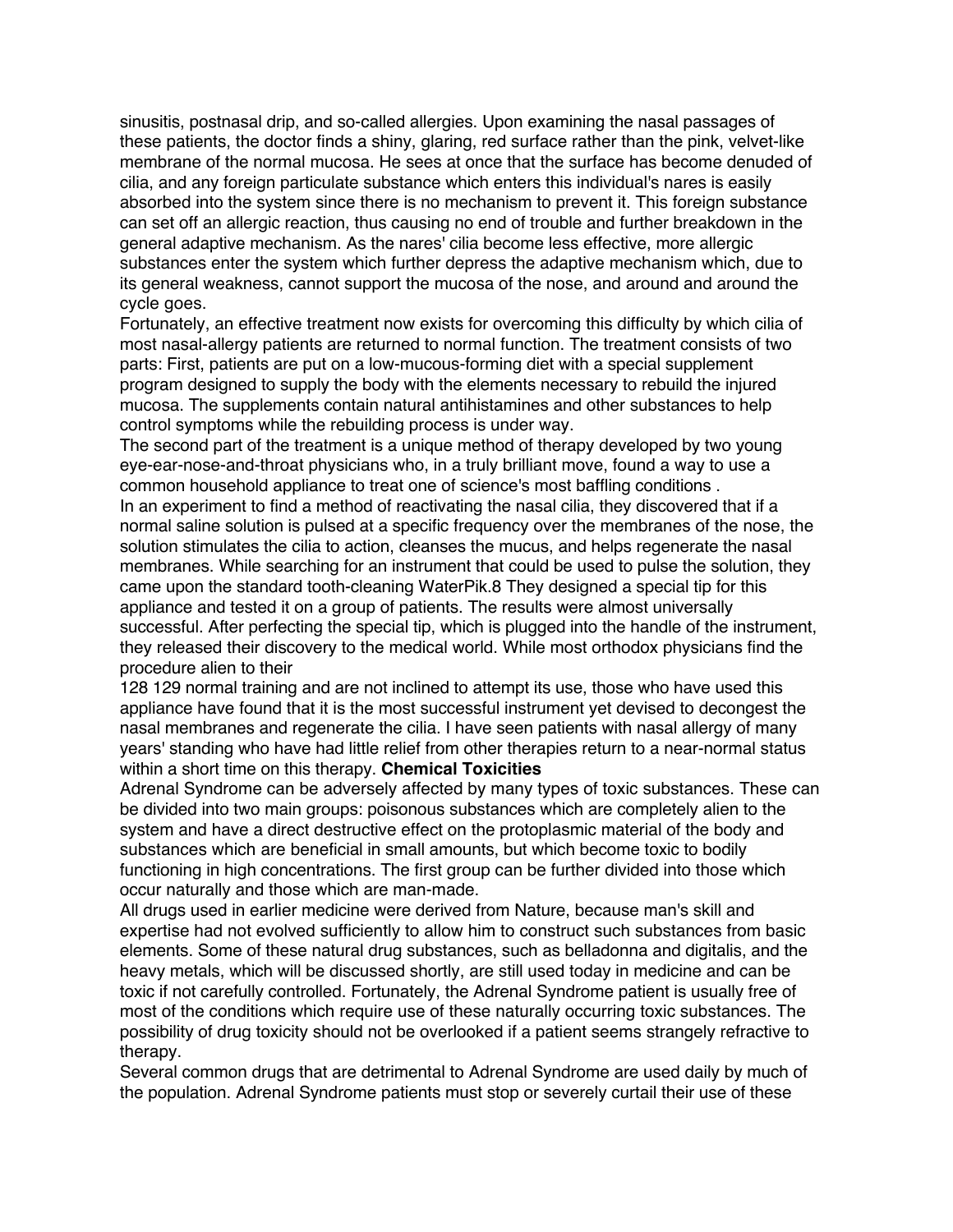sinusitis, postnasal drip, and so-called allergies. Upon examining the nasal passages of these patients, the doctor finds a shiny, glaring, red surface rather than the pink, velvet-like membrane of the normal mucosa. He sees at once that the surface has become denuded of cilia, and any foreign particulate substance which enters this individual's nares is easily absorbed into the system since there is no mechanism to prevent it. This foreign substance can set off an allergic reaction, thus causing no end of trouble and further breakdown in the general adaptive mechanism. As the nares' cilia become less effective, more allergic substances enter the system which further depress the adaptive mechanism which, due to its general weakness, cannot support the mucosa of the nose, and around and around the cycle goes.

Fortunately, an effective treatment now exists for overcoming this difficulty by which cilia of most nasal-allergy patients are returned to normal function. The treatment consists of two parts: First, patients are put on a low-mucous-forming diet with a special supplement program designed to supply the body with the elements necessary to rebuild the injured mucosa. The supplements contain natural antihistamines and other substances to help control symptoms while the rebuilding process is under way.

The second part of the treatment is a unique method of therapy developed by two young eye-ear-nose-and-throat physicians who, in a truly brilliant move, found a way to use a common household appliance to treat one of science's most baffling conditions .

In an experiment to find a method of reactivating the nasal cilia, they discovered that if a normal saline solution is pulsed at a specific frequency over the membranes of the nose, the solution stimulates the cilia to action, cleanses the mucus, and helps regenerate the nasal membranes. While searching for an instrument that could be used to pulse the solution, they came upon the standard tooth-cleaning WaterPik.[8] They designed a special tip for this appliance and tested it on a group of patients. The results were almost universally successful. After perfecting the special tip, which is plugged into the handle of the instrument, they released their discovery to the medical world. While most orthodox physicians find the procedure alien to their normal training and are not inclined to attempt its use, those who have used this appliance have found that it is the most successful instrument yet devised to decongest the nasal membranes and regenerate the cilia. I have seen patients with nasal allergy of many years' standing who have had little relief from other therapies return to a near-normal status within a short time on this therapy.

**Chemical Toxicities**

Adrenal Syndrome can be adversely affected by many types of toxic substances. These can be divided into two main groups: poisonous substances which are completely alien to the system and have a direct destructive effect on the protoplasmic material of the body and substances which are beneficial in small amounts, but which become toxic to bodily functioning in high concentrations. The first group can be further divided into those which occur naturally and those which are man-made.

All drugs used in earlier medicine were derived from Nature, because man's skill and expertise had not evolved sufficiently to allow him to construct such substances from basic elements. Some of these natural drug substances, such as belladonna and digitalis, and the heavy metals, which will be discussed shortly, are still used today in medicine and can be toxic if not carefully controlled. Fortunately, the Adrenal Syndrome patient is usually free of most of the conditions which require use of these naturally occurring toxic substances. The possibility of drug toxicity should not be overlooked if a patient seems strangely refractive to therapy.

Several common drugs that are detrimental to Adrenal Syndrome are used daily by much of the population. Adrenal Syndrome patients must stop or severely curtail their use of these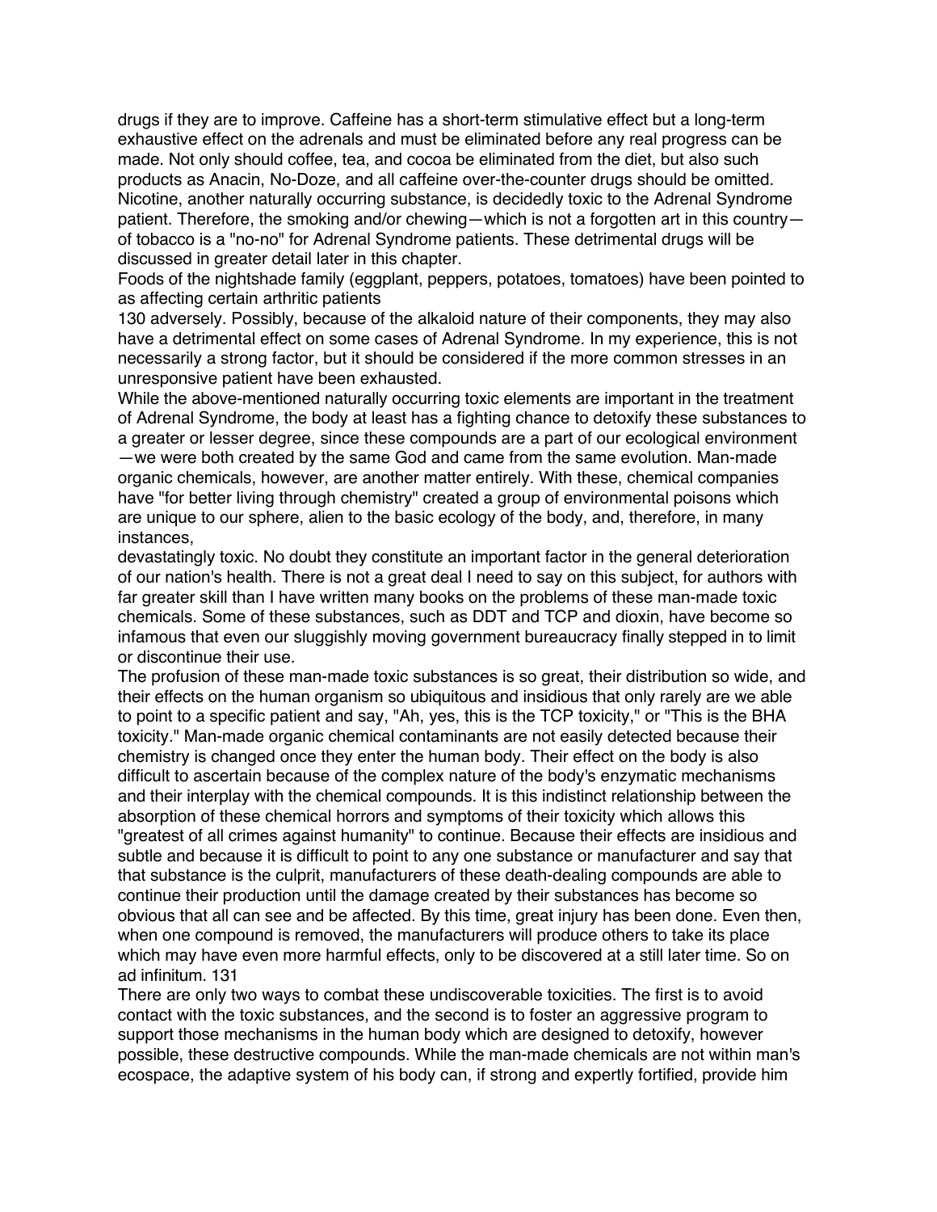drugs if they are to improve. Caffeine has a short-term stimulative effect but a long-term exhaustive effect on the adrenals and must be eliminated before any real progress can be made. Not only should coffee, tea, and cocoa be eliminated from the diet, but also such products as Anacin, No-Doze, and all caffeine over-the-counter drugs should be omitted. Nicotine, another naturally occurring substance, is decidedly toxic to the Adrenal Syndrome patient. Therefore, the smoking and/or chewing—which is not a forgotten art in this country—of tobacco is a "no-no" for Adrenal Syndrome patients. These detrimental drugs will be discussed in greater detail later in this chapter.

Foods of the nightshade family (eggplant, peppers, potatoes, tomatoes) have been pointed to as affecting certain arthritic patients adversely. Possibly, because of the alkaloid nature of their components, they may also have a detrimental effect on some cases of Adrenal Syndrome. In my experience, this is not necessarily a strong factor, but it should be considered if the more common stresses in an unresponsive patient have been exhausted.

While the above-mentioned naturally occurring toxic elements are important in the treatment of Adrenal Syndrome, the body at least has a fighting chance to detoxify these substances to a greater or lesser degree, since these compounds are a part of our ecological environment—we were both created by the same God and came from the same evolution. Man-made organic chemicals, however, are another matter entirely. With these, chemical companies have "for better living through chemistry" created a group of environmental poisons which are unique to our sphere, alien to the basic ecology of the body, and, therefore, in many instances, devastatingly toxic. No doubt they constitute an important factor in the general deterioration of our nation's health. There is not a great deal I need to say on this subject, for authors with far greater skill than I have written many books on the problems of these man-made toxic chemicals. Some of these substances, such as DDT and TCP and dioxin, have become so infamous that even our sluggishly moving government bureaucracy finally stepped in to limit or discontinue their use.

The profusion of these man-made toxic substances is so great, their distribution so wide, and their effects on the human organism so ubiquitous and insidious that only rarely are we able to point to a specific patient and say, "Ah, yes, this is the TCP toxicity," or "This is the BHA toxicity." Man-made organic chemical contaminants are not easily detected because their chemistry is changed once they enter the human body. Their effect on the body is also difficult to ascertain because of the complex nature of the body's enzymatic mechanisms and their interplay with the chemical compounds. It is this indistinct relationship between the absorption of these chemical horrors and symptoms of their toxicity which allows this "greatest of all crimes against humanity" to continue. Because their effects are insidious and subtle and because it is difficult to point to any one substance or manufacturer and say that that substance is the culprit, manufacturers of these death-dealing compounds are able to continue their production until the damage created by their substances has become so obvious that all can see and be affected. By this time, great injury has been done. Even then, when one compound is removed, the manufacturers will produce others to take its place which may have even more harmful effects, only to be discovered at a still later time. So on ad infinitum.

There are only two ways to combat these undiscoverable toxicities. The first is to avoid contact with the toxic substances, and the second is to foster an aggressive program to support those mechanisms in the human body which are designed to detoxify, however possible, these destructive compounds. While the man-made chemicals are not within man's ecospace, the adaptive system of his body can, if strong and expertly fortified, provide him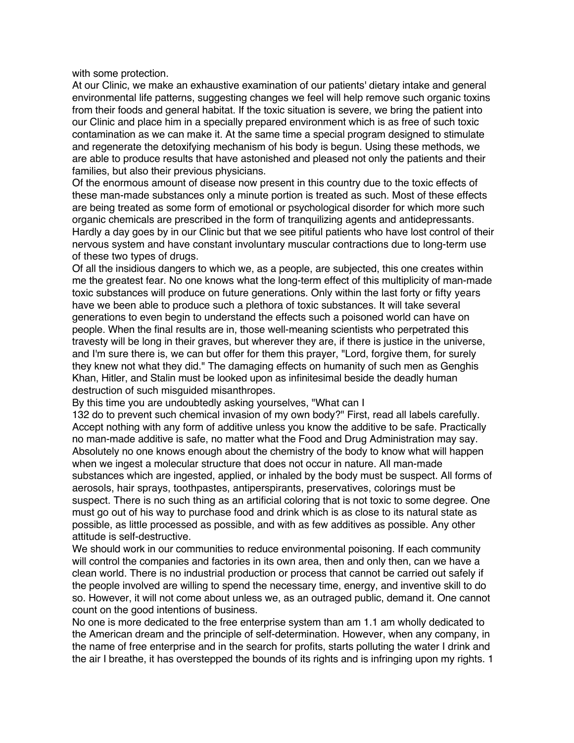with some protection.

At our Clinic, we make an exhaustive examination of our patients' dietary intake and general environmental life patterns, suggesting changes we feel will help remove such organic toxins from their foods and general habitat. If the toxic situation is severe, we bring the patient into our Clinic and place him in a specially prepared environment which is as free of such toxic contamination as we can make it. At the same time a special program designed to stimulate and regenerate the detoxifying mechanism of his body is begun. Using these methods, we are able to produce results that have astonished and pleased not only the patients and their families, but also their previous physicians.

Of the enormous amount of disease now present in this country due to the toxic effects of these man-made substances only a minute portion is treated as such. Most of these effects are being treated as some form of emotional or psychological disorder for which more such organic chemicals are prescribed in the form of tranquilizing agents and antidepressants. Hardly a day goes by in our Clinic but that we see pitiful patients who have lost control of their nervous system and have constant involuntary muscular contractions due to long-term use of these two types of drugs.

Of all the insidious dangers to which we, as a people, are subjected, this one creates within me the greatest fear. No one knows what the long-term effect of this multiplicity of man-made toxic substances will produce on future generations. Only within the last forty or fifty years have we been able to produce such a plethora of toxic substances. It will take several generations to even begin to understand the effects such a poisoned world can have on people. When the final results are in, those well-meaning scientists who perpetrated this travesty will be long in their graves, but wherever they are, if there is justice in the universe, and I'm sure there is, we can but offer for them this prayer, "Lord, forgive them, for surely they knew not what they did." The damaging effects on humanity of such men as Genghis Khan, Hitler, and Stalin must be looked upon as infinitesimal beside the deadly human destruction of such misguided misanthropes.

By this time you are undoubtedly asking yourselves, "What can I do to prevent such chemical invasion of my own body?" First, read all labels carefully. Accept nothing with any form of additive unless you know the additive to be safe. Practically no man-made additive is safe, no matter what the Food and Drug Administration may say. Absolutely no one knows enough about the chemistry of the body to know what will happen when we ingest a molecular structure that does not occur in nature. All man-made substances which are ingested, applied, or inhaled by the body must be suspect. All forms of aerosols, hair sprays, toothpastes, antiperspirants, preservatives, colorings must be suspect. There is no such thing as an artificial coloring that is not toxic to some degree. One must go out of his way to purchase food and drink which is as close to its natural state as possible, as little processed as possible, and with as few additives as possible. Any other attitude is self-destructive.

We should work in our communities to reduce environmental poisoning. If each community will control the companies and factories in its own area, then and only then, can we have a clean world. There is no industrial production or process that cannot be carried out safely if the people involved are willing to spend the necessary time, energy, and inventive skill to do so. However, it will not come about unless we, as an outraged public, demand it. One cannot count on the good intentions of business.

No one is more dedicated to the free enterprise system than am 1.1 am wholly dedicated to the American dream and the principle of self-determination. However, when any company, in the name of free enterprise and in the search for profits, starts polluting the water I drink and the air I breathe, it has overstepped the bounds of its rights and is infringing upon my rights. 1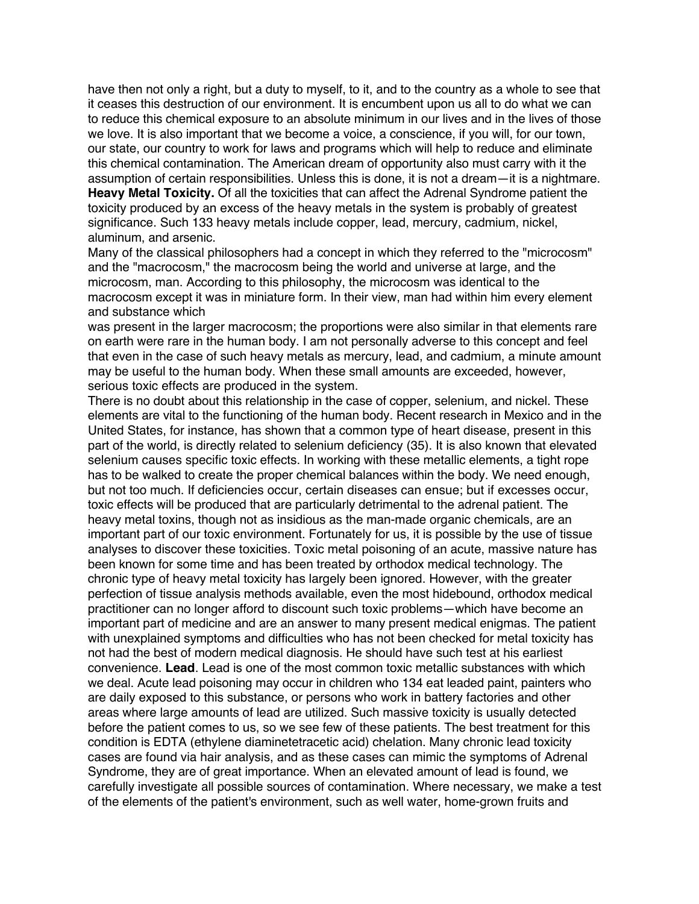have then not only a right, but a duty to myself, to it, and to the country as a whole to see that it ceases this destruction of our environment. It is encumbent upon us all to do what we can to reduce this chemical exposure to an absolute minimum in our lives and in the lives of those we love. It is also important that we become a voice, a conscience, if you will, for our town, our state, our country to work for laws and programs which will help to reduce and eliminate this chemical contamination. The American dream of opportunity also must carry with it the assumption of certain responsibilities. Unless this is done, it is not a dream—it is a nightmare.

**Heavy Metal Toxicity.** Of all the toxicities that can affect the Adrenal Syndrome patient the toxicity produced by an excess of the heavy metals in the system is probably of greatest significance. Such 133 heavy metals include copper, lead, mercury, cadmium, nickel, aluminum, and arsenic.

Many of the classical philosophers had a concept in which they referred to the "microcosm" and the "macrocosm," the macrocosm being the world and universe at large, and the microcosm, man. According to this philosophy, the microcosm was identical to the macrocosm except it was in miniature form. In their view, man had within him every element and substance which was present in the larger macrocosm; the proportions were also similar in that elements rare on earth were rare in the human body. I am not personally adverse to this concept and feel that even in the case of such heavy metals as mercury, lead, and cadmium, a minute amount may be useful to the human body. When these small amounts are exceeded, however, serious toxic effects are produced in the system.

There is no doubt about this relationship in the case of copper, selenium, and nickel. These elements are vital to the functioning of the human body. Recent research in Mexico and in the United States, for instance, has shown that a common type of heart disease, present in this part of the world, is directly related to selenium deficiency (35). It is also known that elevated selenium causes specific toxic effects. In working with these metallic elements, a tight rope has to be walked to create the proper chemical balances within the body. We need enough, but not too much. If deficiencies occur, certain diseases can ensue; but if excesses occur, toxic effects will be produced that are particularly detrimental to the adrenal patient. The heavy metal toxins, though not as insidious as the man-made organic chemicals, are an important part of our toxic environment. Fortunately for us, it is possible by the use of tissue analyses to discover these toxicities. Toxic metal poisoning of an acute, massive nature has been known for some time and has been treated by orthodox medical technology. The chronic type of heavy metal toxicity has largely been ignored. However, with the greater perfection of tissue analysis methods available, even the most hidebound, orthodox medical practitioner can no longer afford to discount such toxic problems—which have become an important part of medicine and are an answer to many present medical enigmas. The patient with unexplained symptoms and difficulties who has not been checked for metal toxicity has not had the best of modern medical diagnosis. He should have such test at his earliest convenience. **Lead**. Lead is one of the most common toxic metallic substances with which we deal. Acute lead poisoning may occur in children who 134 eat leaded paint, painters who are daily exposed to this substance, or persons who work in battery factories and other areas where large amounts of lead are utilized. Such massive toxicity is usually detected before the patient comes to us, so we see few of these patients. The best treatment for this condition is EDTA (ethylene diaminetetracetic acid) chelation. Many chronic lead toxicity cases are found via hair analysis, and as these cases can mimic the symptoms of Adrenal Syndrome, they are of great importance. When an elevated amount of lead is found, we carefully investigate all possible sources of contamination. Where necessary, we make a test of the elements of the patient's environment, such as well water, home-grown fruits and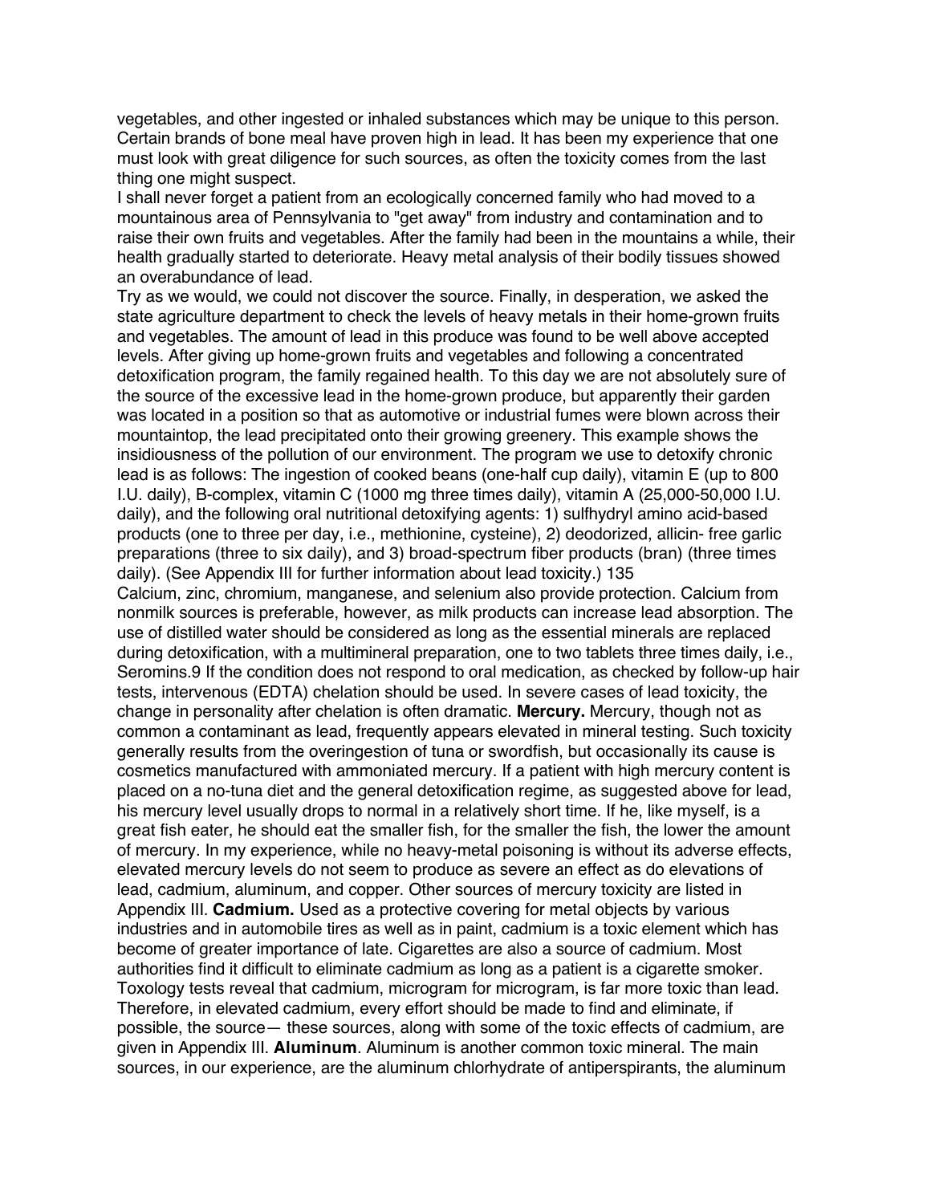vegetables, and other ingested or inhaled substances which may be unique to this person. Certain brands of bone meal have proven high in lead. It has been my experience that one must look with great diligence for such sources, as often the toxicity comes from the last thing one might suspect.

I shall never forget a patient from an ecologically concerned family who had moved to a mountainous area of Pennsylvania to "get away" from industry and contamination and to raise their own fruits and vegetables. After the family had been in the mountains a while, their health gradually started to deteriorate. Heavy metal analysis of their bodily tissues showed an overabundance of lead.

Try as we would, we could not discover the source. Finally, in desperation, we asked the state agriculture department to check the levels of heavy metals in their home-grown fruits and vegetables. The amount of lead in this produce was found to be well above accepted levels. After giving up home-grown fruits and vegetables and following a concentrated detoxification program, the family regained health. To this day we are not absolutely sure of the source of the excessive lead in the home-grown produce, but apparently their garden was located in a position so that as automotive or industrial fumes were blown across their mountaintop, the lead precipitated onto their growing greenery. This example shows the insidiousness of the pollution of our environment. The program we use to detoxify chronic lead is as follows: The ingestion of cooked beans (one-half cup daily), vitamin E (up to 800 I.U. daily), B-complex, vitamin C (1000 mg three times daily), vitamin A (25,000-50,000 I.U. daily), and the following oral nutritional detoxifying agents: 1) sulfhydryl amino acid-based products (one to three per day, i.e., methionine, cysteine), 2) deodorized, allicin- free garlic preparations (three to six daily), and 3) broad-spectrum fiber products (bran) (three times daily). (See Appendix III for further information about lead toxicity.) 135

Calcium, zinc, chromium, manganese, and selenium also provide protection. Calcium from nonmilk sources is preferable, however, as milk products can increase lead absorption. The use of distilled water should be considered as long as the essential minerals are replaced during detoxification, with a multimineral preparation, one to two tablets three times daily, i.e., Seromins.9 If the condition does not respond to oral medication, as checked by follow-up hair tests, intervenous (EDTA) chelation should be used. In severe cases of lead toxicity, the change in personality after chelation is often dramatic. **Mercury.** Mercury, though not as common a contaminant as lead, frequently appears elevated in mineral testing. Such toxicity generally results from the overingestion of tuna or swordfish, but occasionally its cause is cosmetics manufactured with ammoniated mercury. If a patient with high mercury content is placed on a no-tuna diet and the general detoxification regime, as suggested above for lead, his mercury level usually drops to normal in a relatively short time. If he, like myself, is a great fish eater, he should eat the smaller fish, for the smaller the fish, the lower the amount of mercury. In my experience, while no heavy-metal poisoning is without its adverse effects, elevated mercury levels do not seem to produce as severe an effect as do elevations of lead, cadmium, aluminum, and copper. Other sources of mercury toxicity are listed in Appendix III. **Cadmium.** Used as a protective covering for metal objects by various industries and in automobile tires as well as in paint, cadmium is a toxic element which has become of greater importance of late. Cigarettes are also a source of cadmium. Most authorities find it difficult to eliminate cadmium as long as a patient is a cigarette smoker. Toxology tests reveal that cadmium, microgram for microgram, is far more toxic than lead. Therefore, in elevated cadmium, every effort should be made to find and eliminate, if possible, the source— these sources, along with some of the toxic effects of cadmium, are given in Appendix III. **Aluminum**. Aluminum is another common toxic mineral. The main sources, in our experience, are the aluminum chlorhydrate of antiperspirants, the aluminum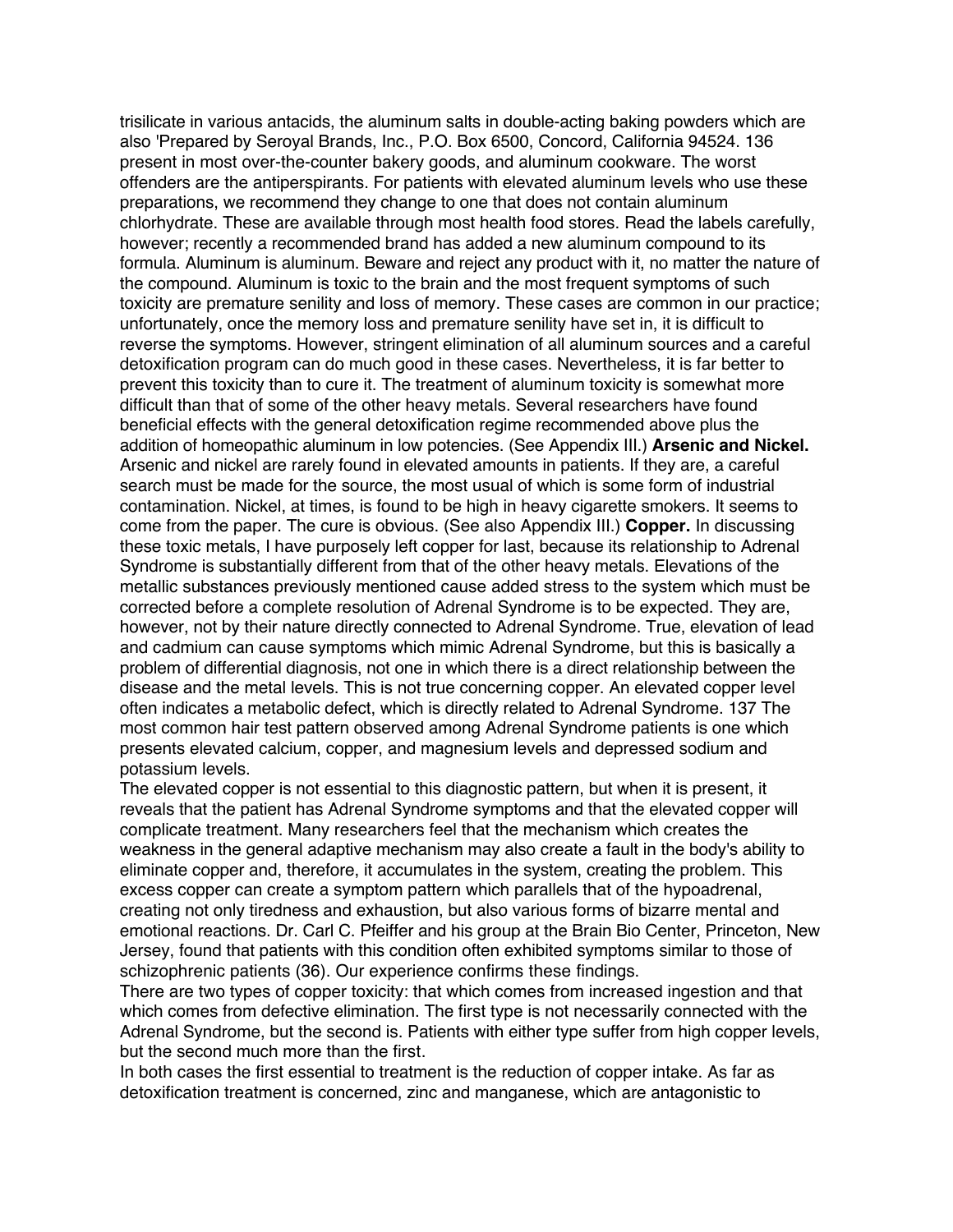trisilicate in various antacids, the aluminum salts in double-acting baking powders which are also 'Prepared by Seroyal Brands, Inc., P.O. Box 6500, Concord, California 94524. 136 present in most over-the-counter bakery goods, and aluminum cookware. The worst offenders are the antiperspirants. For patients with elevated aluminum levels who use these preparations, we recommend they change to one that does not contain aluminum chlorhydrate. These are available through most health food stores. Read the labels carefully, however; recently a recommended brand has added a new aluminum compound to its formula. Aluminum is aluminum. Beware and reject any product with it, no matter the nature of the compound. Aluminum is toxic to the brain and the most frequent symptoms of such toxicity are premature senility and loss of memory. These cases are common in our practice; unfortunately, once the memory loss and premature senility have set in, it is difficult to reverse the symptoms. However, stringent elimination of all aluminum sources and a careful detoxification program can do much good in these cases. Nevertheless, it is far better to prevent this toxicity than to cure it. The treatment of aluminum toxicity is somewhat more difficult than that of some of the other heavy metals. Several researchers have found beneficial effects with the general detoxification regime recommended above plus the addition of homeopathic aluminum in low potencies. (See Appendix III.) **Arsenic and Nickel.** Arsenic and nickel are rarely found in elevated amounts in patients. If they are, a careful search must be made for the source, the most usual of which is some form of industrial contamination. Nickel, at times, is found to be high in heavy cigarette smokers. It seems to come from the paper. The cure is obvious. (See also Appendix III.) **Copper.** In discussing these toxic metals, I have purposely left copper for last, because its relationship to Adrenal Syndrome is substantially different from that of the other heavy metals. Elevations of the metallic substances previously mentioned cause added stress to the system which must be corrected before a complete resolution of Adrenal Syndrome is to be expected. They are, however, not by their nature directly connected to Adrenal Syndrome. True, elevation of lead and cadmium can cause symptoms which mimic Adrenal Syndrome, but this is basically a problem of differential diagnosis, not one in which there is a direct relationship between the disease and the metal levels. This is not true concerning copper. An elevated copper level often indicates a metabolic defect, which is directly related to Adrenal Syndrome. 137 The most common hair test pattern observed among Adrenal Syndrome patients is one which presents elevated calcium, copper, and magnesium levels and depressed sodium and potassium levels.

The elevated copper is not essential to this diagnostic pattern, but when it is present, it reveals that the patient has Adrenal Syndrome symptoms and that the elevated copper will complicate treatment. Many researchers feel that the mechanism which creates the weakness in the general adaptive mechanism may also create a fault in the body's ability to eliminate copper and, therefore, it accumulates in the system, creating the problem. This excess copper can create a symptom pattern which parallels that of the hypoadrenal, creating not only tiredness and exhaustion, but also various forms of bizarre mental and emotional reactions. Dr. Carl C. Pfeiffer and his group at the Brain Bio Center, Princeton, New Jersey, found that patients with this condition often exhibited symptoms similar to those of schizophrenic patients (36). Our experience confirms these findings.

There are two types of copper toxicity: that which comes from increased ingestion and that which comes from defective elimination. The first type is not necessarily connected with the Adrenal Syndrome, but the second is. Patients with either type suffer from high copper levels, but the second much more than the first.

In both cases the first essential to treatment is the reduction of copper intake. As far as detoxification treatment is concerned, zinc and manganese, which are antagonistic to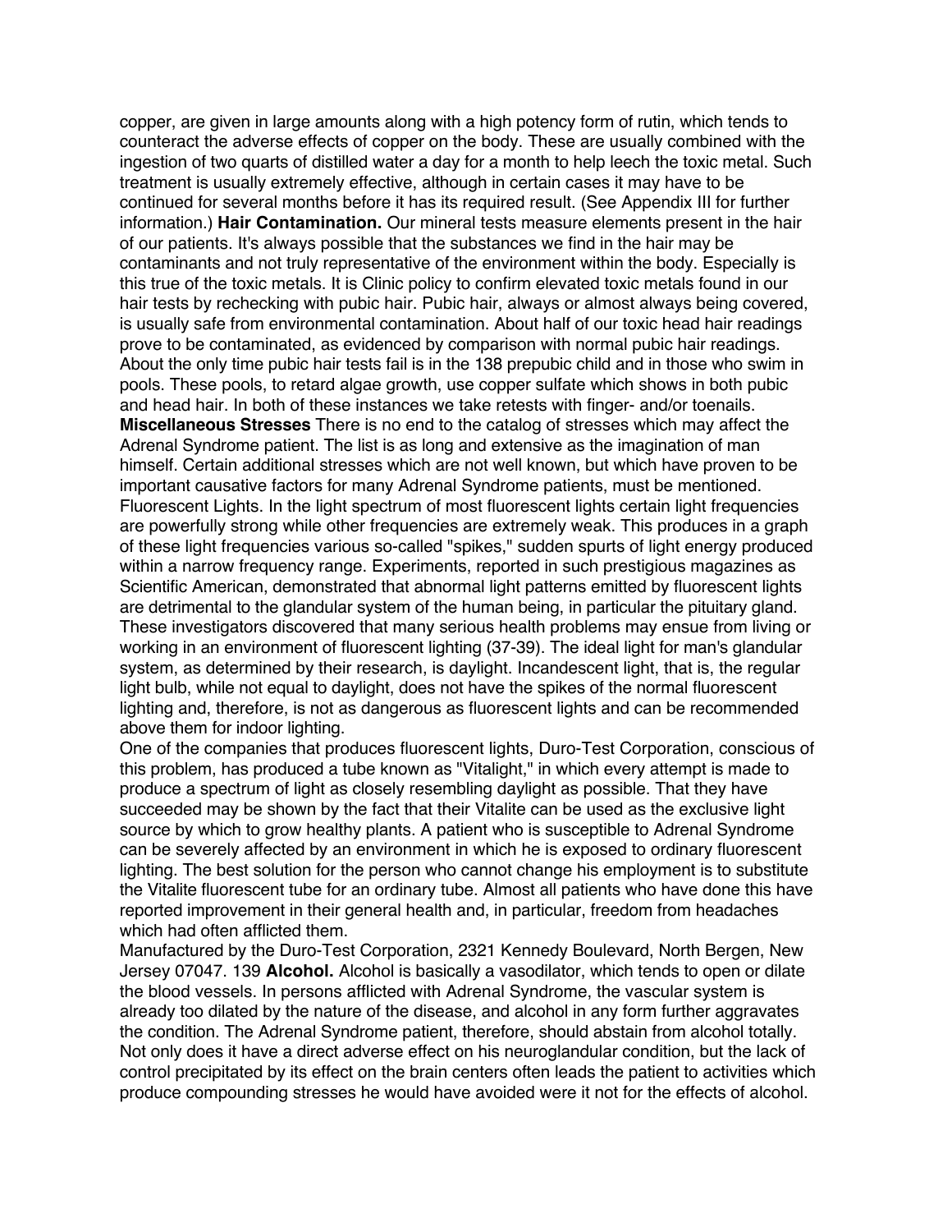copper, are given in large amounts along with a high potency form of rutin, which tends to counteract the adverse effects of copper on the body. These are usually combined with the ingestion of two quarts of distilled water a day for a month to help leech the toxic metal. Such treatment is usually extremely effective, although in certain cases it may have to be continued for several months before it has its required result. (See Appendix III for further information.) **Hair Contamination.** Our mineral tests measure elements present in the hair of our patients. It's always possible that the substances we find in the hair may be contaminants and not truly representative of the environment within the body. Especially is this true of the toxic metals. It is Clinic policy to confirm elevated toxic metals found in our hair tests by rechecking with pubic hair. Pubic hair, always or almost always being covered, is usually safe from environmental contamination. About half of our toxic head hair readings prove to be contaminated, as evidenced by comparison with normal pubic hair readings. About the only time pubic hair tests fail is in the 138 prepubic child and in those who swim in pools. These pools, to retard algae growth, use copper sulfate which shows in both pubic and head hair. In both of these instances we take retests with finger- and/or toenails.

**Miscellaneous Stresses** There is no end to the catalog of stresses which may affect the Adrenal Syndrome patient. The list is as long and extensive as the imagination of man himself. Certain additional stresses which are not well known, but which have proven to be important causative factors for many Adrenal Syndrome patients, must be mentioned. Fluorescent Lights. In the light spectrum of most fluorescent lights certain light frequencies are powerfully strong while other frequencies are extremely weak. This produces in a graph of these light frequencies various so-called "spikes," sudden spurts of light energy produced within a narrow frequency range. Experiments, reported in such prestigious magazines as Scientific American, demonstrated that abnormal light patterns emitted by fluorescent lights are detrimental to the glandular system of the human being, in particular the pituitary gland. These investigators discovered that many serious health problems may ensue from living or working in an environment of fluorescent lighting (37-39). The ideal light for man's glandular system, as determined by their research, is daylight. Incandescent light, that is, the regular light bulb, while not equal to daylight, does not have the spikes of the normal fluorescent lighting and, therefore, is not as dangerous as fluorescent lights and can be recommended above them for indoor lighting.

One of the companies that produces fluorescent lights, Duro-Test Corporation, conscious of this problem, has produced a tube known as "Vitalight," in which every attempt is made to produce a spectrum of light as closely resembling daylight as possible. That they have succeeded may be shown by the fact that their Vitalite can be used as the exclusive light source by which to grow healthy plants. A patient who is susceptible to Adrenal Syndrome can be severely affected by an environment in which he is exposed to ordinary fluorescent lighting. The best solution for the person who cannot change his employment is to substitute the Vitalite fluorescent tube for an ordinary tube. Almost all patients who have done this have reported improvement in their general health and, in particular, freedom from headaches which had often afflicted them.

Manufactured by the Duro-Test Corporation, 2321 Kennedy Boulevard, North Bergen, New Jersey 07047. 139 **Alcohol.** Alcohol is basically a vasodilator, which tends to open or dilate the blood vessels. In persons afflicted with Adrenal Syndrome, the vascular system is already too dilated by the nature of the disease, and alcohol in any form further aggravates the condition. The Adrenal Syndrome patient, therefore, should abstain from alcohol totally. Not only does it have a direct adverse effect on his neuroglandular condition, but the lack of control precipitated by its effect on the brain centers often leads the patient to activities which produce compounding stresses he would have avoided were it not for the effects of alcohol.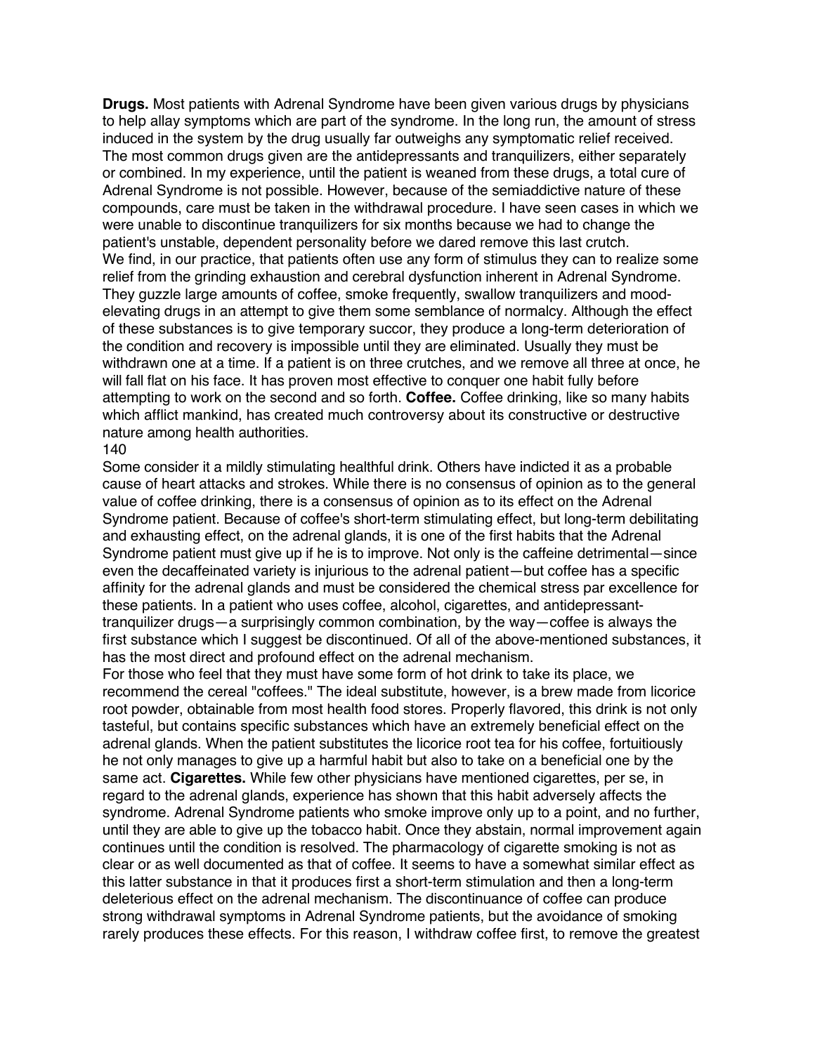**Drugs.** Most patients with Adrenal Syndrome have been given various drugs by physicians to help allay symptoms which are part of the syndrome. In the long run, the amount of stress induced in the system by the drug usually far outweighs any symptomatic relief received. The most common drugs given are the antidepressants and tranquilizers, either separately or combined. In my experience, until the patient is weaned from these drugs, a total cure of Adrenal Syndrome is not possible. However, because of the semiaddictive nature of these compounds, care must be taken in the withdrawal procedure. I have seen cases in which we were unable to discontinue tranquilizers for six months because we had to change the patient's unstable, dependent personality before we dared remove this last crutch.

We find, in our practice, that patients often use any form of stimulus they can to realize some relief from the grinding exhaustion and cerebral dysfunction inherent in Adrenal Syndrome. They guzzle large amounts of coffee, smoke frequently, swallow tranquilizers and mood-elevating drugs in an attempt to give them some semblance of normalcy. Although the effect of these substances is to give temporary succor, they produce a long-term deterioration of the condition and recovery is impossible until they are eliminated. Usually they must be withdrawn one at a time. If a patient is on three crutches, and we remove all three at once, he will fall flat on his face. It has proven most effective to conquer one habit fully before attempting to work on the second and so forth. **Coffee.** Coffee drinking, like so many habits which afflict mankind, has created much controversy about its constructive or destructive nature among health authorities.

Some consider it a mildly stimulating healthful drink. Others have indicted it as a probable cause of heart attacks and strokes. While there is no consensus of opinion as to the general value of coffee drinking, there is a consensus of opinion as to its effect on the Adrenal Syndrome patient. Because of coffee's short-term stimulating effect, but long-term debilitating and exhausting effect, on the adrenal glands, it is one of the first habits that the Adrenal Syndrome patient must give up if he is to improve. Not only is the caffeine detrimental—since even the decaffeinated variety is injurious to the adrenal patient—but coffee has a specific affinity for the adrenal glands and must be considered the chemical stress par excellence for these patients. In a patient who uses coffee, alcohol, cigarettes, and antidepressant-tranquilizer drugs—a surprisingly common combination, by the way—coffee is always the first substance which I suggest be discontinued. Of all of the above-mentioned substances, it has the most direct and profound effect on the adrenal mechanism.

For those who feel that they must have some form of hot drink to take its place, we recommend the cereal "coffees." The ideal substitute, however, is a brew made from licorice root powder, obtainable from most health food stores. Properly flavored, this drink is not only tasteful, but contains specific substances which have an extremely beneficial effect on the adrenal glands. When the patient substitutes the licorice root tea for his coffee, fortuitiously he not only manages to give up a harmful habit but also to take on a beneficial one by the same act. **Cigarettes.** While few other physicians have mentioned cigarettes, per se, in regard to the adrenal glands, experience has shown that this habit adversely affects the syndrome. Adrenal Syndrome patients who smoke improve only up to a point, and no further, until they are able to give up the tobacco habit. Once they abstain, normal improvement again continues until the condition is resolved. The pharmacology of cigarette smoking is not as clear or as well documented as that of coffee. It seems to have a somewhat similar effect as this latter substance in that it produces first a short-term stimulation and then a long-term deleterious effect on the adrenal mechanism. The discontinuance of coffee can produce strong withdrawal symptoms in Adrenal Syndrome patients, but the avoidance of smoking rarely produces these effects. For this reason, I withdraw coffee first, to remove the greatest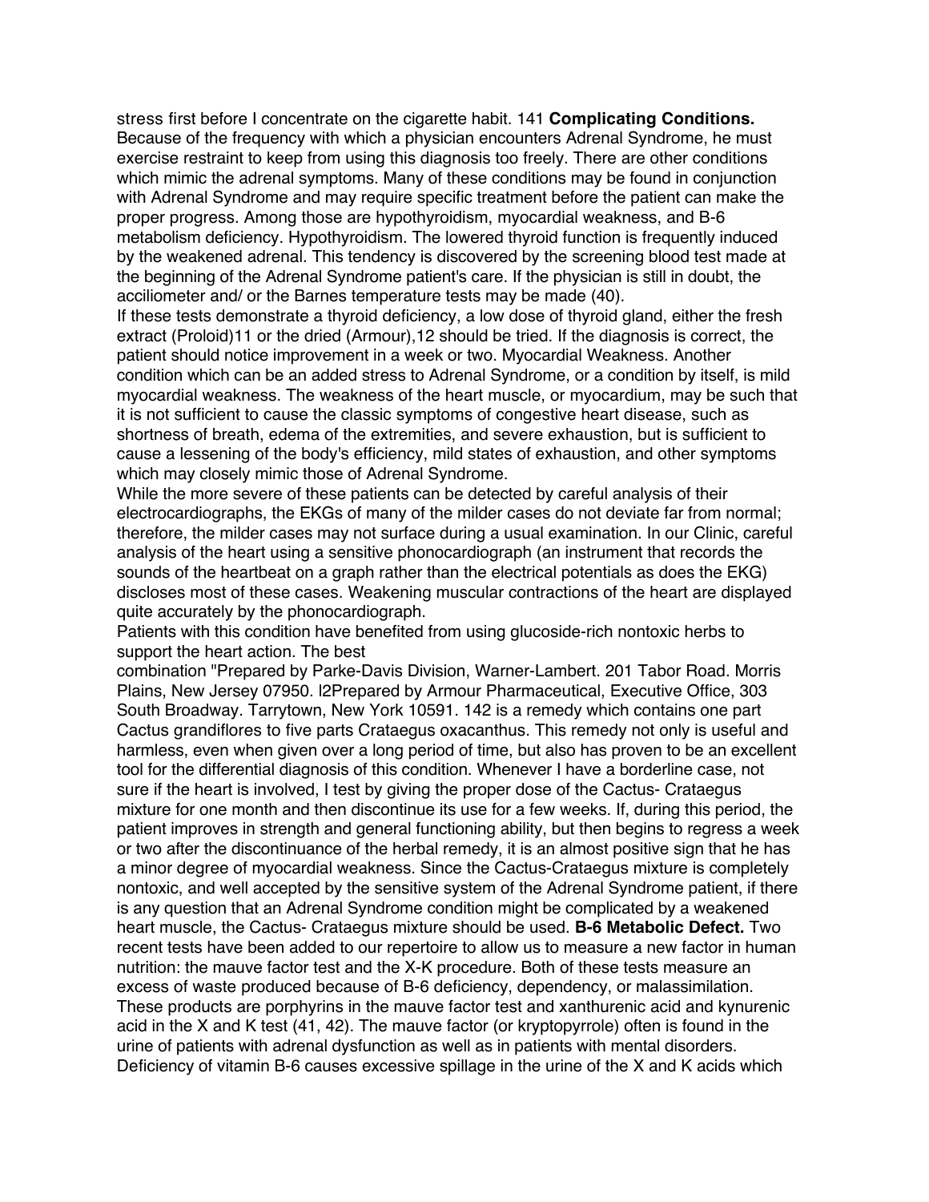stress first before I concentrate on the cigarette habit. 141 **Complicating Conditions.** Because of the frequency with which a physician encounters Adrenal Syndrome, he must exercise restraint to keep from using this diagnosis too freely. There are other conditions which mimic the adrenal symptoms. Many of these conditions may be found in conjunction with Adrenal Syndrome and may require specific treatment before the patient can make the proper progress. Among those are hypothyroidism, myocardial weakness, and B-6 metabolism deficiency. Hypothyroidism. The lowered thyroid function is frequently induced by the weakened adrenal. This tendency is discovered by the screening blood test made at the beginning of the Adrenal Syndrome patient's care. If the physician is still in doubt, the acciliometer and/ or the Barnes temperature tests may be made (40).

If these tests demonstrate a thyroid deficiency, a low dose of thyroid gland, either the fresh extract (Proloid)11 or the dried (Armour),12 should be tried. If the diagnosis is correct, the patient should notice improvement in a week or two. Myocardial Weakness. Another condition which can be an added stress to Adrenal Syndrome, or a condition by itself, is mild myocardial weakness. The weakness of the heart muscle, or myocardium, may be such that it is not sufficient to cause the classic symptoms of congestive heart disease, such as shortness of breath, edema of the extremities, and severe exhaustion, but is sufficient to cause a lessening of the body's efficiency, mild states of exhaustion, and other symptoms which may closely mimic those of Adrenal Syndrome.

While the more severe of these patients can be detected by careful analysis of their electrocardiographs, the EKGs of many of the milder cases do not deviate far from normal; therefore, the milder cases may not surface during a usual examination. In our Clinic, careful analysis of the heart using a sensitive phonocardiograph (an instrument that records the sounds of the heartbeat on a graph rather than the electrical potentials as does the EKG) discloses most of these cases. Weakening muscular contractions of the heart are displayed quite accurately by the phonocardiograph.

Patients with this condition have benefited from using glucoside-rich nontoxic herbs to support the heart action. The best combination "Prepared by Parke-Davis Division, Warner-Lambert. 201 Tabor Road. Morris Plains, New Jersey 07950. l2Prepared by Armour Pharmaceutical, Executive Office, 303 South Broadway. Tarrytown, New York 10591. 142 is a remedy which contains one part Cactus grandiflores to five parts Crataegus oxacanthus. This remedy not only is useful and harmless, even when given over a long period of time, but also has proven to be an excellent tool for the differential diagnosis of this condition. Whenever I have a borderline case, not sure if the heart is involved, I test by giving the proper dose of the Cactus- Crataegus mixture for one month and then discontinue its use for a few weeks. If, during this period, the patient improves in strength and general functioning ability, but then begins to regress a week or two after the discontinuance of the herbal remedy, it is an almost positive sign that he has a minor degree of myocardial weakness. Since the Cactus-Crataegus mixture is completely nontoxic, and well accepted by the sensitive system of the Adrenal Syndrome patient, if there is any question that an Adrenal Syndrome condition might be complicated by a weakened heart muscle, the Cactus- Crataegus mixture should be used. **B-6 Metabolic Defect.** Two recent tests have been added to our repertoire to allow us to measure a new factor in human nutrition: the mauve factor test and the X-K procedure. Both of these tests measure an excess of waste produced because of B-6 deficiency, dependency, or malassimilation. These products are porphyrins in the mauve factor test and xanthurenic acid and kynurenic acid in the X and K test (41, 42). The mauve factor (or kryptopyrrole) often is found in the urine of patients with adrenal dysfunction as well as in patients with mental disorders. Deficiency of vitamin B-6 causes excessive spillage in the urine of the X and K acids which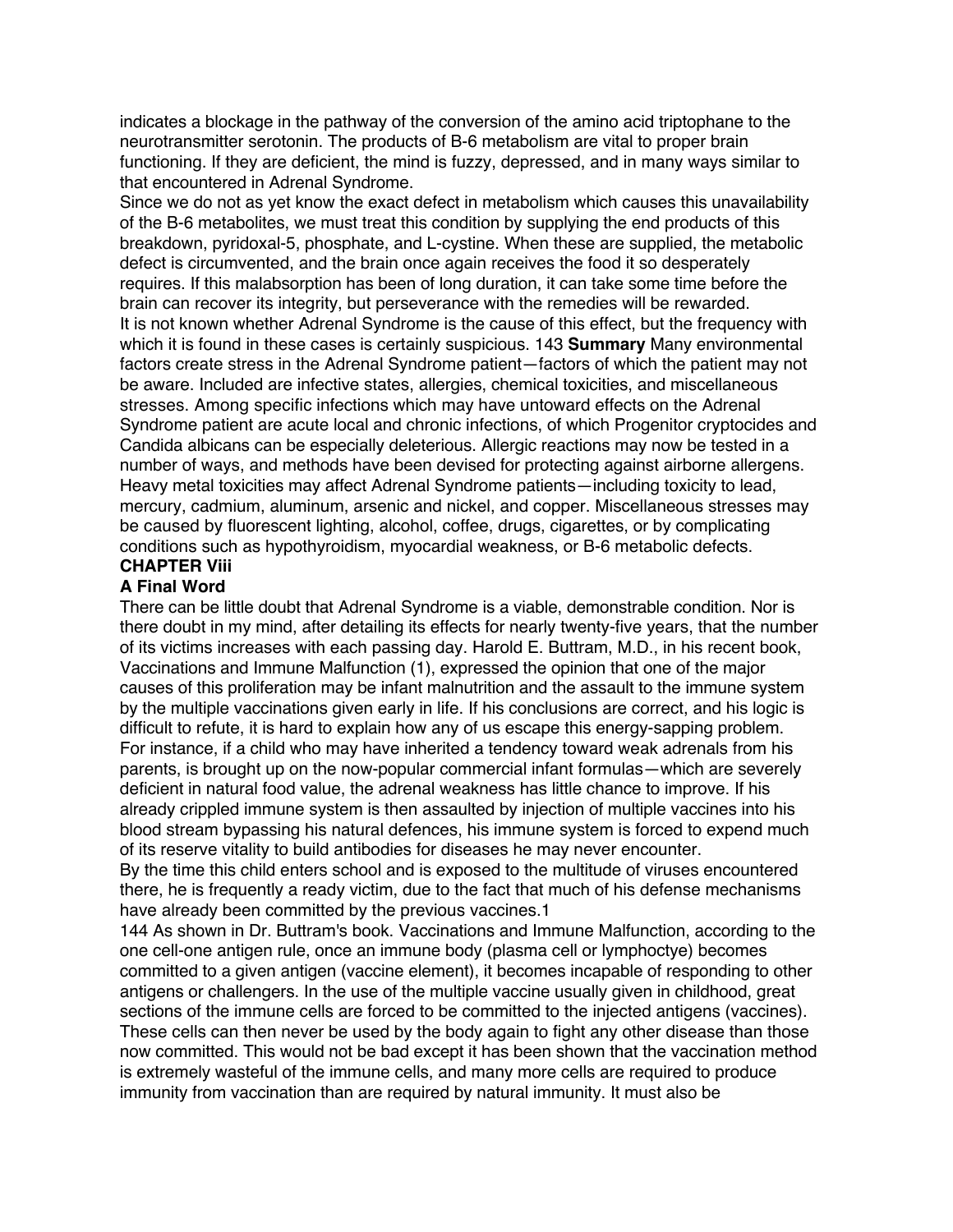indicates a blockage in the pathway of the conversion of the amino acid triptophane to the neurotransmitter serotonin. The products of B-6 metabolism are vital to proper brain functioning. If they are deficient, the mind is fuzzy, depressed, and in many ways similar to that encountered in Adrenal Syndrome.

Since we do not as yet know the exact defect in metabolism which causes this unavailability of the B-6 metabolites, we must treat this condition by supplying the end products of this breakdown, pyridoxal-5, phosphate, and L-cystine. When these are supplied, the metabolic defect is circumvented, and the brain once again receives the food it so desperately requires. If this malabsorption has been of long duration, it can take some time before the brain can recover its integrity, but perseverance with the remedies will be rewarded.

It is not known whether Adrenal Syndrome is the cause of this effect, but the frequency with which it is found in these cases is certainly suspicious. 143 **Summary** Many environmental factors create stress in the Adrenal Syndrome patient—factors of which the patient may not be aware. Included are infective states, allergies, chemical toxicities, and miscellaneous stresses. Among specific infections which may have untoward effects on the Adrenal Syndrome patient are acute local and chronic infections, of which Progenitor cryptocides and Candida albicans can be especially deleterious. Allergic reactions may now be tested in a number of ways, and methods have been devised for protecting against airborne allergens. Heavy metal toxicities may affect Adrenal Syndrome patients—including toxicity to lead, mercury, cadmium, aluminum, arsenic and nickel, and copper. Miscellaneous stresses may be caused by fluorescent lighting, alcohol, coffee, drugs, cigarettes, or by complicating conditions such as hypothyroidism, myocardial weakness, or B-6 metabolic defects.

## CHAPTER Viii

### A Final Word

There can be little doubt that Adrenal Syndrome is a viable, demonstrable condition. Nor is there doubt in my mind, after detailing its effects for nearly twenty-five years, that the number of its victims increases with each passing day. Harold E. Buttram, M.D., in his recent book, Vaccinations and Immune Malfunction (1), expressed the opinion that one of the major causes of this proliferation may be infant malnutrition and the assault to the immune system by the multiple vaccinations given early in life. If his conclusions are correct, and his logic is difficult to refute, it is hard to explain how any of us escape this energy-sapping problem. For instance, if a child who may have inherited a tendency toward weak adrenals from his parents, is brought up on the now-popular commercial infant formulas—which are severely deficient in natural food value, the adrenal weakness has little chance to improve. If his already crippled immune system is then assaulted by injection of multiple vaccines into his blood stream bypassing his natural defences, his immune system is forced to expend much of its reserve vitality to build antibodies for diseases he may never encounter.

By the time this child enters school and is exposed to the multitude of viruses encountered there, he is frequently a ready victim, due to the fact that much of his defense mechanisms have already been committed by the previous vaccines.1

144 As shown in Dr. Buttram's book. Vaccinations and Immune Malfunction, according to the one cell-one antigen rule, once an immune body (plasma cell or lymphoctye) becomes committed to a given antigen (vaccine element), it becomes incapable of responding to other antigens or challengers. In the use of the multiple vaccine usually given in childhood, great sections of the immune cells are forced to be committed to the injected antigens (vaccines). These cells can then never be used by the body again to fight any other disease than those now committed. This would not be bad except it has been shown that the vaccination method is extremely wasteful of the immune cells, and many more cells are required to produce immunity from vaccination than are required by natural immunity. It must also be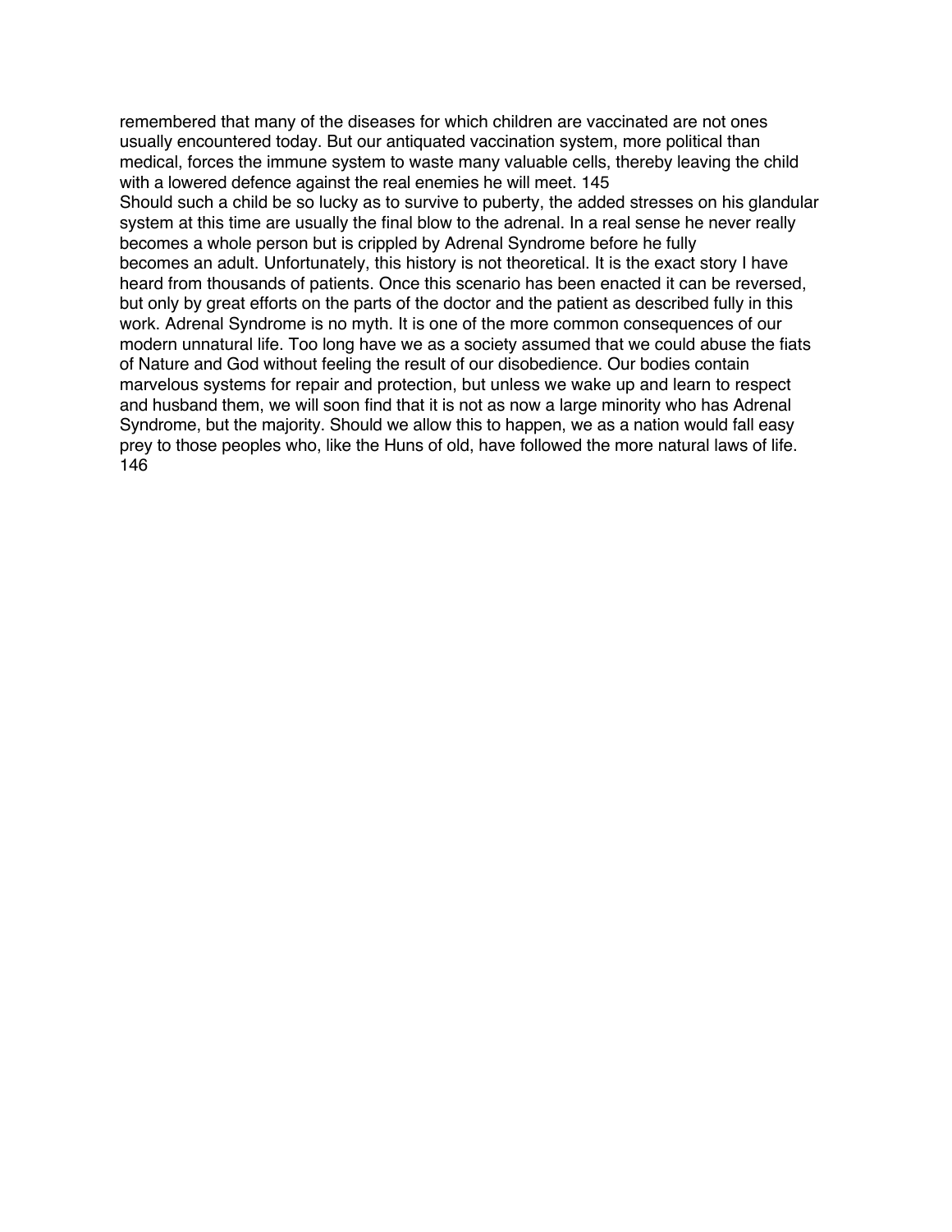remembered that many of the diseases for which children are vaccinated are not ones usually encountered today. But our antiquated vaccination system, more political than medical, forces the immune system to waste many valuable cells, thereby leaving the child with a lowered defence against the real enemies he will meet.

Should such a child be so lucky as to survive to puberty, the added stresses on his glandular system at this time are usually the final blow to the adrenal. In a real sense he never really becomes a whole person but is crippled by Adrenal Syndrome before he fully becomes an adult. Unfortunately, this history is not theoretical. It is the exact story I have heard from thousands of patients. Once this scenario has been enacted it can be reversed, but only by great efforts on the parts of the doctor and the patient as described fully in this work. Adrenal Syndrome is no myth. It is one of the more common consequences of our modern unnatural life. Too long have we as a society assumed that we could abuse the fiats of Nature and God without feeling the result of our disobedience. Our bodies contain marvelous systems for repair and protection, but unless we wake up and learn to respect and husband them, we will soon find that it is not as now a large minority who has Adrenal Syndrome, but the majority. Should we allow this to happen, we as a nation would fall easy prey to those peoples who, like the Huns of old, have followed the more natural laws of life.